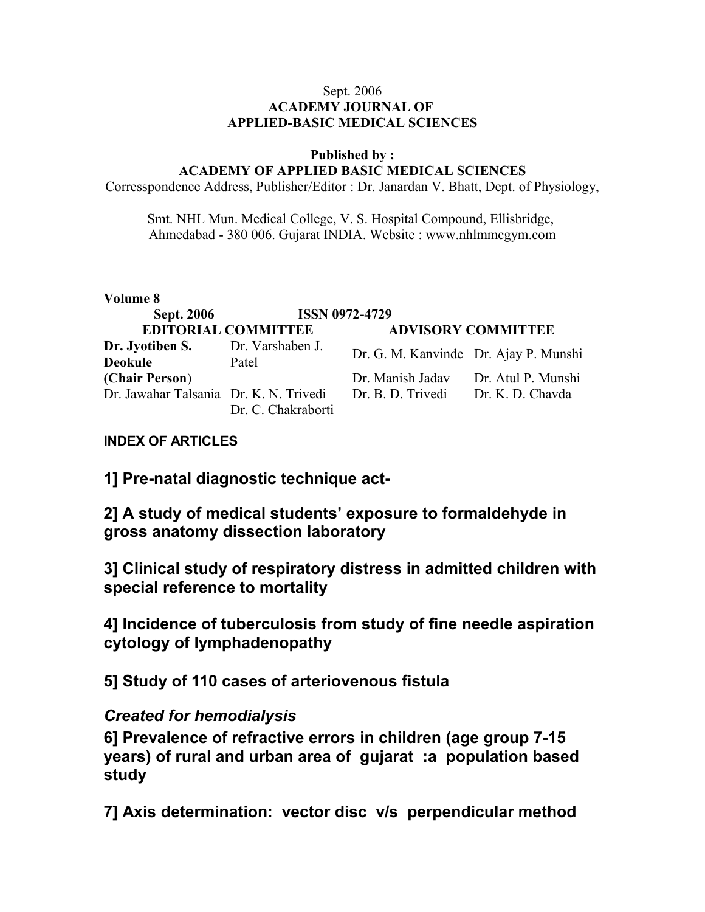Sept. 2006

**ACADEMY JOURNAL OF**
**APPLIED-BASIC MEDICAL SCIENCES**

**Published by :**
**ACADEMY OF APPLIED BASIC MEDICAL SCIENCES**

Corresspondence Address, Publisher/Editor : Dr. Janardan V. Bhatt, Dept. of Physiology,

Smt. NHL Mun. Medical College, V. S. Hospital Compound, Ellisbridge, Ahmedabad - 380 006. Gujarat INDIA. Website : www.nhlmmcgym.com

**Volume 8**

**Sept. 2006** **ISSN 0972-4729**

| **EDITORIAL COMMITTEE** | | **ADVISORY COMMITTEE** | |
|---|---|---|---|
| **Dr. Jyotiben S. Deokule (Chair Person)** | Dr. Varshaben J. Patel | Dr. G. M. Kanvinde | Dr. Ajay P. Munshi |
| | | Dr. Manish Jadav | Dr. Atul P. Munshi |
| Dr. Jawahar Talsania | Dr. K. N. Trivedi | Dr. B. D. Trivedi | Dr. K. D. Chavda |
| | Dr. C. Chakraborti | | |

**INDEX OF ARTICLES**

**1] Pre-natal diagnostic technique act-**

**2] A study of medical students' exposure to formaldehyde in gross anatomy dissection laboratory**

**3] Clinical study of respiratory distress in admitted children with special reference to mortality**

**4] Incidence of tuberculosis from study of fine needle aspiration cytology of lymphadenopathy**

**5] Study of 110 cases of arteriovenous fistula**

***Created for hemodialysis***

**6] Prevalence of refractive errors in children (age group 7-15 years) of rural and urban area of gujarat :a population based study**

**7] Axis determination: vector disc v/s perpendicular method**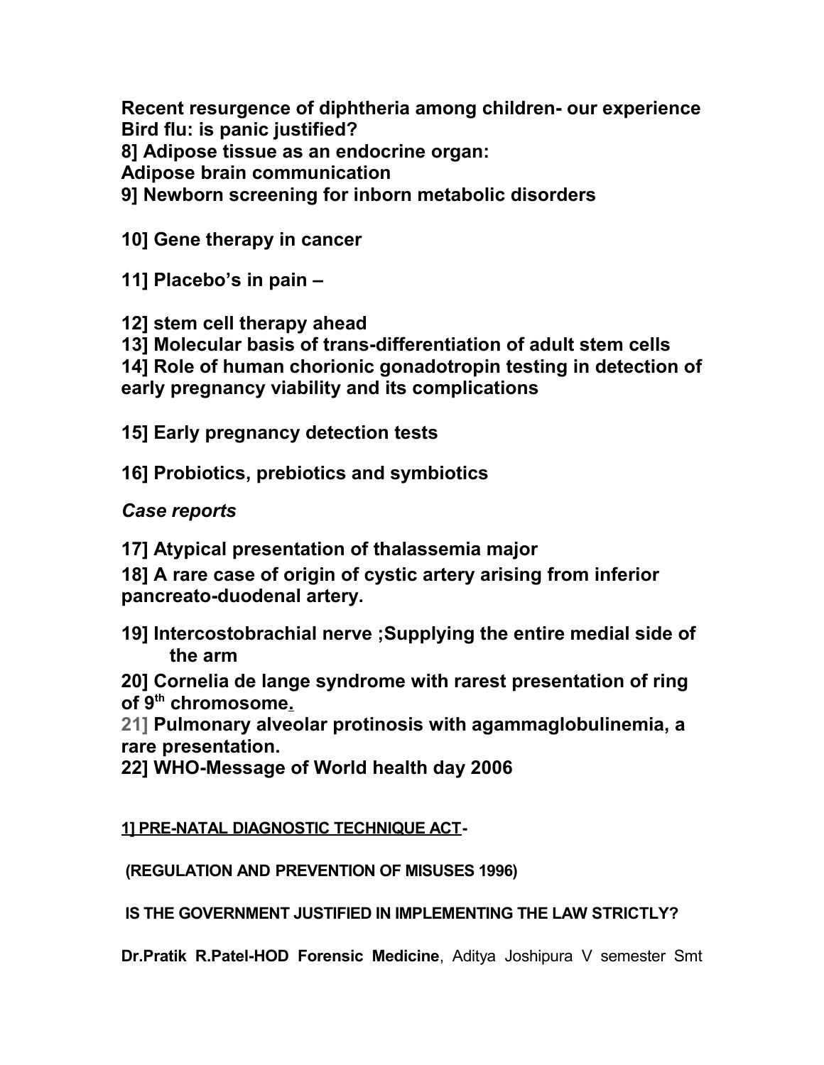**Recent resurgence of diphtheria among children- our experience**
**Bird flu: is panic justified?**
**8] Adipose tissue as an endocrine organ:**
**Adipose brain communication**
**9] Newborn screening for inborn metabolic disorders**

**10] Gene therapy in cancer**

**11] Placebo's in pain –**

**12] stem cell therapy ahead**
**13] Molecular basis of trans-differentiation of adult stem cells**
**14] Role of human chorionic gonadotropin testing in detection of early pregnancy viability and its complications**

**15] Early pregnancy detection tests**

**16] Probiotics, prebiotics and symbiotics**

***Case reports***

**17] Atypical presentation of thalassemia major**

**18] A rare case of origin of cystic artery arising from inferior pancreato-duodenal artery.**

**19] Intercostobrachial nerve ;Supplying the entire medial side of the arm**

**20] Cornelia de lange syndrome with rarest presentation of ring of 9th chromosome.**

**21] Pulmonary alveolar protinosis with agammaglobulinemia, a rare presentation.**

**22] WHO-Message of World health day 2006**

## 1] PRE-NATAL DIAGNOSTIC TECHNIQUE ACT-

**(REGULATION AND PREVENTION OF MISUSES 1996)**

**IS THE GOVERNMENT JUSTIFIED IN IMPLEMENTING THE LAW STRICTLY?**

**Dr.Pratik R.Patel-HOD Forensic Medicine**, Aditya Joshipura V semester Smt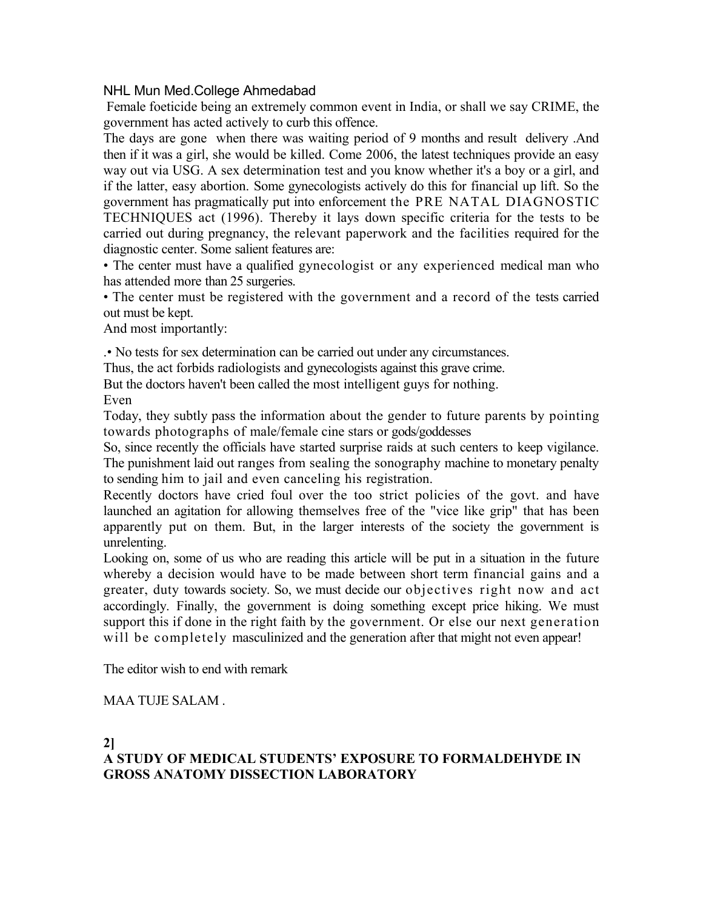NHL Mun Med.College Ahmedabad

Female foeticide being an extremely common event in India, or shall we say CRIME, the government has acted actively to curb this offence.

The days are gone when there was waiting period of 9 months and result delivery .And then if it was a girl, she would be killed. Come 2006, the latest techniques provide an easy way out via USG. A sex determination test and you know whether it's a boy or a girl, and if the latter, easy abortion. Some gynecologists actively do this for financial up lift. So the government has pragmatically put into enforcement the PRE NATAL DIAGNOSTIC TECHNIQUES act (1996). Thereby it lays down specific criteria for the tests to be carried out during pregnancy, the relevant paperwork and the facilities required for the diagnostic center. Some salient features are:

- The center must have a qualified gynecologist or any experienced medical man who has attended more than 25 surgeries.
- The center must be registered with the government and a record of the tests carried out must be kept.

And most importantly:

.• No tests for sex determination can be carried out under any circumstances.

Thus, the act forbids radiologists and gynecologists against this grave crime.

But the doctors haven't been called the most intelligent guys for nothing.

Even

Today, they subtly pass the information about the gender to future parents by pointing towards photographs of male/female cine stars or gods/goddesses

So, since recently the officials have started surprise raids at such centers to keep vigilance. The punishment laid out ranges from sealing the sonography machine to monetary penalty to sending him to jail and even canceling his registration.

Recently doctors have cried foul over the too strict policies of the govt. and have launched an agitation for allowing themselves free of the "vice like grip" that has been apparently put on them. But, in the larger interests of the society the government is unrelenting.

Looking on, some of us who are reading this article will be put in a situation in the future whereby a decision would have to be made between short term financial gains and a greater, duty towards society. So, we must decide our objectives right now and act accordingly. Finally, the government is doing something except price hiking. We must support this if done in the right faith by the government. Or else our next generation will be completely masculinized and the generation after that might not even appear!

The editor wish to end with remark

MAA TUJE SALAM .

**2]**

**A STUDY OF MEDICAL STUDENTS' EXPOSURE TO FORMALDEHYDE IN GROSS ANATOMY DISSECTION LABORATORY**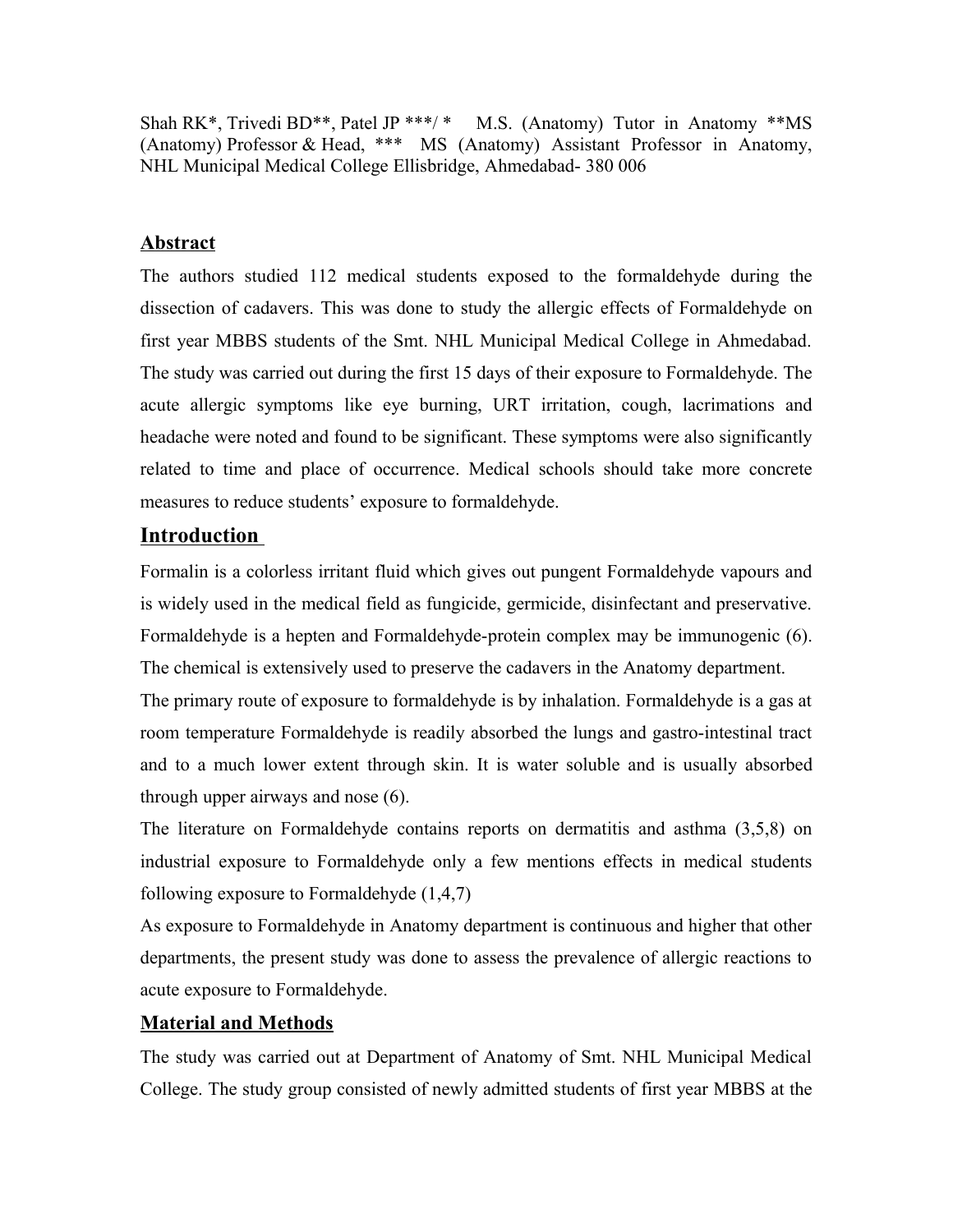Shah RK*, Trivedi BD**, Patel JP ***/ * M.S. (Anatomy) Tutor in Anatomy **MS (Anatomy) Professor & Head, *** MS (Anatomy) Assistant Professor in Anatomy, NHL Municipal Medical College Ellisbridge, Ahmedabad- 380 006

## Abstract

The authors studied 112 medical students exposed to the formaldehyde during the dissection of cadavers. This was done to study the allergic effects of Formaldehyde on first year MBBS students of the Smt. NHL Municipal Medical College in Ahmedabad. The study was carried out during the first 15 days of their exposure to Formaldehyde. The acute allergic symptoms like eye burning, URT irritation, cough, lacrimations and headache were noted and found to be significant. These symptoms were also significantly related to time and place of occurrence. Medical schools should take more concrete measures to reduce students' exposure to formaldehyde.

## Introduction

Formalin is a colorless irritant fluid which gives out pungent Formaldehyde vapours and is widely used in the medical field as fungicide, germicide, disinfectant and preservative. Formaldehyde is a hepten and Formaldehyde-protein complex may be immunogenic (6). The chemical is extensively used to preserve the cadavers in the Anatomy department.

The primary route of exposure to formaldehyde is by inhalation. Formaldehyde is a gas at room temperature Formaldehyde is readily absorbed the lungs and gastro-intestinal tract and to a much lower extent through skin. It is water soluble and is usually absorbed through upper airways and nose (6).

The literature on Formaldehyde contains reports on dermatitis and asthma (3,5,8) on industrial exposure to Formaldehyde only a few mentions effects in medical students following exposure to Formaldehyde (1,4,7)

As exposure to Formaldehyde in Anatomy department is continuous and higher that other departments, the present study was done to assess the prevalence of allergic reactions to acute exposure to Formaldehyde.

## Material and Methods

The study was carried out at Department of Anatomy of Smt. NHL Municipal Medical College. The study group consisted of newly admitted students of first year MBBS at the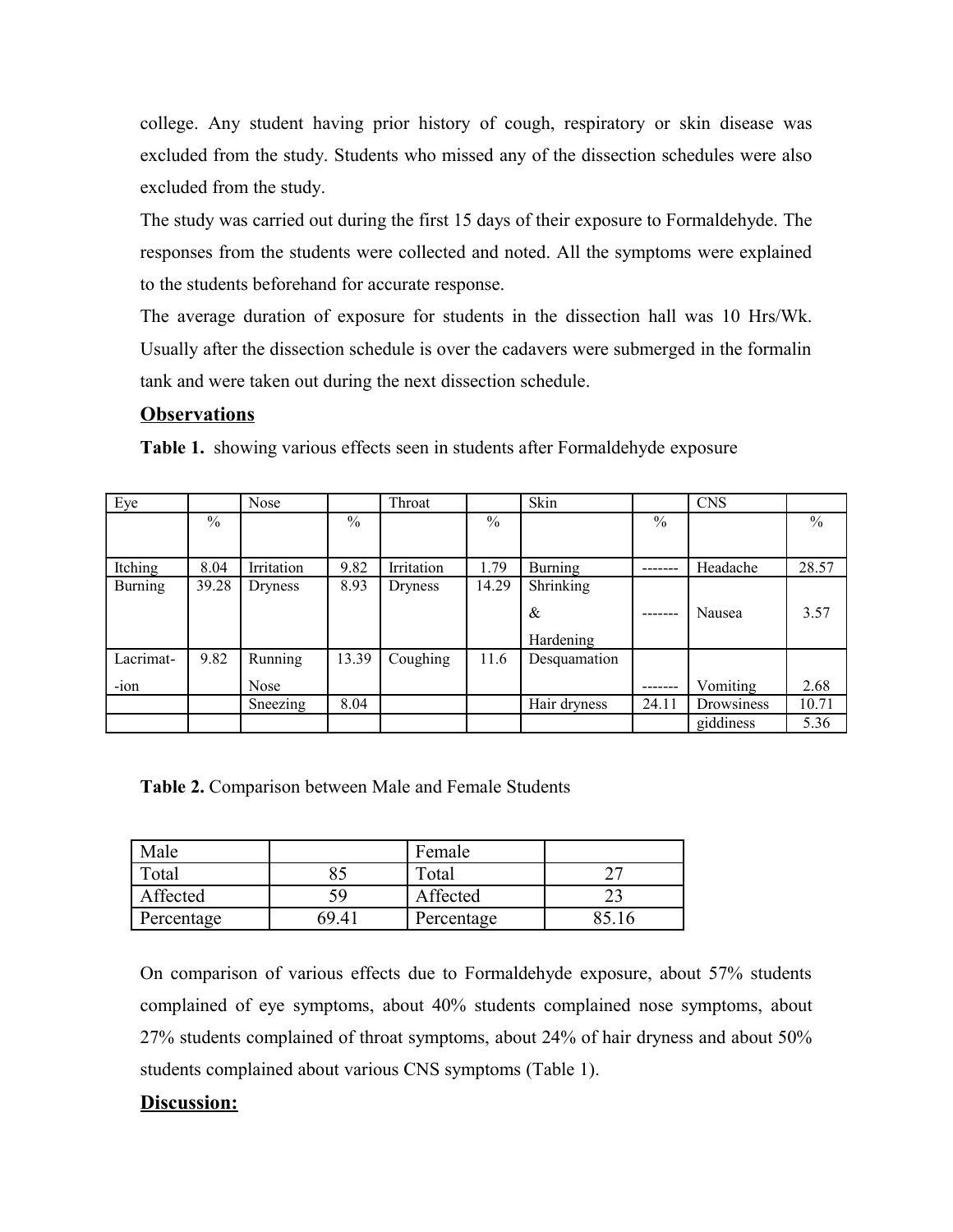college. Any student having prior history of cough, respiratory or skin disease was excluded from the study. Students who missed any of the dissection schedules were also excluded from the study.

The study was carried out during the first 15 days of their exposure to Formaldehyde. The responses from the students were collected and noted. All the symptoms were explained to the students beforehand for accurate response.

The average duration of exposure for students in the dissection hall was 10 Hrs/Wk. Usually after the dissection schedule is over the cadavers were submerged in the formalin tank and were taken out during the next dissection schedule.

## Observations

**Table 1.** showing various effects seen in students after Formaldehyde exposure

| Eye | | Nose | | Throat | | Skin | | CNS | |
|---|---|---|---|---|---|---|---|---|---|
| | % | | % | | % | | % | | % |
| Itching | 8.04 | Irritation | 9.82 | Irritation | 1.79 | Burning | ------- | Headache | 28.57 |
| Burning | 39.28 | Dryness | 8.93 | Dryness | 14.29 | Shrinking & Hardening | ------- | Nausea | 3.57 |
| Lacrimat--ion | 9.82 | Running Nose | 13.39 | Coughing | 11.6 | Desquamation | ------- | Vomiting | 2.68 |
| | | Sneezing | 8.04 | | | Hair dryness | 24.11 | Drowsiness | 10.71 |
| | | | | | | | | giddiness | 5.36 |

**Table 2.** Comparison between Male and Female Students

| Male | | Female | |
|---|---|---|---|
| Total | 85 | Total | 27 |
| Affected | 59 | Affected | 23 |
| Percentage | 69.41 | Percentage | 85.16 |

On comparison of various effects due to Formaldehyde exposure, about 57% students complained of eye symptoms, about 40% students complained nose symptoms, about 27% students complained of throat symptoms, about 24% of hair dryness and about 50% students complained about various CNS symptoms (Table 1).

## Discussion: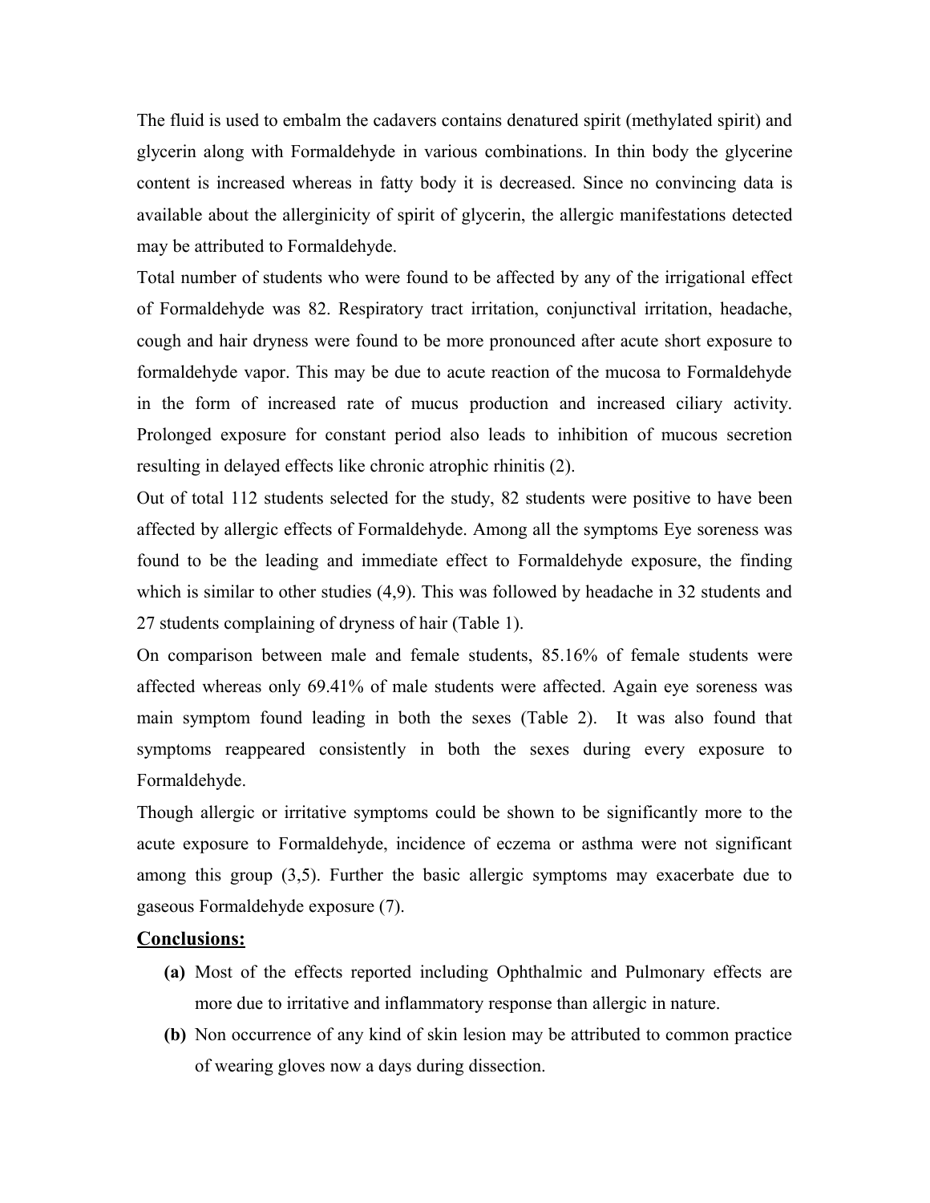The fluid is used to embalm the cadavers contains denatured spirit (methylated spirit) and glycerin along with Formaldehyde in various combinations. In thin body the glycerine content is increased whereas in fatty body it is decreased. Since no convincing data is available about the allerginicity of spirit of glycerin, the allergic manifestations detected may be attributed to Formaldehyde.

Total number of students who were found to be affected by any of the irrigational effect of Formaldehyde was 82. Respiratory tract irritation, conjunctival irritation, headache, cough and hair dryness were found to be more pronounced after acute short exposure to formaldehyde vapor. This may be due to acute reaction of the mucosa to Formaldehyde in the form of increased rate of mucus production and increased ciliary activity. Prolonged exposure for constant period also leads to inhibition of mucous secretion resulting in delayed effects like chronic atrophic rhinitis (2).

Out of total 112 students selected for the study, 82 students were positive to have been affected by allergic effects of Formaldehyde. Among all the symptoms Eye soreness was found to be the leading and immediate effect to Formaldehyde exposure, the finding which is similar to other studies (4,9). This was followed by headache in 32 students and 27 students complaining of dryness of hair (Table 1).

On comparison between male and female students, 85.16% of female students were affected whereas only 69.41% of male students were affected. Again eye soreness was main symptom found leading in both the sexes (Table 2). It was also found that symptoms reappeared consistently in both the sexes during every exposure to Formaldehyde.

Though allergic or irritative symptoms could be shown to be significantly more to the acute exposure to Formaldehyde, incidence of eczema or asthma were not significant among this group (3,5). Further the basic allergic symptoms may exacerbate due to gaseous Formaldehyde exposure (7).

## Conclusions:

**(a)** Most of the effects reported including Ophthalmic and Pulmonary effects are more due to irritative and inflammatory response than allergic in nature.

**(b)** Non occurrence of any kind of skin lesion may be attributed to common practice of wearing gloves now a days during dissection.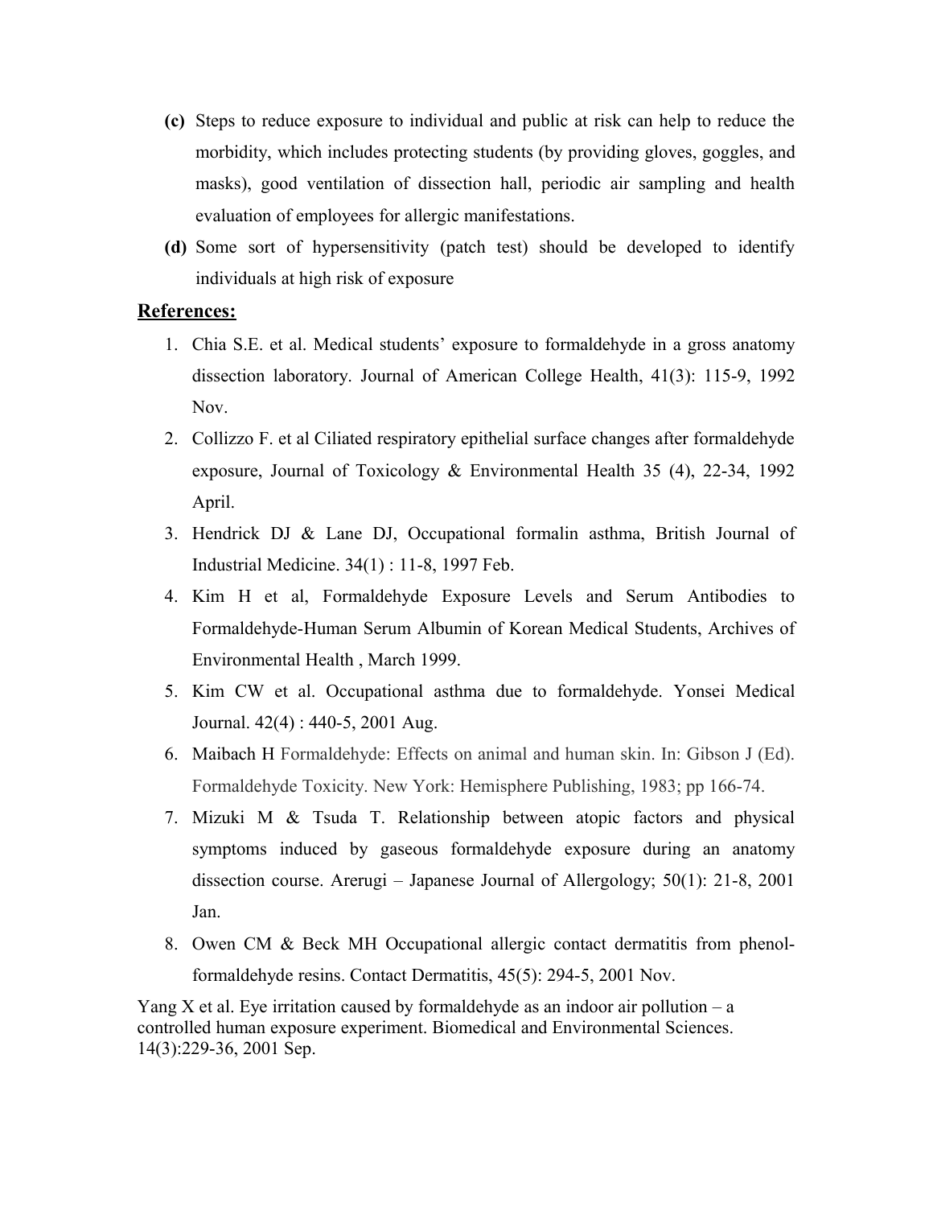**(c)** Steps to reduce exposure to individual and public at risk can help to reduce the morbidity, which includes protecting students (by providing gloves, goggles, and masks), good ventilation of dissection hall, periodic air sampling and health evaluation of employees for allergic manifestations.

**(d)** Some sort of hypersensitivity (patch test) should be developed to identify individuals at high risk of exposure

## References:

1. Chia S.E. et al. Medical students' exposure to formaldehyde in a gross anatomy dissection laboratory. Journal of American College Health, 41(3): 115-9, 1992 Nov.
2. Collizzo F. et al Ciliated respiratory epithelial surface changes after formaldehyde exposure, Journal of Toxicology & Environmental Health 35 (4), 22-34, 1992 April.
3. Hendrick DJ & Lane DJ, Occupational formalin asthma, British Journal of Industrial Medicine. 34(1) : 11-8, 1997 Feb.
4. Kim H et al, Formaldehyde Exposure Levels and Serum Antibodies to Formaldehyde-Human Serum Albumin of Korean Medical Students, Archives of Environmental Health , March 1999.
5. Kim CW et al. Occupational asthma due to formaldehyde. Yonsei Medical Journal. 42(4) : 440-5, 2001 Aug.
6. Maibach H Formaldehyde: Effects on animal and human skin. In: Gibson J (Ed). Formaldehyde Toxicity. New York: Hemisphere Publishing, 1983; pp 166-74.
7. Mizuki M & Tsuda T. Relationship between atopic factors and physical symptoms induced by gaseous formaldehyde exposure during an anatomy dissection course. Arerugi – Japanese Journal of Allergology; 50(1): 21-8, 2001 Jan.
8. Owen CM & Beck MH Occupational allergic contact dermatitis from phenol-formaldehyde resins. Contact Dermatitis, 45(5): 294-5, 2001 Nov.

Yang X et al. Eye irritation caused by formaldehyde as an indoor air pollution – a controlled human exposure experiment. Biomedical and Environmental Sciences. 14(3):229-36, 2001 Sep.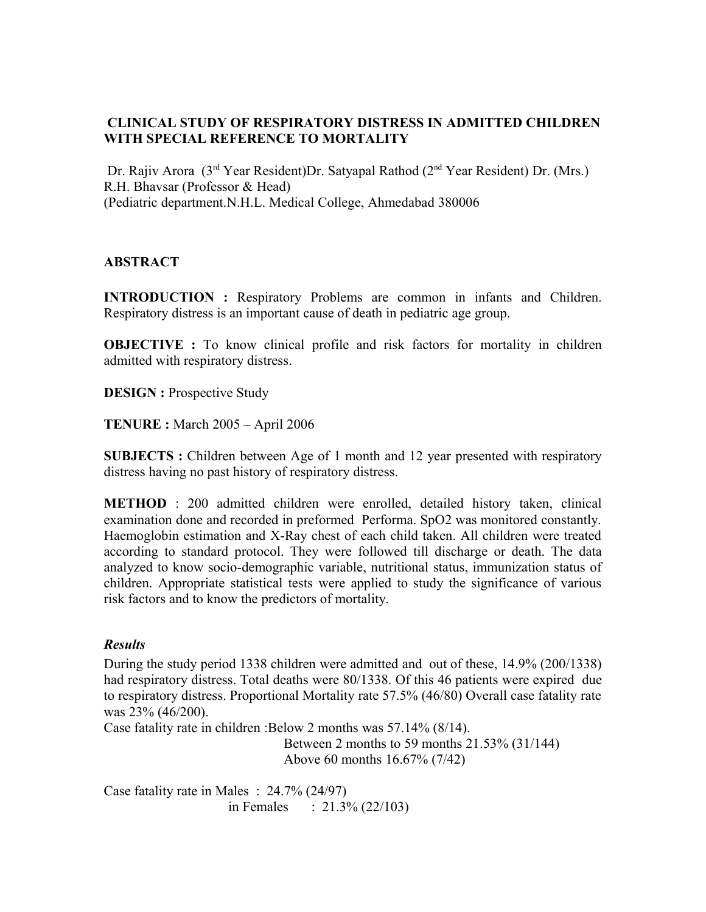**CLINICAL STUDY OF RESPIRATORY DISTRESS IN ADMITTED CHILDREN WITH SPECIAL REFERENCE TO MORTALITY**

Dr. Rajiv Arora (3rd Year Resident)Dr. Satyapal Rathod (2nd Year Resident) Dr. (Mrs.) R.H. Bhavsar (Professor & Head)
(Pediatric department.N.H.L. Medical College, Ahmedabad 380006

**ABSTRACT**

**INTRODUCTION :** Respiratory Problems are common in infants and Children. Respiratory distress is an important cause of death in pediatric age group.

**OBJECTIVE :** To know clinical profile and risk factors for mortality in children admitted with respiratory distress.

**DESIGN :** Prospective Study

**TENURE :** March 2005 – April 2006

**SUBJECTS :** Children between Age of 1 month and 12 year presented with respiratory distress having no past history of respiratory distress.

**METHOD** : 200 admitted children were enrolled, detailed history taken, clinical examination done and recorded in preformed Performa. SpO2 was monitored constantly. Haemoglobin estimation and X-Ray chest of each child taken. All children were treated according to standard protocol. They were followed till discharge or death. The data analyzed to know socio-demographic variable, nutritional status, immunization status of children. Appropriate statistical tests were applied to study the significance of various risk factors and to know the predictors of mortality.

***Results***

During the study period 1338 children were admitted and out of these, 14.9% (200/1338) had respiratory distress. Total deaths were 80/1338. Of this 46 patients were expired due to respiratory distress. Proportional Mortality rate 57.5% (46/80) Overall case fatality rate was 23% (46/200).

Case fatality rate in children :Below 2 months was 57.14% (8/14).
Between 2 months to 59 months 21.53% (31/144)
Above 60 months 16.67% (7/42)

Case fatality rate in Males : 24.7% (24/97)
in Females : 21.3% (22/103)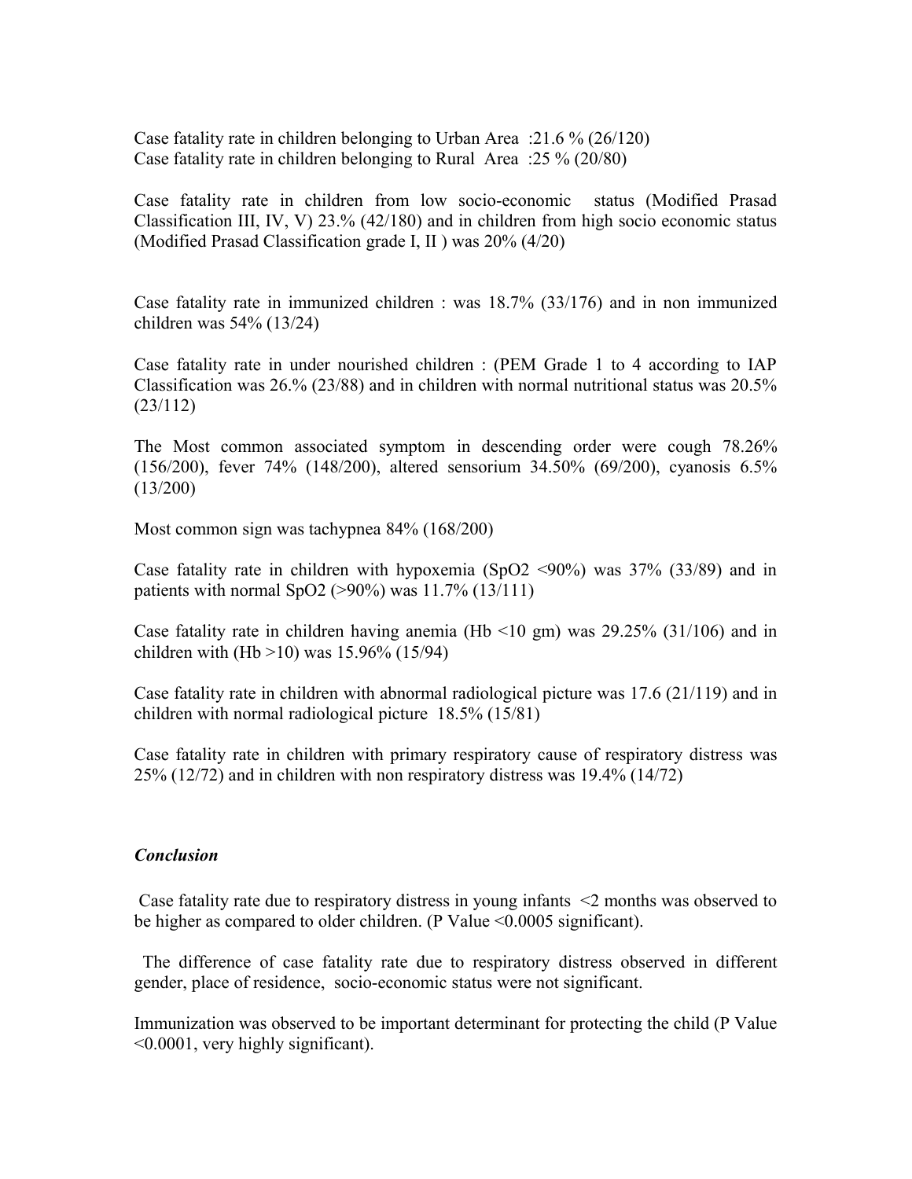Case fatality rate in children belonging to Urban Area :21.6 % (26/120)
Case fatality rate in children belonging to Rural Area :25 % (20/80)

Case fatality rate in children from low socio-economic status (Modified Prasad Classification III, IV, V) 23.% (42/180) and in children from high socio economic status (Modified Prasad Classification grade I, II ) was 20% (4/20)

Case fatality rate in immunized children : was 18.7% (33/176) and in non immunized children was 54% (13/24)

Case fatality rate in under nourished children : (PEM Grade 1 to 4 according to IAP Classification was 26.% (23/88) and in children with normal nutritional status was 20.5% (23/112)

The Most common associated symptom in descending order were cough 78.26% (156/200), fever 74% (148/200), altered sensorium 34.50% (69/200), cyanosis 6.5% (13/200)

Most common sign was tachypnea 84% (168/200)

Case fatality rate in children with hypoxemia ($SpO_2$ <90%) was 37% (33/89) and in patients with normal $SpO_2$ (>90%) was 11.7% (13/111)

Case fatality rate in children having anemia (Hb <10 gm) was 29.25% (31/106) and in children with (Hb >10) was 15.96% (15/94)

Case fatality rate in children with abnormal radiological picture was 17.6 (21/119) and in children with normal radiological picture 18.5% (15/81)

Case fatality rate in children with primary respiratory cause of respiratory distress was 25% (12/72) and in children with non respiratory distress was 19.4% (14/72)

### *Conclusion*

Case fatality rate due to respiratory distress in young infants <2 months was observed to be higher as compared to older children. (P Value <0.0005 significant).

The difference of case fatality rate due to respiratory distress observed in different gender, place of residence, socio-economic status were not significant.

Immunization was observed to be important determinant for protecting the child (P Value <0.0001, very highly significant).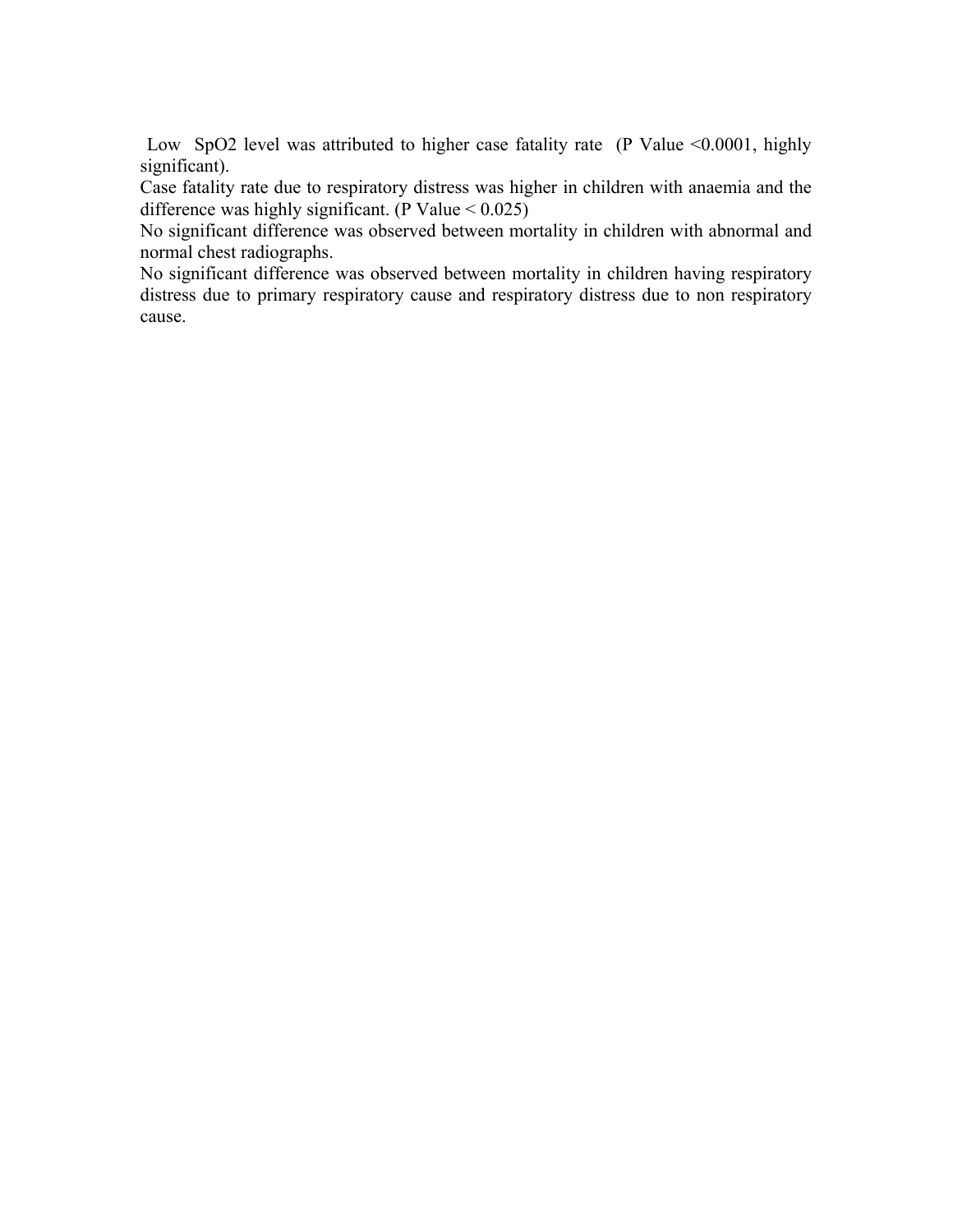Low $SpO_2$ level was attributed to higher case fatality rate (P Value <0.0001, highly significant).

Case fatality rate due to respiratory distress was higher in children with anaemia and the difference was highly significant. (P Value < 0.025)

No significant difference was observed between mortality in children with abnormal and normal chest radiographs.

No significant difference was observed between mortality in children having respiratory distress due to primary respiratory cause and respiratory distress due to non respiratory cause.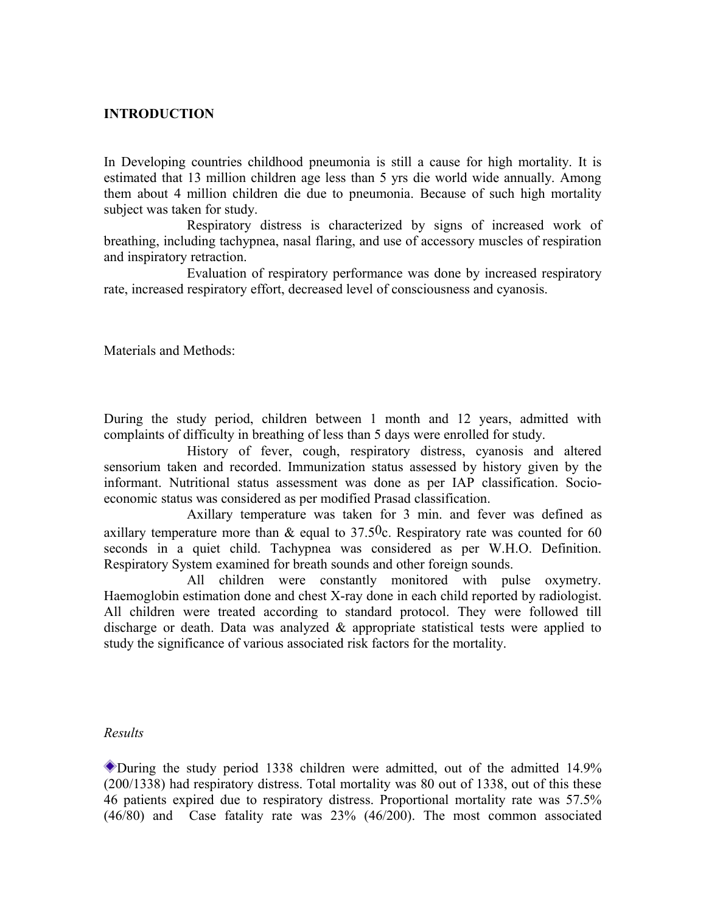**INTRODUCTION**

In Developing countries childhood pneumonia is still a cause for high mortality. It is estimated that 13 million children age less than 5 yrs die world wide annually. Among them about 4 million children die due to pneumonia. Because of such high mortality subject was taken for study.

Respiratory distress is characterized by signs of increased work of breathing, including tachypnea, nasal flaring, and use of accessory muscles of respiration and inspiratory retraction.

Evaluation of respiratory performance was done by increased respiratory rate, increased respiratory effort, decreased level of consciousness and cyanosis.

Materials and Methods:

During the study period, children between 1 month and 12 years, admitted with complaints of difficulty in breathing of less than 5 days were enrolled for study.

History of fever, cough, respiratory distress, cyanosis and altered sensorium taken and recorded. Immunization status assessed by history given by the informant. Nutritional status assessment was done as per IAP classification. Socio-economic status was considered as per modified Prasad classification.

Axillary temperature was taken for 3 min. and fever was defined as axillary temperature more than & equal to $37.5^{0}$c. Respiratory rate was counted for 60 seconds in a quiet child. Tachypnea was considered as per W.H.O. Definition. Respiratory System examined for breath sounds and other foreign sounds.

All children were constantly monitored with pulse oxymetry. Haemoglobin estimation done and chest X-ray done in each child reported by radiologist. All children were treated according to standard protocol. They were followed till discharge or death. Data was analyzed & appropriate statistical tests were applied to study the significance of various associated risk factors for the mortality.

*Results*

- During the study period 1338 children were admitted, out of the admitted 14.9% (200/1338) had respiratory distress. Total mortality was 80 out of 1338, out of this these 46 patients expired due to respiratory distress. Proportional mortality rate was 57.5% (46/80) and Case fatality rate was 23% (46/200). The most common associated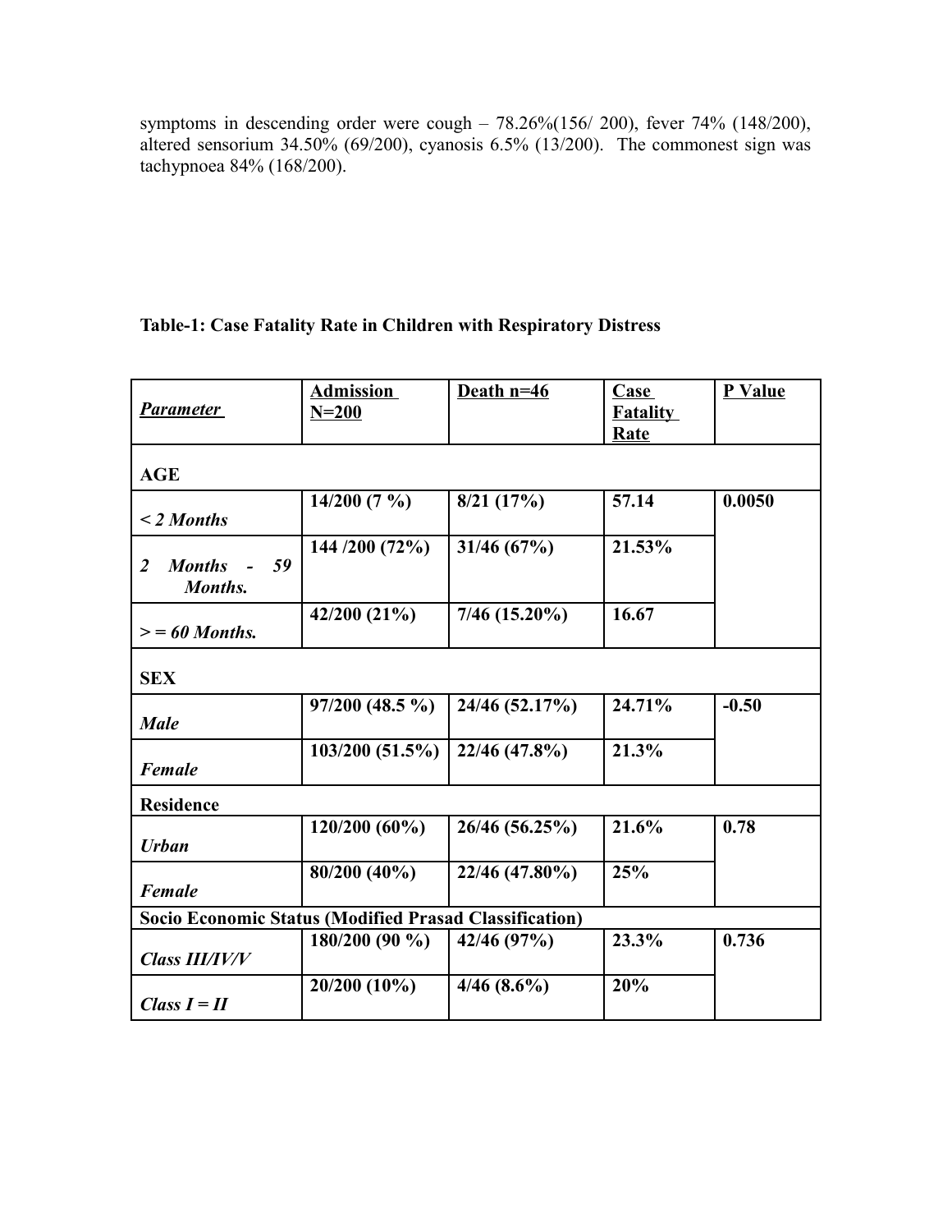symptoms in descending order were cough – 78.26%(156/ 200), fever 74% (148/200), altered sensorium 34.50% (69/200), cyanosis 6.5% (13/200). The commonest sign was tachypnoea 84% (168/200).

**Table-1: Case Fatality Rate in Children with Respiratory Distress**

| ***Parameter*** | **Admission N=200** | **Death n=46** | **Case Fatality Rate** | **P Value** |
|---|---|---|---|---|
| **AGE** | | | | |
| ***< 2 Months*** | **14/200 (7 %)** | **8/21 (17%)** | **57.14** | **0.0050** |
| ***2 Months - 59 Months.*** | **144 /200 (72%)** | **31/46 (67%)** | **21.53%** | |
| ***> = 60 Months.*** | **42/200 (21%)** | **7/46 (15.20%)** | **16.67** | |
| **SEX** | | | | |
| ***Male*** | **97/200 (48.5 %)** | **24/46 (52.17%)** | **24.71%** | **-0.50** |
| ***Female*** | **103/200 (51.5%)** | **22/46 (47.8%)** | **21.3%** | |
| **Residence** | | | | |
| ***Urban*** | **120/200 (60%)** | **26/46 (56.25%)** | **21.6%** | **0.78** |
| ***Female*** | **80/200 (40%)** | **22/46 (47.80%)** | **25%** | |
| **Socio Economic Status (Modified Prasad Classification)** | | | | |
| ***Class III/IV/V*** | **180/200 (90 %)** | **42/46 (97%)** | **23.3%** | **0.736** |
| ***Class I = II*** | **20/200 (10%)** | **4/46 (8.6%)** | **20%** | |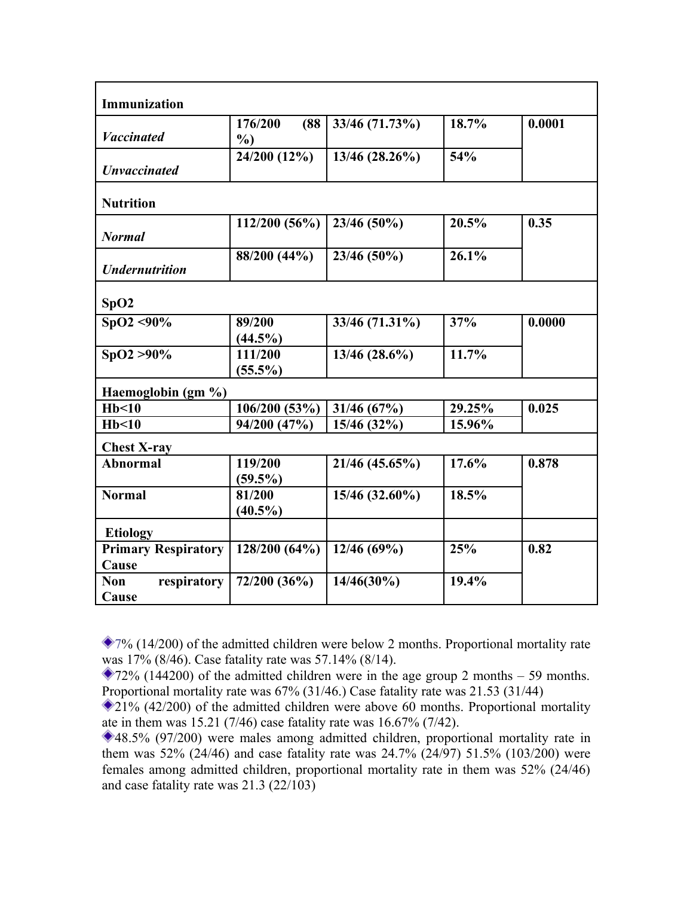| **Immunization** | | | | |
|---|---|---|---|---|
| ***Vaccinated*** | **176/200 (88 %)** | **33/46 (71.73%)** | **18.7%** | **0.0001** |
| ***Unvaccinated*** | **24/200 (12%)** | **13/46 (28.26%)** | **54%** | |
| **Nutrition** | | | | |
| ***Normal*** | **112/200 (56%)** | **23/46 (50%)** | **20.5%** | **0.35** |
| ***Undernutrition*** | **88/200 (44%)** | **23/46 (50%)** | **26.1%** | |
| **SpO2** | | | | |
| **SpO2 <90%** | **89/200 (44.5%)** | **33/46 (71.31%)** | **37%** | **0.0000** |
| **SpO2 >90%** | **111/200 (55.5%)** | **13/46 (28.6%)** | **11.7%** | |
| **Haemoglobin (gm %)** | | | | |
| **Hb<10** | **106/200 (53%)** | **31/46 (67%)** | **29.25%** | **0.025** |
| **Hb<10** | **94/200 (47%)** | **15/46 (32%)** | **15.96%** | |
| **Chest X-ray** | | | | |
| **Abnormal** | **119/200 (59.5%)** | **21/46 (45.65%)** | **17.6%** | **0.878** |
| **Normal** | **81/200 (40.5%)** | **15/46 (32.60%)** | **18.5%** | |
| **Etiology** | | | | |
| **Primary Respiratory Cause** | **128/200 (64%)** | **12/46 (69%)** | **25%** | **0.82** |
| **Non respiratory Cause** | **72/200 (36%)** | **14/46(30%)** | **19.4%** | |

- 7% (14/200) of the admitted children were below 2 months. Proportional mortality rate was 17% (8/46). Case fatality rate was 57.14% (8/14).
- 72% (144200) of the admitted children were in the age group 2 months – 59 months. Proportional mortality rate was 67% (31/46.) Case fatality rate was 21.53 (31/44)
- 21% (42/200) of the admitted children were above 60 months. Proportional mortality ate in them was 15.21 (7/46) case fatality rate was 16.67% (7/42).
- 48.5% (97/200) were males among admitted children, proportional mortality rate in them was 52% (24/46) and case fatality rate was 24.7% (24/97) 51.5% (103/200) were females among admitted children, proportional mortality rate in them was 52% (24/46) and case fatality rate was 21.3 (22/103)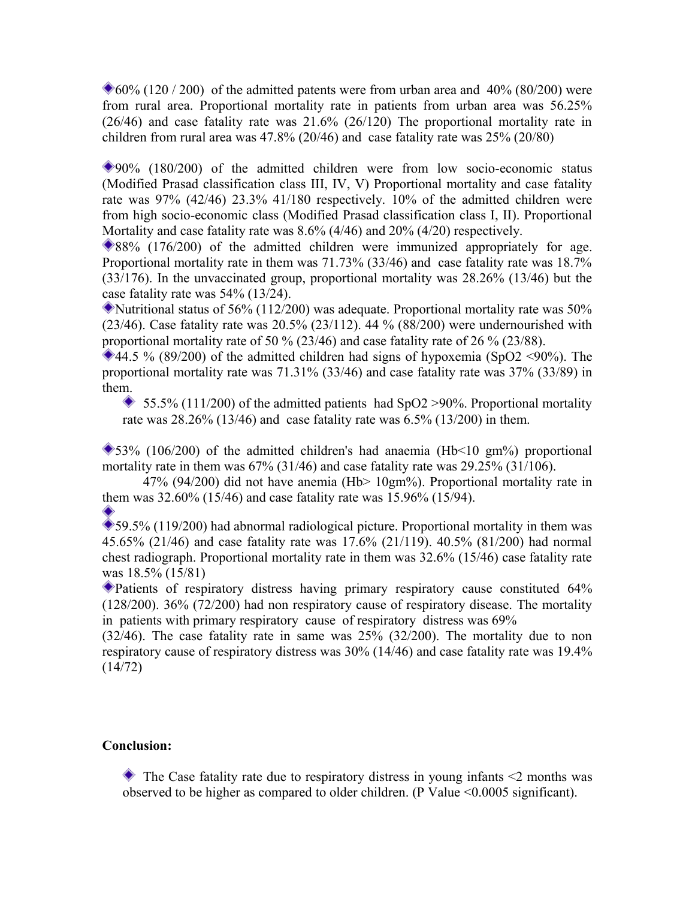- 60% (120 / 200) of the admitted patents were from urban area and 40% (80/200) were from rural area. Proportional mortality rate in patients from urban area was 56.25% (26/46) and case fatality rate was 21.6% (26/120) The proportional mortality rate in children from rural area was 47.8% (20/46) and case fatality rate was 25% (20/80)

- 90% (180/200) of the admitted children were from low socio-economic status (Modified Prasad classification class III, IV, V) Proportional mortality and case fatality rate was 97% (42/46) 23.3% 41/180 respectively. 10% of the admitted children were from high socio-economic class (Modified Prasad classification class I, II). Proportional Mortality and case fatality rate was 8.6% (4/46) and 20% (4/20) respectively.
- 88% (176/200) of the admitted children were immunized appropriately for age. Proportional mortality rate in them was 71.73% (33/46) and case fatality rate was 18.7% (33/176). In the unvaccinated group, proportional mortality was 28.26% (13/46) but the case fatality rate was 54% (13/24).
- Nutritional status of 56% (112/200) was adequate. Proportional mortality rate was 50% (23/46). Case fatality rate was 20.5% (23/112). 44 % (88/200) were undernourished with proportional mortality rate of 50 % (23/46) and case fatality rate of 26 % (23/88).
- 44.5 % (89/200) of the admitted children had signs of hypoxemia ($SpO_2$ <90%). The proportional mortality rate was 71.31% (33/46) and case fatality rate was 37% (33/89) in them.
  - 55.5% (111/200) of the admitted patients had $SpO_2$ >90%. Proportional mortality rate was 28.26% (13/46) and case fatality rate was 6.5% (13/200) in them.

- 53% (106/200) of the admitted children's had anaemia (Hb<10 gm%) proportional mortality rate in them was 67% (31/46) and case fatality rate was 29.25% (31/106).

  47% (94/200) did not have anemia (Hb> 10gm%). Proportional mortality rate in them was 32.60% (15/46) and case fatality rate was 15.96% (15/94).

- 59.5% (119/200) had abnormal radiological picture. Proportional mortality in them was 45.65% (21/46) and case fatality rate was 17.6% (21/119). 40.5% (81/200) had normal chest radiograph. Proportional mortality rate in them was 32.6% (15/46) case fatality rate was 18.5% (15/81)
- Patients of respiratory distress having primary respiratory cause constituted 64% (128/200). 36% (72/200) had non respiratory cause of respiratory disease. The mortality in patients with primary respiratory cause of respiratory distress was 69% (32/46). The case fatality rate in same was 25% (32/200). The mortality due to non respiratory cause of respiratory distress was 30% (14/46) and case fatality rate was 19.4% (14/72)

**Conclusion:**

- The Case fatality rate due to respiratory distress in young infants <2 months was observed to be higher as compared to older children. (P Value <0.0005 significant).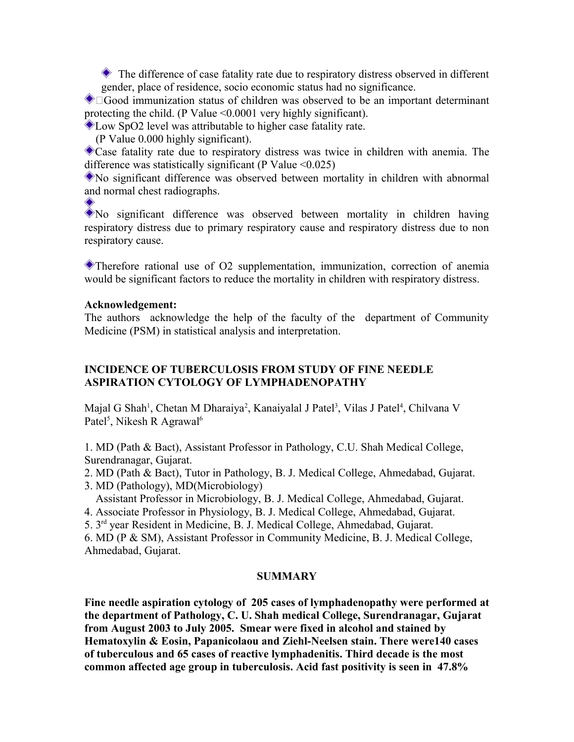- The difference of case fatality rate due to respiratory distress observed in different gender, place of residence, socio economic status had no significance.
- Good immunization status of children was observed to be an important determinant protecting the child. (P Value <0.0001 very highly significant).
- Low SpO2 level was attributable to higher case fatality rate. (P Value 0.000 highly significant).
- Case fatality rate due to respiratory distress was twice in children with anemia. The difference was statistically significant (P Value <0.025)
- No significant difference was observed between mortality in children with abnormal and normal chest radiographs.
- No significant difference was observed between mortality in children having respiratory distress due to primary respiratory cause and respiratory distress due to non respiratory cause.

- Therefore rational use of O2 supplementation, immunization, correction of anemia would be significant factors to reduce the mortality in children with respiratory distress.

**Acknowledgement:**

The authors acknowledge the help of the faculty of the department of Community Medicine (PSM) in statistical analysis and interpretation.

## INCIDENCE OF TUBERCULOSIS FROM STUDY OF FINE NEEDLE ASPIRATION CYTOLOGY OF LYMPHADENOPATHY

Majal G Shah[1], Chetan M Dharaiya[2], Kanaiyalal J Patel[3], Vilas J Patel[4], Chilvana V Patel[5], Nikesh R Agrawal[6]

1. MD (Path & Bact), Assistant Professor in Pathology, C.U. Shah Medical College, Surendranagar, Gujarat.
2. MD (Path & Bact), Tutor in Pathology, B. J. Medical College, Ahmedabad, Gujarat.
3. MD (Pathology), MD(Microbiology) Assistant Professor in Microbiology, B. J. Medical College, Ahmedabad, Gujarat.
4. Associate Professor in Physiology, B. J. Medical College, Ahmedabad, Gujarat.
5. 3rd year Resident in Medicine, B. J. Medical College, Ahmedabad, Gujarat.
6. MD (P & SM), Assistant Professor in Community Medicine, B. J. Medical College, Ahmedabad, Gujarat.

### SUMMARY

**Fine needle aspiration cytology of 205 cases of lymphadenopathy were performed at the department of Pathology, C. U. Shah medical College, Surendranagar, Gujarat from August 2003 to July 2005. Smear were fixed in alcohol and stained by Hematoxylin & Eosin, Papanicolaou and Ziehl-Neelsen stain. There were140 cases of tuberculous and 65 cases of reactive lymphadenitis. Third decade is the most common affected age group in tuberculosis. Acid fast positivity is seen in 47.8%**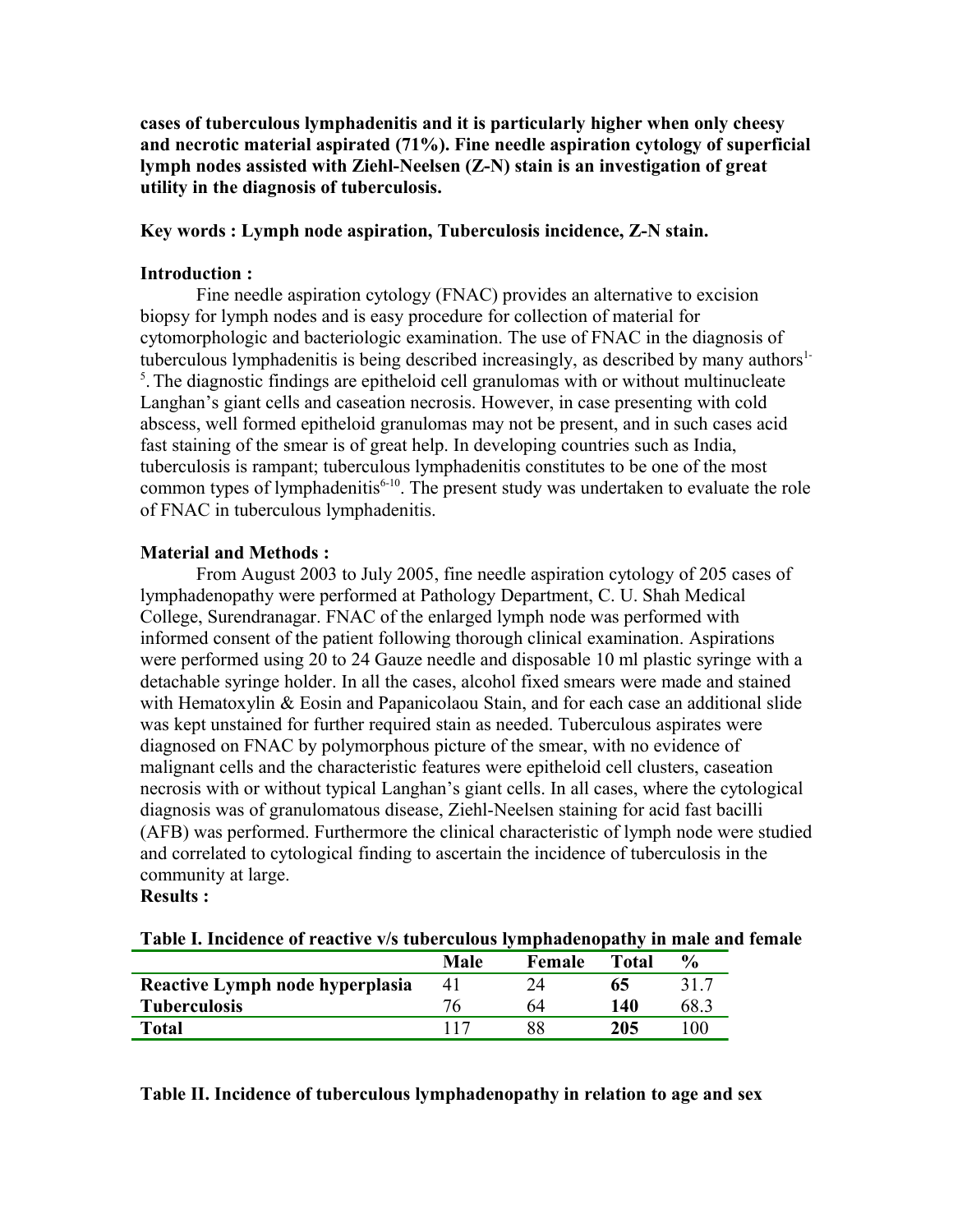**cases of tuberculous lymphadenitis and it is particularly higher when only cheesy and necrotic material aspirated (71%). Fine needle aspiration cytology of superficial lymph nodes assisted with Ziehl-Neelsen (Z-N) stain is an investigation of great utility in the diagnosis of tuberculosis.**

**Key words : Lymph node aspiration, Tuberculosis incidence, Z-N stain.**

## Introduction :

Fine needle aspiration cytology (FNAC) provides an alternative to excision biopsy for lymph nodes and is easy procedure for collection of material for cytomorphologic and bacteriologic examination. The use of FNAC in the diagnosis of tuberculous lymphadenitis is being described increasingly, as described by many authors[1-5]. The diagnostic findings are epitheloid cell granulomas with or without multinucleate Langhan's giant cells and caseation necrosis. However, in case presenting with cold abscess, well formed epitheloid granulomas may not be present, and in such cases acid fast staining of the smear is of great help. In developing countries such as India, tuberculosis is rampant; tuberculous lymphadenitis constitutes to be one of the most common types of lymphadenitis[6-10]. The present study was undertaken to evaluate the role of FNAC in tuberculous lymphadenitis.

## Material and Methods :

From August 2003 to July 2005, fine needle aspiration cytology of 205 cases of lymphadenopathy were performed at Pathology Department, C. U. Shah Medical College, Surendranagar. FNAC of the enlarged lymph node was performed with informed consent of the patient following thorough clinical examination. Aspirations were performed using 20 to 24 Gauze needle and disposable 10 ml plastic syringe with a detachable syringe holder. In all the cases, alcohol fixed smears were made and stained with Hematoxylin & Eosin and Papanicolaou Stain, and for each case an additional slide was kept unstained for further required stain as needed. Tuberculous aspirates were diagnosed on FNAC by polymorphous picture of the smear, with no evidence of malignant cells and the characteristic features were epitheloid cell clusters, caseation necrosis with or without typical Langhan's giant cells. In all cases, where the cytological diagnosis was of granulomatous disease, Ziehl-Neelsen staining for acid fast bacilli (AFB) was performed. Furthermore the clinical characteristic of lymph node were studied and correlated to cytological finding to ascertain the incidence of tuberculosis in the community at large.

## Results :

**Table I. Incidence of reactive v/s tuberculous lymphadenopathy in male and female**

| | Male | Female | Total | % |
|---|---|---|---|---|
| **Reactive Lymph node hyperplasia** | 41 | 24 | **65** | 31.7 |
| **Tuberculosis** | 76 | 64 | **140** | 68.3 |
| **Total** | 117 | 88 | **205** | 100 |

**Table II. Incidence of tuberculous lymphadenopathy in relation to age and sex**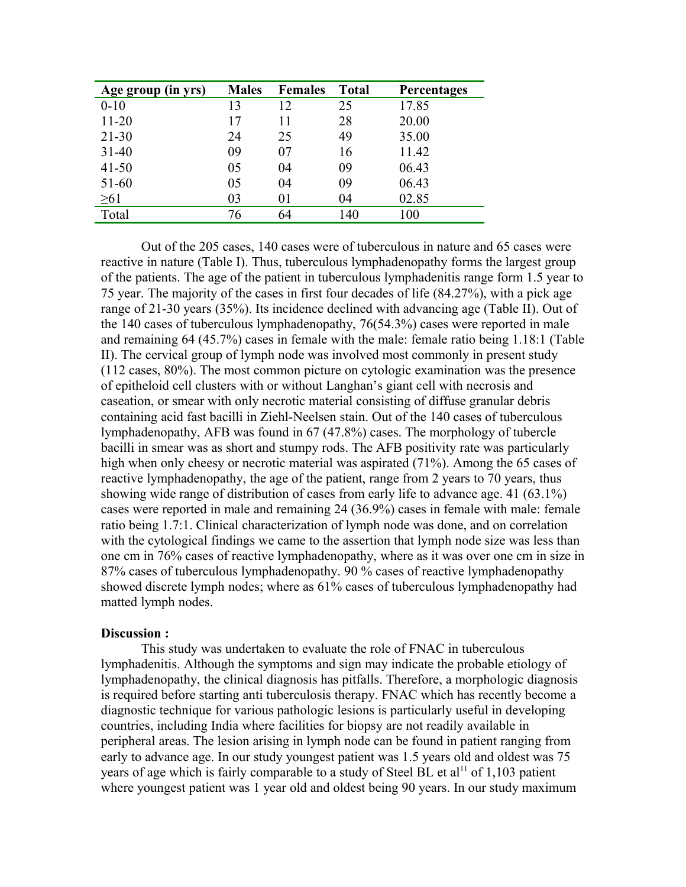| Age group (in yrs) | Males | Females | Total | Percentages |
|---|---|---|---|---|
| 0-10 | 13 | 12 | 25 | 17.85 |
| 11-20 | 17 | 11 | 28 | 20.00 |
| 21-30 | 24 | 25 | 49 | 35.00 |
| 31-40 | 09 | 07 | 16 | 11.42 |
| 41-50 | 05 | 04 | 09 | 06.43 |
| 51-60 | 05 | 04 | 09 | 06.43 |
| ≥61 | 03 | 01 | 04 | 02.85 |
| Total | 76 | 64 | 140 | 100 |

Out of the 205 cases, 140 cases were of tuberculous in nature and 65 cases were reactive in nature (Table I). Thus, tuberculous lymphadenopathy forms the largest group of the patients. The age of the patient in tuberculous lymphadenitis range form 1.5 year to 75 year. The majority of the cases in first four decades of life (84.27%), with a pick age range of 21-30 years (35%). Its incidence declined with advancing age (Table II). Out of the 140 cases of tuberculous lymphadenopathy, 76(54.3%) cases were reported in male and remaining 64 (45.7%) cases in female with the male: female ratio being 1.18:1 (Table II). The cervical group of lymph node was involved most commonly in present study (112 cases, 80%). The most common picture on cytologic examination was the presence of epitheloid cell clusters with or without Langhan's giant cell with necrosis and caseation, or smear with only necrotic material consisting of diffuse granular debris containing acid fast bacilli in Ziehl-Neelsen stain. Out of the 140 cases of tuberculous lymphadenopathy, AFB was found in 67 (47.8%) cases. The morphology of tubercle bacilli in smear was as short and stumpy rods. The AFB positivity rate was particularly high when only cheesy or necrotic material was aspirated (71%). Among the 65 cases of reactive lymphadenopathy, the age of the patient, range from 2 years to 70 years, thus showing wide range of distribution of cases from early life to advance age. 41 (63.1%) cases were reported in male and remaining 24 (36.9%) cases in female with male: female ratio being 1.7:1. Clinical characterization of lymph node was done, and on correlation with the cytological findings we came to the assertion that lymph node size was less than one cm in 76% cases of reactive lymphadenopathy, where as it was over one cm in size in 87% cases of tuberculous lymphadenopathy. 90 % cases of reactive lymphadenopathy showed discrete lymph nodes; where as 61% cases of tuberculous lymphadenopathy had matted lymph nodes.

**Discussion :**

This study was undertaken to evaluate the role of FNAC in tuberculous lymphadenitis. Although the symptoms and sign may indicate the probable etiology of lymphadenopathy, the clinical diagnosis has pitfalls. Therefore, a morphologic diagnosis is required before starting anti tuberculosis therapy. FNAC which has recently become a diagnostic technique for various pathologic lesions is particularly useful in developing countries, including India where facilities for biopsy are not readily available in peripheral areas. The lesion arising in lymph node can be found in patient ranging from early to advance age. In our study youngest patient was 1.5 years old and oldest was 75 years of age which is fairly comparable to a study of Steel BL et al[11] of 1,103 patient where youngest patient was 1 year old and oldest being 90 years. In our study maximum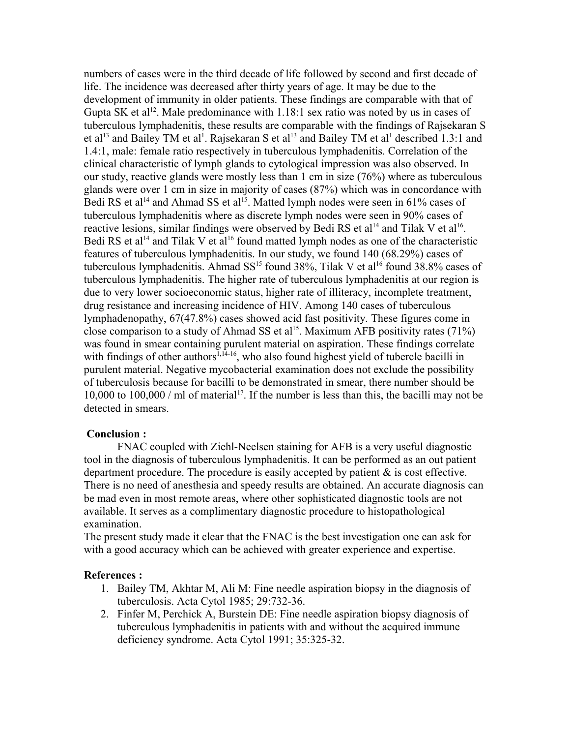numbers of cases were in the third decade of life followed by second and first decade of life. The incidence was decreased after thirty years of age. It may be due to the development of immunity in older patients. These findings are comparable with that of Gupta SK et al[12]. Male predominance with 1.18:1 sex ratio was noted by us in cases of tuberculous lymphadenitis, these results are comparable with the findings of Rajsekaran S et al[13] and Bailey TM et al[1]. Rajsekaran S et al[13] and Bailey TM et al[1] described 1.3:1 and 1.4:1, male: female ratio respectively in tuberculous lymphadenitis. Correlation of the clinical characteristic of lymph glands to cytological impression was also observed. In our study, reactive glands were mostly less than 1 cm in size (76%) where as tuberculous glands were over 1 cm in size in majority of cases (87%) which was in concordance with Bedi RS et al[14] and Ahmad SS et al[15]. Matted lymph nodes were seen in 61% cases of tuberculous lymphadenitis where as discrete lymph nodes were seen in 90% cases of reactive lesions, similar findings were observed by Bedi RS et al[14] and Tilak V et al[16]. Bedi RS et al[14] and Tilak V et al[16] found matted lymph nodes as one of the characteristic features of tuberculous lymphadenitis. In our study, we found 140 (68.29%) cases of tuberculous lymphadenitis. Ahmad SS[15] found 38%, Tilak V et al[16] found 38.8% cases of tuberculous lymphadenitis. The higher rate of tuberculous lymphadenitis at our region is due to very lower socioeconomic status, higher rate of illiteracy, incomplete treatment, drug resistance and increasing incidence of HIV. Among 140 cases of tuberculous lymphadenopathy, 67(47.8%) cases showed acid fast positivity. These figures come in close comparison to a study of Ahmad SS et al[15]. Maximum AFB positivity rates (71%) was found in smear containing purulent material on aspiration. These findings correlate with findings of other authors[1,14-16], who also found highest yield of tubercle bacilli in purulent material. Negative mycobacterial examination does not exclude the possibility of tuberculosis because for bacilli to be demonstrated in smear, there number should be 10,000 to 100,000 / ml of material[17]. If the number is less than this, the bacilli may not be detected in smears.

## Conclusion :

FNAC coupled with Ziehl-Neelsen staining for AFB is a very useful diagnostic tool in the diagnosis of tuberculous lymphadenitis. It can be performed as an out patient department procedure. The procedure is easily accepted by patient & is cost effective. There is no need of anesthesia and speedy results are obtained. An accurate diagnosis can be mad even in most remote areas, where other sophisticated diagnostic tools are not available. It serves as a complimentary diagnostic procedure to histopathological examination.

The present study made it clear that the FNAC is the best investigation one can ask for with a good accuracy which can be achieved with greater experience and expertise.

## References :

1. Bailey TM, Akhtar M, Ali M: Fine needle aspiration biopsy in the diagnosis of tuberculosis. Acta Cytol 1985; 29:732-36.
2. Finfer M, Perchick A, Burstein DE: Fine needle aspiration biopsy diagnosis of tuberculous lymphadenitis in patients with and without the acquired immune deficiency syndrome. Acta Cytol 1991; 35:325-32.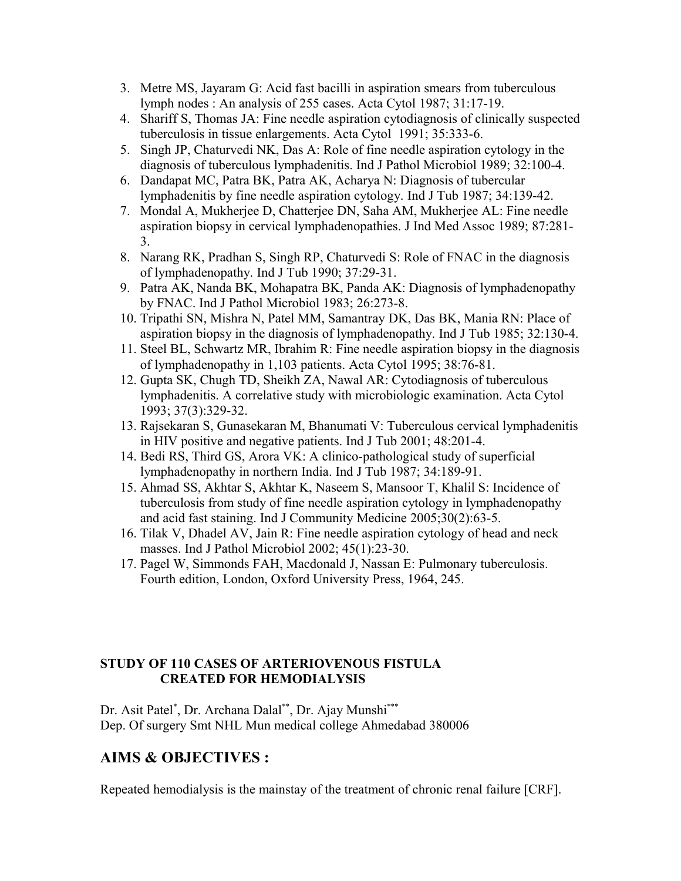3. Metre MS, Jayaram G: Acid fast bacilli in aspiration smears from tuberculous lymph nodes : An analysis of 255 cases. Acta Cytol 1987; 31:17-19.
4. Shariff S, Thomas JA: Fine needle aspiration cytodiagnosis of clinically suspected tuberculosis in tissue enlargements. Acta Cytol 1991; 35:333-6.
5. Singh JP, Chaturvedi NK, Das A: Role of fine needle aspiration cytology in the diagnosis of tuberculous lymphadenitis. Ind J Pathol Microbiol 1989; 32:100-4.
6. Dandapat MC, Patra BK, Patra AK, Acharya N: Diagnosis of tubercular lymphadenitis by fine needle aspiration cytology. Ind J Tub 1987; 34:139-42.
7. Mondal A, Mukherjee D, Chatterjee DN, Saha AM, Mukherjee AL: Fine needle aspiration biopsy in cervical lymphadenopathies. J Ind Med Assoc 1989; 87:281-3.
8. Narang RK, Pradhan S, Singh RP, Chaturvedi S: Role of FNAC in the diagnosis of lymphadenopathy. Ind J Tub 1990; 37:29-31.
9. Patra AK, Nanda BK, Mohapatra BK, Panda AK: Diagnosis of lymphadenopathy by FNAC. Ind J Pathol Microbiol 1983; 26:273-8.
10. Tripathi SN, Mishra N, Patel MM, Samantray DK, Das BK, Mania RN: Place of aspiration biopsy in the diagnosis of lymphadenopathy. Ind J Tub 1985; 32:130-4.
11. Steel BL, Schwartz MR, Ibrahim R: Fine needle aspiration biopsy in the diagnosis of lymphadenopathy in 1,103 patients. Acta Cytol 1995; 38:76-81.
12. Gupta SK, Chugh TD, Sheikh ZA, Nawal AR: Cytodiagnosis of tuberculous lymphadenitis. A correlative study with microbiologic examination. Acta Cytol 1993; 37(3):329-32.
13. Rajsekaran S, Gunasekaran M, Bhanumati V: Tuberculous cervical lymphadenitis in HIV positive and negative patients. Ind J Tub 2001; 48:201-4.
14. Bedi RS, Third GS, Arora VK: A clinico-pathological study of superficial lymphadenopathy in northern India. Ind J Tub 1987; 34:189-91.
15. Ahmad SS, Akhtar S, Akhtar K, Naseem S, Mansoor T, Khalil S: Incidence of tuberculosis from study of fine needle aspiration cytology in lymphadenopathy and acid fast staining. Ind J Community Medicine 2005;30(2):63-5.
16. Tilak V, Dhadel AV, Jain R: Fine needle aspiration cytology of head and neck masses. Ind J Pathol Microbiol 2002; 45(1):23-30.
17. Pagel W, Simmonds FAH, Macdonald J, Nassan E: Pulmonary tuberculosis. Fourth edition, London, Oxford University Press, 1964, 245.

**STUDY OF 110 CASES OF ARTERIOVENOUS FISTULA CREATED FOR HEMODIALYSIS**

Dr. Asit Patel[*], Dr. Archana Dalal[**], Dr. Ajay Munshi[***]
Dep. Of surgery Smt NHL Mun medical college Ahmedabad 380006

## AIMS & OBJECTIVES :

Repeated hemodialysis is the mainstay of the treatment of chronic renal failure [CRF].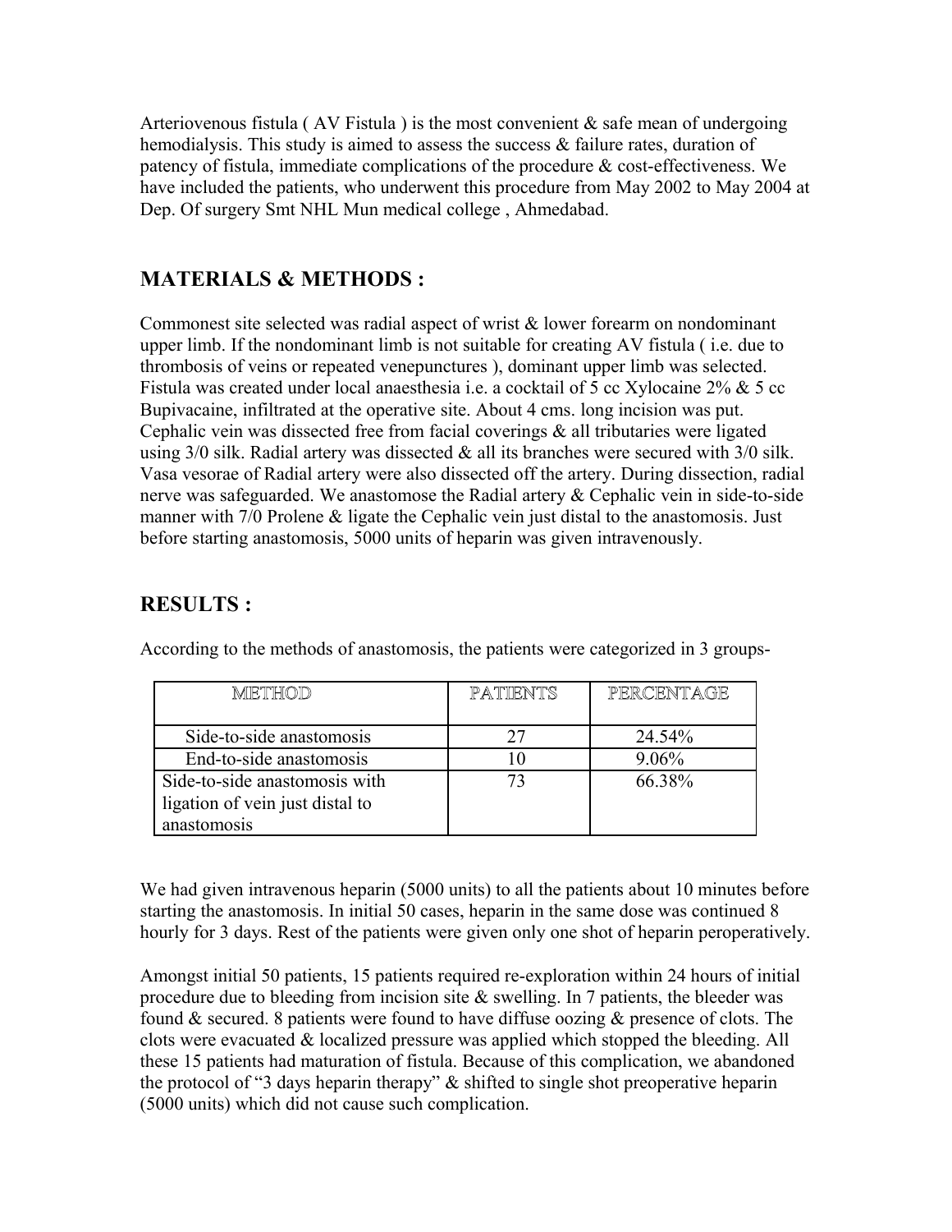Arteriovenous fistula ( AV Fistula ) is the most convenient & safe mean of undergoing hemodialysis. This study is aimed to assess the success & failure rates, duration of patency of fistula, immediate complications of the procedure & cost-effectiveness. We have included the patients, who underwent this procedure from May 2002 to May 2004 at Dep. Of surgery Smt NHL Mun medical college , Ahmedabad.

## MATERIALS & METHODS :

Commonest site selected was radial aspect of wrist & lower forearm on nondominant upper limb. If the nondominant limb is not suitable for creating AV fistula ( i.e. due to thrombosis of veins or repeated venepunctures ), dominant upper limb was selected. Fistula was created under local anaesthesia i.e. a cocktail of 5 cc Xylocaine 2% & 5 cc Bupivacaine, infiltrated at the operative site. About 4 cms. long incision was put. Cephalic vein was dissected free from facial coverings & all tributaries were ligated using 3/0 silk. Radial artery was dissected & all its branches were secured with 3/0 silk. Vasa vesorae of Radial artery were also dissected off the artery. During dissection, radial nerve was safeguarded. We anastomose the Radial artery & Cephalic vein in side-to-side manner with 7/0 Prolene & ligate the Cephalic vein just distal to the anastomosis. Just before starting anastomosis, 5000 units of heparin was given intravenously.

## RESULTS :

According to the methods of anastomosis, the patients were categorized in 3 groups-

| METHOD | PATIENTS | PERCENTAGE |
|---|---|---|
| Side-to-side anastomosis | 27 | 24.54% |
| End-to-side anastomosis | 10 | 9.06% |
| Side-to-side anastomosis with ligation of vein just distal to anastomosis | 73 | 66.38% |

We had given intravenous heparin (5000 units) to all the patients about 10 minutes before starting the anastomosis. In initial 50 cases, heparin in the same dose was continued 8 hourly for 3 days. Rest of the patients were given only one shot of heparin peroperatively.

Amongst initial 50 patients, 15 patients required re-exploration within 24 hours of initial procedure due to bleeding from incision site & swelling. In 7 patients, the bleeder was found & secured. 8 patients were found to have diffuse oozing & presence of clots. The clots were evacuated & localized pressure was applied which stopped the bleeding. All these 15 patients had maturation of fistula. Because of this complication, we abandoned the protocol of "3 days heparin therapy" & shifted to single shot preoperative heparin (5000 units) which did not cause such complication.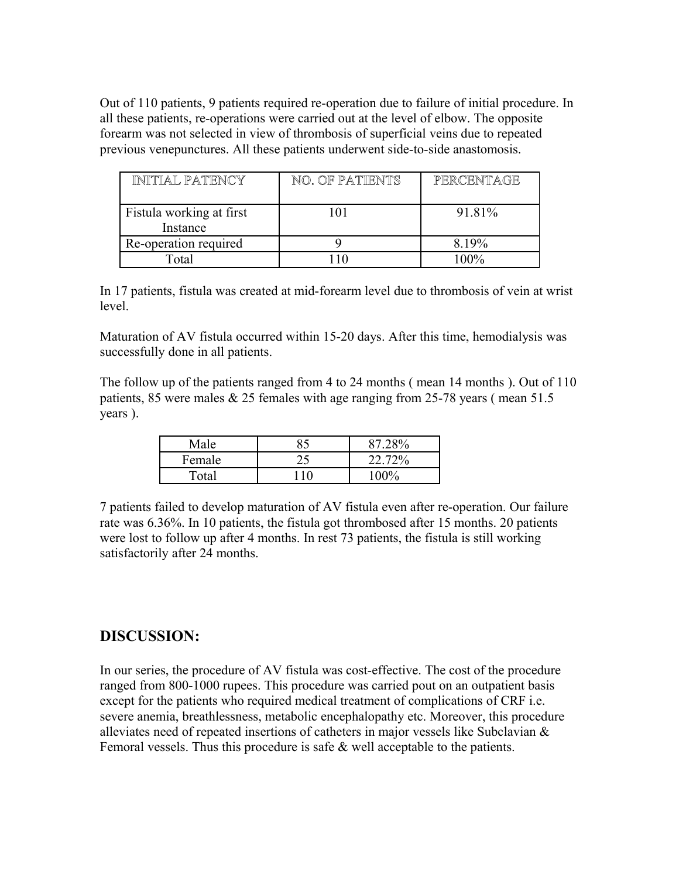Out of 110 patients, 9 patients required re-operation due to failure of initial procedure. In all these patients, re-operations were carried out at the level of elbow. The opposite forearm was not selected in view of thrombosis of superficial veins due to repeated previous venepunctures. All these patients underwent side-to-side anastomosis.

| INITIAL PATENCY | NO. OF PATIENTS | PERCENTAGE |
|---|---|---|
| Fistula working at first Instance | 101 | 91.81% |
| Re-operation required | 9 | 8.19% |
| Total | 110 | 100% |

In 17 patients, fistula was created at mid-forearm level due to thrombosis of vein at wrist level.

Maturation of AV fistula occurred within 15-20 days. After this time, hemodialysis was successfully done in all patients.

The follow up of the patients ranged from 4 to 24 months ( mean 14 months ). Out of 110 patients, 85 were males & 25 females with age ranging from 25-78 years ( mean 51.5 years ).

| Male | 85 | 87.28% |
|---|---|---|
| Female | 25 | 22.72% |
| Total | 110 | 100% |

7 patients failed to develop maturation of AV fistula even after re-operation. Our failure rate was 6.36%. In 10 patients, the fistula got thrombosed after 15 months. 20 patients were lost to follow up after 4 months. In rest 73 patients, the fistula is still working satisfactorily after 24 months.

## DISCUSSION:

In our series, the procedure of AV fistula was cost-effective. The cost of the procedure ranged from 800-1000 rupees. This procedure was carried pout on an outpatient basis except for the patients who required medical treatment of complications of CRF i.e. severe anemia, breathlessness, metabolic encephalopathy etc. Moreover, this procedure alleviates need of repeated insertions of catheters in major vessels like Subclavian & Femoral vessels. Thus this procedure is safe & well acceptable to the patients.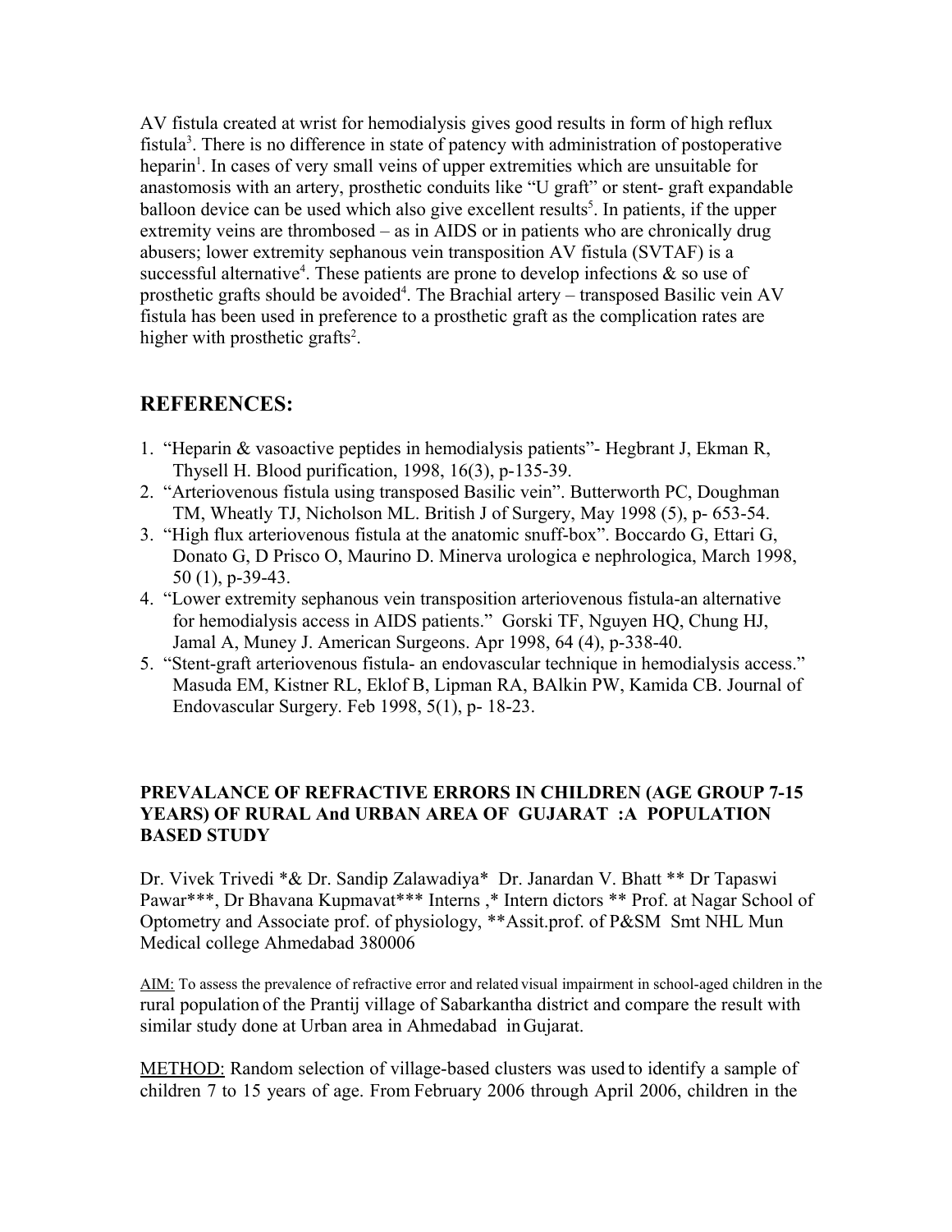AV fistula created at wrist for hemodialysis gives good results in form of high reflux fistula[3]. There is no difference in state of patency with administration of postoperative heparin[1]. In cases of very small veins of upper extremities which are unsuitable for anastomosis with an artery, prosthetic conduits like "U graft" or stent- graft expandable balloon device can be used which also give excellent results[5]. In patients, if the upper extremity veins are thrombosed – as in AIDS or in patients who are chronically drug abusers; lower extremity sephanous vein transposition AV fistula (SVTAF) is a successful alternative[4]. These patients are prone to develop infections & so use of prosthetic grafts should be avoided[4]. The Brachial artery – transposed Basilic vein AV fistula has been used in preference to a prosthetic graft as the complication rates are higher with prosthetic grafts[2].

## REFERENCES:

1. "Heparin & vasoactive peptides in hemodialysis patients"- Hegbrant J, Ekman R, Thysell H. Blood purification, 1998, 16(3), p-135-39.
2. "Arteriovenous fistula using transposed Basilic vein". Butterworth PC, Doughman TM, Wheatly TJ, Nicholson ML. British J of Surgery, May 1998 (5), p- 653-54.
3. "High flux arteriovenous fistula at the anatomic snuff-box". Boccardo G, Ettari G, Donato G, D Prisco O, Maurino D. Minerva urologica e nephrologica, March 1998, 50 (1), p-39-43.
4. "Lower extremity sephanous vein transposition arteriovenous fistula-an alternative for hemodialysis access in AIDS patients." Gorski TF, Nguyen HQ, Chung HJ, Jamal A, Muney J. American Surgeons. Apr 1998, 64 (4), p-338-40.
5. "Stent-graft arteriovenous fistula- an endovascular technique in hemodialysis access." Masuda EM, Kistner RL, Eklof B, Lipman RA, BAlkin PW, Kamida CB. Journal of Endovascular Surgery. Feb 1998, 5(1), p- 18-23.

### PREVALANCE OF REFRACTIVE ERRORS IN CHILDREN (AGE GROUP 7-15 YEARS) OF RURAL And URBAN AREA OF GUJARAT :A POPULATION BASED STUDY

Dr. Vivek Trivedi *& Dr. Sandip Zalawadiya* Dr. Janardan V. Bhatt ** Dr Tapaswi Pawar***, Dr Bhavana Kupmavat*** Interns ,* Intern dictors ** Prof. at Nagar School of Optometry and Associate prof. of physiology, **Assit.prof. of P&SM Smt NHL Mun Medical college Ahmedabad 380006

<u>AIM:</u> To assess the prevalence of refractive error and related visual impairment in school-aged children in the rural population of the Prantij village of Sabarkantha district and compare the result with similar study done at Urban area in Ahmedabad in Gujarat.

<u>METHOD:</u> Random selection of village-based clusters was used to identify a sample of children 7 to 15 years of age. From February 2006 through April 2006, children in the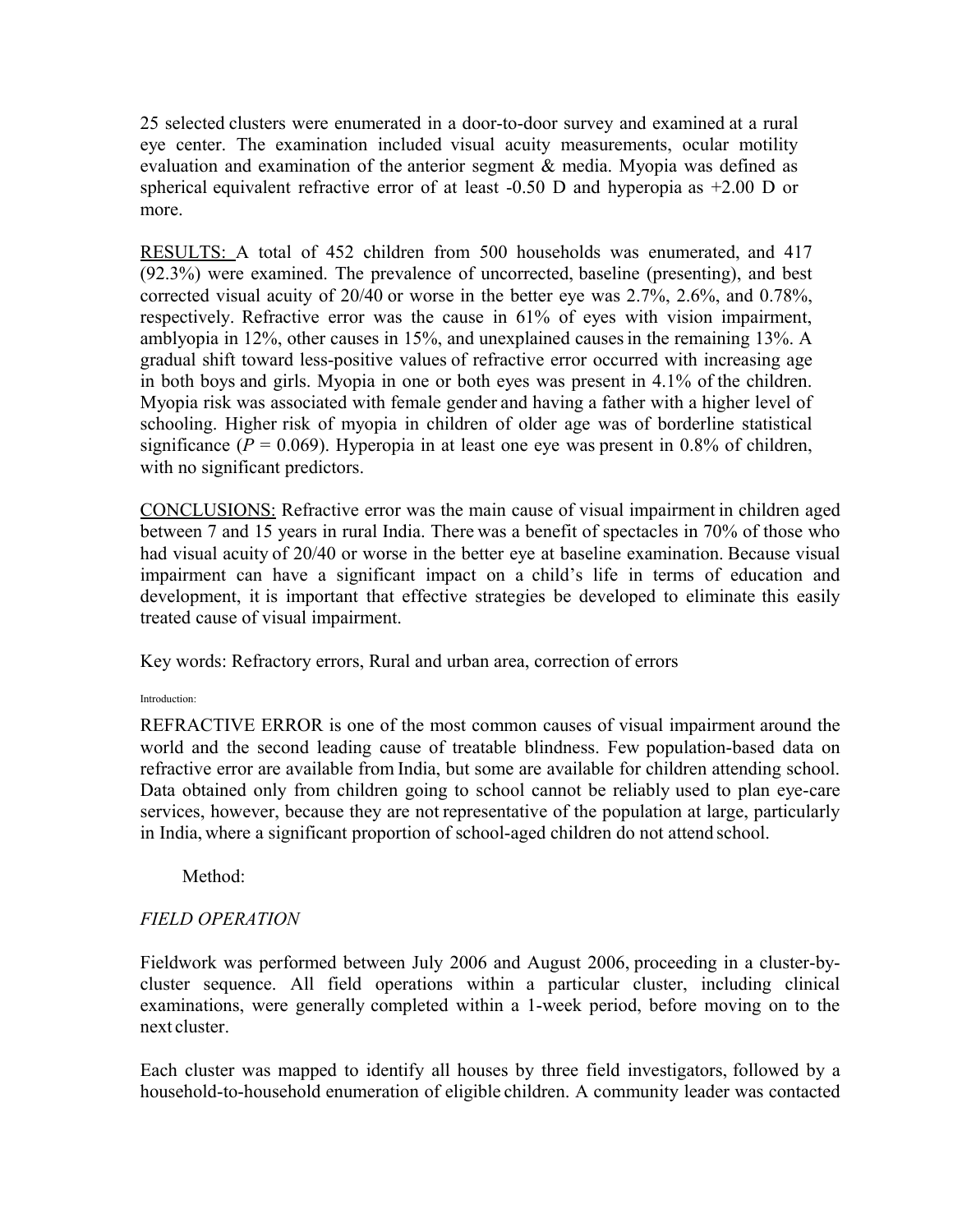25 selected clusters were enumerated in a door-to-door survey and examined at a rural eye center. The examination included visual acuity measurements, ocular motility evaluation and examination of the anterior segment & media. Myopia was defined as spherical equivalent refractive error of at least -0.50 D and hyperopia as +2.00 D or more.

RESULTS: A total of 452 children from 500 households was enumerated, and 417 (92.3%) were examined. The prevalence of uncorrected, baseline (presenting), and best corrected visual acuity of 20/40 or worse in the better eye was 2.7%, 2.6%, and 0.78%, respectively. Refractive error was the cause in 61% of eyes with vision impairment, amblyopia in 12%, other causes in 15%, and unexplained causes in the remaining 13%. A gradual shift toward less-positive values of refractive error occurred with increasing age in both boys and girls. Myopia in one or both eyes was present in 4.1% of the children. Myopia risk was associated with female gender and having a father with a higher level of schooling. Higher risk of myopia in children of older age was of borderline statistical significance ($P = 0.069$). Hyperopia in at least one eye was present in 0.8% of children, with no significant predictors.

CONCLUSIONS: Refractive error was the main cause of visual impairment in children aged between 7 and 15 years in rural India. There was a benefit of spectacles in 70% of those who had visual acuity of 20/40 or worse in the better eye at baseline examination. Because visual impairment can have a significant impact on a child's life in terms of education and development, it is important that effective strategies be developed to eliminate this easily treated cause of visual impairment.

Key words: Refractory errors, Rural and urban area, correction of errors

Introduction:

REFRACTIVE ERROR is one of the most common causes of visual impairment around the world and the second leading cause of treatable blindness. Few population-based data on refractive error are available from India, but some are available for children attending school. Data obtained only from children going to school cannot be reliably used to plan eye-care services, however, because they are not representative of the population at large, particularly in India, where a significant proportion of school-aged children do not attend school.

Method:

*FIELD OPERATION*

Fieldwork was performed between July 2006 and August 2006, proceeding in a cluster-by-cluster sequence. All field operations within a particular cluster, including clinical examinations, were generally completed within a 1-week period, before moving on to the next cluster.

Each cluster was mapped to identify all houses by three field investigators, followed by a household-to-household enumeration of eligible children. A community leader was contacted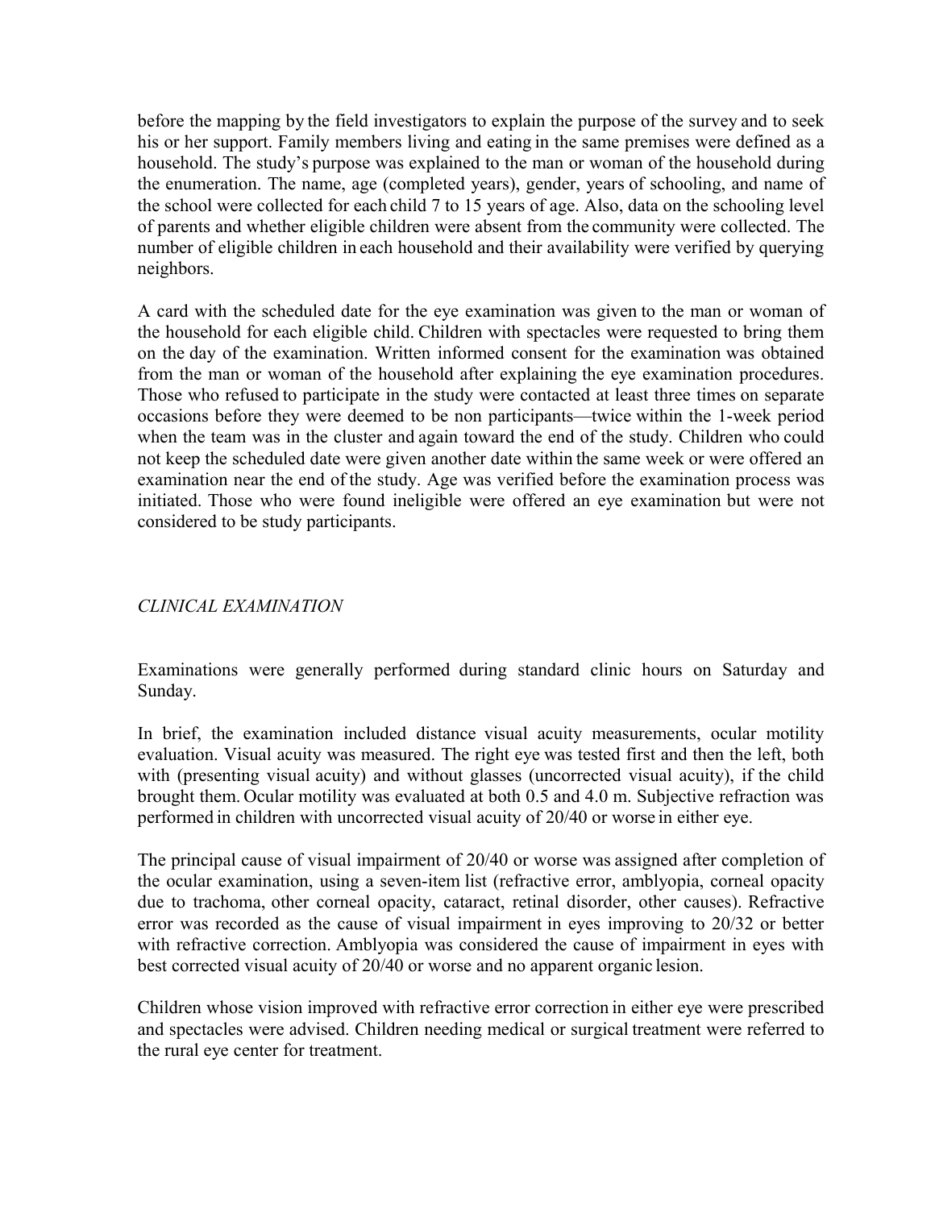before the mapping by the field investigators to explain the purpose of the survey and to seek his or her support. Family members living and eating in the same premises were defined as a household. The study's purpose was explained to the man or woman of the household during the enumeration. The name, age (completed years), gender, years of schooling, and name of the school were collected for each child 7 to 15 years of age. Also, data on the schooling level of parents and whether eligible children were absent from the community were collected. The number of eligible children in each household and their availability were verified by querying neighbors.

A card with the scheduled date for the eye examination was given to the man or woman of the household for each eligible child. Children with spectacles were requested to bring them on the day of the examination. Written informed consent for the examination was obtained from the man or woman of the household after explaining the eye examination procedures. Those who refused to participate in the study were contacted at least three times on separate occasions before they were deemed to be non participants—twice within the 1-week period when the team was in the cluster and again toward the end of the study. Children who could not keep the scheduled date were given another date within the same week or were offered an examination near the end of the study. Age was verified before the examination process was initiated. Those who were found ineligible were offered an eye examination but were not considered to be study participants.

### *CLINICAL EXAMINATION*

Examinations were generally performed during standard clinic hours on Saturday and Sunday.

In brief, the examination included distance visual acuity measurements, ocular motility evaluation. Visual acuity was measured. The right eye was tested first and then the left, both with (presenting visual acuity) and without glasses (uncorrected visual acuity), if the child brought them. Ocular motility was evaluated at both 0.5 and 4.0 m. Subjective refraction was performed in children with uncorrected visual acuity of 20/40 or worse in either eye.

The principal cause of visual impairment of 20/40 or worse was assigned after completion of the ocular examination, using a seven-item list (refractive error, amblyopia, corneal opacity due to trachoma, other corneal opacity, cataract, retinal disorder, other causes). Refractive error was recorded as the cause of visual impairment in eyes improving to 20/32 or better with refractive correction. Amblyopia was considered the cause of impairment in eyes with best corrected visual acuity of 20/40 or worse and no apparent organic lesion.

Children whose vision improved with refractive error correction in either eye were prescribed and spectacles were advised. Children needing medical or surgical treatment were referred to the rural eye center for treatment.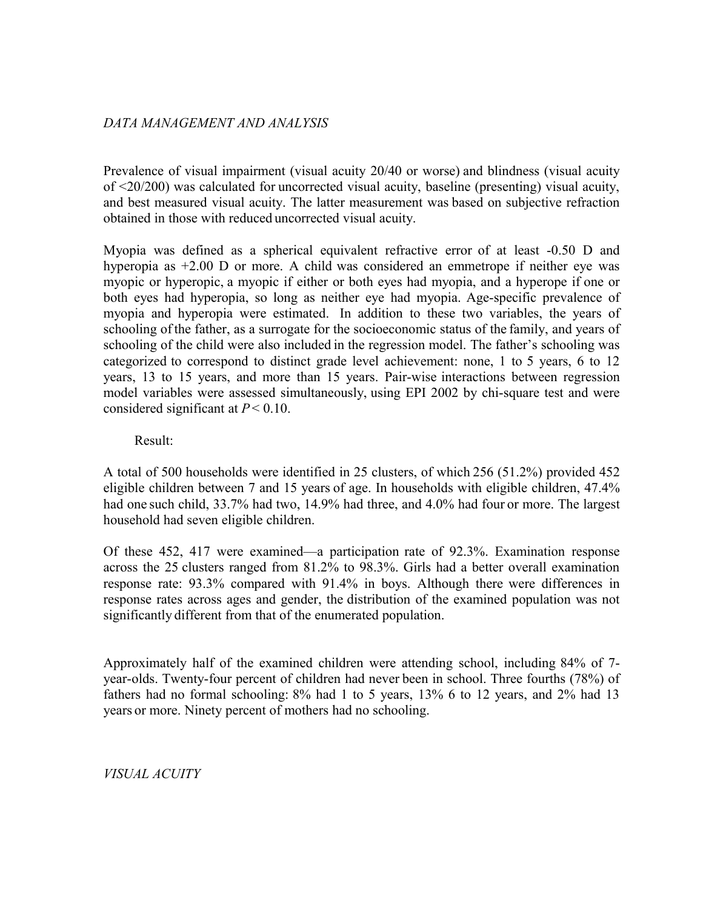*DATA MANAGEMENT AND ANALYSIS*

Prevalence of visual impairment (visual acuity 20/40 or worse) and blindness (visual acuity of <20/200) was calculated for uncorrected visual acuity, baseline (presenting) visual acuity, and best measured visual acuity. The latter measurement was based on subjective refraction obtained in those with reduced uncorrected visual acuity.

Myopia was defined as a spherical equivalent refractive error of at least -0.50 D and hyperopia as +2.00 D or more. A child was considered an emmetrope if neither eye was myopic or hyperopic, a myopic if either or both eyes had myopia, and a hyperope if one or both eyes had hyperopia, so long as neither eye had myopia. Age-specific prevalence of myopia and hyperopia were estimated. In addition to these two variables, the years of schooling of the father, as a surrogate for the socioeconomic status of the family, and years of schooling of the child were also included in the regression model. The father's schooling was categorized to correspond to distinct grade level achievement: none, 1 to 5 years, 6 to 12 years, 13 to 15 years, and more than 15 years. Pair-wise interactions between regression model variables were assessed simultaneously, using EPI 2002 by chi-square test and were considered significant at $P < 0.10$.

Result:

A total of 500 households were identified in 25 clusters, of which 256 (51.2%) provided 452 eligible children between 7 and 15 years of age. In households with eligible children, 47.4% had one such child, 33.7% had two, 14.9% had three, and 4.0% had four or more. The largest household had seven eligible children.

Of these 452, 417 were examined—a participation rate of 92.3%. Examination response across the 25 clusters ranged from 81.2% to 98.3%. Girls had a better overall examination response rate: 93.3% compared with 91.4% in boys. Although there were differences in response rates across ages and gender, the distribution of the examined population was not significantly different from that of the enumerated population.

Approximately half of the examined children were attending school, including 84% of 7-year-olds. Twenty-four percent of children had never been in school. Three fourths (78%) of fathers had no formal schooling: 8% had 1 to 5 years, 13% 6 to 12 years, and 2% had 13 years or more. Ninety percent of mothers had no schooling.

*VISUAL ACUITY*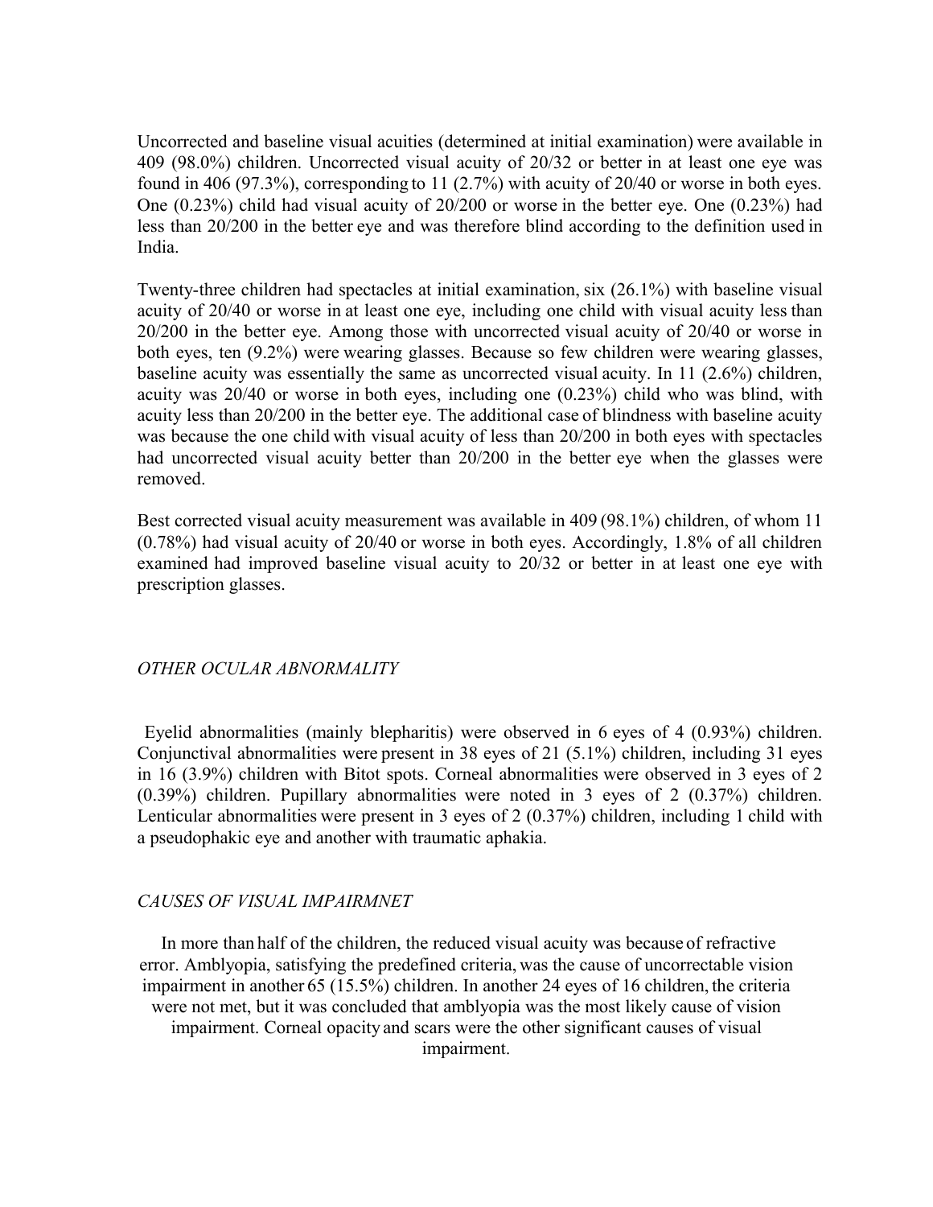Uncorrected and baseline visual acuities (determined at initial examination) were available in 409 (98.0%) children. Uncorrected visual acuity of 20/32 or better in at least one eye was found in 406 (97.3%), corresponding to 11 (2.7%) with acuity of 20/40 or worse in both eyes. One (0.23%) child had visual acuity of 20/200 or worse in the better eye. One (0.23%) had less than 20/200 in the better eye and was therefore blind according to the definition used in India.

Twenty-three children had spectacles at initial examination, six (26.1%) with baseline visual acuity of 20/40 or worse in at least one eye, including one child with visual acuity less than 20/200 in the better eye. Among those with uncorrected visual acuity of 20/40 or worse in both eyes, ten (9.2%) were wearing glasses. Because so few children were wearing glasses, baseline acuity was essentially the same as uncorrected visual acuity. In 11 (2.6%) children, acuity was 20/40 or worse in both eyes, including one (0.23%) child who was blind, with acuity less than 20/200 in the better eye. The additional case of blindness with baseline acuity was because the one child with visual acuity of less than 20/200 in both eyes with spectacles had uncorrected visual acuity better than 20/200 in the better eye when the glasses were removed.

Best corrected visual acuity measurement was available in 409 (98.1%) children, of whom 11 (0.78%) had visual acuity of 20/40 or worse in both eyes. Accordingly, 1.8% of all children examined had improved baseline visual acuity to 20/32 or better in at least one eye with prescription glasses.

### *OTHER OCULAR ABNORMALITY*

Eyelid abnormalities (mainly blepharitis) were observed in 6 eyes of 4 (0.93%) children. Conjunctival abnormalities were present in 38 eyes of 21 (5.1%) children, including 31 eyes in 16 (3.9%) children with Bitot spots. Corneal abnormalities were observed in 3 eyes of 2 (0.39%) children. Pupillary abnormalities were noted in 3 eyes of 2 (0.37%) children. Lenticular abnormalities were present in 3 eyes of 2 (0.37%) children, including 1 child with a pseudophakic eye and another with traumatic aphakia.

### *CAUSES OF VISUAL IMPAIRMNET*

In more than half of the children, the reduced visual acuity was because of refractive error. Amblyopia, satisfying the predefined criteria, was the cause of uncorrectable vision impairment in another 65 (15.5%) children. In another 24 eyes of 16 children, the criteria were not met, but it was concluded that amblyopia was the most likely cause of vision impairment. Corneal opacity and scars were the other significant causes of visual impairment.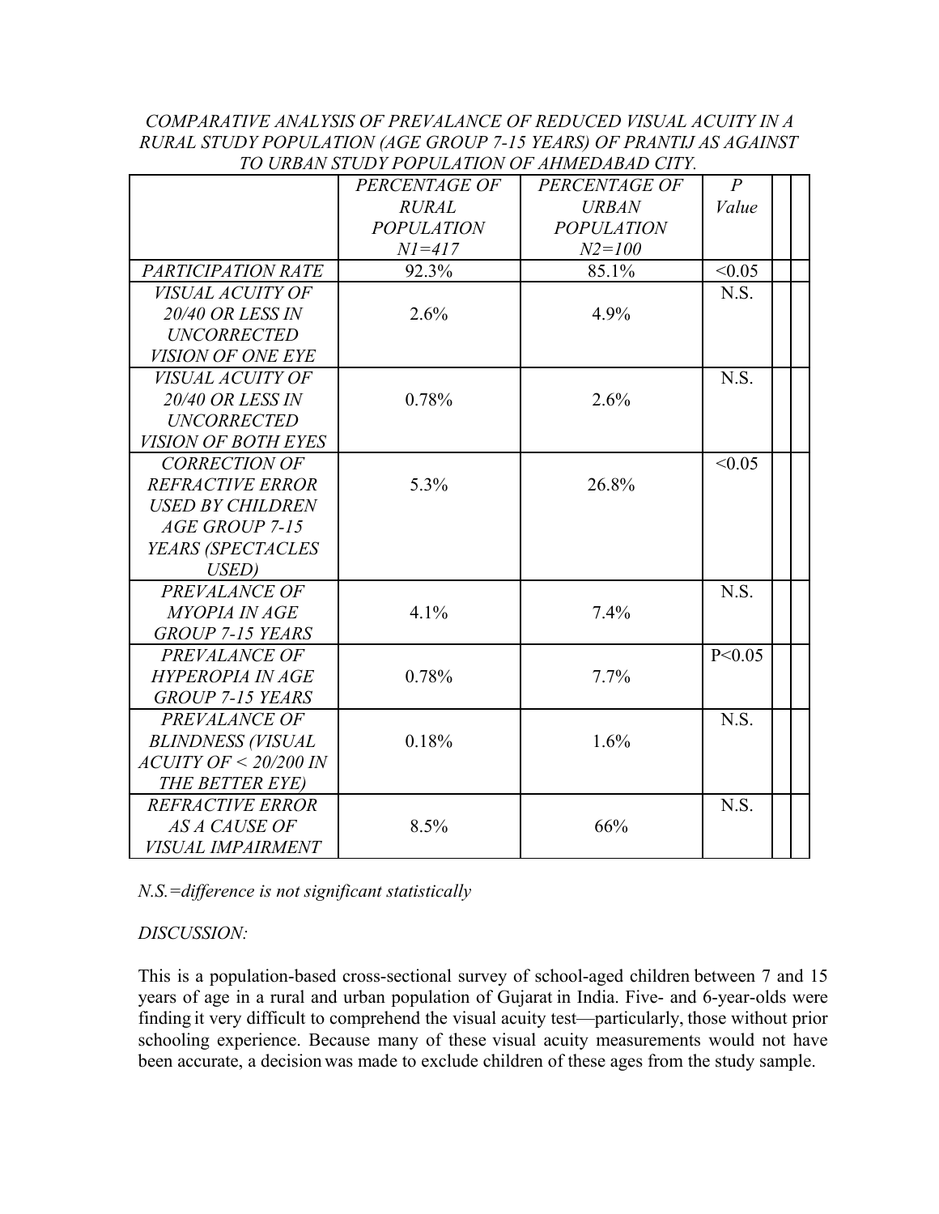*COMPARATIVE ANALYSIS OF PREVALANCE OF REDUCED VISUAL ACUITY IN A RURAL STUDY POPULATION (AGE GROUP 7-15 YEARS) OF PRANTIJ AS AGAINST TO URBAN STUDY POPULATION OF AHMEDABAD CITY.*

| | *PERCENTAGE OF RURAL POPULATION N1=417* | *PERCENTAGE OF URBAN POPULATION N2=100* | *P Value* | | |
|---|---|---|---|---|---|
| *PARTICIPATION RATE* | 92.3% | 85.1% | <0.05 | | |
| *VISUAL ACUITY OF 20/40 OR LESS IN UNCORRECTED VISION OF ONE EYE* | 2.6% | 4.9% | N.S. | | |
| *VISUAL ACUITY OF 20/40 OR LESS IN UNCORRECTED VISION OF BOTH EYES* | 0.78% | 2.6% | N.S. | | |
| *CORRECTION OF REFRACTIVE ERROR USED BY CHILDREN AGE GROUP 7-15 YEARS (SPECTACLES USED)* | 5.3% | 26.8% | <0.05 | | |
| *PREVALANCE OF MYOPIA IN AGE GROUP 7-15 YEARS* | 4.1% | 7.4% | N.S. | | |
| *PREVALANCE OF HYPEROPIA IN AGE GROUP 7-15 YEARS* | 0.78% | 7.7% | P<0.05 | | |
| *PREVALANCE OF BLINDNESS (VISUAL ACUITY OF < 20/200 IN THE BETTER EYE)* | 0.18% | 1.6% | N.S. | | |
| *REFRACTIVE ERROR AS A CAUSE OF VISUAL IMPAIRMENT* | 8.5% | 66% | N.S. | | |

*N.S.=difference is not significant statistically*

*DISCUSSION:*

This is a population-based cross-sectional survey of school-aged children between 7 and 15 years of age in a rural and urban population of Gujarat in India. Five- and 6-year-olds were finding it very difficult to comprehend the visual acuity test—particularly, those without prior schooling experience. Because many of these visual acuity measurements would not have been accurate, a decision was made to exclude children of these ages from the study sample.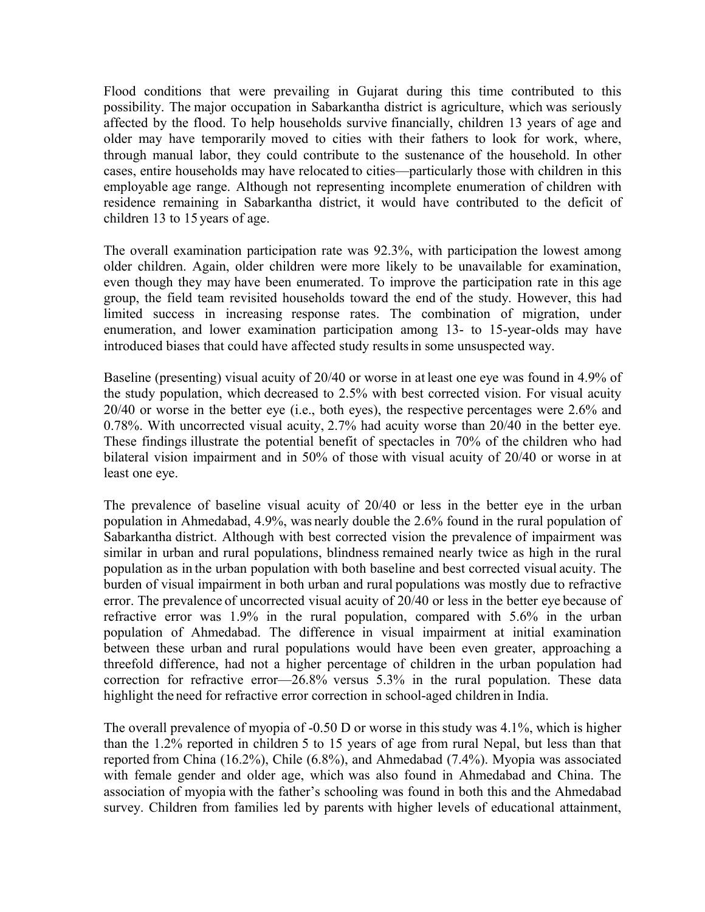Flood conditions that were prevailing in Gujarat during this time contributed to this possibility. The major occupation in Sabarkantha district is agriculture, which was seriously affected by the flood. To help households survive financially, children 13 years of age and older may have temporarily moved to cities with their fathers to look for work, where, through manual labor, they could contribute to the sustenance of the household. In other cases, entire households may have relocated to cities—particularly those with children in this employable age range. Although not representing incomplete enumeration of children with residence remaining in Sabarkantha district, it would have contributed to the deficit of children 13 to 15 years of age.

The overall examination participation rate was 92.3%, with participation the lowest among older children. Again, older children were more likely to be unavailable for examination, even though they may have been enumerated. To improve the participation rate in this age group, the field team revisited households toward the end of the study. However, this had limited success in increasing response rates. The combination of migration, under enumeration, and lower examination participation among 13- to 15-year-olds may have introduced biases that could have affected study results in some unsuspected way.

Baseline (presenting) visual acuity of 20/40 or worse in at least one eye was found in 4.9% of the study population, which decreased to 2.5% with best corrected vision. For visual acuity 20/40 or worse in the better eye (i.e., both eyes), the respective percentages were 2.6% and 0.78%. With uncorrected visual acuity, 2.7% had acuity worse than 20/40 in the better eye. These findings illustrate the potential benefit of spectacles in 70% of the children who had bilateral vision impairment and in 50% of those with visual acuity of 20/40 or worse in at least one eye.

The prevalence of baseline visual acuity of 20/40 or less in the better eye in the urban population in Ahmedabad, 4.9%, was nearly double the 2.6% found in the rural population of Sabarkantha district. Although with best corrected vision the prevalence of impairment was similar in urban and rural populations, blindness remained nearly twice as high in the rural population as in the urban population with both baseline and best corrected visual acuity. The burden of visual impairment in both urban and rural populations was mostly due to refractive error. The prevalence of uncorrected visual acuity of 20/40 or less in the better eye because of refractive error was 1.9% in the rural population, compared with 5.6% in the urban population of Ahmedabad. The difference in visual impairment at initial examination between these urban and rural populations would have been even greater, approaching a threefold difference, had not a higher percentage of children in the urban population had correction for refractive error—26.8% versus 5.3% in the rural population. These data highlight the need for refractive error correction in school-aged children in India.

The overall prevalence of myopia of -0.50 D or worse in this study was 4.1%, which is higher than the 1.2% reported in children 5 to 15 years of age from rural Nepal, but less than that reported from China (16.2%), Chile (6.8%), and Ahmedabad (7.4%). Myopia was associated with female gender and older age, which was also found in Ahmedabad and China. The association of myopia with the father's schooling was found in both this and the Ahmedabad survey. Children from families led by parents with higher levels of educational attainment,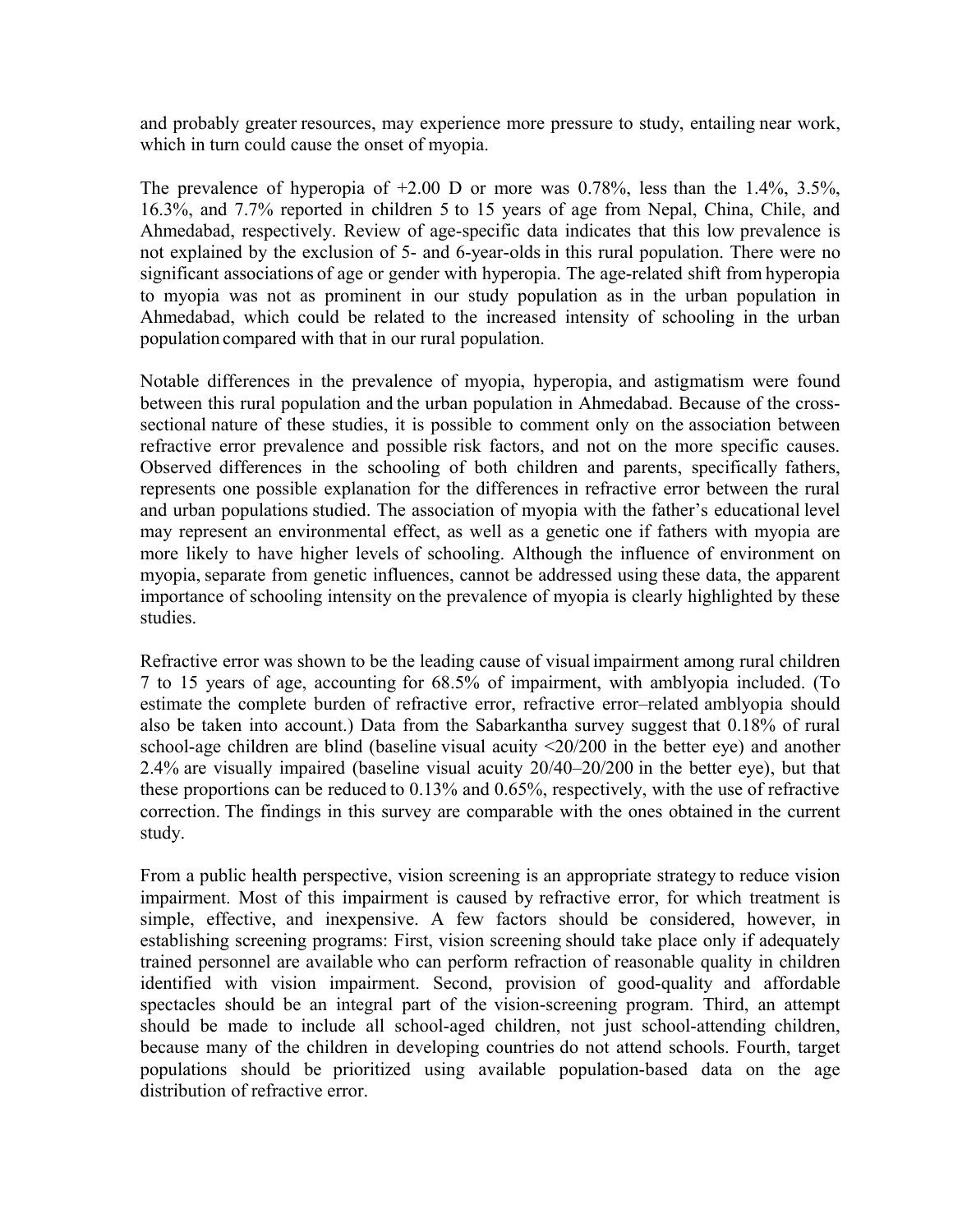and probably greater resources, may experience more pressure to study, entailing near work, which in turn could cause the onset of myopia.

The prevalence of hyperopia of +2.00 D or more was 0.78%, less than the 1.4%, 3.5%, 16.3%, and 7.7% reported in children 5 to 15 years of age from Nepal, China, Chile, and Ahmedabad, respectively. Review of age-specific data indicates that this low prevalence is not explained by the exclusion of 5- and 6-year-olds in this rural population. There were no significant associations of age or gender with hyperopia. The age-related shift from hyperopia to myopia was not as prominent in our study population as in the urban population in Ahmedabad, which could be related to the increased intensity of schooling in the urban population compared with that in our rural population.

Notable differences in the prevalence of myopia, hyperopia, and astigmatism were found between this rural population and the urban population in Ahmedabad. Because of the cross-sectional nature of these studies, it is possible to comment only on the association between refractive error prevalence and possible risk factors, and not on the more specific causes. Observed differences in the schooling of both children and parents, specifically fathers, represents one possible explanation for the differences in refractive error between the rural and urban populations studied. The association of myopia with the father's educational level may represent an environmental effect, as well as a genetic one if fathers with myopia are more likely to have higher levels of schooling. Although the influence of environment on myopia, separate from genetic influences, cannot be addressed using these data, the apparent importance of schooling intensity on the prevalence of myopia is clearly highlighted by these studies.

Refractive error was shown to be the leading cause of visual impairment among rural children 7 to 15 years of age, accounting for 68.5% of impairment, with amblyopia included. (To estimate the complete burden of refractive error, refractive error–related amblyopia should also be taken into account.) Data from the Sabarkantha survey suggest that 0.18% of rural school-age children are blind (baseline visual acuity <20/200 in the better eye) and another 2.4% are visually impaired (baseline visual acuity 20/40–20/200 in the better eye), but that these proportions can be reduced to 0.13% and 0.65%, respectively, with the use of refractive correction. The findings in this survey are comparable with the ones obtained in the current study.

From a public health perspective, vision screening is an appropriate strategy to reduce vision impairment. Most of this impairment is caused by refractive error, for which treatment is simple, effective, and inexpensive. A few factors should be considered, however, in establishing screening programs: First, vision screening should take place only if adequately trained personnel are available who can perform refraction of reasonable quality in children identified with vision impairment. Second, provision of good-quality and affordable spectacles should be an integral part of the vision-screening program. Third, an attempt should be made to include all school-aged children, not just school-attending children, because many of the children in developing countries do not attend schools. Fourth, target populations should be prioritized using available population-based data on the age distribution of refractive error.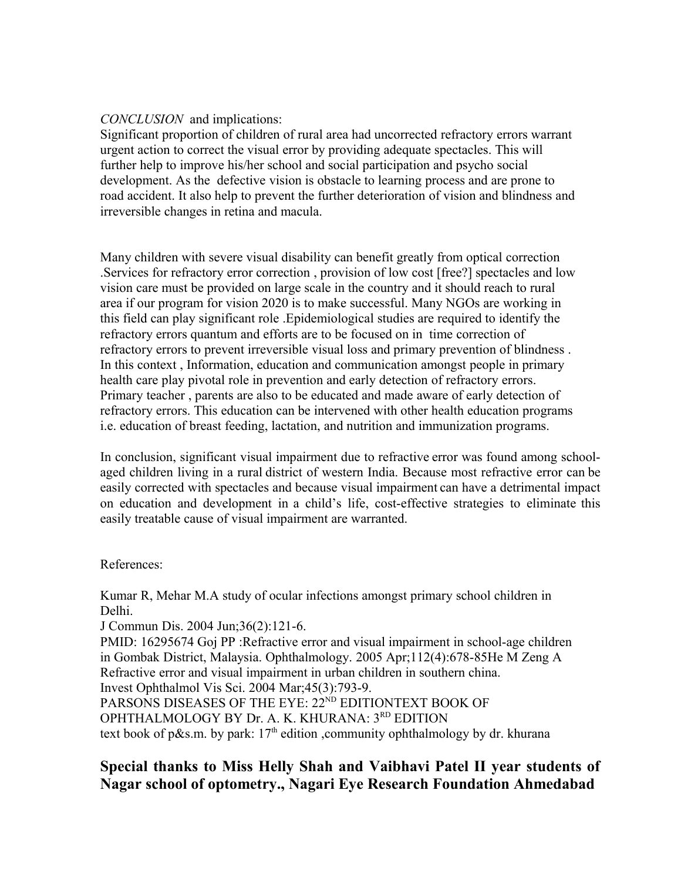*CONCLUSION* and implications:

Significant proportion of children of rural area had uncorrected refractory errors warrant urgent action to correct the visual error by providing adequate spectacles. This will further help to improve his/her school and social participation and psycho social development. As the defective vision is obstacle to learning process and are prone to road accident. It also help to prevent the further deterioration of vision and blindness and irreversible changes in retina and macula.

Many children with severe visual disability can benefit greatly from optical correction .Services for refractory error correction , provision of low cost [free?] spectacles and low vision care must be provided on large scale in the country and it should reach to rural area if our program for vision 2020 is to make successful. Many NGOs are working in this field can play significant role .Epidemiological studies are required to identify the refractory errors quantum and efforts are to be focused on in time correction of refractory errors to prevent irreversible visual loss and primary prevention of blindness . In this context , Information, education and communication amongst people in primary health care play pivotal role in prevention and early detection of refractory errors. Primary teacher , parents are also to be educated and made aware of early detection of refractory errors. This education can be intervened with other health education programs i.e. education of breast feeding, lactation, and nutrition and immunization programs.

In conclusion, significant visual impairment due to refractive error was found among school-aged children living in a rural district of western India. Because most refractive error can be easily corrected with spectacles and because visual impairment can have a detrimental impact on education and development in a child's life, cost-effective strategies to eliminate this easily treatable cause of visual impairment are warranted.

References:

Kumar R, Mehar M.A study of ocular infections amongst primary school children in Delhi.
J Commun Dis. 2004 Jun;36(2):121-6.
PMID: 16295674 Goj PP :Refractive error and visual impairment in school-age children in Gombak District, Malaysia. Ophthalmology. 2005 Apr;112(4):678-85He M Zeng A Refractive error and visual impairment in urban children in southern china.
Invest Ophthalmol Vis Sci. 2004 Mar;45(3):793-9.
PARSONS DISEASES OF THE EYE: 22ND EDITIONTEXT BOOK OF OPHTHALMOLOGY BY Dr. A. K. KHURANA: 3RD EDITION
text book of p&s.m. by park: 17th edition ,community ophthalmology by dr. khurana

## Special thanks to Miss Helly Shah and Vaibhavi Patel II year students of Nagar school of optometry., Nagari Eye Research Foundation Ahmedabad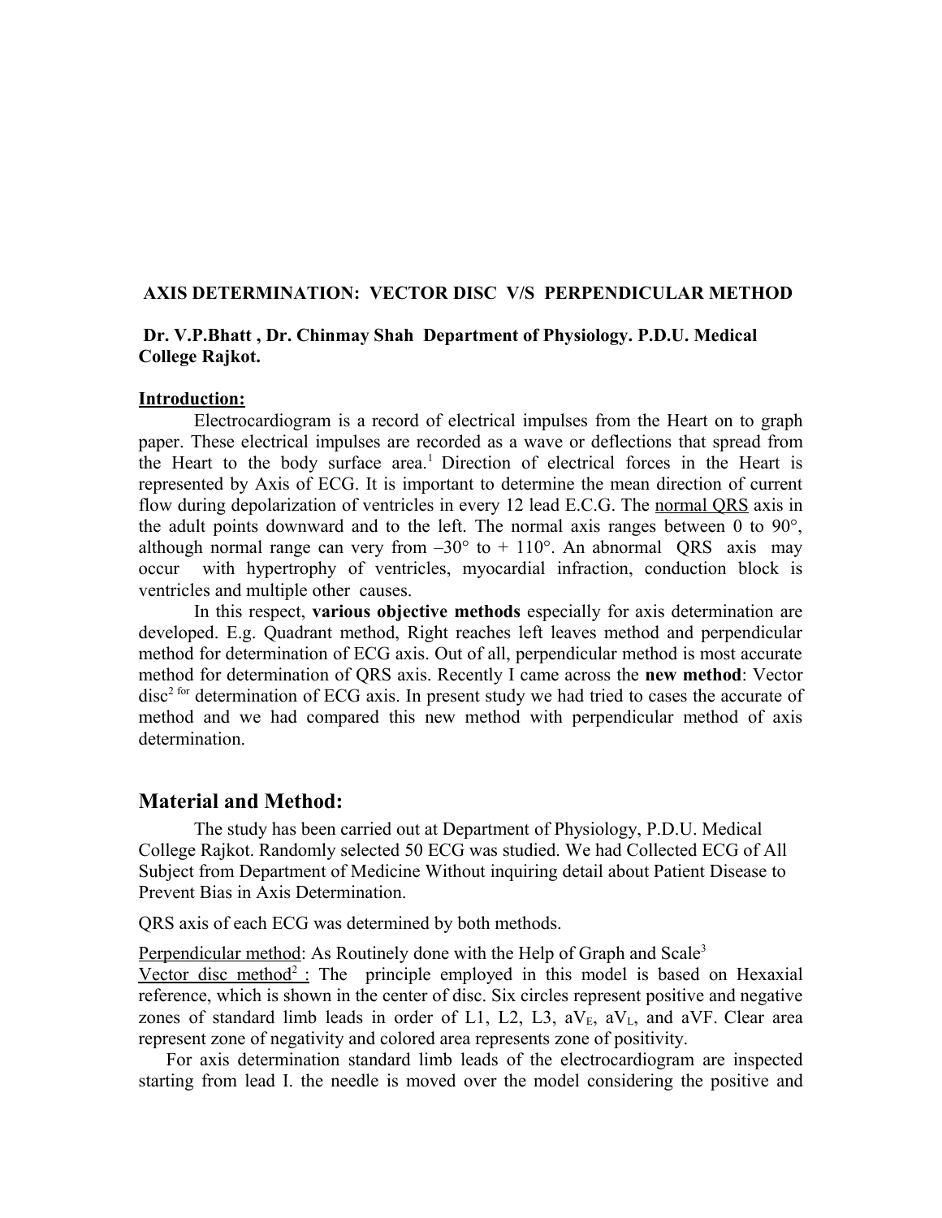## AXIS DETERMINATION: VECTOR DISC V/S PERPENDICULAR METHOD

**Dr. V.P.Bhatt , Dr. Chinmay Shah Department of Physiology. P.D.U. Medical College Rajkot.**

**Introduction:**

Electrocardiogram is a record of electrical impulses from the Heart on to graph paper. These electrical impulses are recorded as a wave or deflections that spread from the Heart to the body surface area.[1] Direction of electrical forces in the Heart is represented by Axis of ECG. It is important to determine the mean direction of current flow during depolarization of ventricles in every 12 lead E.C.G. The normal QRS axis in the adult points downward and to the left. The normal axis ranges between 0 to 90°, although normal range can very from –30° to + 110°. An abnormal QRS axis may occur with hypertrophy of ventricles, myocardial infraction, conduction block is ventricles and multiple other causes.

In this respect, **various objective methods** especially for axis determination are developed. E.g. Quadrant method, Right reaches left leaves method and perpendicular method for determination of ECG axis. Out of all, perpendicular method is most accurate method for determination of QRS axis. Recently I came across the **new method**: Vector disc[2 for] determination of ECG axis. In present study we had tried to cases the accurate of method and we had compared this new method with perpendicular method of axis determination.

## Material and Method:

The study has been carried out at Department of Physiology, P.D.U. Medical College Rajkot. Randomly selected 50 ECG was studied. We had Collected ECG of All Subject from Department of Medicine Without inquiring detail about Patient Disease to Prevent Bias in Axis Determination.

QRS axis of each ECG was determined by both methods.

Perpendicular method: As Routinely done with the Help of Graph and Scale[3]

Vector disc method[2] : The principle employed in this model is based on Hexaxial reference, which is shown in the center of disc. Six circles represent positive and negative zones of standard limb leads in order of L1, L2, L3, $aV_E$, $aV_L$, and aVF. Clear area represent zone of negativity and colored area represents zone of positivity.

For axis determination standard limb leads of the electrocardiogram are inspected starting from lead I. the needle is moved over the model considering the positive and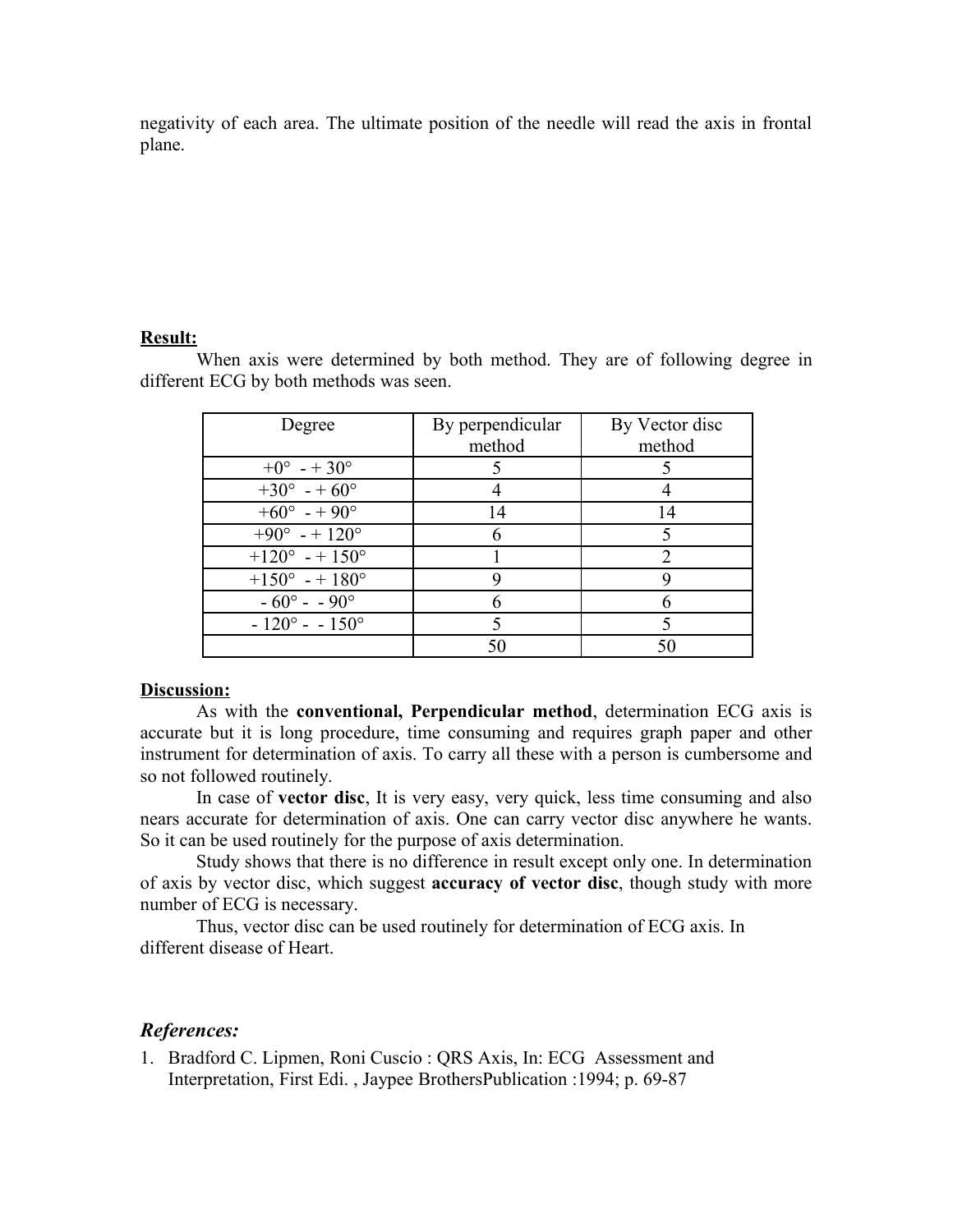negativity of each area. The ultimate position of the needle will read the axis in frontal plane.

**Result:**

When axis were determined by both method. They are of following degree in different ECG by both methods was seen.

| Degree | By perpendicular method | By Vector disc method |
|---|---|---|
| +0° - + 30° | 5 | 5 |
| +30° - + 60° | 4 | 4 |
| +60° - + 90° | 14 | 14 |
| +90° - + 120° | 6 | 5 |
| +120° - + 150° | 1 | 2 |
| +150° - + 180° | 9 | 9 |
| - 60° - - 90° | 6 | 6 |
| - 120° - - 150° | 5 | 5 |
| | 50 | 50 |

**Discussion:**

As with the **conventional, Perpendicular method**, determination ECG axis is accurate but it is long procedure, time consuming and requires graph paper and other instrument for determination of axis. To carry all these with a person is cumbersome and so not followed routinely.

In case of **vector disc**, It is very easy, very quick, less time consuming and also nears accurate for determination of axis. One can carry vector disc anywhere he wants. So it can be used routinely for the purpose of axis determination.

Study shows that there is no difference in result except only one. In determination of axis by vector disc, which suggest **accuracy of vector disc**, though study with more number of ECG is necessary.

Thus, vector disc can be used routinely for determination of ECG axis. In different disease of Heart.

## *References:*

1. Bradford C. Lipmen, Roni Cuscio : QRS Axis, In: ECG Assessment and Interpretation, First Edi. , Jaypee BrothersPublication :1994; p. 69-87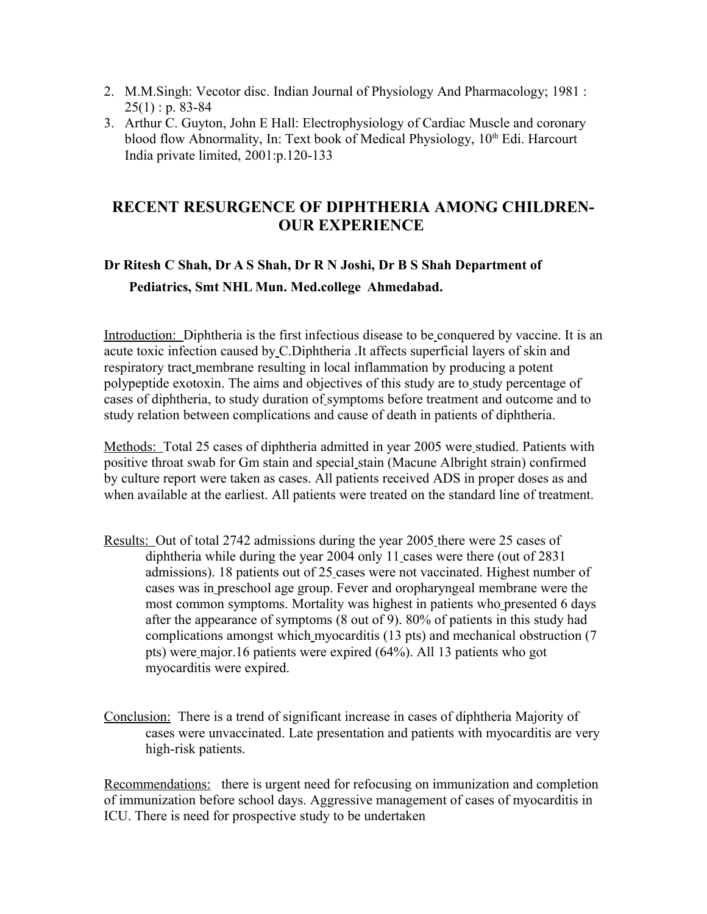2. M.M.Singh: Vecotor disc. Indian Journal of Physiology And Pharmacology; 1981 : 25(1) : p. 83-84
3. Arthur C. Guyton, John E Hall: Electrophysiology of Cardiac Muscle and coronary blood flow Abnormality, In: Text book of Medical Physiology, 10th Edi. Harcourt India private limited, 2001:p.120-133

## RECENT RESURGENCE OF DIPHTHERIA AMONG CHILDREN- OUR EXPERIENCE

**Dr Ritesh C Shah, Dr A S Shah, Dr R N Joshi, Dr B S Shah Department of Pediatrics, Smt NHL Mun. Med.college Ahmedabad.**

Introduction: Diphtheria is the first infectious disease to be conquered by vaccine. It is an acute toxic infection caused by C.Diphtheria .It affects superficial layers of skin and respiratory tract membrane resulting in local inflammation by producing a potent polypeptide exotoxin. The aims and objectives of this study are to study percentage of cases of diphtheria, to study duration of symptoms before treatment and outcome and to study relation between complications and cause of death in patients of diphtheria.

Methods: Total 25 cases of diphtheria admitted in year 2005 were studied. Patients with positive throat swab for Gm stain and special stain (Macune Albright strain) confirmed by culture report were taken as cases. All patients received ADS in proper doses as and when available at the earliest. All patients were treated on the standard line of treatment.

Results: Out of total 2742 admissions during the year 2005 there were 25 cases of diphtheria while during the year 2004 only 11 cases were there (out of 2831 admissions). 18 patients out of 25 cases were not vaccinated. Highest number of cases was in preschool age group. Fever and oropharyngeal membrane were the most common symptoms. Mortality was highest in patients who presented 6 days after the appearance of symptoms (8 out of 9). 80% of patients in this study had complications amongst which myocarditis (13 pts) and mechanical obstruction (7 pts) were major.16 patients were expired (64%). All 13 patients who got myocarditis were expired.

Conclusion: There is a trend of significant increase in cases of diphtheria Majority of cases were unvaccinated. Late presentation and patients with myocarditis are very high-risk patients.

Recommendations: there is urgent need for refocusing on immunization and completion of immunization before school days. Aggressive management of cases of myocarditis in ICU. There is need for prospective study to be undertaken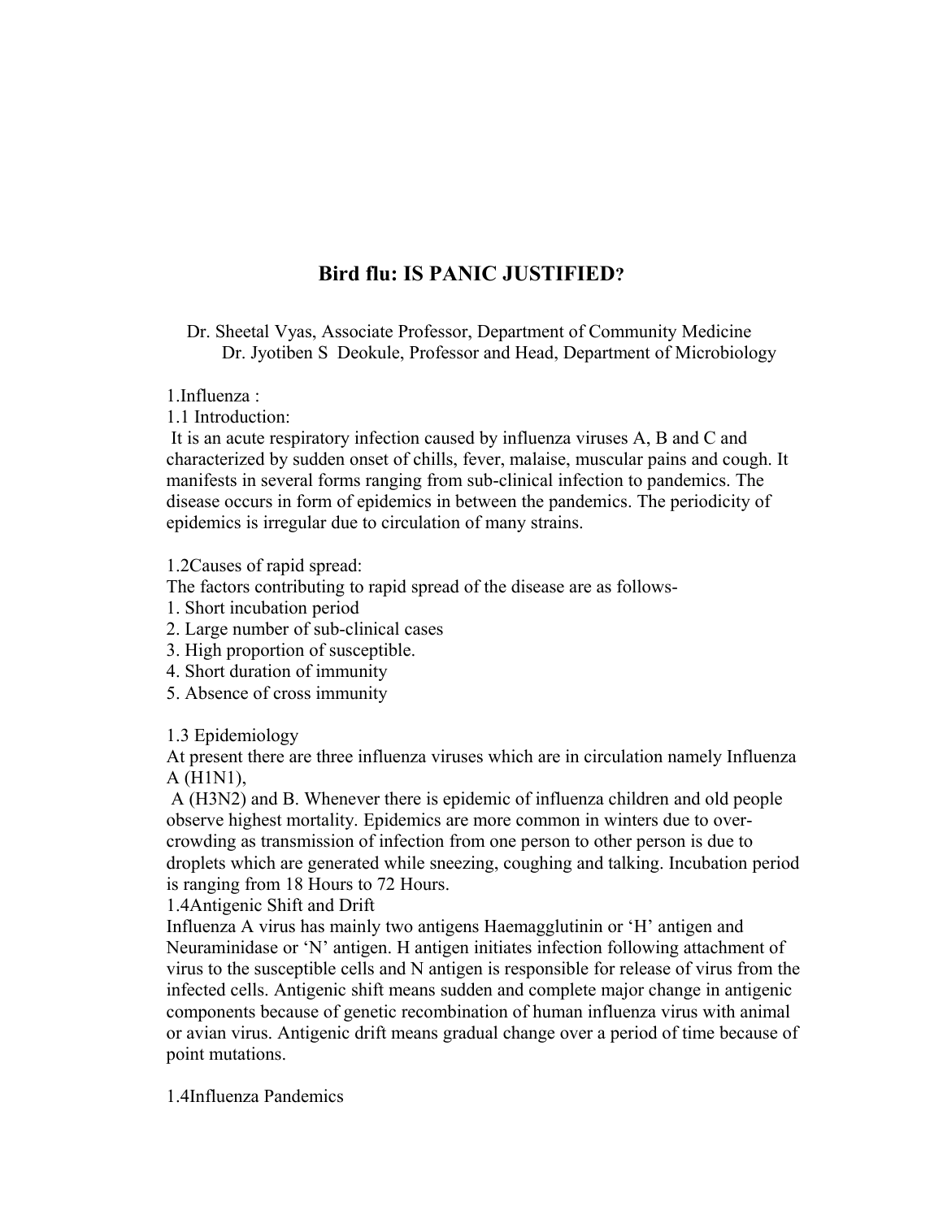# Bird flu: IS PANIC JUSTIFIED?

Dr. Sheetal Vyas, Associate Professor, Department of Community Medicine
Dr. Jyotiben S Deokule, Professor and Head, Department of Microbiology

1.Influenza :

1.1 Introduction:

It is an acute respiratory infection caused by influenza viruses A, B and C and characterized by sudden onset of chills, fever, malaise, muscular pains and cough. It manifests in several forms ranging from sub-clinical infection to pandemics. The disease occurs in form of epidemics in between the pandemics. The periodicity of epidemics is irregular due to circulation of many strains.

1.2Causes of rapid spread:

The factors contributing to rapid spread of the disease are as follows-

1. Short incubation period
2. Large number of sub-clinical cases
3. High proportion of susceptible.
4. Short duration of immunity
5. Absence of cross immunity

1.3 Epidemiology

At present there are three influenza viruses which are in circulation namely Influenza A (H1N1),
A (H3N2) and B. Whenever there is epidemic of influenza children and old people observe highest mortality. Epidemics are more common in winters due to over-crowding as transmission of infection from one person to other person is due to droplets which are generated while sneezing, coughing and talking. Incubation period is ranging from 18 Hours to 72 Hours.

1.4Antigenic Shift and Drift

Influenza A virus has mainly two antigens Haemagglutinin or 'H' antigen and Neuraminidase or 'N' antigen. H antigen initiates infection following attachment of virus to the susceptible cells and N antigen is responsible for release of virus from the infected cells. Antigenic shift means sudden and complete major change in antigenic components because of genetic recombination of human influenza virus with animal or avian virus. Antigenic drift means gradual change over a period of time because of point mutations.

1.4Influenza Pandemics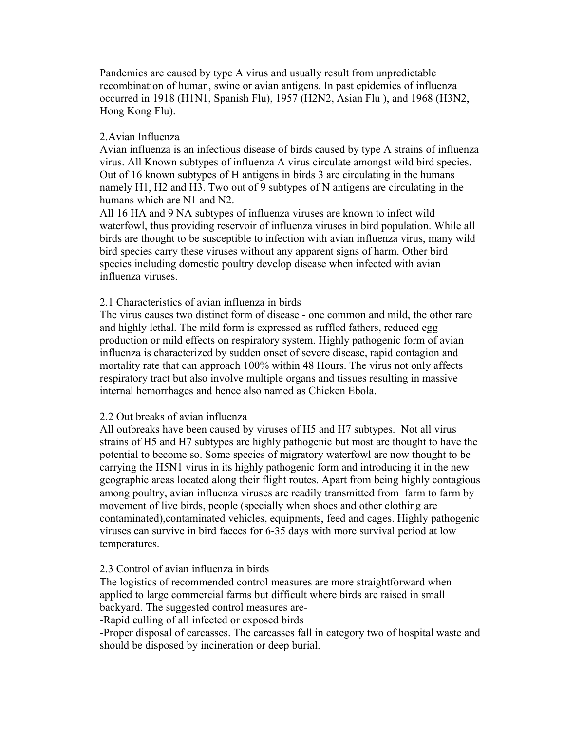Pandemics are caused by type A virus and usually result from unpredictable recombination of human, swine or avian antigens. In past epidemics of influenza occurred in 1918 (H1N1, Spanish Flu), 1957 (H2N2, Asian Flu ), and 1968 (H3N2, Hong Kong Flu).

## 2.Avian Influenza

Avian influenza is an infectious disease of birds caused by type A strains of influenza virus. All Known subtypes of influenza A virus circulate amongst wild bird species. Out of 16 known subtypes of H antigens in birds 3 are circulating in the humans namely H1, H2 and H3. Two out of 9 subtypes of N antigens are circulating in the humans which are N1 and N2.

All 16 HA and 9 NA subtypes of influenza viruses are known to infect wild waterfowl, thus providing reservoir of influenza viruses in bird population. While all birds are thought to be susceptible to infection with avian influenza virus, many wild bird species carry these viruses without any apparent signs of harm. Other bird species including domestic poultry develop disease when infected with avian influenza viruses.

### 2.1 Characteristics of avian influenza in birds

The virus causes two distinct form of disease - one common and mild, the other rare and highly lethal. The mild form is expressed as ruffled fathers, reduced egg production or mild effects on respiratory system. Highly pathogenic form of avian influenza is characterized by sudden onset of severe disease, rapid contagion and mortality rate that can approach 100% within 48 Hours. The virus not only affects respiratory tract but also involve multiple organs and tissues resulting in massive internal hemorrhages and hence also named as Chicken Ebola.

### 2.2 Out breaks of avian influenza

All outbreaks have been caused by viruses of H5 and H7 subtypes. Not all virus strains of H5 and H7 subtypes are highly pathogenic but most are thought to have the potential to become so. Some species of migratory waterfowl are now thought to be carrying the H5N1 virus in its highly pathogenic form and introducing it in the new geographic areas located along their flight routes. Apart from being highly contagious among poultry, avian influenza viruses are readily transmitted from farm to farm by movement of live birds, people (specially when shoes and other clothing are contaminated),contaminated vehicles, equipments, feed and cages. Highly pathogenic viruses can survive in bird faeces for 6-35 days with more survival period at low temperatures.

### 2.3 Control of avian influenza in birds

The logistics of recommended control measures are more straightforward when applied to large commercial farms but difficult where birds are raised in small backyard. The suggested control measures are-

-Rapid culling of all infected or exposed birds

-Proper disposal of carcasses. The carcasses fall in category two of hospital waste and should be disposed by incineration or deep burial.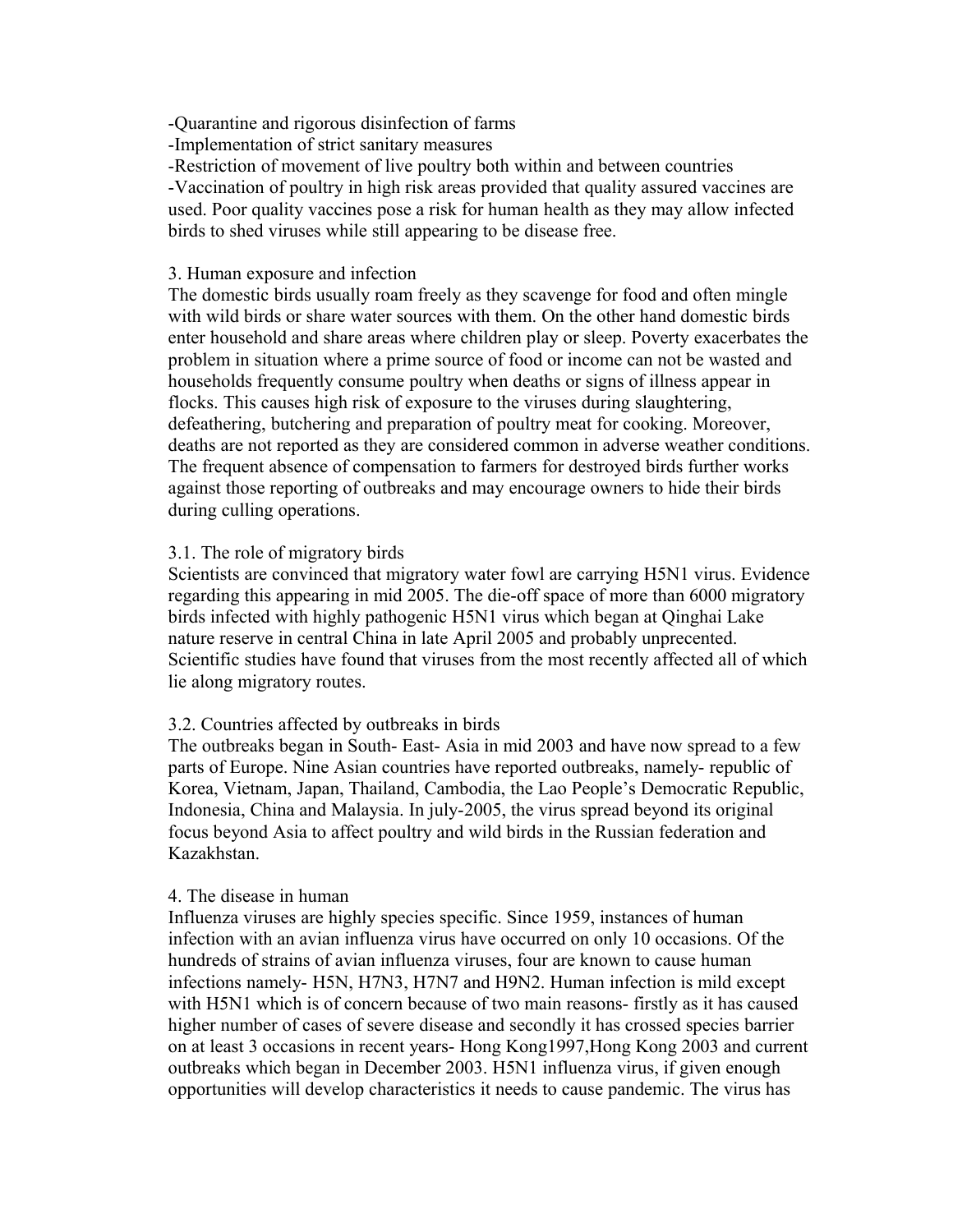-Quarantine and rigorous disinfection of farms
-Implementation of strict sanitary measures
-Restriction of movement of live poultry both within and between countries
-Vaccination of poultry in high risk areas provided that quality assured vaccines are used. Poor quality vaccines pose a risk for human health as they may allow infected birds to shed viruses while still appearing to be disease free.

## 3. Human exposure and infection

The domestic birds usually roam freely as they scavenge for food and often mingle with wild birds or share water sources with them. On the other hand domestic birds enter household and share areas where children play or sleep. Poverty exacerbates the problem in situation where a prime source of food or income can not be wasted and households frequently consume poultry when deaths or signs of illness appear in flocks. This causes high risk of exposure to the viruses during slaughtering, defeathering, butchering and preparation of poultry meat for cooking. Moreover, deaths are not reported as they are considered common in adverse weather conditions. The frequent absence of compensation to farmers for destroyed birds further works against those reporting of outbreaks and may encourage owners to hide their birds during culling operations.

### 3.1. The role of migratory birds

Scientists are convinced that migratory water fowl are carrying H5N1 virus. Evidence regarding this appearing in mid 2005. The die-off space of more than 6000 migratory birds infected with highly pathogenic H5N1 virus which began at Qinghai Lake nature reserve in central China in late April 2005 and probably unprecented. Scientific studies have found that viruses from the most recently affected all of which lie along migratory routes.

### 3.2. Countries affected by outbreaks in birds

The outbreaks began in South- East- Asia in mid 2003 and have now spread to a few parts of Europe. Nine Asian countries have reported outbreaks, namely- republic of Korea, Vietnam, Japan, Thailand, Cambodia, the Lao People's Democratic Republic, Indonesia, China and Malaysia. In july-2005, the virus spread beyond its original focus beyond Asia to affect poultry and wild birds in the Russian federation and Kazakhstan.

## 4. The disease in human

Influenza viruses are highly species specific. Since 1959, instances of human infection with an avian influenza virus have occurred on only 10 occasions. Of the hundreds of strains of avian influenza viruses, four are known to cause human infections namely- H5N, H7N3, H7N7 and H9N2. Human infection is mild except with H5N1 which is of concern because of two main reasons- firstly as it has caused higher number of cases of severe disease and secondly it has crossed species barrier on at least 3 occasions in recent years- Hong Kong1997,Hong Kong 2003 and current outbreaks which began in December 2003. H5N1 influenza virus, if given enough opportunities will develop characteristics it needs to cause pandemic. The virus has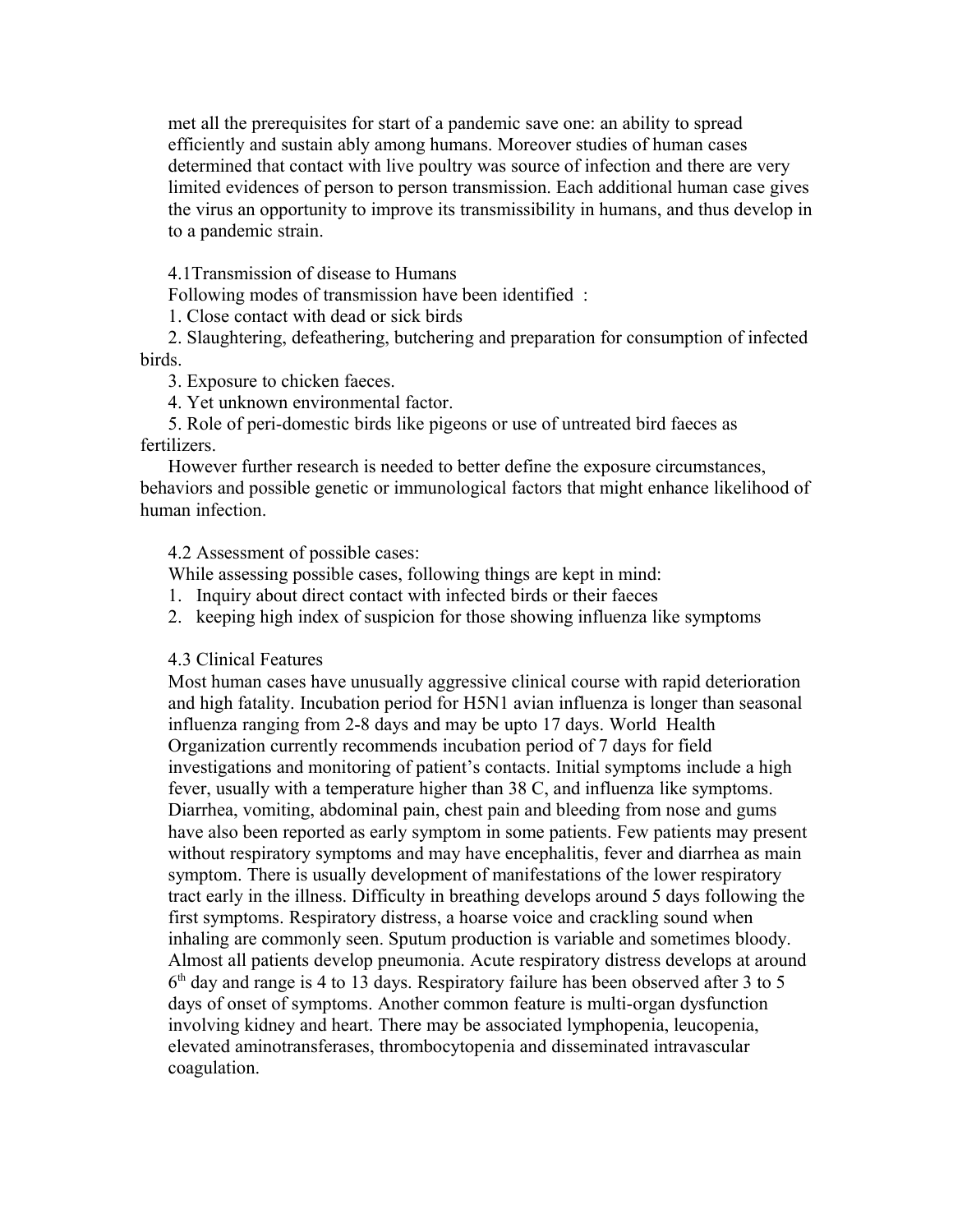met all the prerequisites for start of a pandemic save one: an ability to spread efficiently and sustain ably among humans. Moreover studies of human cases determined that contact with live poultry was source of infection and there are very limited evidences of person to person transmission. Each additional human case gives the virus an opportunity to improve its transmissibility in humans, and thus develop in to a pandemic strain.

### 4.1Transmission of disease to Humans

Following modes of transmission have been identified :

1. Close contact with dead or sick birds
2. Slaughtering, defeathering, butchering and preparation for consumption of infected birds.
3. Exposure to chicken faeces.
4. Yet unknown environmental factor.
5. Role of peri-domestic birds like pigeons or use of untreated bird faeces as fertilizers.

However further research is needed to better define the exposure circumstances, behaviors and possible genetic or immunological factors that might enhance likelihood of human infection.

### 4.2 Assessment of possible cases:

While assessing possible cases, following things are kept in mind:

1. Inquiry about direct contact with infected birds or their faeces
2. keeping high index of suspicion for those showing influenza like symptoms

### 4.3 Clinical Features

Most human cases have unusually aggressive clinical course with rapid deterioration and high fatality. Incubation period for H5N1 avian influenza is longer than seasonal influenza ranging from 2-8 days and may be upto 17 days. World Health Organization currently recommends incubation period of 7 days for field investigations and monitoring of patient's contacts. Initial symptoms include a high fever, usually with a temperature higher than 38 C, and influenza like symptoms. Diarrhea, vomiting, abdominal pain, chest pain and bleeding from nose and gums have also been reported as early symptom in some patients. Few patients may present without respiratory symptoms and may have encephalitis, fever and diarrhea as main symptom. There is usually development of manifestations of the lower respiratory tract early in the illness. Difficulty in breathing develops around 5 days following the first symptoms. Respiratory distress, a hoarse voice and crackling sound when inhaling are commonly seen. Sputum production is variable and sometimes bloody. Almost all patients develop pneumonia. Acute respiratory distress develops at around 6$^{th}$ day and range is 4 to 13 days. Respiratory failure has been observed after 3 to 5 days of onset of symptoms. Another common feature is multi-organ dysfunction involving kidney and heart. There may be associated lymphopenia, leucopenia, elevated aminotransferases, thrombocytopenia and disseminated intravascular coagulation.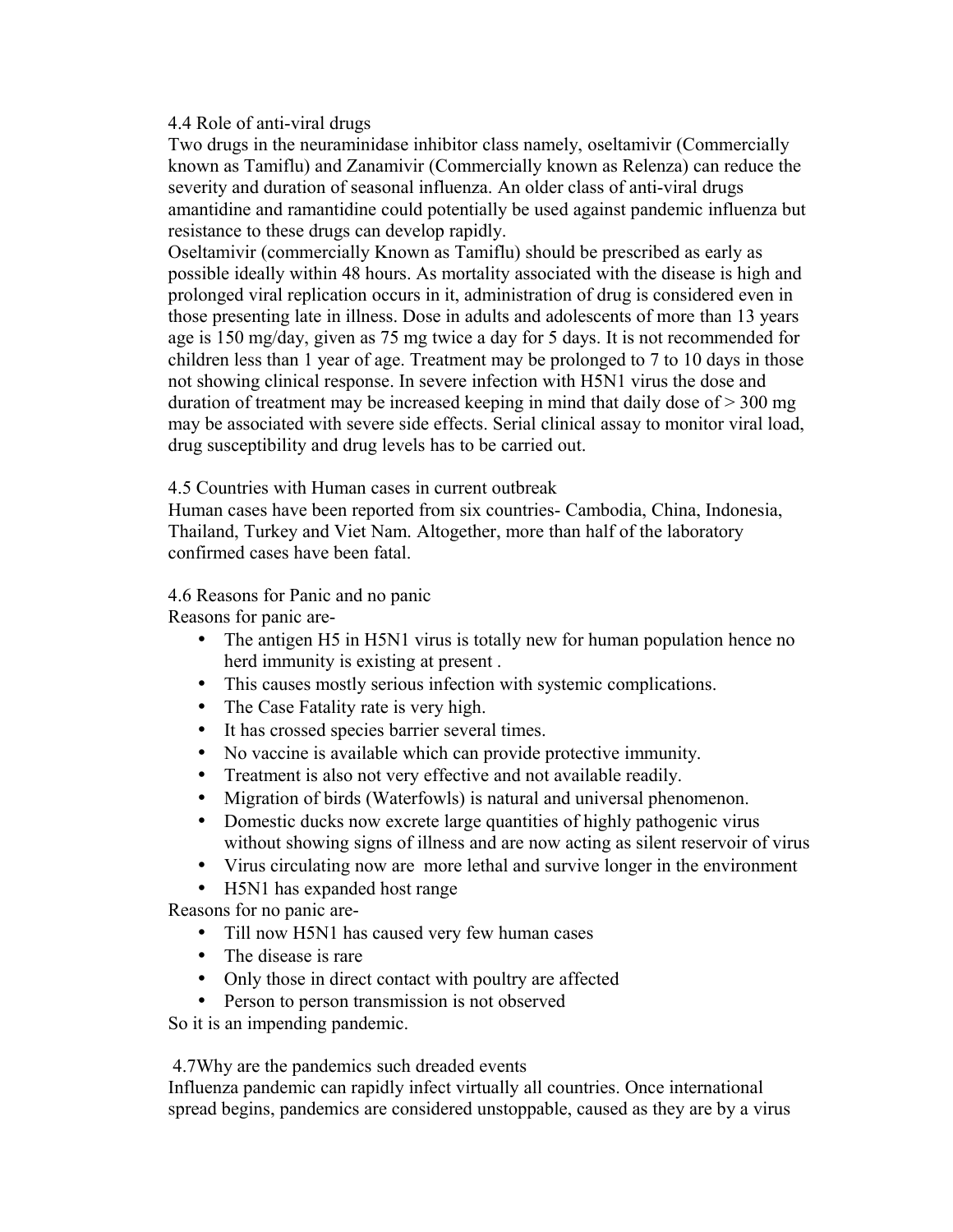### 4.4 Role of anti-viral drugs

Two drugs in the neuraminidase inhibitor class namely, oseltamivir (Commercially known as Tamiflu) and Zanamivir (Commercially known as Relenza) can reduce the severity and duration of seasonal influenza. An older class of anti-viral drugs amantidine and ramantidine could potentially be used against pandemic influenza but resistance to these drugs can develop rapidly.

Oseltamivir (commercially Known as Tamiflu) should be prescribed as early as possible ideally within 48 hours. As mortality associated with the disease is high and prolonged viral replication occurs in it, administration of drug is considered even in those presenting late in illness. Dose in adults and adolescents of more than 13 years age is 150 mg/day, given as 75 mg twice a day for 5 days. It is not recommended for children less than 1 year of age. Treatment may be prolonged to 7 to 10 days in those not showing clinical response. In severe infection with H5N1 virus the dose and duration of treatment may be increased keeping in mind that daily dose of > 300 mg may be associated with severe side effects. Serial clinical assay to monitor viral load, drug susceptibility and drug levels has to be carried out.

### 4.5 Countries with Human cases in current outbreak

Human cases have been reported from six countries- Cambodia, China, Indonesia, Thailand, Turkey and Viet Nam. Altogether, more than half of the laboratory confirmed cases have been fatal.

### 4.6 Reasons for Panic and no panic

Reasons for panic are-

- The antigen H5 in H5N1 virus is totally new for human population hence no herd immunity is existing at present .
- This causes mostly serious infection with systemic complications.
- The Case Fatality rate is very high.
- It has crossed species barrier several times.
- No vaccine is available which can provide protective immunity.
- Treatment is also not very effective and not available readily.
- Migration of birds (Waterfowls) is natural and universal phenomenon.
- Domestic ducks now excrete large quantities of highly pathogenic virus without showing signs of illness and are now acting as silent reservoir of virus
- Virus circulating now are more lethal and survive longer in the environment
- H5N1 has expanded host range

Reasons for no panic are-

- Till now H5N1 has caused very few human cases
- The disease is rare
- Only those in direct contact with poultry are affected
- Person to person transmission is not observed

So it is an impending pandemic.

### 4.7Why are the pandemics such dreaded events

Influenza pandemic can rapidly infect virtually all countries. Once international spread begins, pandemics are considered unstoppable, caused as they are by a virus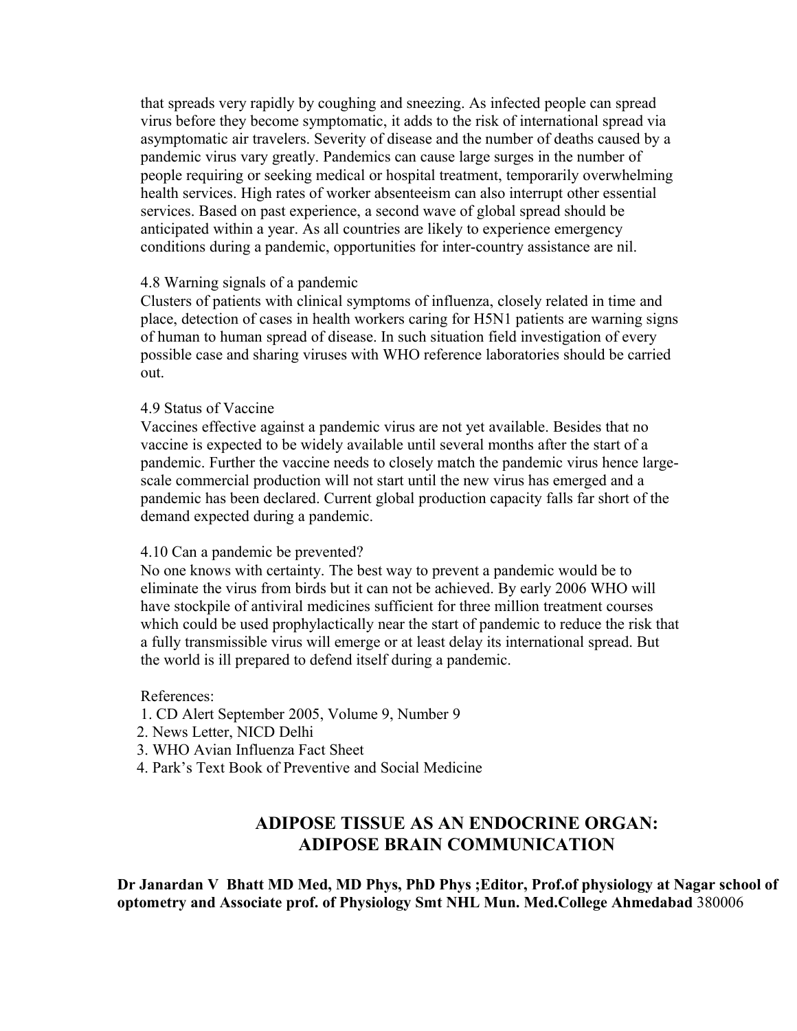that spreads very rapidly by coughing and sneezing. As infected people can spread virus before they become symptomatic, it adds to the risk of international spread via asymptomatic air travelers. Severity of disease and the number of deaths caused by a pandemic virus vary greatly. Pandemics can cause large surges in the number of people requiring or seeking medical or hospital treatment, temporarily overwhelming health services. High rates of worker absenteeism can also interrupt other essential services. Based on past experience, a second wave of global spread should be anticipated within a year. As all countries are likely to experience emergency conditions during a pandemic, opportunities for inter-country assistance are nil.

4.8 Warning signals of a pandemic

Clusters of patients with clinical symptoms of influenza, closely related in time and place, detection of cases in health workers caring for H5N1 patients are warning signs of human to human spread of disease. In such situation field investigation of every possible case and sharing viruses with WHO reference laboratories should be carried out.

4.9 Status of Vaccine

Vaccines effective against a pandemic virus are not yet available. Besides that no vaccine is expected to be widely available until several months after the start of a pandemic. Further the vaccine needs to closely match the pandemic virus hence large-scale commercial production will not start until the new virus has emerged and a pandemic has been declared. Current global production capacity falls far short of the demand expected during a pandemic.

4.10 Can a pandemic be prevented?

No one knows with certainty. The best way to prevent a pandemic would be to eliminate the virus from birds but it can not be achieved. By early 2006 WHO will have stockpile of antiviral medicines sufficient for three million treatment courses which could be used prophylactically near the start of pandemic to reduce the risk that a fully transmissible virus will emerge or at least delay its international spread. But the world is ill prepared to defend itself during a pandemic.

References:

1. CD Alert September 2005, Volume 9, Number 9
2. News Letter, NICD Delhi
3. WHO Avian Influenza Fact Sheet
4. Park's Text Book of Preventive and Social Medicine

## ADIPOSE TISSUE AS AN ENDOCRINE ORGAN: ADIPOSE BRAIN COMMUNICATION

**Dr Janardan V Bhatt MD Med, MD Phys, PhD Phys ;Editor, Prof.of physiology at Nagar school of optometry and Associate prof. of Physiology Smt NHL Mun. Med.College Ahmedabad** 380006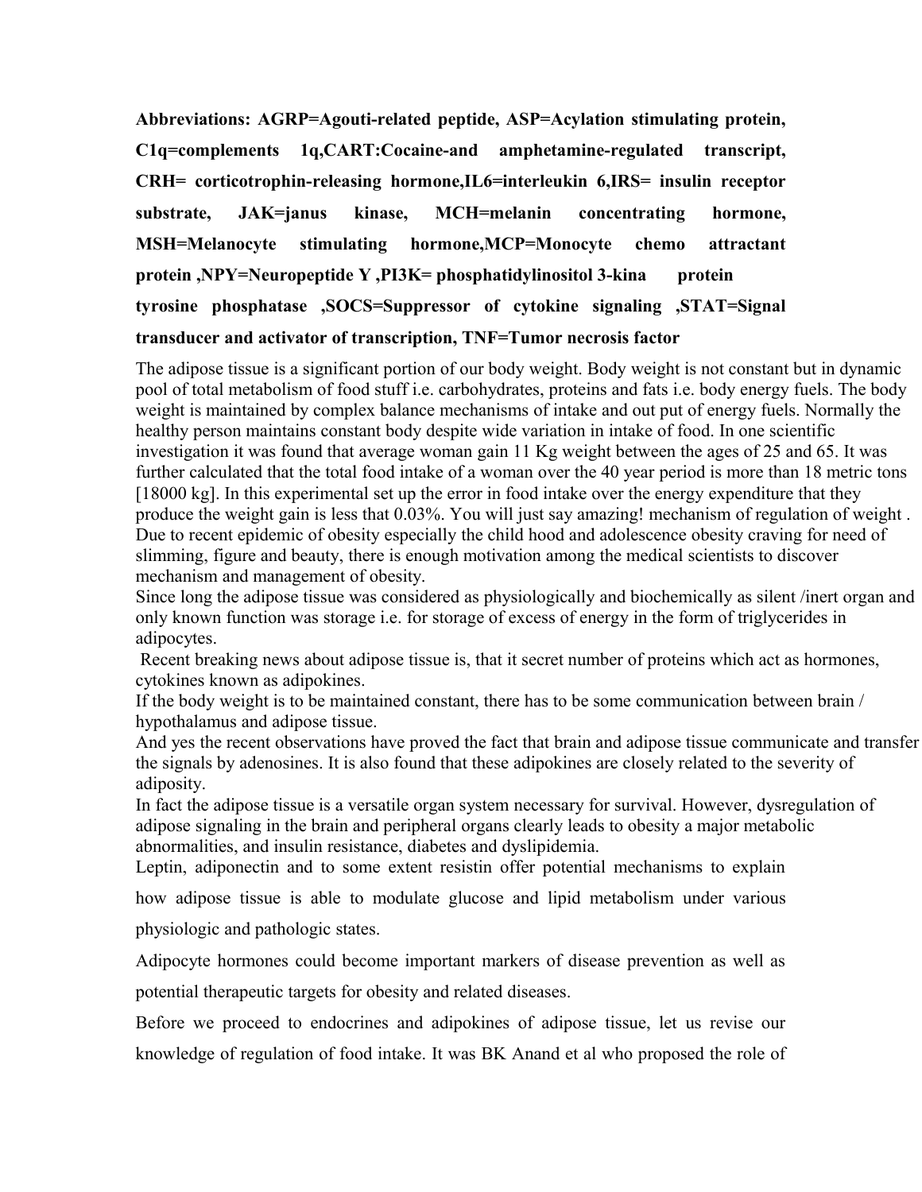**Abbreviations: AGRP=Agouti-related peptide, ASP=Acylation stimulating protein, C1q=complements 1q,CART:Cocaine-and amphetamine-regulated transcript, CRH= corticotrophin-releasing hormone,IL6=interleukin 6,IRS= insulin receptor substrate, JAK=janus kinase, MCH=melanin concentrating hormone, MSH=Melanocyte stimulating hormone,MCP=Monocyte chemo attractant protein ,NPY=Neuropeptide Y ,PI3K= phosphatidylinositol 3-kina protein tyrosine phosphatase ,SOCS=Suppressor of cytokine signaling ,STAT=Signal transducer and activator of transcription, TNF=Tumor necrosis factor**

The adipose tissue is a significant portion of our body weight. Body weight is not constant but in dynamic pool of total metabolism of food stuff i.e. carbohydrates, proteins and fats i.e. body energy fuels. The body weight is maintained by complex balance mechanisms of intake and out put of energy fuels. Normally the healthy person maintains constant body despite wide variation in intake of food. In one scientific investigation it was found that average woman gain 11 Kg weight between the ages of 25 and 65. It was further calculated that the total food intake of a woman over the 40 year period is more than 18 metric tons [18000 kg]. In this experimental set up the error in food intake over the energy expenditure that they produce the weight gain is less that 0.03%. You will just say amazing! mechanism of regulation of weight . Due to recent epidemic of obesity especially the child hood and adolescence obesity craving for need of slimming, figure and beauty, there is enough motivation among the medical scientists to discover mechanism and management of obesity.

Since long the adipose tissue was considered as physiologically and biochemically as silent /inert organ and only known function was storage i.e. for storage of excess of energy in the form of triglycerides in adipocytes.

Recent breaking news about adipose tissue is, that it secret number of proteins which act as hormones, cytokines known as adipokines.

If the body weight is to be maintained constant, there has to be some communication between brain / hypothalamus and adipose tissue.

And yes the recent observations have proved the fact that brain and adipose tissue communicate and transfer the signals by adenosines. It is also found that these adipokines are closely related to the severity of adiposity.

In fact the adipose tissue is a versatile organ system necessary for survival. However, dysregulation of adipose signaling in the brain and peripheral organs clearly leads to obesity a major metabolic abnormalities, and insulin resistance, diabetes and dyslipidemia.

Leptin, adiponectin and to some extent resistin offer potential mechanisms to explain how adipose tissue is able to modulate glucose and lipid metabolism under various physiologic and pathologic states.

Adipocyte hormones could become important markers of disease prevention as well as potential therapeutic targets for obesity and related diseases.

Before we proceed to endocrines and adipokines of adipose tissue, let us revise our knowledge of regulation of food intake. It was BK Anand et al who proposed the role of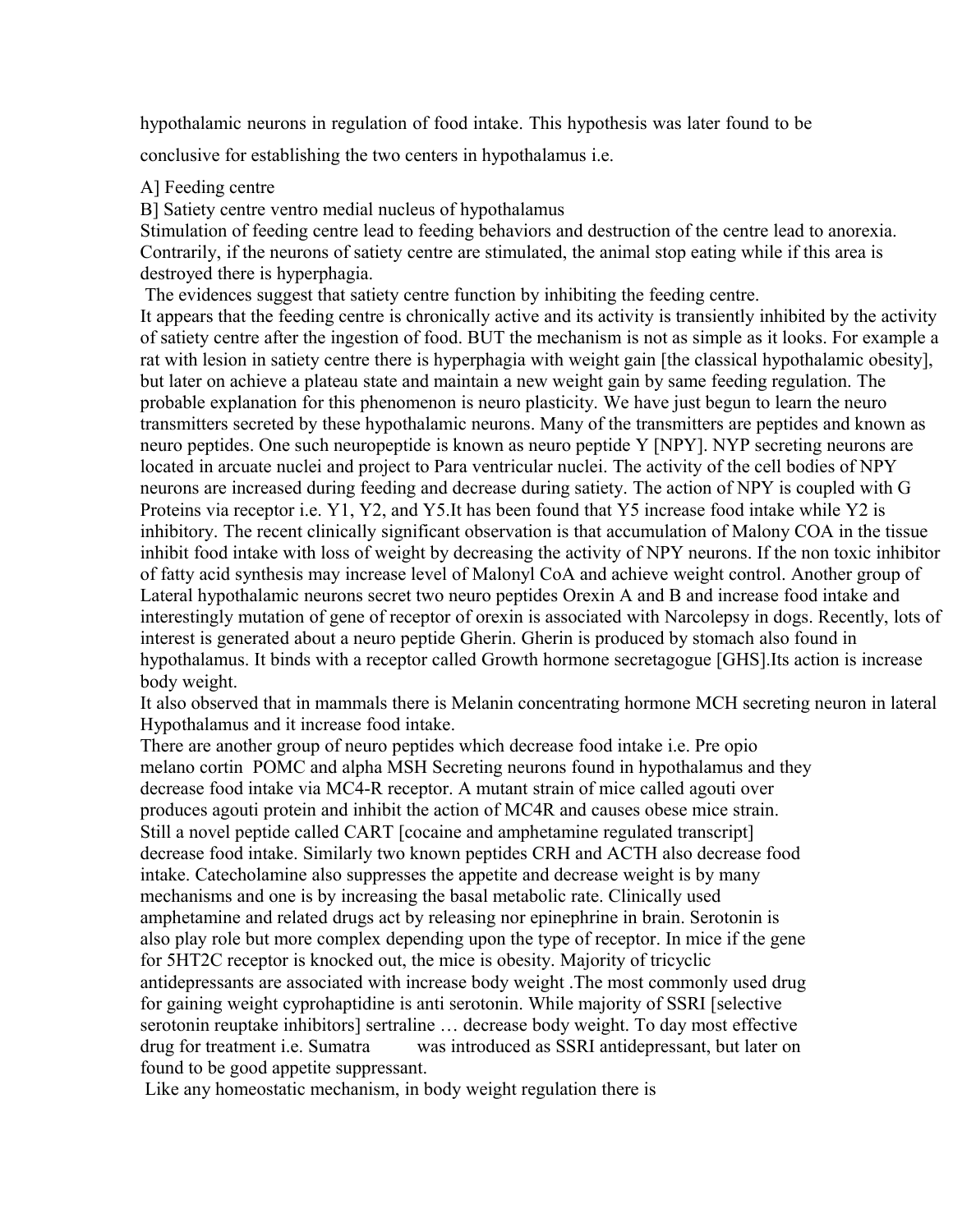hypothalamic neurons in regulation of food intake. This hypothesis was later found to be conclusive for establishing the two centers in hypothalamus i.e.

A] Feeding centre

B] Satiety centre ventro medial nucleus of hypothalamus

Stimulation of feeding centre lead to feeding behaviors and destruction of the centre lead to anorexia. Contrarily, if the neurons of satiety centre are stimulated, the animal stop eating while if this area is destroyed there is hyperphagia.

The evidences suggest that satiety centre function by inhibiting the feeding centre.

It appears that the feeding centre is chronically active and its activity is transiently inhibited by the activity of satiety centre after the ingestion of food. BUT the mechanism is not as simple as it looks. For example a rat with lesion in satiety centre there is hyperphagia with weight gain [the classical hypothalamic obesity], but later on achieve a plateau state and maintain a new weight gain by same feeding regulation. The probable explanation for this phenomenon is neuro plasticity. We have just begun to learn the neuro transmitters secreted by these hypothalamic neurons. Many of the transmitters are peptides and known as neuro peptides. One such neuropeptide is known as neuro peptide Y [NPY]. NYP secreting neurons are located in arcuate nuclei and project to Para ventricular nuclei. The activity of the cell bodies of NPY neurons are increased during feeding and decrease during satiety. The action of NPY is coupled with G Proteins via receptor i.e. Y1, Y2, and Y5.It has been found that Y5 increase food intake while Y2 is inhibitory. The recent clinically significant observation is that accumulation of Malony COA in the tissue inhibit food intake with loss of weight by decreasing the activity of NPY neurons. If the non toxic inhibitor of fatty acid synthesis may increase level of Malonyl CoA and achieve weight control. Another group of Lateral hypothalamic neurons secret two neuro peptides Orexin A and B and increase food intake and interestingly mutation of gene of receptor of orexin is associated with Narcolepsy in dogs. Recently, lots of interest is generated about a neuro peptide Gherin. Gherin is produced by stomach also found in hypothalamus. It binds with a receptor called Growth hormone secretagogue [GHS].Its action is increase body weight.

It also observed that in mammals there is Melanin concentrating hormone MCH secreting neuron in lateral Hypothalamus and it increase food intake.

There are another group of neuro peptides which decrease food intake i.e. Pre opio melano cortin POMC and alpha MSH Secreting neurons found in hypothalamus and they decrease food intake via MC4-R receptor. A mutant strain of mice called agouti over produces agouti protein and inhibit the action of MC4R and causes obese mice strain. Still a novel peptide called CART [cocaine and amphetamine regulated transcript] decrease food intake. Similarly two known peptides CRH and ACTH also decrease food intake. Catecholamine also suppresses the appetite and decrease weight is by many mechanisms and one is by increasing the basal metabolic rate. Clinically used amphetamine and related drugs act by releasing nor epinephrine in brain. Serotonin is also play role but more complex depending upon the type of receptor. In mice if the gene for 5HT2C receptor is knocked out, the mice is obesity. Majority of tricyclic antidepressants are associated with increase body weight .The most commonly used drug for gaining weight cyprohaptidine is anti serotonin. While majority of SSRI [selective serotonin reuptake inhibitors] sertraline … decrease body weight. To day most effective drug for treatment i.e. Sumatra was introduced as SSRI antidepressant, but later on found to be good appetite suppressant.

Like any homeostatic mechanism, in body weight regulation there is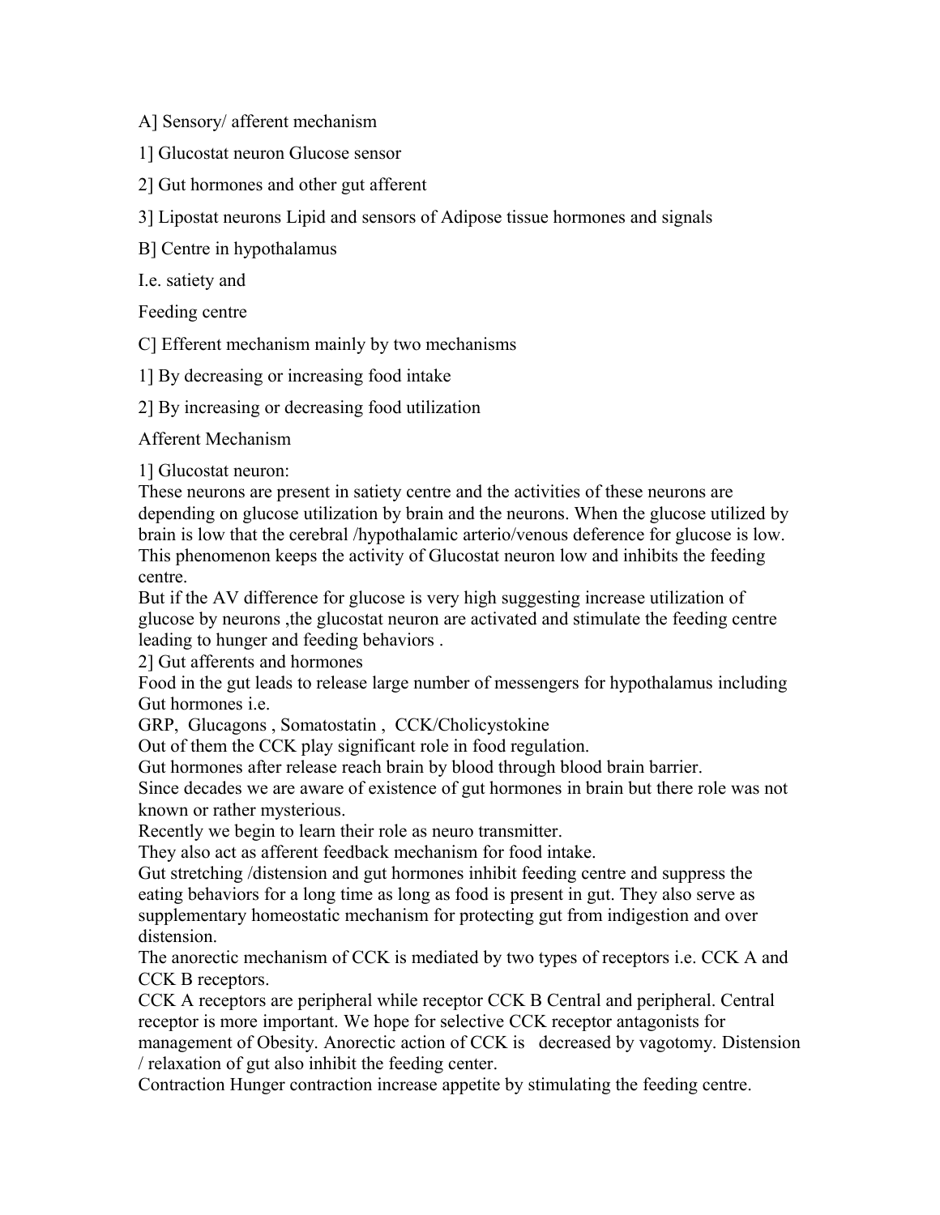A] Sensory/ afferent mechanism

1] Glucostat neuron Glucose sensor

2] Gut hormones and other gut afferent

3] Lipostat neurons Lipid and sensors of Adipose tissue hormones and signals

B] Centre in hypothalamus

I.e. satiety and

Feeding centre

C] Efferent mechanism mainly by two mechanisms

1] By decreasing or increasing food intake

2] By increasing or decreasing food utilization

Afferent Mechanism

1] Glucostat neuron:

These neurons are present in satiety centre and the activities of these neurons are depending on glucose utilization by brain and the neurons. When the glucose utilized by brain is low that the cerebral /hypothalamic arterio/venous deference for glucose is low. This phenomenon keeps the activity of Glucostat neuron low and inhibits the feeding centre.

But if the AV difference for glucose is very high suggesting increase utilization of glucose by neurons ,the glucostat neuron are activated and stimulate the feeding centre leading to hunger and feeding behaviors .

2] Gut afferents and hormones

Food in the gut leads to release large number of messengers for hypothalamus including Gut hormones i.e.

GRP, Glucagons , Somatostatin , CCK/Cholicystokine

Out of them the CCK play significant role in food regulation.

Gut hormones after release reach brain by blood through blood brain barrier.

Since decades we are aware of existence of gut hormones in brain but there role was not known or rather mysterious.

Recently we begin to learn their role as neuro transmitter.

They also act as afferent feedback mechanism for food intake.

Gut stretching /distension and gut hormones inhibit feeding centre and suppress the eating behaviors for a long time as long as food is present in gut. They also serve as supplementary homeostatic mechanism for protecting gut from indigestion and over distension.

The anorectic mechanism of CCK is mediated by two types of receptors i.e. CCK A and CCK B receptors.

CCK A receptors are peripheral while receptor CCK B Central and peripheral. Central receptor is more important. We hope for selective CCK receptor antagonists for management of Obesity. Anorectic action of CCK is decreased by vagotomy. Distension / relaxation of gut also inhibit the feeding center.

Contraction Hunger contraction increase appetite by stimulating the feeding centre.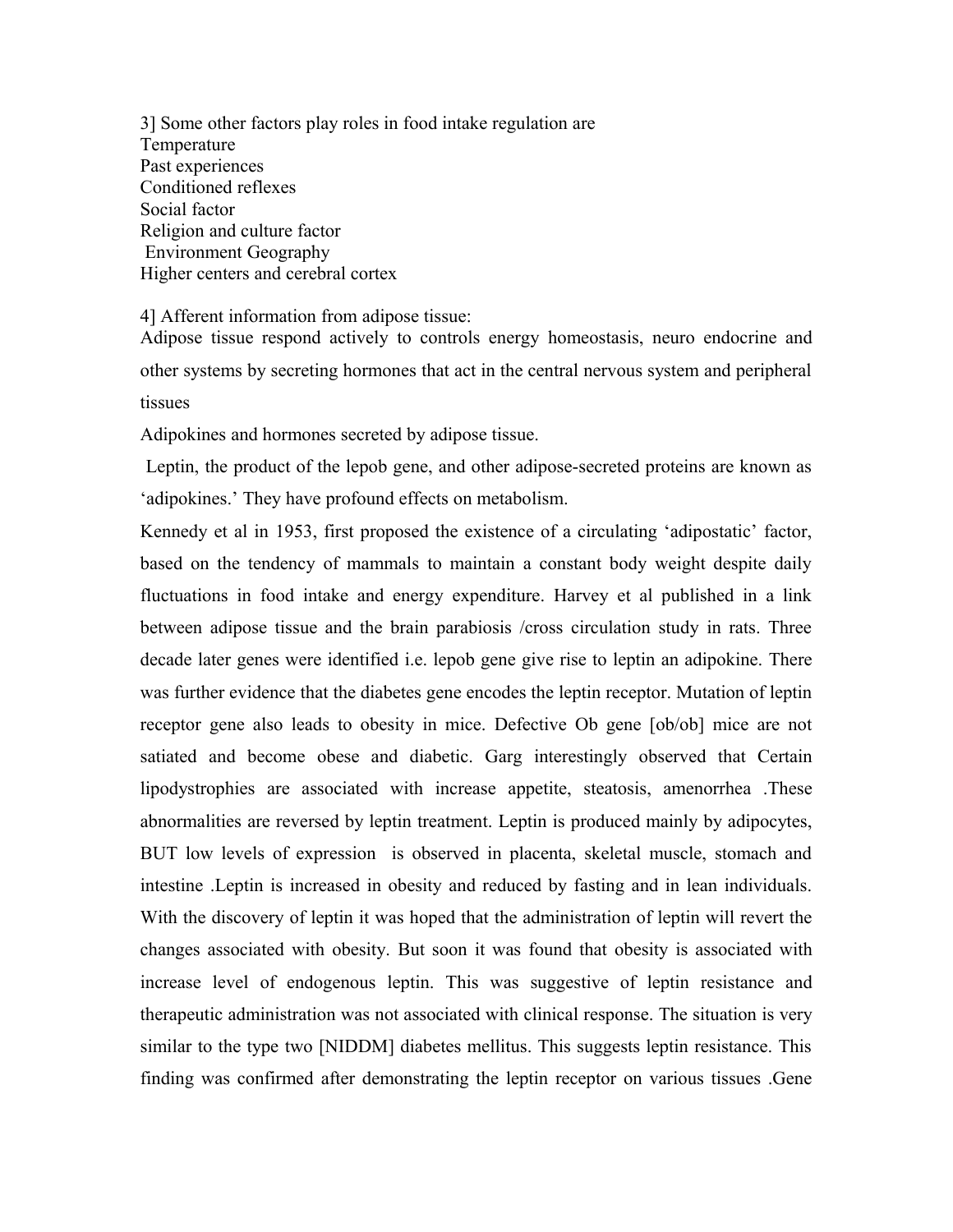3] Some other factors play roles in food intake regulation are
Temperature
Past experiences
Conditioned reflexes
Social factor
Religion and culture factor
Environment Geography
Higher centers and cerebral cortex

4] Afferent information from adipose tissue:
Adipose tissue respond actively to controls energy homeostasis, neuro endocrine and other systems by secreting hormones that act in the central nervous system and peripheral tissues

Adipokines and hormones secreted by adipose tissue.

Leptin, the product of the lepob gene, and other adipose-secreted proteins are known as 'adipokines.' They have profound effects on metabolism.

Kennedy et al in 1953, first proposed the existence of a circulating 'adipostatic' factor, based on the tendency of mammals to maintain a constant body weight despite daily fluctuations in food intake and energy expenditure. Harvey et al published in a link between adipose tissue and the brain parabiosis /cross circulation study in rats. Three decade later genes were identified i.e. lepob gene give rise to leptin an adipokine. There was further evidence that the diabetes gene encodes the leptin receptor. Mutation of leptin receptor gene also leads to obesity in mice. Defective Ob gene [ob/ob] mice are not satiated and become obese and diabetic. Garg interestingly observed that Certain lipodystrophies are associated with increase appetite, steatosis, amenorrhea .These abnormalities are reversed by leptin treatment. Leptin is produced mainly by adipocytes, BUT low levels of expression is observed in placenta, skeletal muscle, stomach and intestine .Leptin is increased in obesity and reduced by fasting and in lean individuals. With the discovery of leptin it was hoped that the administration of leptin will revert the changes associated with obesity. But soon it was found that obesity is associated with increase level of endogenous leptin. This was suggestive of leptin resistance and therapeutic administration was not associated with clinical response. The situation is very similar to the type two [NIDDM] diabetes mellitus. This suggests leptin resistance. This finding was confirmed after demonstrating the leptin receptor on various tissues .Gene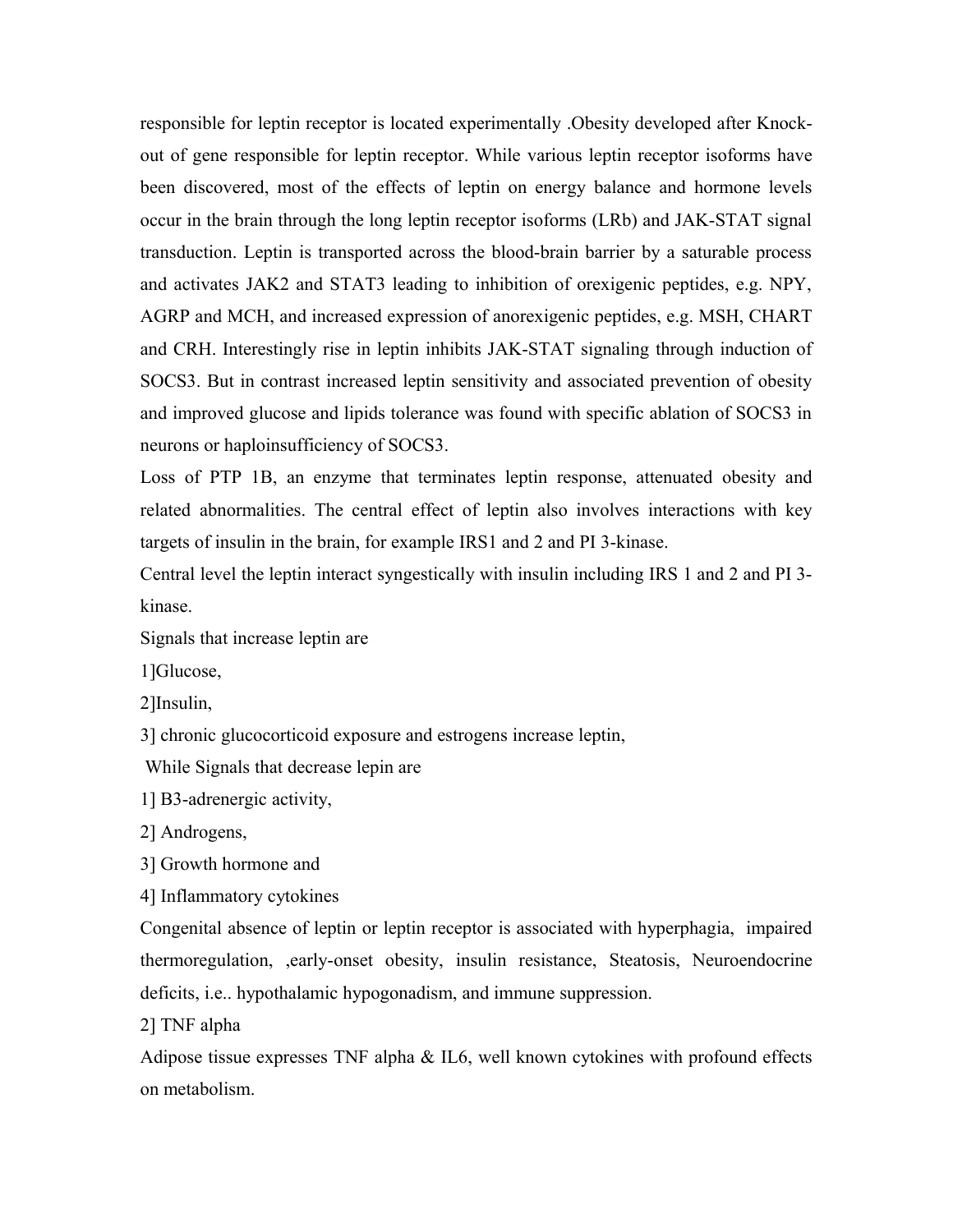responsible for leptin receptor is located experimentally .Obesity developed after Knock-out of gene responsible for leptin receptor. While various leptin receptor isoforms have been discovered, most of the effects of leptin on energy balance and hormone levels occur in the brain through the long leptin receptor isoforms (LRb) and JAK-STAT signal transduction. Leptin is transported across the blood-brain barrier by a saturable process and activates JAK2 and STAT3 leading to inhibition of orexigenic peptides, e.g. NPY, AGRP and MCH, and increased expression of anorexigenic peptides, e.g. MSH, CHART and CRH. Interestingly rise in leptin inhibits JAK-STAT signaling through induction of SOCS3. But in contrast increased leptin sensitivity and associated prevention of obesity and improved glucose and lipids tolerance was found with specific ablation of SOCS3 in neurons or haploinsufficiency of SOCS3.

Loss of PTP 1B, an enzyme that terminates leptin response, attenuated obesity and related abnormalities. The central effect of leptin also involves interactions with key targets of insulin in the brain, for example IRS1 and 2 and PI 3-kinase.

Central level the leptin interact syngestically with insulin including IRS 1 and 2 and PI 3-kinase.

Signals that increase leptin are

1]Glucose,

2]Insulin,

3] chronic glucocorticoid exposure and estrogens increase leptin,

While Signals that decrease lepin are

1] B3-adrenergic activity,

2] Androgens,

3] Growth hormone and

4] Inflammatory cytokines

Congenital absence of leptin or leptin receptor is associated with hyperphagia, impaired thermoregulation, ,early-onset obesity, insulin resistance, Steatosis, Neuroendocrine deficits, i.e.. hypothalamic hypogonadism, and immune suppression.

2] TNF alpha

Adipose tissue expresses TNF alpha & IL6, well known cytokines with profound effects on metabolism.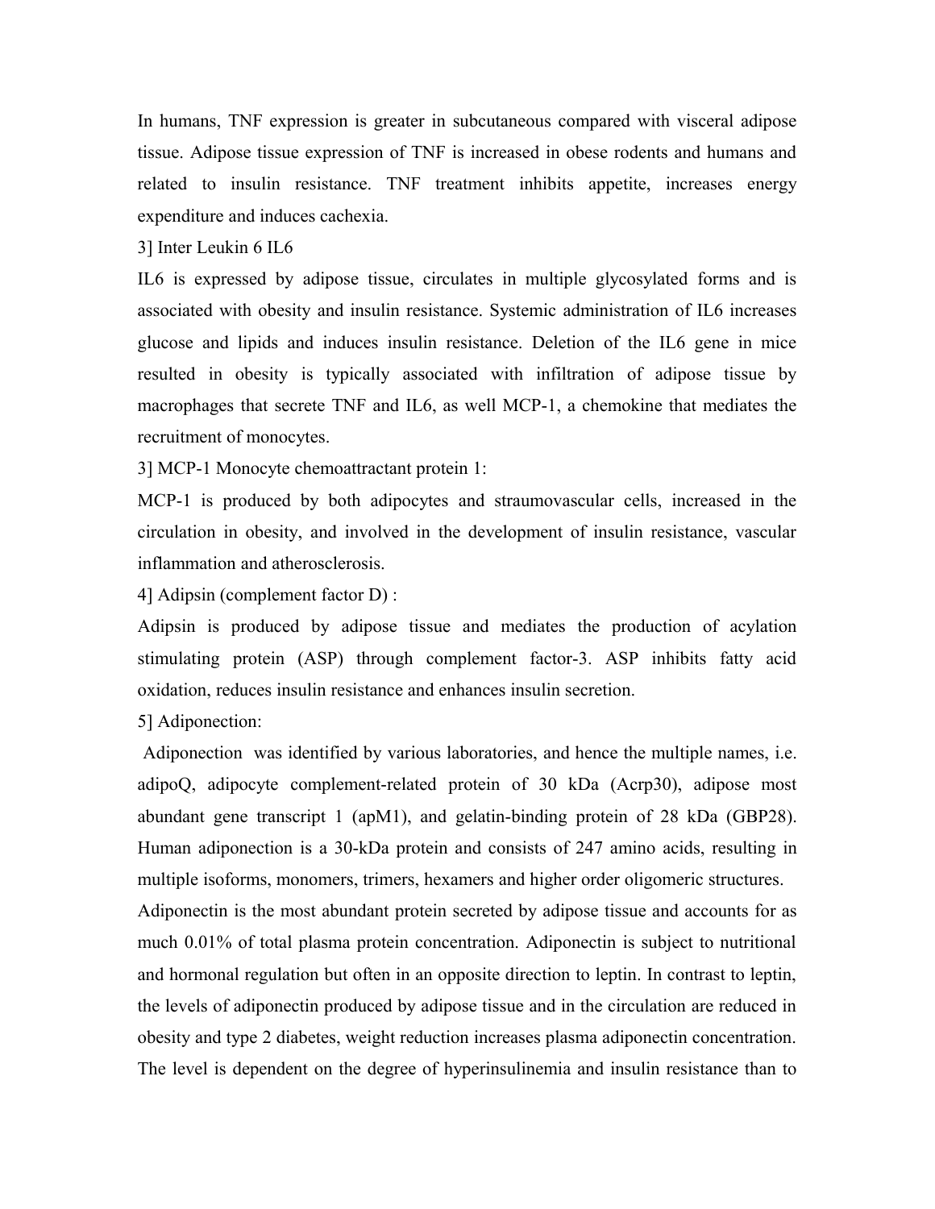In humans, TNF expression is greater in subcutaneous compared with visceral adipose tissue. Adipose tissue expression of TNF is increased in obese rodents and humans and related to insulin resistance. TNF treatment inhibits appetite, increases energy expenditure and induces cachexia.

3] Inter Leukin 6 IL6

IL6 is expressed by adipose tissue, circulates in multiple glycosylated forms and is associated with obesity and insulin resistance. Systemic administration of IL6 increases glucose and lipids and induces insulin resistance. Deletion of the IL6 gene in mice resulted in obesity is typically associated with infiltration of adipose tissue by macrophages that secrete TNF and IL6, as well MCP-1, a chemokine that mediates the recruitment of monocytes.

3] MCP-1 Monocyte chemoattractant protein 1:

MCP-1 is produced by both adipocytes and straumovascular cells, increased in the circulation in obesity, and involved in the development of insulin resistance, vascular inflammation and atherosclerosis.

4] Adipsin (complement factor D) :

Adipsin is produced by adipose tissue and mediates the production of acylation stimulating protein (ASP) through complement factor-3. ASP inhibits fatty acid oxidation, reduces insulin resistance and enhances insulin secretion.

5] Adiponection:

Adiponection was identified by various laboratories, and hence the multiple names, i.e. adipoQ, adipocyte complement-related protein of 30 kDa (Acrp30), adipose most abundant gene transcript 1 (apM1), and gelatin-binding protein of 28 kDa (GBP28). Human adiponection is a 30-kDa protein and consists of 247 amino acids, resulting in multiple isoforms, monomers, trimers, hexamers and higher order oligomeric structures.

Adiponectin is the most abundant protein secreted by adipose tissue and accounts for as much 0.01% of total plasma protein concentration. Adiponectin is subject to nutritional and hormonal regulation but often in an opposite direction to leptin. In contrast to leptin, the levels of adiponectin produced by adipose tissue and in the circulation are reduced in obesity and type 2 diabetes, weight reduction increases plasma adiponectin concentration. The level is dependent on the degree of hyperinsulinemia and insulin resistance than to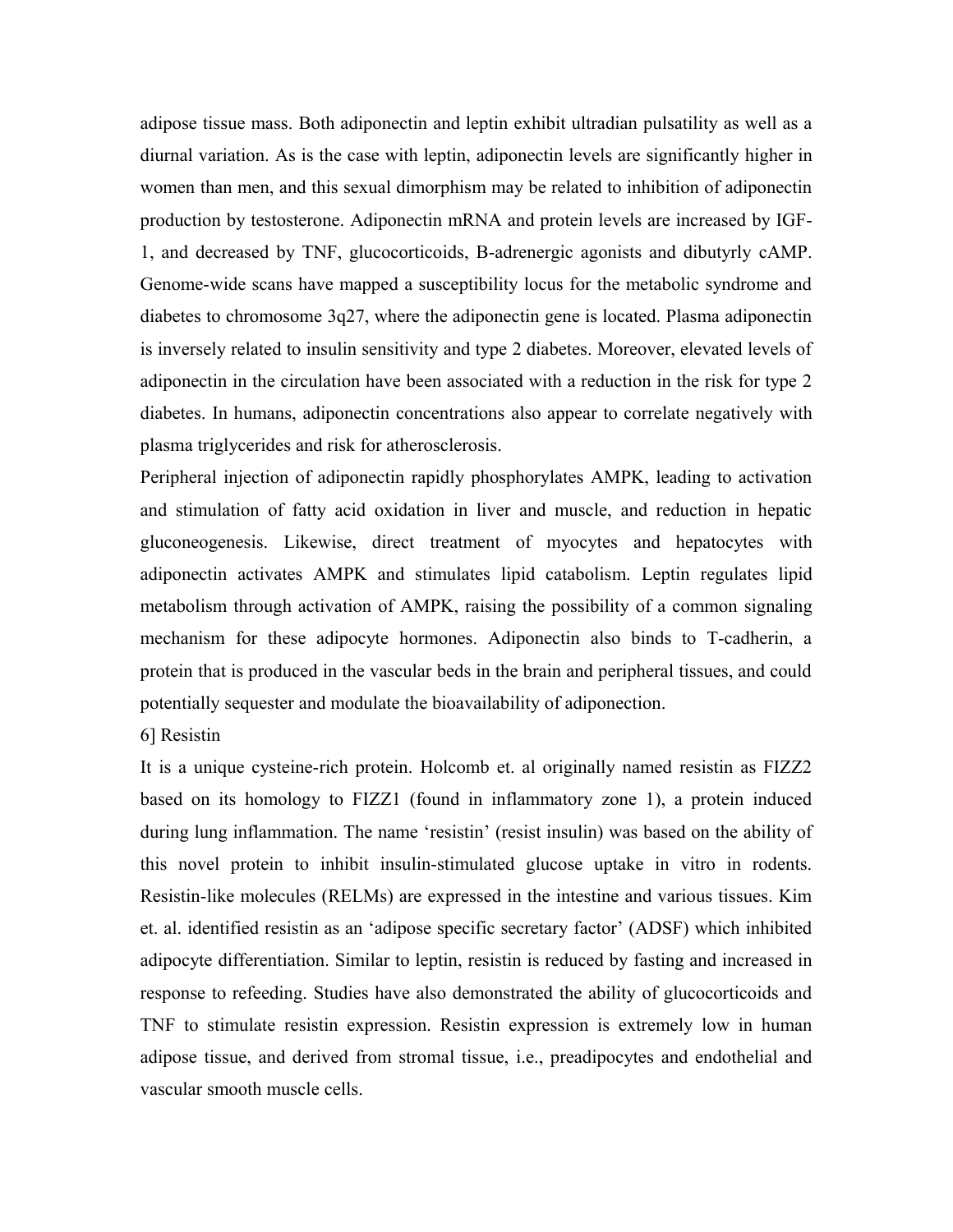adipose tissue mass. Both adiponectin and leptin exhibit ultradian pulsatility as well as a diurnal variation. As is the case with leptin, adiponectin levels are significantly higher in women than men, and this sexual dimorphism may be related to inhibition of adiponectin production by testosterone. Adiponectin mRNA and protein levels are increased by IGF-1, and decreased by TNF, glucocorticoids, B-adrenergic agonists and dibutyrly cAMP. Genome-wide scans have mapped a susceptibility locus for the metabolic syndrome and diabetes to chromosome 3q27, where the adiponectin gene is located. Plasma adiponectin is inversely related to insulin sensitivity and type 2 diabetes. Moreover, elevated levels of adiponectin in the circulation have been associated with a reduction in the risk for type 2 diabetes. In humans, adiponectin concentrations also appear to correlate negatively with plasma triglycerides and risk for atherosclerosis.

Peripheral injection of adiponectin rapidly phosphorylates AMPK, leading to activation and stimulation of fatty acid oxidation in liver and muscle, and reduction in hepatic gluconeogenesis. Likewise, direct treatment of myocytes and hepatocytes with adiponectin activates AMPK and stimulates lipid catabolism. Leptin regulates lipid metabolism through activation of AMPK, raising the possibility of a common signaling mechanism for these adipocyte hormones. Adiponectin also binds to T-cadherin, a protein that is produced in the vascular beds in the brain and peripheral tissues, and could potentially sequester and modulate the bioavailability of adiponection.

6] Resistin

It is a unique cysteine-rich protein. Holcomb et. al originally named resistin as FIZZ2 based on its homology to FIZZ1 (found in inflammatory zone 1), a protein induced during lung inflammation. The name 'resistin' (resist insulin) was based on the ability of this novel protein to inhibit insulin-stimulated glucose uptake in vitro in rodents. Resistin-like molecules (RELMs) are expressed in the intestine and various tissues. Kim et. al. identified resistin as an 'adipose specific secretary factor' (ADSF) which inhibited adipocyte differentiation. Similar to leptin, resistin is reduced by fasting and increased in response to refeeding. Studies have also demonstrated the ability of glucocorticoids and TNF to stimulate resistin expression. Resistin expression is extremely low in human adipose tissue, and derived from stromal tissue, i.e., preadipocytes and endothelial and vascular smooth muscle cells.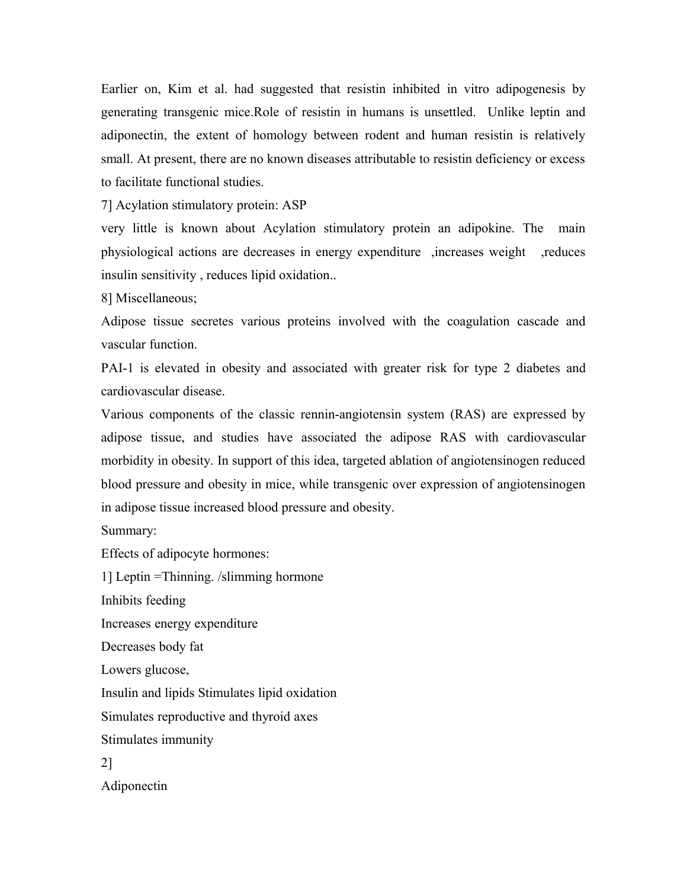Earlier on, Kim et al. had suggested that resistin inhibited in vitro adipogenesis by generating transgenic mice.Role of resistin in humans is unsettled. Unlike leptin and adiponectin, the extent of homology between rodent and human resistin is relatively small. At present, there are no known diseases attributable to resistin deficiency or excess to facilitate functional studies.

7] Acylation stimulatory protein: ASP

very little is known about Acylation stimulatory protein an adipokine. The main physiological actions are decreases in energy expenditure ,increases weight ,reduces insulin sensitivity , reduces lipid oxidation..

8] Miscellaneous;

Adipose tissue secretes various proteins involved with the coagulation cascade and vascular function.

PAI-1 is elevated in obesity and associated with greater risk for type 2 diabetes and cardiovascular disease.

Various components of the classic rennin-angiotensin system (RAS) are expressed by adipose tissue, and studies have associated the adipose RAS with cardiovascular morbidity in obesity. In support of this idea, targeted ablation of angiotensinogen reduced blood pressure and obesity in mice, while transgenic over expression of angiotensinogen in adipose tissue increased blood pressure and obesity.

Summary:

Effects of adipocyte hormones:

1] Leptin =Thinning. /slimming hormone

Inhibits feeding

Increases energy expenditure

Decreases body fat

Lowers glucose,

Insulin and lipids Stimulates lipid oxidation

Simulates reproductive and thyroid axes

Stimulates immunity

2]

Adiponectin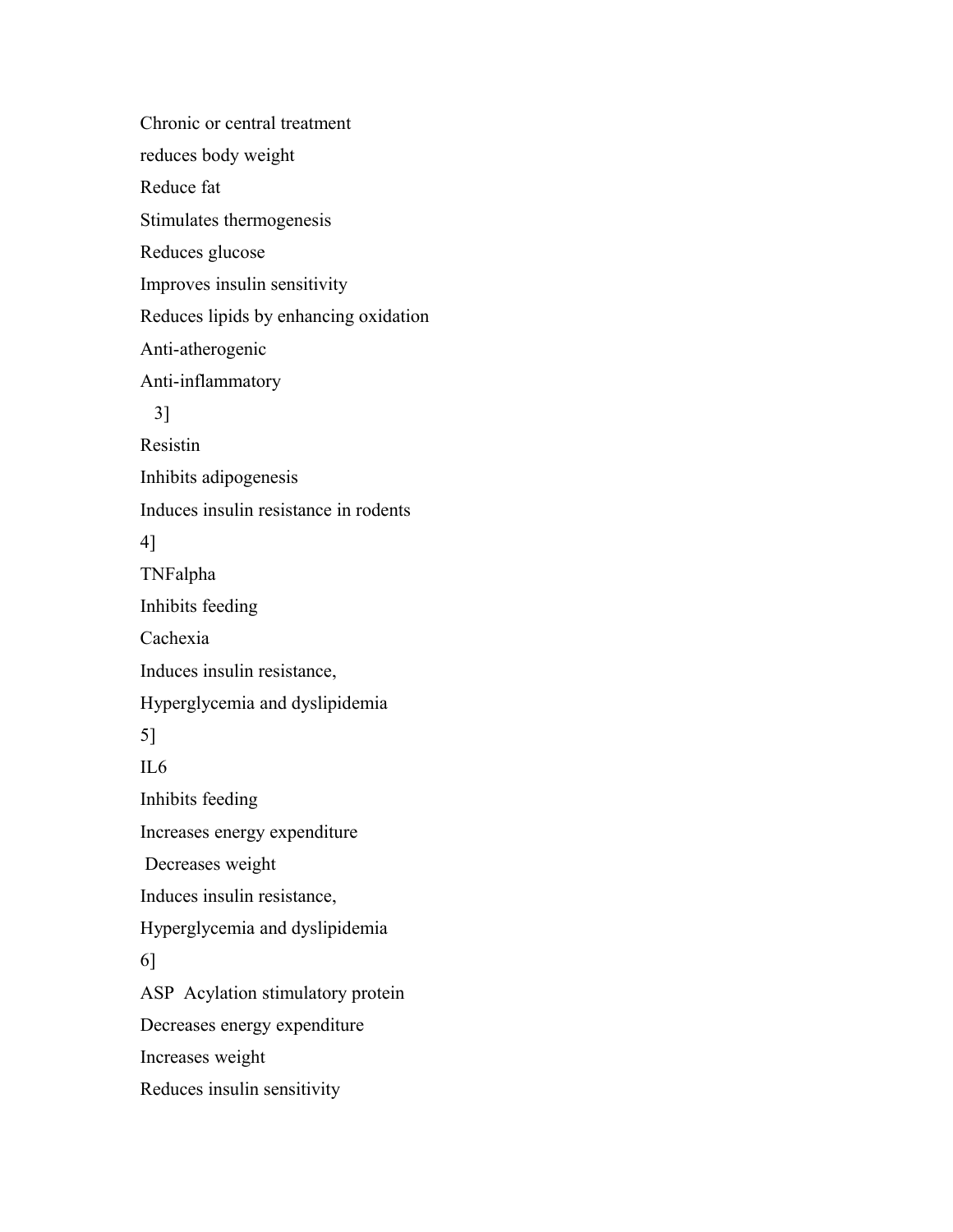Chronic or central treatment

reduces body weight

Reduce fat

Stimulates thermogenesis

Reduces glucose

Improves insulin sensitivity

Reduces lipids by enhancing oxidation

Anti-atherogenic

Anti-inflammatory

3]

Resistin

Inhibits adipogenesis

Induces insulin resistance in rodents

4]

TNFalpha

Inhibits feeding

Cachexia

Induces insulin resistance,

Hyperglycemia and dyslipidemia

5]

IL6

Inhibits feeding

Increases energy expenditure

Decreases weight

Induces insulin resistance,

Hyperglycemia and dyslipidemia

6]

ASP Acylation stimulatory protein

Decreases energy expenditure

Increases weight

Reduces insulin sensitivity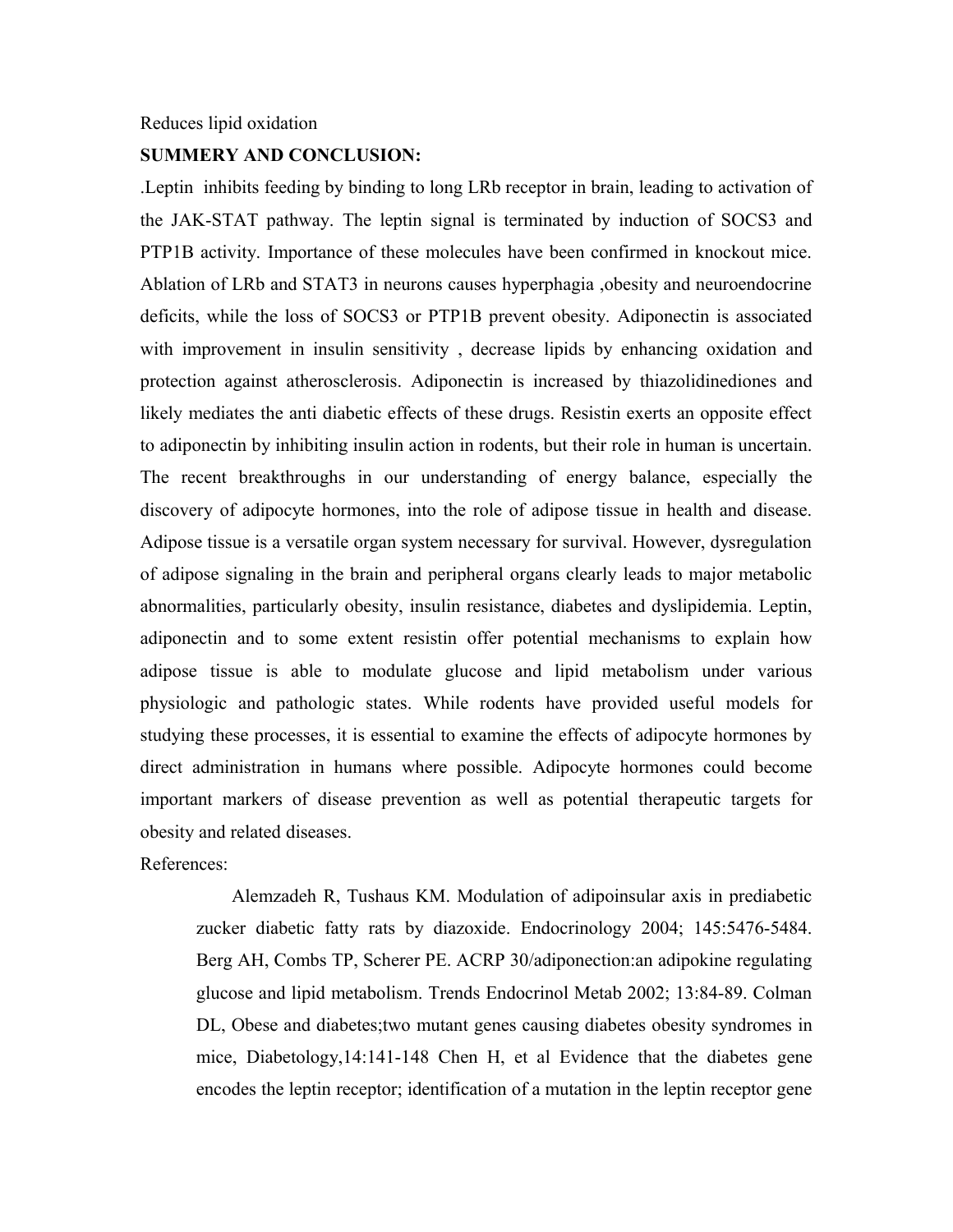Reduces lipid oxidation

**SUMMERY AND CONCLUSION:**

.Leptin inhibits feeding by binding to long LRb receptor in brain, leading to activation of the JAK-STAT pathway. The leptin signal is terminated by induction of SOCS3 and PTP1B activity. Importance of these molecules have been confirmed in knockout mice. Ablation of LRb and STAT3 in neurons causes hyperphagia ,obesity and neuroendocrine deficits, while the loss of SOCS3 or PTP1B prevent obesity. Adiponectin is associated with improvement in insulin sensitivity , decrease lipids by enhancing oxidation and protection against atherosclerosis. Adiponectin is increased by thiazolidinediones and likely mediates the anti diabetic effects of these drugs. Resistin exerts an opposite effect to adiponectin by inhibiting insulin action in rodents, but their role in human is uncertain. The recent breakthroughs in our understanding of energy balance, especially the discovery of adipocyte hormones, into the role of adipose tissue in health and disease. Adipose tissue is a versatile organ system necessary for survival. However, dysregulation of adipose signaling in the brain and peripheral organs clearly leads to major metabolic abnormalities, particularly obesity, insulin resistance, diabetes and dyslipidemia. Leptin, adiponectin and to some extent resistin offer potential mechanisms to explain how adipose tissue is able to modulate glucose and lipid metabolism under various physiologic and pathologic states. While rodents have provided useful models for studying these processes, it is essential to examine the effects of adipocyte hormones by direct administration in humans where possible. Adipocyte hormones could become important markers of disease prevention as well as potential therapeutic targets for obesity and related diseases.

References:

Alemzadeh R, Tushaus KM. Modulation of adipoinsular axis in prediabetic zucker diabetic fatty rats by diazoxide. Endocrinology 2004; 145:5476-5484. Berg AH, Combs TP, Scherer PE. ACRP 30/adiponection:an adipokine regulating glucose and lipid metabolism. Trends Endocrinol Metab 2002; 13:84-89. Colman DL, Obese and diabetes;two mutant genes causing diabetes obesity syndromes in mice, Diabetology,14:141-148 Chen H, et al Evidence that the diabetes gene encodes the leptin receptor; identification of a mutation in the leptin receptor gene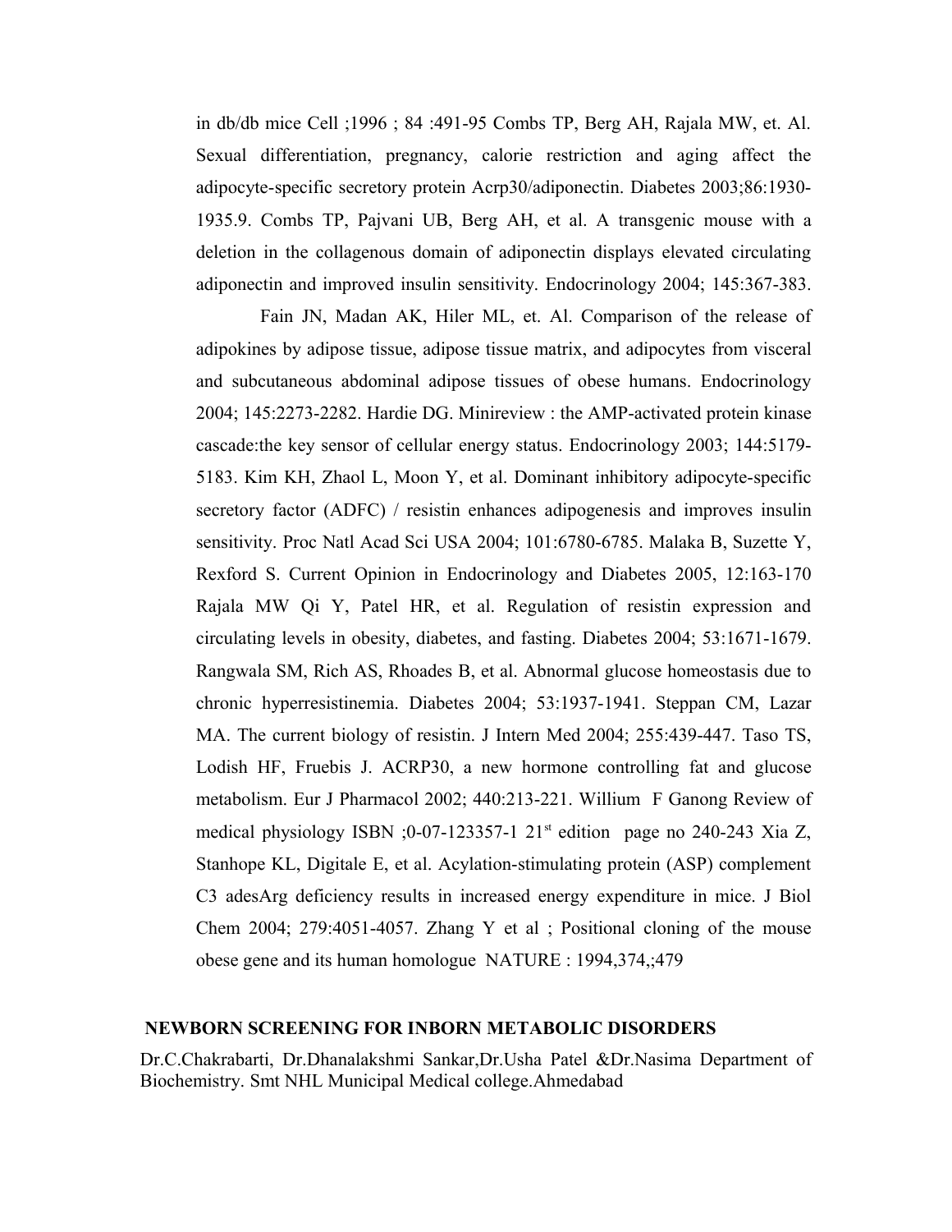in db/db mice Cell ;1996 ; 84 :491-95 Combs TP, Berg AH, Rajala MW, et. Al. Sexual differentiation, pregnancy, calorie restriction and aging affect the adipocyte-specific secretory protein Acrp30/adiponectin. Diabetes 2003;86:1930-1935.9. Combs TP, Pajvani UB, Berg AH, et al. A transgenic mouse with a deletion in the collagenous domain of adiponectin displays elevated circulating adiponectin and improved insulin sensitivity. Endocrinology 2004; 145:367-383.

Fain JN, Madan AK, Hiler ML, et. Al. Comparison of the release of adipokines by adipose tissue, adipose tissue matrix, and adipocytes from visceral and subcutaneous abdominal adipose tissues of obese humans. Endocrinology 2004; 145:2273-2282. Hardie DG. Minireview : the AMP-activated protein kinase cascade:the key sensor of cellular energy status. Endocrinology 2003; 144:5179-5183. Kim KH, Zhaol L, Moon Y, et al. Dominant inhibitory adipocyte-specific secretory factor (ADFC) / resistin enhances adipogenesis and improves insulin sensitivity. Proc Natl Acad Sci USA 2004; 101:6780-6785. Malaka B, Suzette Y, Rexford S. Current Opinion in Endocrinology and Diabetes 2005, 12:163-170 Rajala MW Qi Y, Patel HR, et al. Regulation of resistin expression and circulating levels in obesity, diabetes, and fasting. Diabetes 2004; 53:1671-1679. Rangwala SM, Rich AS, Rhoades B, et al. Abnormal glucose homeostasis due to chronic hyperresistinemia. Diabetes 2004; 53:1937-1941. Steppan CM, Lazar MA. The current biology of resistin. J Intern Med 2004; 255:439-447. Taso TS, Lodish HF, Fruebis J. ACRP30, a new hormone controlling fat and glucose metabolism. Eur J Pharmacol 2002; 440:213-221. Willium F Ganong Review of medical physiology ISBN ;0-07-123357-1 21st edition page no 240-243 Xia Z, Stanhope KL, Digitale E, et al. Acylation-stimulating protein (ASP) complement C3 adesArg deficiency results in increased energy expenditure in mice. J Biol Chem 2004; 279:4051-4057. Zhang Y et al ; Positional cloning of the mouse obese gene and its human homologue NATURE : 1994,374,;479

## NEWBORN SCREENING FOR INBORN METABOLIC DISORDERS

Dr.C.Chakrabarti, Dr.Dhanalakshmi Sankar,Dr.Usha Patel &Dr.Nasima Department of Biochemistry. Smt NHL Municipal Medical college.Ahmedabad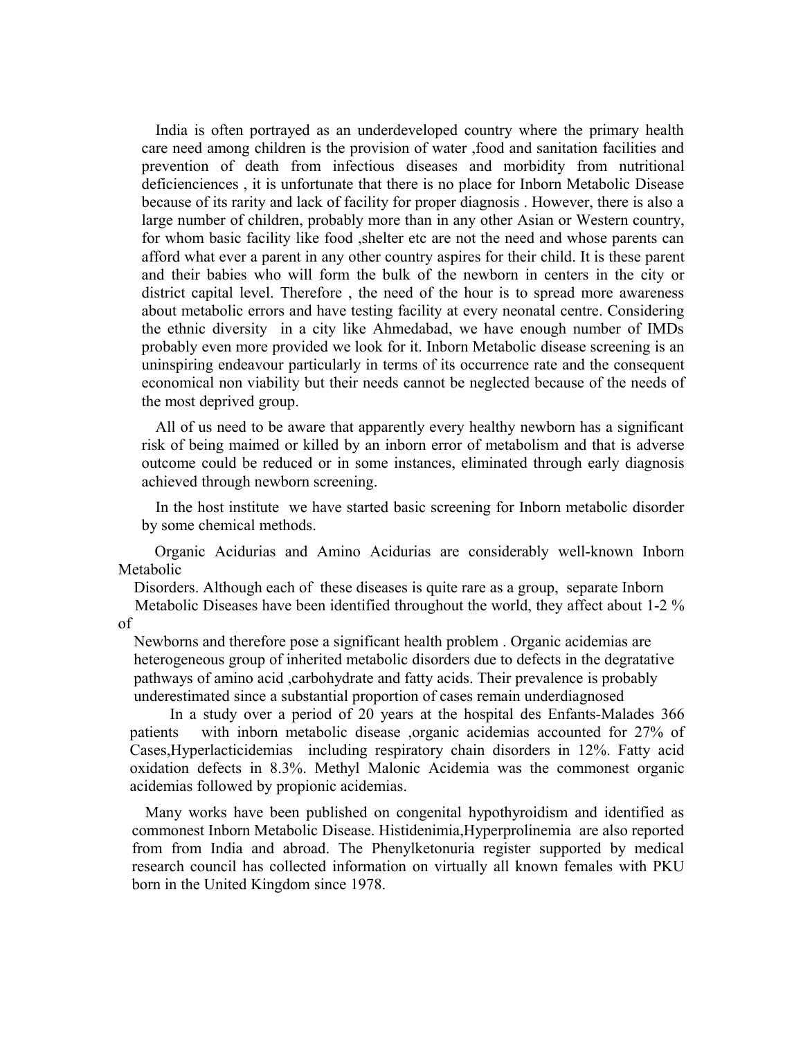India is often portrayed as an underdeveloped country where the primary health care need among children is the provision of water ,food and sanitation facilities and prevention of death from infectious diseases and morbidity from nutritional deficieciences , it is unfortunate that there is no place for Inborn Metabolic Disease because of its rarity and lack of facility for proper diagnosis . However, there is also a large number of children, probably more than in any other Asian or Western country, for whom basic facility like food ,shelter etc are not the need and whose parents can afford what ever a parent in any other country aspires for their child. It is these parent and their babies who will form the bulk of the newborn in centers in the city or district capital level. Therefore , the need of the hour is to spread more awareness about metabolic errors and have testing facility at every neonatal centre. Considering the ethnic diversity in a city like Ahmedabad, we have enough number of IMDs probably even more provided we look for it. Inborn Metabolic disease screening is an uninspiring endeavour particularly in terms of its occurrence rate and the consequent economical non viability but their needs cannot be neglected because of the needs of the most deprived group.

All of us need to be aware that apparently every healthy newborn has a significant risk of being maimed or killed by an inborn error of metabolism and that is adverse outcome could be reduced or in some instances, eliminated through early diagnosis achieved through newborn screening.

In the host institute we have started basic screening for Inborn metabolic disorder by some chemical methods.

Organic Acidurias and Amino Acidurias are considerably well-known Inborn Metabolic Disorders. Although each of these diseases is quite rare as a group, separate Inborn Metabolic Diseases have been identified throughout the world, they affect about 1-2 % of Newborns and therefore pose a significant health problem . Organic acidemias are heterogeneous group of inherited metabolic disorders due to defects in the degratative pathways of amino acid ,carbohydrate and fatty acids. Their prevalence is probably underestimated since a substantial proportion of cases remain underdiagnosed

In a study over a period of 20 years at the hospital des Enfants-Malades 366 patients with inborn metabolic disease ,organic acidemias accounted for 27% of Cases,Hyperlacticidemias including respiratory chain disorders in 12%. Fatty acid oxidation defects in 8.3%. Methyl Malonic Acidemia was the commonest organic acidemias followed by propionic acidemias.

Many works have been published on congenital hypothyroidism and identified as commonest Inborn Metabolic Disease. Histidenimia,Hyperprolinemia are also reported from from India and abroad. The Phenylketonuria register supported by medical research council has collected information on virtually all known females with PKU born in the United Kingdom since 1978.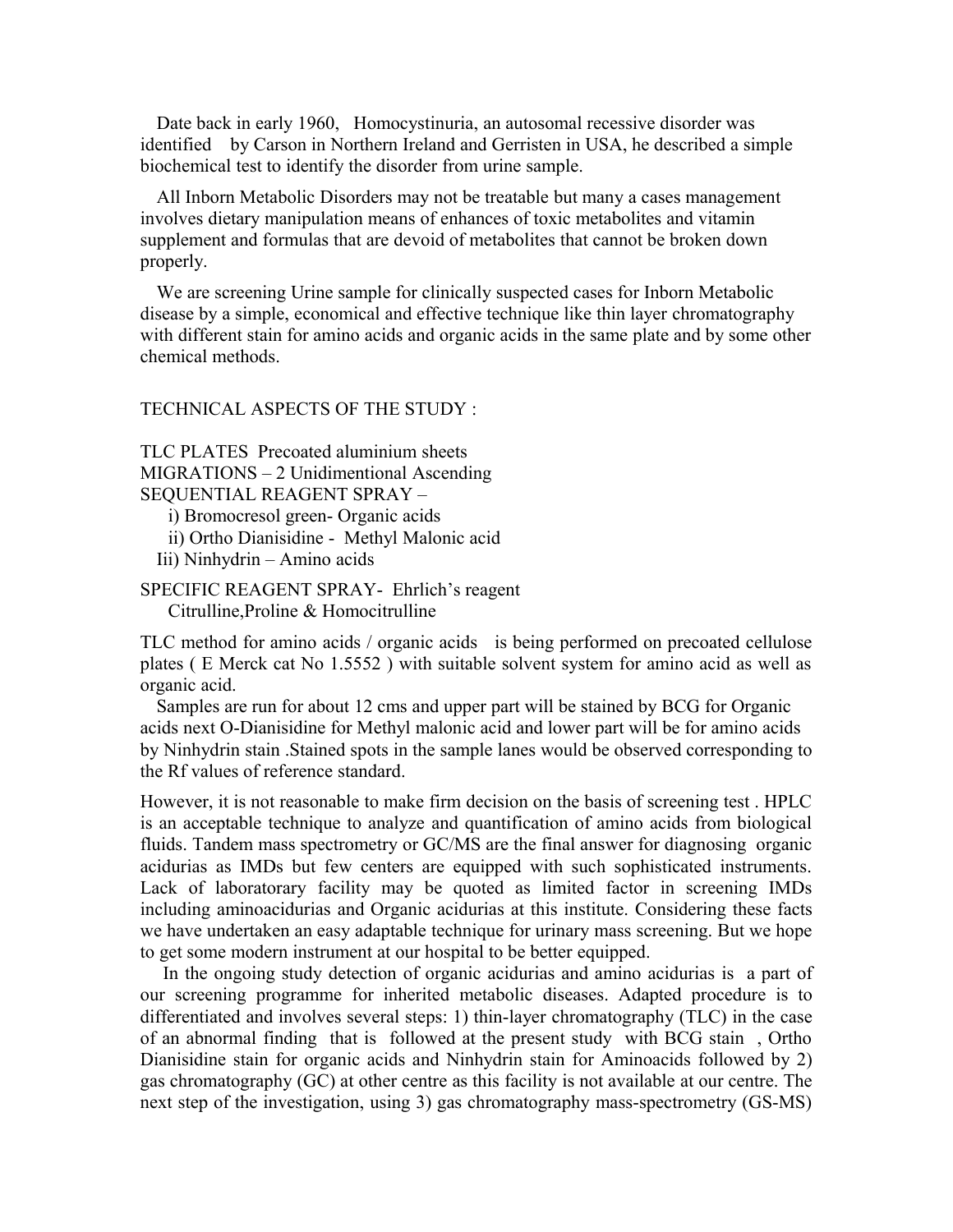Date back in early 1960,  Homocystinuria, an autosomal recessive disorder was identified  by Carson in Northern Ireland and Gerristen in USA, he described a simple biochemical test to identify the disorder from urine sample.

All Inborn Metabolic Disorders may not be treatable but many a cases management involves dietary manipulation means of enhances of toxic metabolites and vitamin supplement and formulas that are devoid of metabolites that cannot be broken down properly.

We are screening Urine sample for clinically suspected cases for Inborn Metabolic disease by a simple, economical and effective technique like thin layer chromatography with different stain for amino acids and organic acids in the same plate and by some other chemical methods.

TECHNICAL ASPECTS OF THE STUDY :

TLC PLATES  Precoated aluminium sheets
MIGRATIONS – 2 Unidimentional Ascending
SEQUENTIAL REAGENT SPRAY –

i) Bromocresol green- Organic acids
ii) Ortho Dianisidine -  Methyl Malonic acid
Iii) Ninhydrin – Amino acids

SPECIFIC REAGENT SPRAY-  Ehrlich's reagent
Citrulline,Proline & Homocitrulline

TLC method for amino acids / organic acids  is being performed on precoated cellulose plates ( E Merck cat No 1.5552 ) with suitable solvent system for amino acid as well as organic acid.

Samples are run for about 12 cms and upper part will be stained by BCG for Organic acids next O-Dianisidine for Methyl malonic acid and lower part will be for amino acids by Ninhydrin stain .Stained spots in the sample lanes would be observed corresponding to the Rf values of reference standard.

However, it is not reasonable to make firm decision on the basis of screening test . HPLC is an acceptable technique to analyze and quantification of amino acids from biological fluids. Tandem mass spectrometry or GC/MS are the final answer for diagnosing  organic acidurias as IMDs but few centers are equipped with such sophisticated instruments. Lack of laboratorary facility may be quoted as limited factor in screening IMDs including aminoacidurias and Organic acidurias at this institute. Considering these facts we have undertaken an easy adaptable technique for urinary mass screening. But we hope to get some modern instrument at our hospital to be better equipped.

In the ongoing study detection of organic acidurias and amino acidurias is  a part of our screening programme for inherited metabolic diseases. Adapted procedure is to differentiated and involves several steps: 1) thin-layer chromatography (TLC) in the case of an abnormal finding  that is  followed at the present study  with BCG stain  , Ortho Dianisidine stain for organic acids and Ninhydrin stain for Aminoacids followed by 2) gas chromatography (GC) at other centre as this facility is not available at our centre. The next step of the investigation, using 3) gas chromatography mass-spectrometry (GS-MS)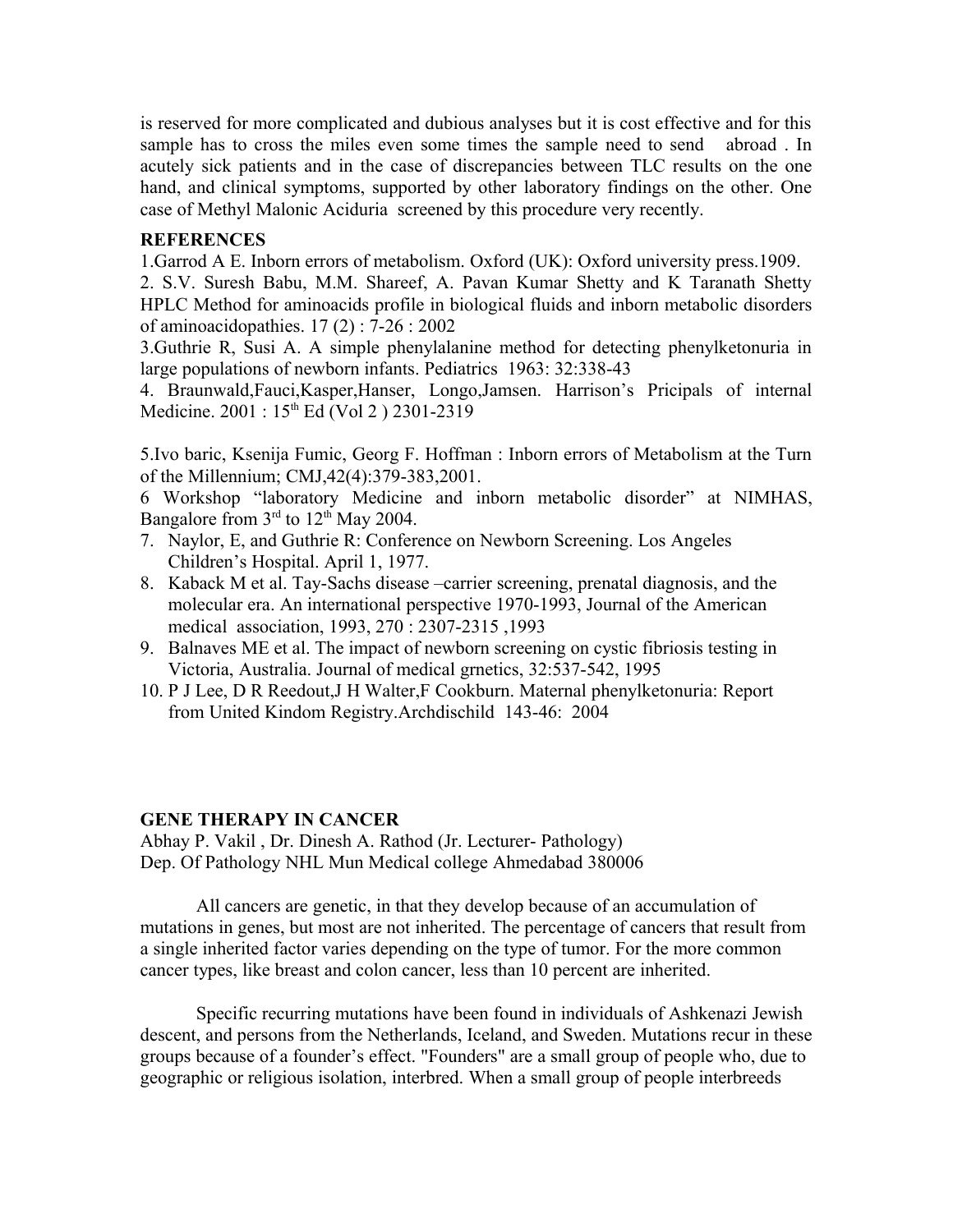is reserved for more complicated and dubious analyses but it is cost effective and for this sample has to cross the miles even some times the sample need to send abroad . In acutely sick patients and in the case of discrepancies between TLC results on the one hand, and clinical symptoms, supported by other laboratory findings on the other. One case of Methyl Malonic Aciduria screened by this procedure very recently.

**REFERENCES**

1.Garrod A E. Inborn errors of metabolism. Oxford (UK): Oxford university press.1909.

2. S.V. Suresh Babu, M.M. Shareef, A. Pavan Kumar Shetty and K Taranath Shetty HPLC Method for aminoacids profile in biological fluids and inborn metabolic disorders of aminoacidopathies. 17 (2) : 7-26 : 2002

3.Guthrie R, Susi A. A simple phenylalanine method for detecting phenylketonuria in large populations of newborn infants. Pediatrics 1963: 32:338-43

4. Braunwald,Fauci,Kasper,Hanser, Longo,Jamsen. Harrison's Pricipals of internal Medicine. 2001 : 15th Ed (Vol 2 ) 2301-2319

5.Ivo baric, Ksenija Fumic, Georg F. Hoffman : Inborn errors of Metabolism at the Turn of the Millennium; CMJ,42(4):379-383,2001.

6 Workshop "laboratory Medicine and inborn metabolic disorder" at NIMHAS, Bangalore from 3rd to 12th May 2004.

7. Naylor, E, and Guthrie R: Conference on Newborn Screening. Los Angeles Children's Hospital. April 1, 1977.
8. Kaback M et al. Tay-Sachs disease –carrier screening, prenatal diagnosis, and the molecular era. An international perspective 1970-1993, Journal of the American medical association, 1993, 270 : 2307-2315 ,1993
9. Balnaves ME et al. The impact of newborn screening on cystic fibriosis testing in Victoria, Australia. Journal of medical grnetics, 32:537-542, 1995
10. P J Lee, D R Reedout,J H Walter,F Cookburn. Maternal phenylketonuria: Report from United Kindom Registry.Archdischild 143-46: 2004

## GENE THERAPY IN CANCER

Abhay P. Vakil , Dr. Dinesh A. Rathod (Jr. Lecturer- Pathology)
Dep. Of Pathology NHL Mun Medical college Ahmedabad 380006

All cancers are genetic, in that they develop because of an accumulation of mutations in genes, but most are not inherited. The percentage of cancers that result from a single inherited factor varies depending on the type of tumor. For the more common cancer types, like breast and colon cancer, less than 10 percent are inherited.

Specific recurring mutations have been found in individuals of Ashkenazi Jewish descent, and persons from the Netherlands, Iceland, and Sweden. Mutations recur in these groups because of a founder's effect. "Founders" are a small group of people who, due to geographic or religious isolation, interbred. When a small group of people interbreeds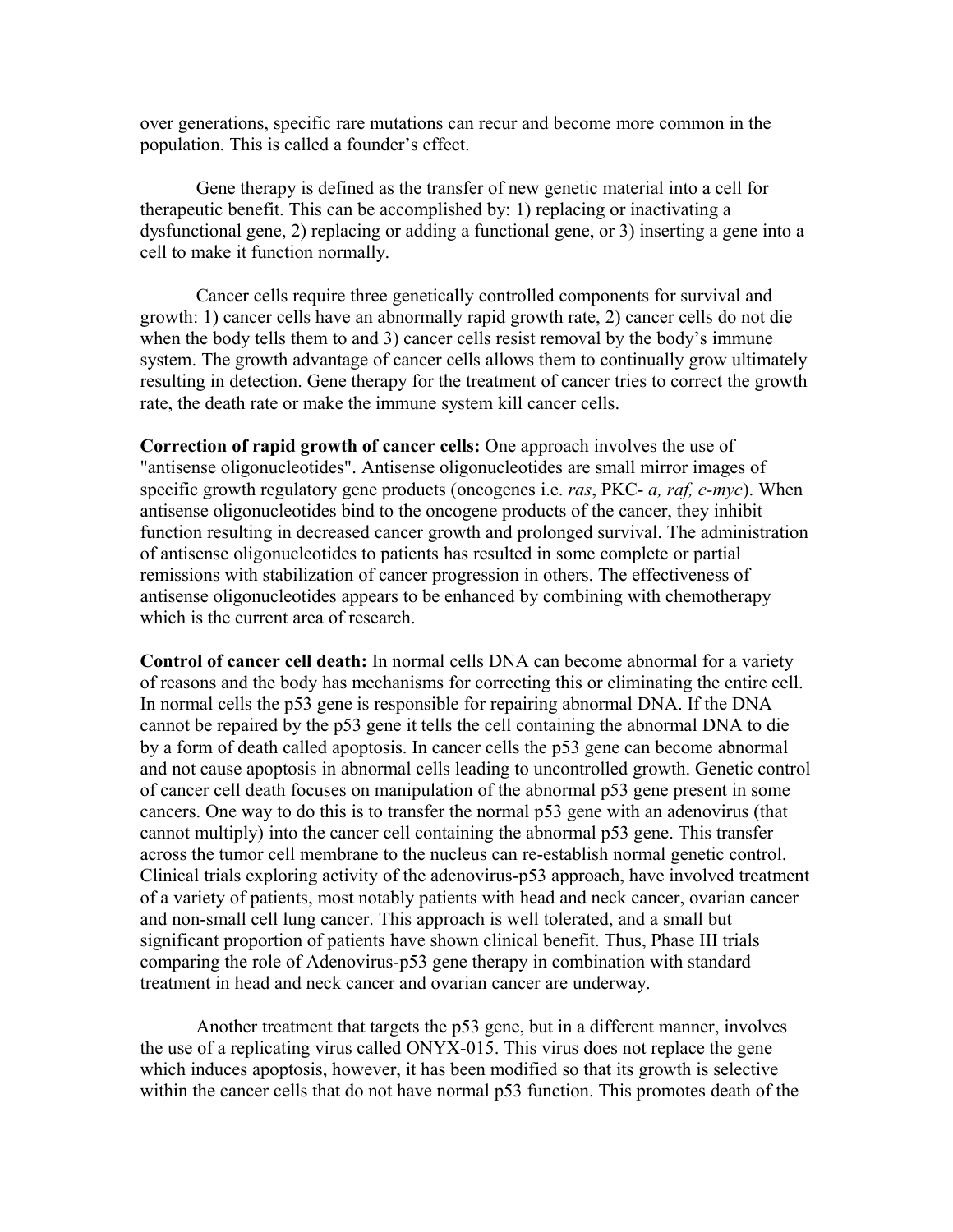over generations, specific rare mutations can recur and become more common in the population. This is called a founder's effect.

Gene therapy is defined as the transfer of new genetic material into a cell for therapeutic benefit. This can be accomplished by: 1) replacing or inactivating a dysfunctional gene, 2) replacing or adding a functional gene, or 3) inserting a gene into a cell to make it function normally.

Cancer cells require three genetically controlled components for survival and growth: 1) cancer cells have an abnormally rapid growth rate, 2) cancer cells do not die when the body tells them to and 3) cancer cells resist removal by the body's immune system. The growth advantage of cancer cells allows them to continually grow ultimately resulting in detection. Gene therapy for the treatment of cancer tries to correct the growth rate, the death rate or make the immune system kill cancer cells.

**Correction of rapid growth of cancer cells:** One approach involves the use of "antisense oligonucleotides". Antisense oligonucleotides are small mirror images of specific growth regulatory gene products (oncogenes i.e. *ras*, PKC- *a, raf, c-myc*). When antisense oligonucleotides bind to the oncogene products of the cancer, they inhibit function resulting in decreased cancer growth and prolonged survival. The administration of antisense oligonucleotides to patients has resulted in some complete or partial remissions with stabilization of cancer progression in others. The effectiveness of antisense oligonucleotides appears to be enhanced by combining with chemotherapy which is the current area of research.

**Control of cancer cell death:** In normal cells DNA can become abnormal for a variety of reasons and the body has mechanisms for correcting this or eliminating the entire cell. In normal cells the p53 gene is responsible for repairing abnormal DNA. If the DNA cannot be repaired by the p53 gene it tells the cell containing the abnormal DNA to die by a form of death called apoptosis. In cancer cells the p53 gene can become abnormal and not cause apoptosis in abnormal cells leading to uncontrolled growth. Genetic control of cancer cell death focuses on manipulation of the abnormal p53 gene present in some cancers. One way to do this is to transfer the normal p53 gene with an adenovirus (that cannot multiply) into the cancer cell containing the abnormal p53 gene. This transfer across the tumor cell membrane to the nucleus can re-establish normal genetic control. Clinical trials exploring activity of the adenovirus-p53 approach, have involved treatment of a variety of patients, most notably patients with head and neck cancer, ovarian cancer and non-small cell lung cancer. This approach is well tolerated, and a small but significant proportion of patients have shown clinical benefit. Thus, Phase III trials comparing the role of Adenovirus-p53 gene therapy in combination with standard treatment in head and neck cancer and ovarian cancer are underway.

Another treatment that targets the p53 gene, but in a different manner, involves the use of a replicating virus called ONYX-015. This virus does not replace the gene which induces apoptosis, however, it has been modified so that its growth is selective within the cancer cells that do not have normal p53 function. This promotes death of the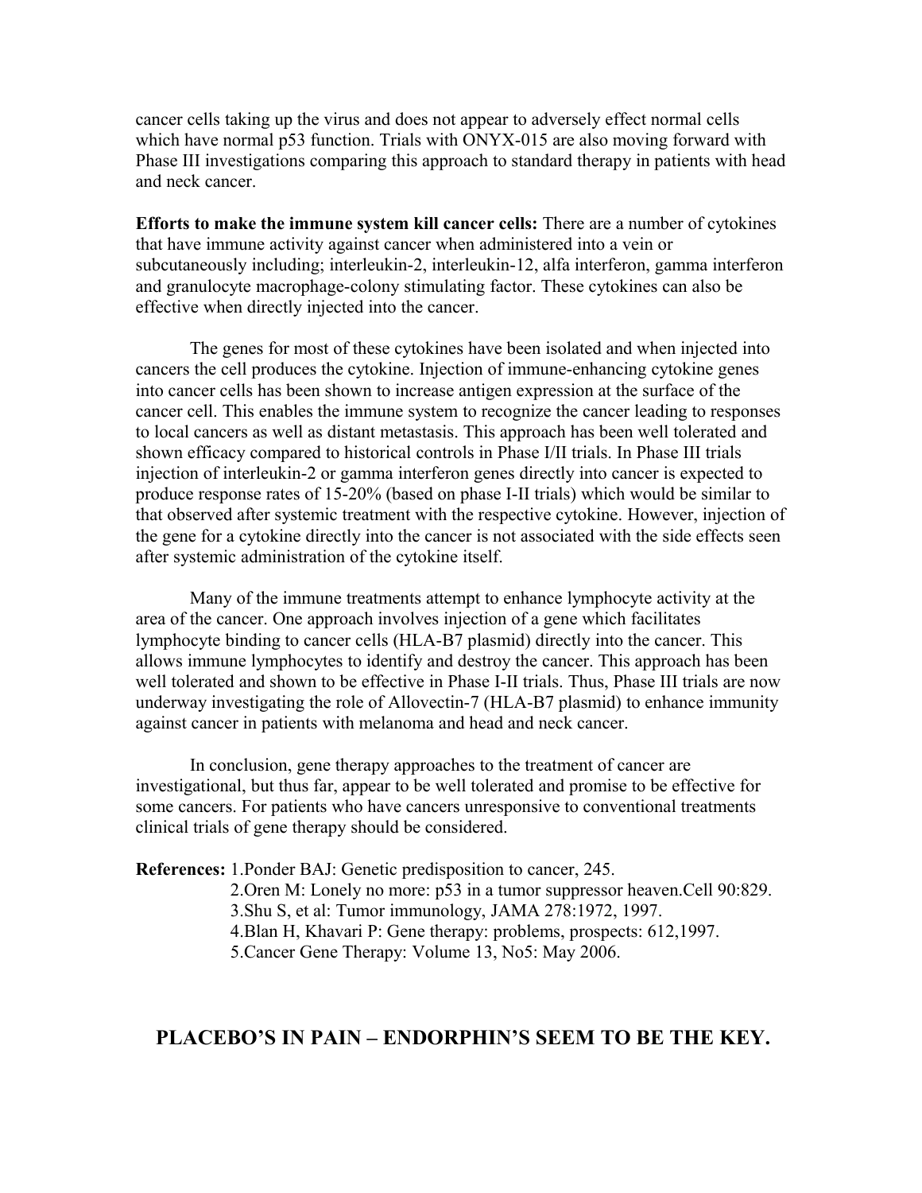cancer cells taking up the virus and does not appear to adversely effect normal cells which have normal p53 function. Trials with ONYX-015 are also moving forward with Phase III investigations comparing this approach to standard therapy in patients with head and neck cancer.

**Efforts to make the immune system kill cancer cells:** There are a number of cytokines that have immune activity against cancer when administered into a vein or subcutaneously including; interleukin-2, interleukin-12, alfa interferon, gamma interferon and granulocyte macrophage-colony stimulating factor. These cytokines can also be effective when directly injected into the cancer.

The genes for most of these cytokines have been isolated and when injected into cancers the cell produces the cytokine. Injection of immune-enhancing cytokine genes into cancer cells has been shown to increase antigen expression at the surface of the cancer cell. This enables the immune system to recognize the cancer leading to responses to local cancers as well as distant metastasis. This approach has been well tolerated and shown efficacy compared to historical controls in Phase I/II trials. In Phase III trials injection of interleukin-2 or gamma interferon genes directly into cancer is expected to produce response rates of 15-20% (based on phase I-II trials) which would be similar to that observed after systemic treatment with the respective cytokine. However, injection of the gene for a cytokine directly into the cancer is not associated with the side effects seen after systemic administration of the cytokine itself.

Many of the immune treatments attempt to enhance lymphocyte activity at the area of the cancer. One approach involves injection of a gene which facilitates lymphocyte binding to cancer cells (HLA-B7 plasmid) directly into the cancer. This allows immune lymphocytes to identify and destroy the cancer. This approach has been well tolerated and shown to be effective in Phase I-II trials. Thus, Phase III trials are now underway investigating the role of Allovectin-7 (HLA-B7 plasmid) to enhance immunity against cancer in patients with melanoma and head and neck cancer.

In conclusion, gene therapy approaches to the treatment of cancer are investigational, but thus far, appear to be well tolerated and promise to be effective for some cancers. For patients who have cancers unresponsive to conventional treatments clinical trials of gene therapy should be considered.

**References:**
1. Ponder BAJ: Genetic predisposition to cancer, 245.
2. Oren M: Lonely no more: p53 in a tumor suppressor heaven.Cell 90:829.
3. Shu S, et al: Tumor immunology, JAMA 278:1972, 1997.
4. Blan H, Khavari P: Gene therapy: problems, prospects: 612,1997.
5. Cancer Gene Therapy: Volume 13, No5: May 2006.

## PLACEBO'S IN PAIN – ENDORPHIN'S SEEM TO BE THE KEY.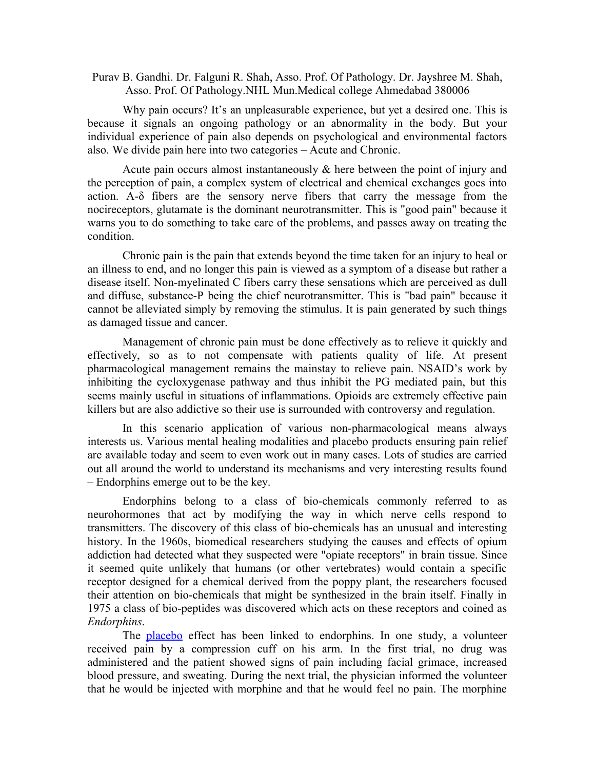Purav B. Gandhi. Dr. Falguni R. Shah, Asso. Prof. Of Pathology. Dr. Jayshree M. Shah, Asso. Prof. Of Pathology.NHL Mun.Medical college Ahmedabad 380006

Why pain occurs? It's an unpleasurable experience, but yet a desired one. This is because it signals an ongoing pathology or an abnormality in the body. But your individual experience of pain also depends on psychological and environmental factors also. We divide pain here into two categories – Acute and Chronic.

Acute pain occurs almost instantaneously & here between the point of injury and the perception of pain, a complex system of electrical and chemical exchanges goes into action. A-δ fibers are the sensory nerve fibers that carry the message from the nocireceptors, glutamate is the dominant neurotransmitter. This is "good pain" because it warns you to do something to take care of the problems, and passes away on treating the condition.

Chronic pain is the pain that extends beyond the time taken for an injury to heal or an illness to end, and no longer this pain is viewed as a symptom of a disease but rather a disease itself. Non-myelinated C fibers carry these sensations which are perceived as dull and diffuse, substance-P being the chief neurotransmitter. This is "bad pain" because it cannot be alleviated simply by removing the stimulus. It is pain generated by such things as damaged tissue and cancer.

Management of chronic pain must be done effectively as to relieve it quickly and effectively, so as to not compensate with patients quality of life. At present pharmacological management remains the mainstay to relieve pain. NSAID's work by inhibiting the cycloxygenase pathway and thus inhibit the PG mediated pain, but this seems mainly useful in situations of inflammations. Opioids are extremely effective pain killers but are also addictive so their use is surrounded with controversy and regulation.

In this scenario application of various non-pharmacological means always interests us. Various mental healing modalities and placebo products ensuring pain relief are available today and seem to even work out in many cases. Lots of studies are carried out all around the world to understand its mechanisms and very interesting results found – Endorphins emerge out to be the key.

Endorphins belong to a class of bio-chemicals commonly referred to as neurohormones that act by modifying the way in which nerve cells respond to transmitters. The discovery of this class of bio-chemicals has an unusual and interesting history. In the 1960s, biomedical researchers studying the causes and effects of opium addiction had detected what they suspected were "opiate receptors" in brain tissue. Since it seemed quite unlikely that humans (or other vertebrates) would contain a specific receptor designed for a chemical derived from the poppy plant, the researchers focused their attention on bio-chemicals that might be synthesized in the brain itself. Finally in 1975 a class of bio-peptides was discovered which acts on these receptors and coined as *Endorphins*.

The placebo effect has been linked to endorphins. In one study, a volunteer received pain by a compression cuff on his arm. In the first trial, no drug was administered and the patient showed signs of pain including facial grimace, increased blood pressure, and sweating. During the next trial, the physician informed the volunteer that he would be injected with morphine and that he would feel no pain. The morphine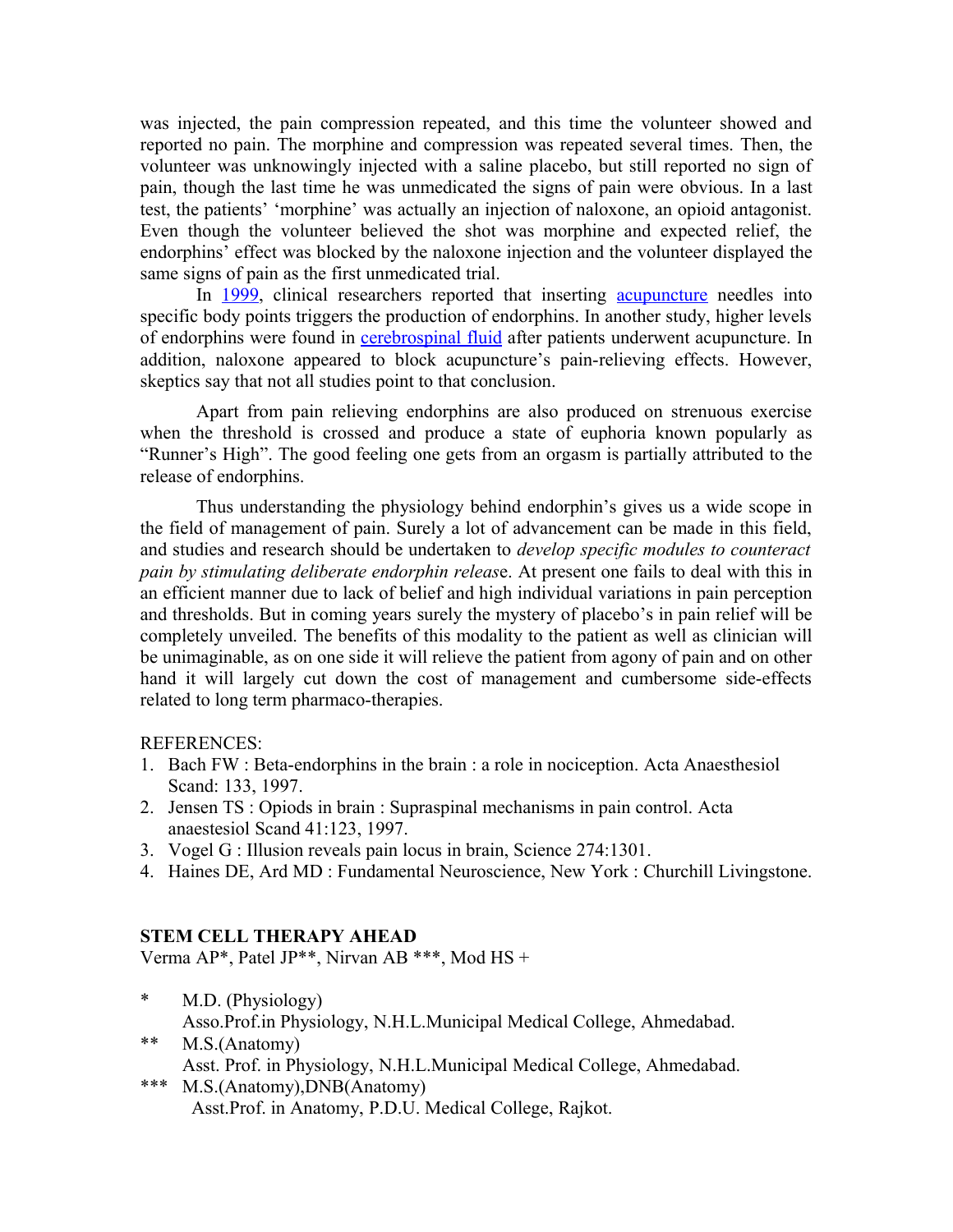was injected, the pain compression repeated, and this time the volunteer showed and reported no pain. The morphine and compression was repeated several times. Then, the volunteer was unknowingly injected with a saline placebo, but still reported no sign of pain, though the last time he was unmedicated the signs of pain were obvious. In a last test, the patients' 'morphine' was actually an injection of naloxone, an opioid antagonist. Even though the volunteer believed the shot was morphine and expected relief, the endorphins' effect was blocked by the naloxone injection and the volunteer displayed the same signs of pain as the first unmedicated trial.

In 1999, clinical researchers reported that inserting acupuncture needles into specific body points triggers the production of endorphins. In another study, higher levels of endorphins were found in cerebrospinal fluid after patients underwent acupuncture. In addition, naloxone appeared to block acupuncture's pain-relieving effects. However, skeptics say that not all studies point to that conclusion.

Apart from pain relieving endorphins are also produced on strenuous exercise when the threshold is crossed and produce a state of euphoria known popularly as "Runner's High". The good feeling one gets from an orgasm is partially attributed to the release of endorphins.

Thus understanding the physiology behind endorphin's gives us a wide scope in the field of management of pain. Surely a lot of advancement can be made in this field, and studies and research should be undertaken to *develop specific modules to counteract pain by stimulating deliberate endorphin releas*e. At present one fails to deal with this in an efficient manner due to lack of belief and high individual variations in pain perception and thresholds. But in coming years surely the mystery of placebo's in pain relief will be completely unveiled. The benefits of this modality to the patient as well as clinician will be unimaginable, as on one side it will relieve the patient from agony of pain and on other hand it will largely cut down the cost of management and cumbersome side-effects related to long term pharmaco-therapies.

REFERENCES:

1. Bach FW : Beta-endorphins in the brain : a role in nociception. Acta Anaesthesiol Scand: 133, 1997.
2. Jensen TS : Opiods in brain : Supraspinal mechanisms in pain control. Acta anaestesiol Scand 41:123, 1997.
3. Vogel G : Illusion reveals pain locus in brain, Science 274:1301.
4. Haines DE, Ard MD : Fundamental Neuroscience, New York : Churchill Livingstone.

## STEM CELL THERAPY AHEAD

Verma AP*, Patel JP**, Nirvan AB ***, Mod HS +

\* M.D. (Physiology)
Asso.Prof.in Physiology, N.H.L.Municipal Medical College, Ahmedabad.

\*\* M.S.(Anatomy)
Asst. Prof. in Physiology, N.H.L.Municipal Medical College, Ahmedabad.

\*\*\* M.S.(Anatomy),DNB(Anatomy)
Asst.Prof. in Anatomy, P.D.U. Medical College, Rajkot.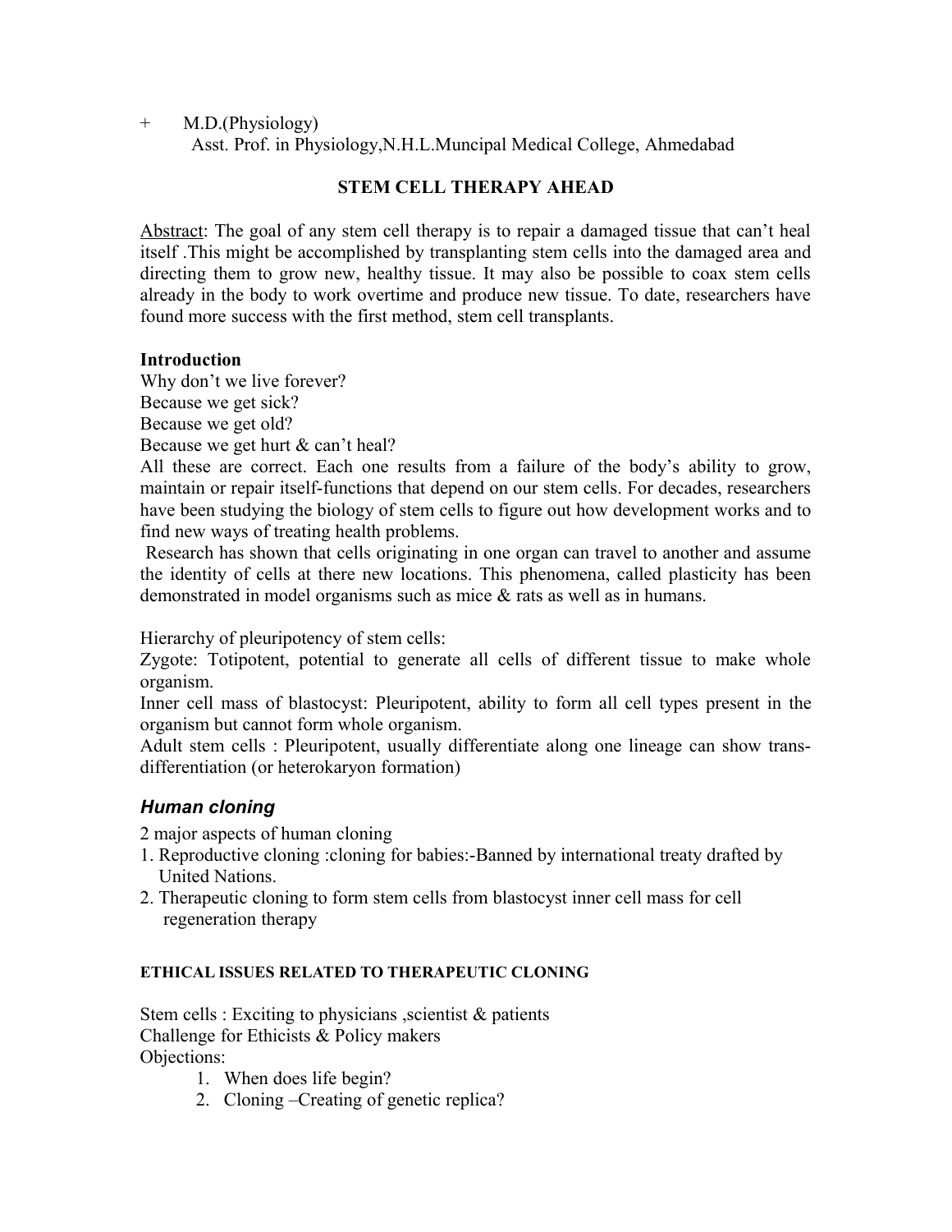+ M.D.(Physiology)
Asst. Prof. in Physiology,N.H.L.Muncipal Medical College, Ahmedabad

## STEM CELL THERAPY AHEAD

Abstract: The goal of any stem cell therapy is to repair a damaged tissue that can't heal itself .This might be accomplished by transplanting stem cells into the damaged area and directing them to grow new, healthy tissue. It may also be possible to coax stem cells already in the body to work overtime and produce new tissue. To date, researchers have found more success with the first method, stem cell transplants.

**Introduction**

Why don't we live forever?
Because we get sick?
Because we get old?
Because we get hurt & can't heal?

All these are correct. Each one results from a failure of the body's ability to grow, maintain or repair itself-functions that depend on our stem cells. For decades, researchers have been studying the biology of stem cells to figure out how development works and to find new ways of treating health problems.

Research has shown that cells originating in one organ can travel to another and assume the identity of cells at there new locations. This phenomena, called plasticity has been demonstrated in model organisms such as mice & rats as well as in humans.

Hierarchy of pleuripotency of stem cells:

Zygote: Totipotent, potential to generate all cells of different tissue to make whole organism.

Inner cell mass of blastocyst: Pleuripotent, ability to form all cell types present in the organism but cannot form whole organism.

Adult stem cells : Pleuripotent, usually differentiate along one lineage can show trans-differentiation (or heterokaryon formation)

### *Human cloning*

2 major aspects of human cloning

1. Reproductive cloning :cloning for babies:-Banned by international treaty drafted by United Nations.
2. Therapeutic cloning to form stem cells from blastocyst inner cell mass for cell regeneration therapy

#### ETHICAL ISSUES RELATED TO THERAPEUTIC CLONING

Stem cells : Exciting to physicians ,scientist & patients
Challenge for Ethicists & Policy makers
Objections:

1. When does life begin?
2. Cloning –Creating of genetic replica?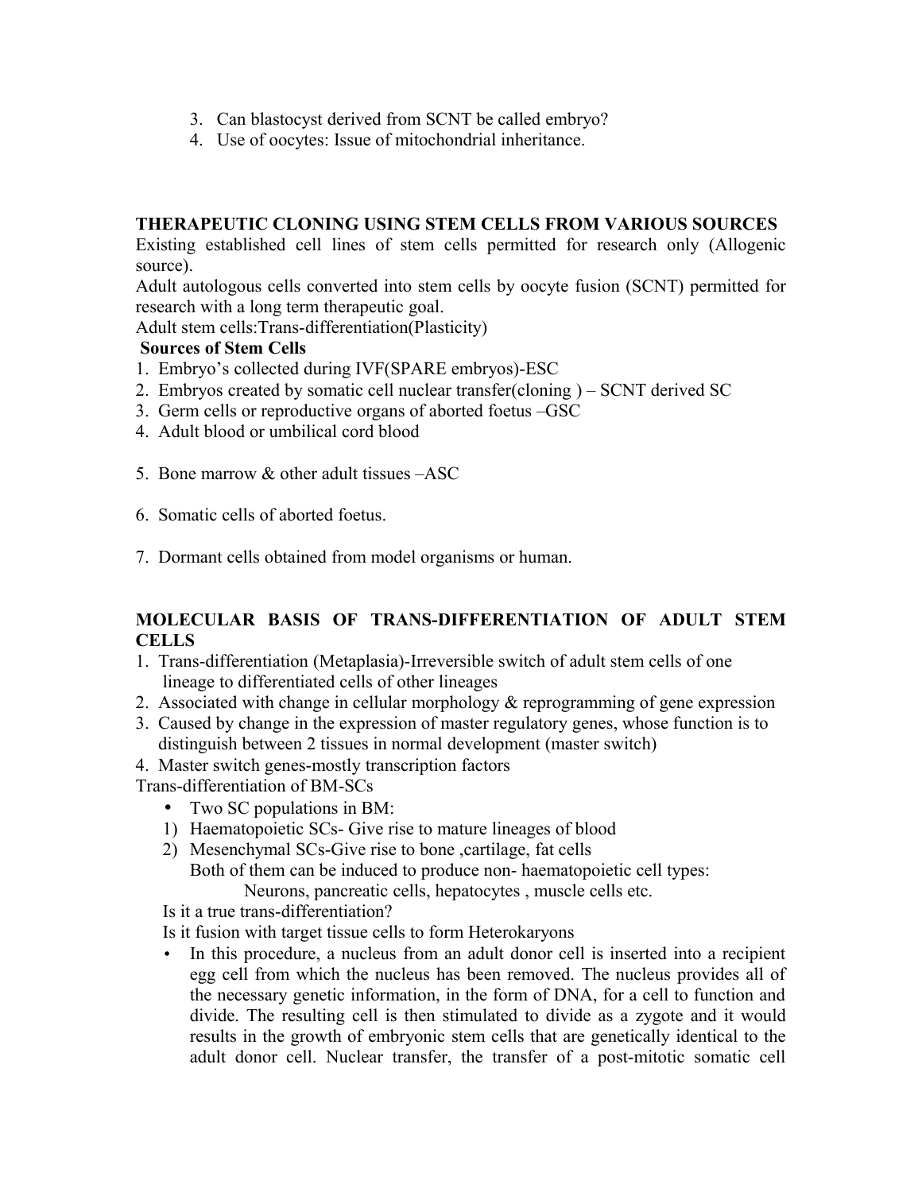3. Can blastocyst derived from SCNT be called embryo?
4. Use of oocytes: Issue of mitochondrial inheritance.

**THERAPEUTIC CLONING USING STEM CELLS FROM VARIOUS SOURCES**

Existing established cell lines of stem cells permitted for research only (Allogenic source).

Adult autologous cells converted into stem cells by oocyte fusion (SCNT) permitted for research with a long term therapeutic goal.

Adult stem cells:Trans-differentiation(Plasticity)

**Sources of Stem Cells**

1. Embryo's collected during IVF(SPARE embryos)-ESC
2. Embryos created by somatic cell nuclear transfer(cloning ) – SCNT derived SC
3. Germ cells or reproductive organs of aborted foetus –GSC
4. Adult blood or umbilical cord blood
5. Bone marrow & other adult tissues –ASC
6. Somatic cells of aborted foetus.
7. Dormant cells obtained from model organisms or human.

**MOLECULAR BASIS OF TRANS-DIFFERENTIATION OF ADULT STEM CELLS**

1. Trans-differentiation (Metaplasia)-Irreversible switch of adult stem cells of one lineage to differentiated cells of other lineages
2. Associated with change in cellular morphology & reprogramming of gene expression
3. Caused by change in the expression of master regulatory genes, whose function is to distinguish between 2 tissues in normal development (master switch)
4. Master switch genes-mostly transcription factors

Trans-differentiation of BM-SCs

- Two SC populations in BM:

1) Haematopoietic SCs- Give rise to mature lineages of blood
2) Mesenchymal SCs-Give rise to bone ,cartilage, fat cells

   Both of them can be induced to produce non- haematopoietic cell types:

   Neurons, pancreatic cells, hepatocytes , muscle cells etc.

Is it a true trans-differentiation?

Is it fusion with target tissue cells to form Heterokaryons

- In this procedure, a nucleus from an adult donor cell is inserted into a recipient egg cell from which the nucleus has been removed. The nucleus provides all of the necessary genetic information, in the form of DNA, for a cell to function and divide. The resulting cell is then stimulated to divide as a zygote and it would results in the growth of embryonic stem cells that are genetically identical to the adult donor cell. Nuclear transfer, the transfer of a post-mitotic somatic cell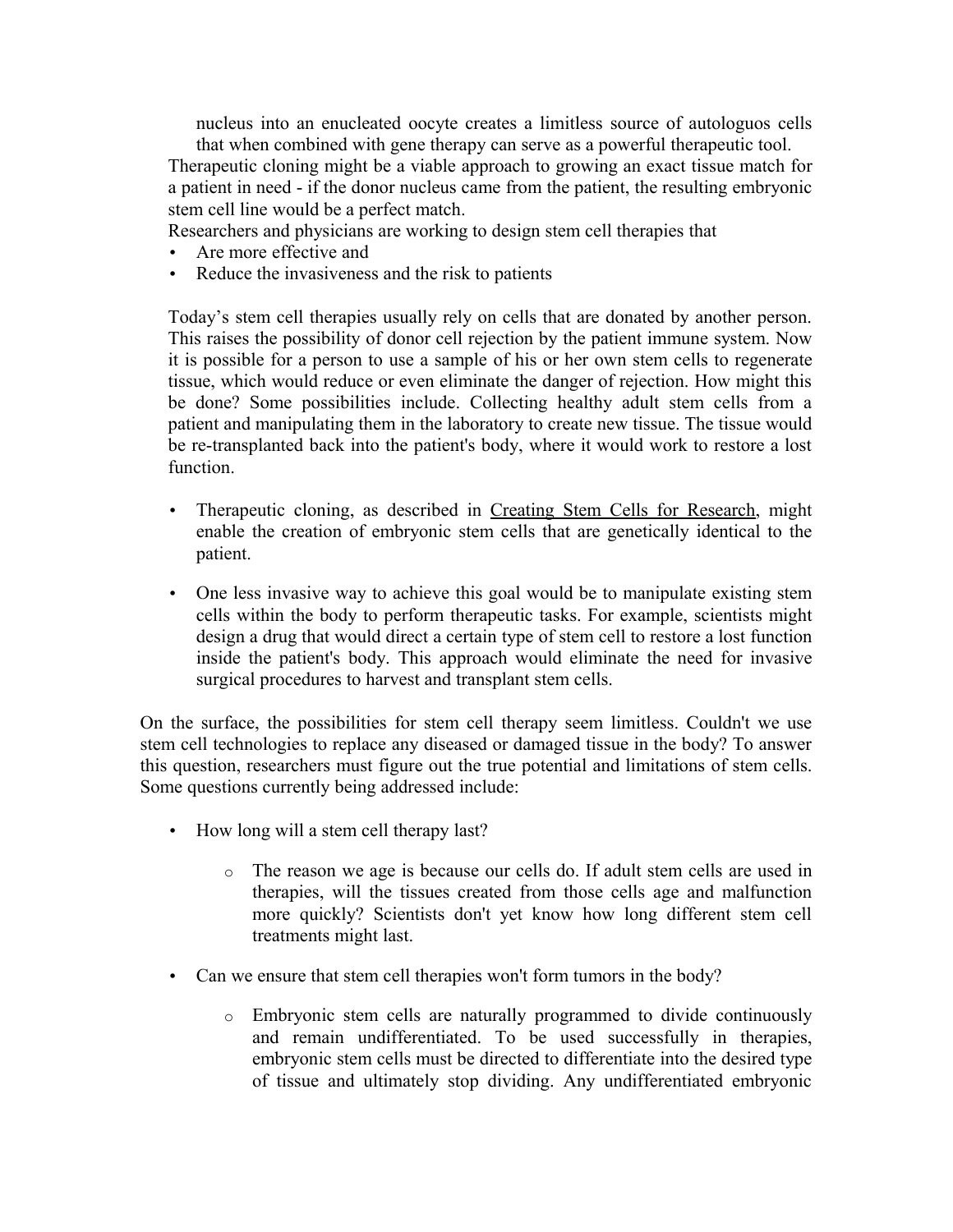nucleus into an enucleated oocyte creates a limitless source of autologuos cells that when combined with gene therapy can serve as a powerful therapeutic tool.

Therapeutic cloning might be a viable approach to growing an exact tissue match for a patient in need - if the donor nucleus came from the patient, the resulting embryonic stem cell line would be a perfect match.

Researchers and physicians are working to design stem cell therapies that

- Are more effective and
- Reduce the invasiveness and the risk to patients

Today's stem cell therapies usually rely on cells that are donated by another person. This raises the possibility of donor cell rejection by the patient immune system. Now it is possible for a person to use a sample of his or her own stem cells to regenerate tissue, which would reduce or even eliminate the danger of rejection. How might this be done? Some possibilities include. Collecting healthy adult stem cells from a patient and manipulating them in the laboratory to create new tissue. The tissue would be re-transplanted back into the patient's body, where it would work to restore a lost function.

- Therapeutic cloning, as described in Creating Stem Cells for Research, might enable the creation of embryonic stem cells that are genetically identical to the patient.

- One less invasive way to achieve this goal would be to manipulate existing stem cells within the body to perform therapeutic tasks. For example, scientists might design a drug that would direct a certain type of stem cell to restore a lost function inside the patient's body. This approach would eliminate the need for invasive surgical procedures to harvest and transplant stem cells.

On the surface, the possibilities for stem cell therapy seem limitless. Couldn't we use stem cell technologies to replace any diseased or damaged tissue in the body? To answer this question, researchers must figure out the true potential and limitations of stem cells. Some questions currently being addressed include:

- How long will a stem cell therapy last?

    - The reason we age is because our cells do. If adult stem cells are used in therapies, will the tissues created from those cells age and malfunction more quickly? Scientists don't yet know how long different stem cell treatments might last.

- Can we ensure that stem cell therapies won't form tumors in the body?

    - Embryonic stem cells are naturally programmed to divide continuously and remain undifferentiated. To be used successfully in therapies, embryonic stem cells must be directed to differentiate into the desired type of tissue and ultimately stop dividing. Any undifferentiated embryonic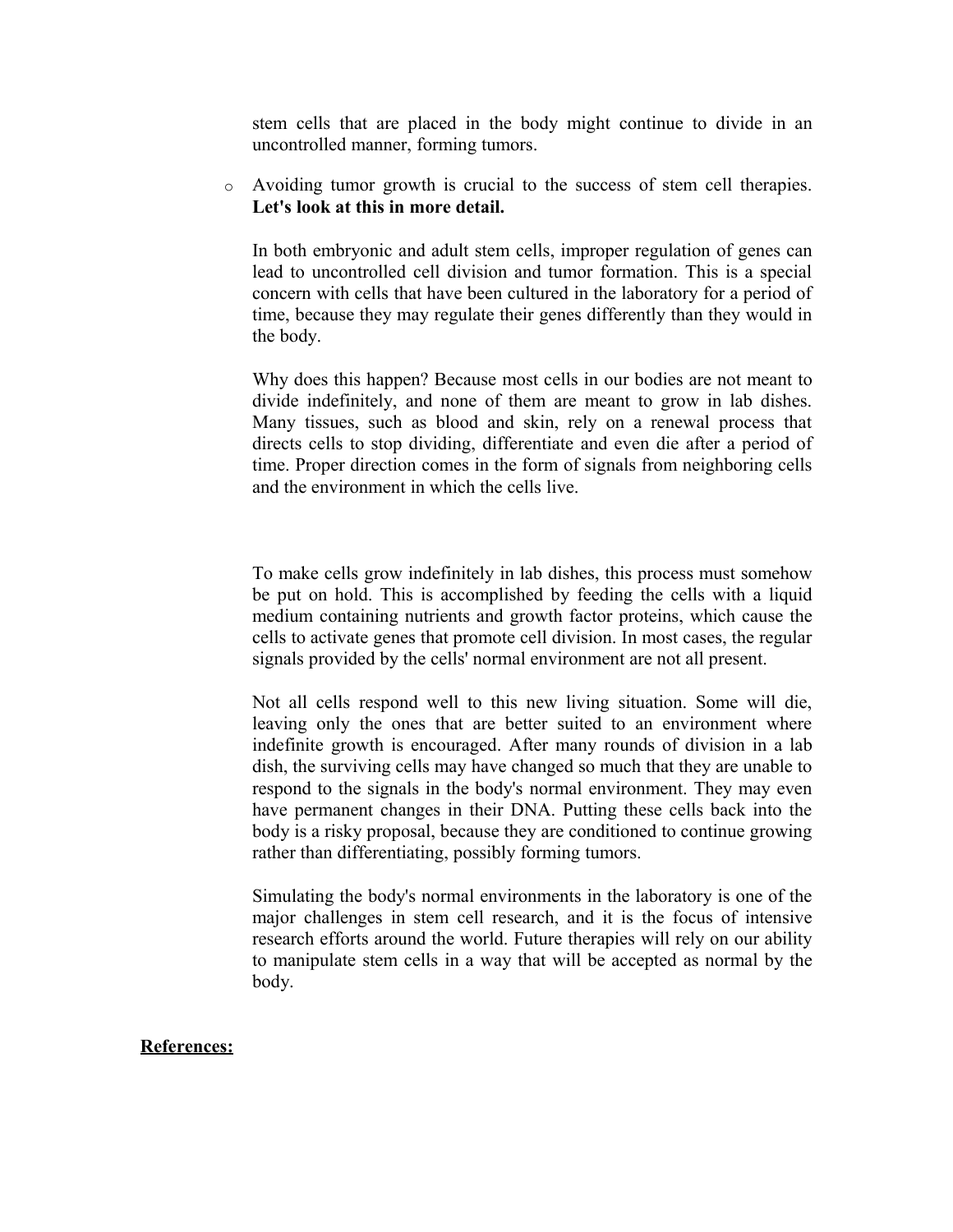stem cells that are placed in the body might continue to divide in an uncontrolled manner, forming tumors.

- Avoiding tumor growth is crucial to the success of stem cell therapies. **Let's look at this in more detail.**

  In both embryonic and adult stem cells, improper regulation of genes can lead to uncontrolled cell division and tumor formation. This is a special concern with cells that have been cultured in the laboratory for a period of time, because they may regulate their genes differently than they would in the body.

  Why does this happen? Because most cells in our bodies are not meant to divide indefinitely, and none of them are meant to grow in lab dishes. Many tissues, such as blood and skin, rely on a renewal process that directs cells to stop dividing, differentiate and even die after a period of time. Proper direction comes in the form of signals from neighboring cells and the environment in which the cells live.

  To make cells grow indefinitely in lab dishes, this process must somehow be put on hold. This is accomplished by feeding the cells with a liquid medium containing nutrients and growth factor proteins, which cause the cells to activate genes that promote cell division. In most cases, the regular signals provided by the cells' normal environment are not all present.

  Not all cells respond well to this new living situation. Some will die, leaving only the ones that are better suited to an environment where indefinite growth is encouraged. After many rounds of division in a lab dish, the surviving cells may have changed so much that they are unable to respond to the signals in the body's normal environment. They may even have permanent changes in their DNA. Putting these cells back into the body is a risky proposal, because they are conditioned to continue growing rather than differentiating, possibly forming tumors.

  Simulating the body's normal environments in the laboratory is one of the major challenges in stem cell research, and it is the focus of intensive research efforts around the world. Future therapies will rely on our ability to manipulate stem cells in a way that will be accepted as normal by the body.

**References:**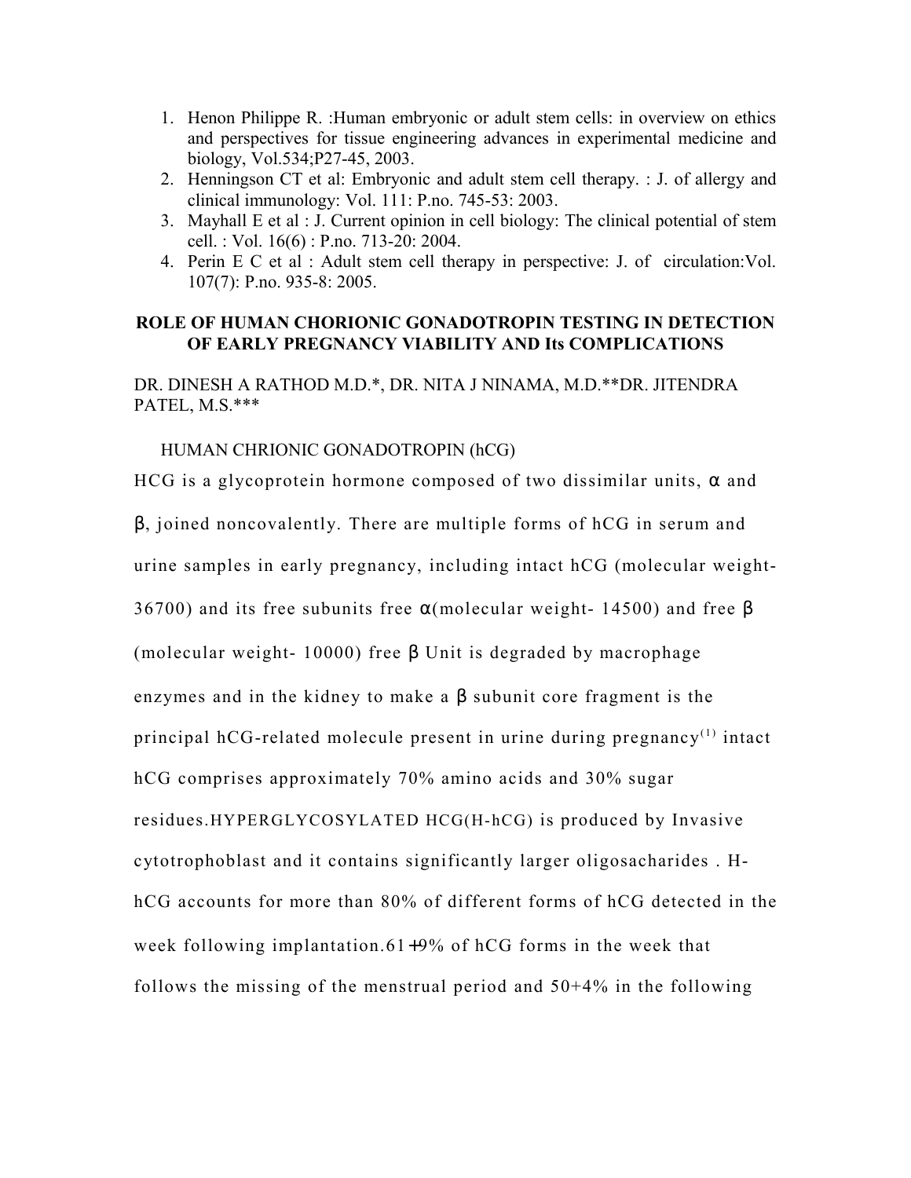1. Henon Philippe R. :Human embryonic or adult stem cells: in overview on ethics and perspectives for tissue engineering advances in experimental medicine and biology, Vol.534;P27-45, 2003.
2. Henningson CT et al: Embryonic and adult stem cell therapy. : J. of allergy and clinical immunology: Vol. 111: P.no. 745-53: 2003.
3. Mayhall E et al : J. Current opinion in cell biology: The clinical potential of stem cell. : Vol. 16(6) : P.no. 713-20: 2004.
4. Perin E C et al : Adult stem cell therapy in perspective: J. of circulation:Vol. 107(7): P.no. 935-8: 2005.

## ROLE OF HUMAN CHORIONIC GONADOTROPIN TESTING IN DETECTION OF EARLY PREGNANCY VIABILITY AND Its COMPLICATIONS

DR. DINESH A RATHOD M.D.*, DR. NITA J NINAMA, M.D.**DR. JITENDRA PATEL, M.S.***

HUMAN CHRIONIC GONADOTROPIN (hCG)

HCG is a glycoprotein hormone composed of two dissimilar units, α and β, joined noncovalently. There are multiple forms of hCG in serum and urine samples in early pregnancy, including intact hCG (molecular weight- 36700) and its free subunits free α(molecular weight- 14500) and free β (molecular weight- 10000) free β Unit is degraded by macrophage enzymes and in the kidney to make a β subunit core fragment is the principal hCG-related molecule present in urine during pregnancy[1] intact hCG comprises approximately 70% amino acids and 30% sugar residues.HYPERGLYCOSYLATED HCG(H-hCG) is produced by Invasive cytotrophoblast and it contains significantly larger oligosacharides . H-hCG accounts for more than 80% of different forms of hCG detected in the week following implantation.61+9% of hCG forms in the week that follows the missing of the menstrual period and 50+4% in the following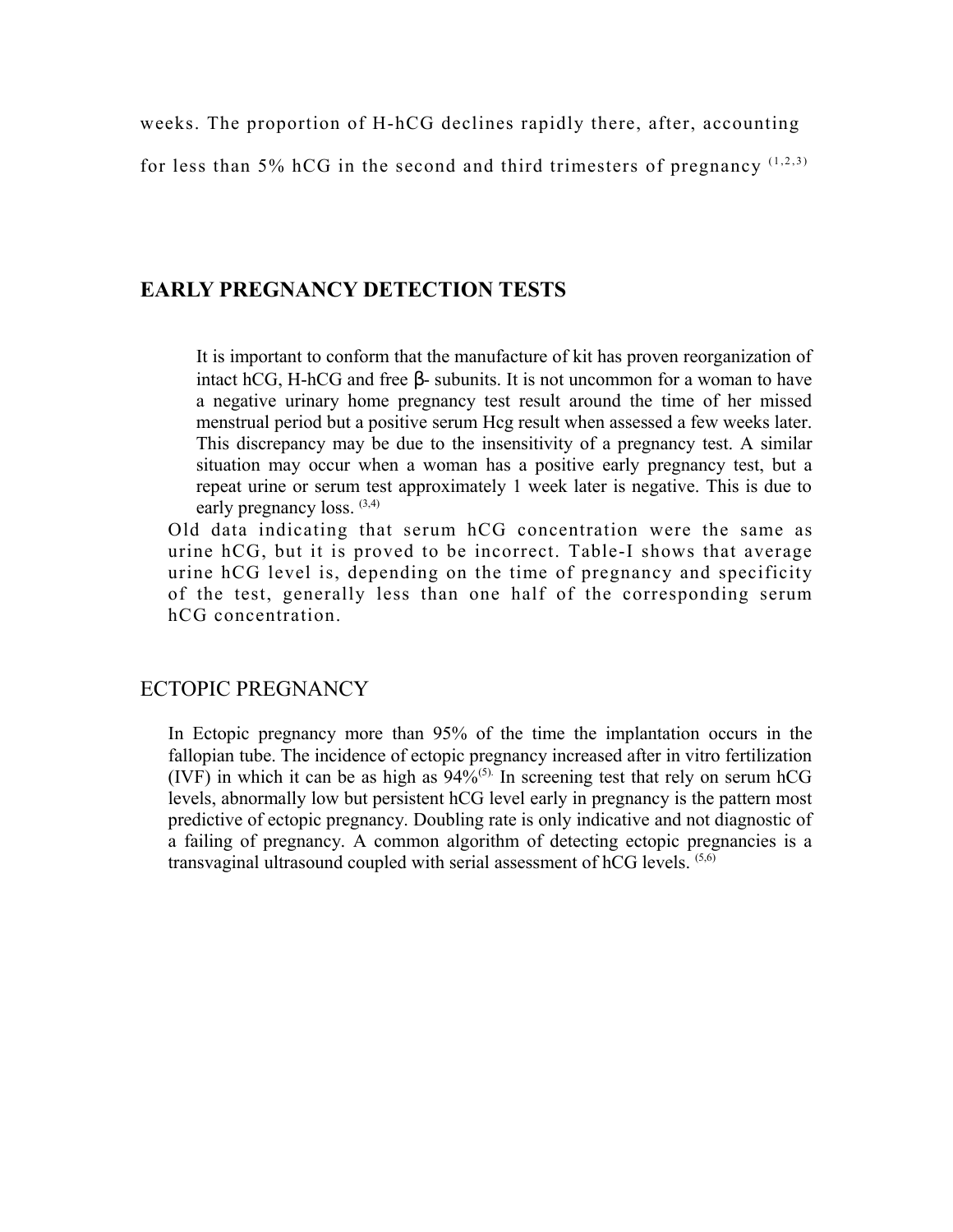weeks. The proportion of H-hCG declines rapidly there, after, accounting for less than 5% hCG in the second and third trimesters of pregnancy [1,2,3]

## EARLY PREGNANCY DETECTION TESTS

It is important to conform that the manufacture of kit has proven reorganization of intact hCG, H-hCG and free β- subunits. It is not uncommon for a woman to have a negative urinary home pregnancy test result around the time of her missed menstrual period but a positive serum Hcg result when assessed a few weeks later. This discrepancy may be due to the insensitivity of a pregnancy test. A similar situation may occur when a woman has a positive early pregnancy test, but a repeat urine or serum test approximately 1 week later is negative. This is due to early pregnancy loss. [3,4]

Old data indicating that serum hCG concentration were the same as urine hCG, but it is proved to be incorrect. Table-I shows that average urine hCG level is, depending on the time of pregnancy and specificity of the test, generally less than one half of the corresponding serum hCG concentration.

## ECTOPIC PREGNANCY

In Ectopic pregnancy more than 95% of the time the implantation occurs in the fallopian tube. The incidence of ectopic pregnancy increased after in vitro fertilization (IVF) in which it can be as high as 94%[5]. In screening test that rely on serum hCG levels, abnormally low but persistent hCG level early in pregnancy is the pattern most predictive of ectopic pregnancy. Doubling rate is only indicative and not diagnostic of a failing of pregnancy. A common algorithm of detecting ectopic pregnancies is a transvaginal ultrasound coupled with serial assessment of hCG levels. [5,6]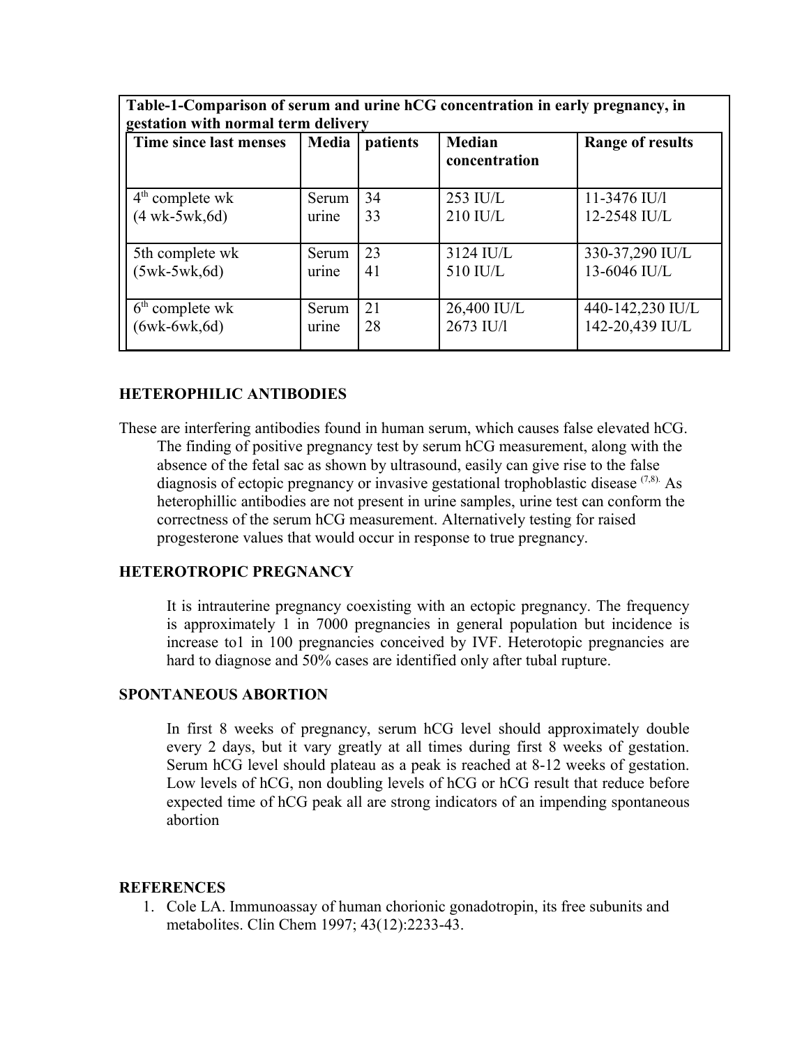**Table-1-Comparison of serum and urine hCG concentration in early pregnancy, in gestation with normal term delivery**

| Time since last menses | Media | patients | Median concentration | Range of results |
|---|---|---|---|---|
| 4th complete wk (4 wk-5wk,6d) | Serum<br>urine | 34<br>33 | 253 IU/L<br>210 IU/L | 11-3476 IU/l<br>12-2548 IU/L |
| 5th complete wk (5wk-5wk,6d) | Serum<br>urine | 23<br>41 | 3124 IU/L<br>510 IU/L | 330-37,290 IU/L<br>13-6046 IU/L |
| 6th complete wk (6wk-6wk,6d) | Serum<br>urine | 21<br>28 | 26,400 IU/L<br>2673 IU/l | 440-142,230 IU/L<br>142-20,439 IU/L |

### HETEROPHILIC ANTIBODIES

These are interfering antibodies found in human serum, which causes false elevated hCG. The finding of positive pregnancy test by serum hCG measurement, along with the absence of the fetal sac as shown by ultrasound, easily can give rise to the false diagnosis of ectopic pregnancy or invasive gestational trophoblastic disease [(7,8).] As heterophillic antibodies are not present in urine samples, urine test can conform the correctness of the serum hCG measurement. Alternatively testing for raised progesterone values that would occur in response to true pregnancy.

### HETEROTROPIC PREGNANCY

It is intrauterine pregnancy coexisting with an ectopic pregnancy. The frequency is approximately 1 in 7000 pregnancies in general population but incidence is increase to1 in 100 pregnancies conceived by IVF. Heterotopic pregnancies are hard to diagnose and 50% cases are identified only after tubal rupture.

### SPONTANEOUS ABORTION

In first 8 weeks of pregnancy, serum hCG level should approximately double every 2 days, but it vary greatly at all times during first 8 weeks of gestation. Serum hCG level should plateau as a peak is reached at 8-12 weeks of gestation. Low levels of hCG, non doubling levels of hCG or hCG result that reduce before expected time of hCG peak all are strong indicators of an impending spontaneous abortion

### REFERENCES

1. Cole LA. Immunoassay of human chorionic gonadotropin, its free subunits and metabolites. Clin Chem 1997; 43(12):2233-43.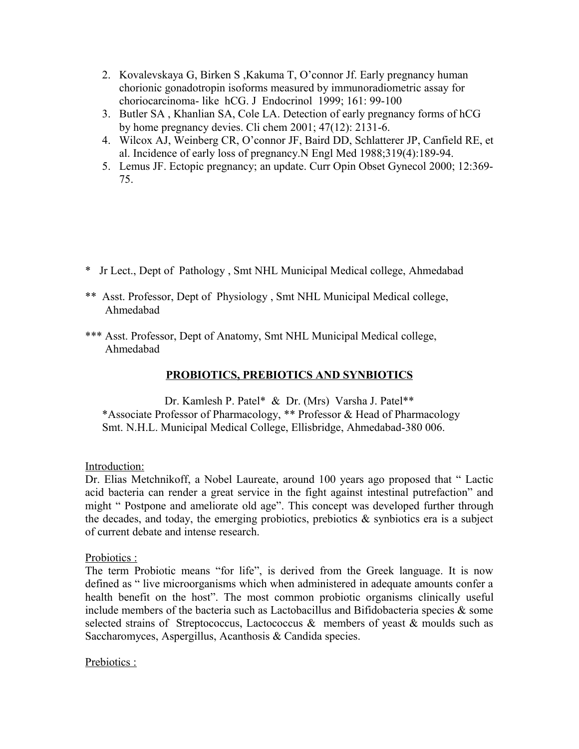2. Kovalevskaya G, Birken S ,Kakuma T, O'connor Jf. Early pregnancy human chorionic gonadotropin isoforms measured by immunoradiometric assay for choriocarcinoma- like hCG. J Endocrinol 1999; 161: 99-100
3. Butler SA , Khanlian SA, Cole LA. Detection of early pregnancy forms of hCG by home pregnancy devies. Cli chem 2001; 47(12): 2131-6.
4. Wilcox AJ, Weinberg CR, O'connor JF, Baird DD, Schlatterer JP, Canfield RE, et al. Incidence of early loss of pregnancy.N Engl Med 1988;319(4):189-94.
5. Lemus JF. Ectopic pregnancy; an update. Curr Opin Obset Gynecol 2000; 12:369-75.

\* Jr Lect., Dept of Pathology , Smt NHL Municipal Medical college, Ahmedabad

\*\* Asst. Professor, Dept of Physiology , Smt NHL Municipal Medical college, Ahmedabad

\*\*\* Asst. Professor, Dept of Anatomy, Smt NHL Municipal Medical college, Ahmedabad

## PROBIOTICS, PREBIOTICS AND SYNBIOTICS

Dr. Kamlesh P. Patel* & Dr. (Mrs) Varsha J. Patel**

*Associate Professor of Pharmacology, ** Professor & Head of Pharmacology
Smt. N.H.L. Municipal Medical College, Ellisbridge, Ahmedabad-380 006.

### Introduction:

Dr. Elias Metchnikoff, a Nobel Laureate, around 100 years ago proposed that " Lactic acid bacteria can render a great service in the fight against intestinal putrefaction" and might " Postpone and ameliorate old age". This concept was developed further through the decades, and today, the emerging probiotics, prebiotics & synbiotics era is a subject of current debate and intense research.

### Probiotics :

The term Probiotic means "for life", is derived from the Greek language. It is now defined as " live microorganisms which when administered in adequate amounts confer a health benefit on the host". The most common probiotic organisms clinically useful include members of the bacteria such as Lactobacillus and Bifidobacteria species & some selected strains of Streptococcus, Lactococcus & members of yeast & moulds such as Saccharomyces, Aspergillus, Acanthosis & Candida species.

### Prebiotics :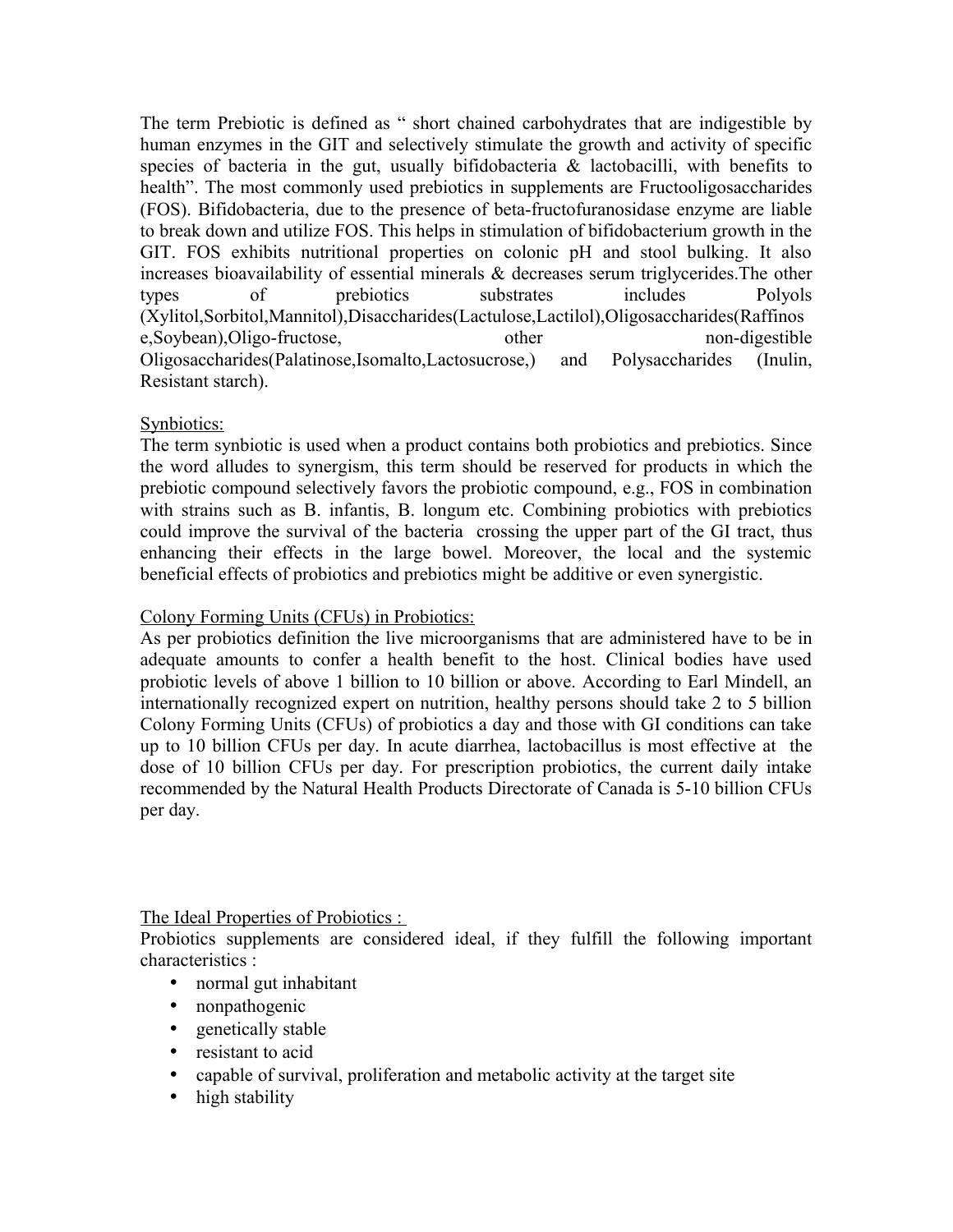The term Prebiotic is defined as " short chained carbohydrates that are indigestible by human enzymes in the GIT and selectively stimulate the growth and activity of specific species of bacteria in the gut, usually bifidobacteria & lactobacilli, with benefits to health". The most commonly used prebiotics in supplements are Fructooligosaccharides (FOS). Bifidobacteria, due to the presence of beta-fructofuranosidase enzyme are liable to break down and utilize FOS. This helps in stimulation of bifidobacterium growth in the GIT. FOS exhibits nutritional properties on colonic pH and stool bulking. It also increases bioavailability of essential minerals & decreases serum triglycerides.The other types of prebiotics substrates includes Polyols (Xylitol,Sorbitol,Mannitol),Disaccharides(Lactulose,Lactilol),Oligosaccharides(Raffinose,Soybean),Oligo-fructose, other non-digestible Oligosaccharides(Palatinose,Isomalto,Lactosucrose,) and Polysaccharides (Inulin, Resistant starch).

Synbiotics:

The term synbiotic is used when a product contains both probiotics and prebiotics. Since the word alludes to synergism, this term should be reserved for products in which the prebiotic compound selectively favors the probiotic compound, e.g., FOS in combination with strains such as B. infantis, B. longum etc. Combining probiotics with prebiotics could improve the survival of the bacteria crossing the upper part of the GI tract, thus enhancing their effects in the large bowel. Moreover, the local and the systemic beneficial effects of probiotics and prebiotics might be additive or even synergistic.

Colony Forming Units (CFUs) in Probiotics:

As per probiotics definition the live microorganisms that are administered have to be in adequate amounts to confer a health benefit to the host. Clinical bodies have used probiotic levels of above 1 billion to 10 billion or above. According to Earl Mindell, an internationally recognized expert on nutrition, healthy persons should take 2 to 5 billion Colony Forming Units (CFUs) of probiotics a day and those with GI conditions can take up to 10 billion CFUs per day. In acute diarrhea, lactobacillus is most effective at the dose of 10 billion CFUs per day. For prescription probiotics, the current daily intake recommended by the Natural Health Products Directorate of Canada is 5-10 billion CFUs per day.

The Ideal Properties of Probiotics :

Probiotics supplements are considered ideal, if they fulfill the following important characteristics :

- normal gut inhabitant
- nonpathogenic
- genetically stable
- resistant to acid
- capable of survival, proliferation and metabolic activity at the target site
- high stability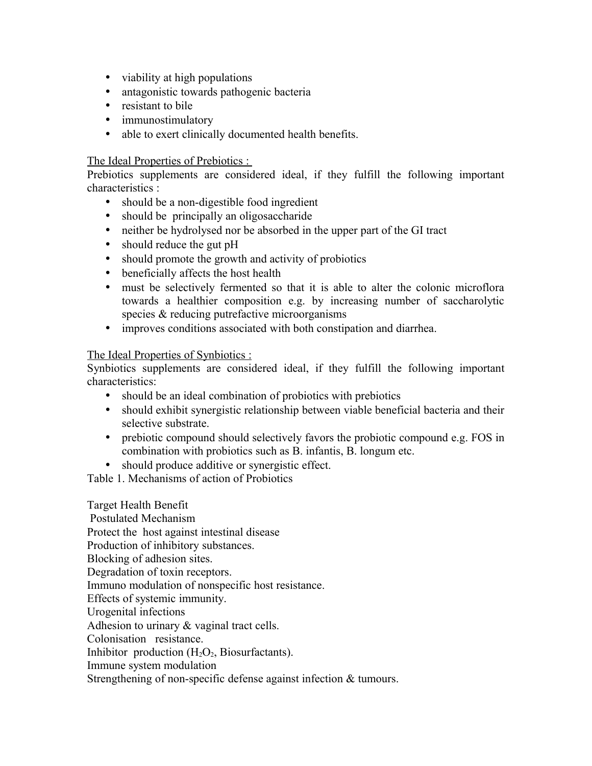- viability at high populations
- antagonistic towards pathogenic bacteria
- resistant to bile
- immunostimulatory
- able to exert clinically documented health benefits.

<u>The Ideal Properties of Prebiotics :</u>

Prebiotics supplements are considered ideal, if they fulfill the following important characteristics :

- should be a non-digestible food ingredient
- should be principally an oligosaccharide
- neither be hydrolysed nor be absorbed in the upper part of the GI tract
- should reduce the gut pH
- should promote the growth and activity of probiotics
- beneficially affects the host health
- must be selectively fermented so that it is able to alter the colonic microflora towards a healthier composition e.g. by increasing number of saccharolytic species & reducing putrefactive microorganisms
- improves conditions associated with both constipation and diarrhea.

<u>The Ideal Properties of Synbiotics :</u>

Synbiotics supplements are considered ideal, if they fulfill the following important characteristics:

- should be an ideal combination of probiotics with prebiotics
- should exhibit synergistic relationship between viable beneficial bacteria and their selective substrate.
- prebiotic compound should selectively favors the probiotic compound e.g. FOS in combination with probiotics such as B. infantis, B. longum etc.
- should produce additive or synergistic effect.

Table 1. Mechanisms of action of Probiotics

Target Health Benefit

Postulated Mechanism

Protect the host against intestinal disease

Production of inhibitory substances.

Blocking of adhesion sites.

Degradation of toxin receptors.

Immuno modulation of nonspecific host resistance.

Effects of systemic immunity.

Urogenital infections

Adhesion to urinary & vaginal tract cells.

Colonisation resistance.

Inhibitor production ($H_2O_2$, Biosurfactants).

Immune system modulation

Strengthening of non-specific defense against infection & tumours.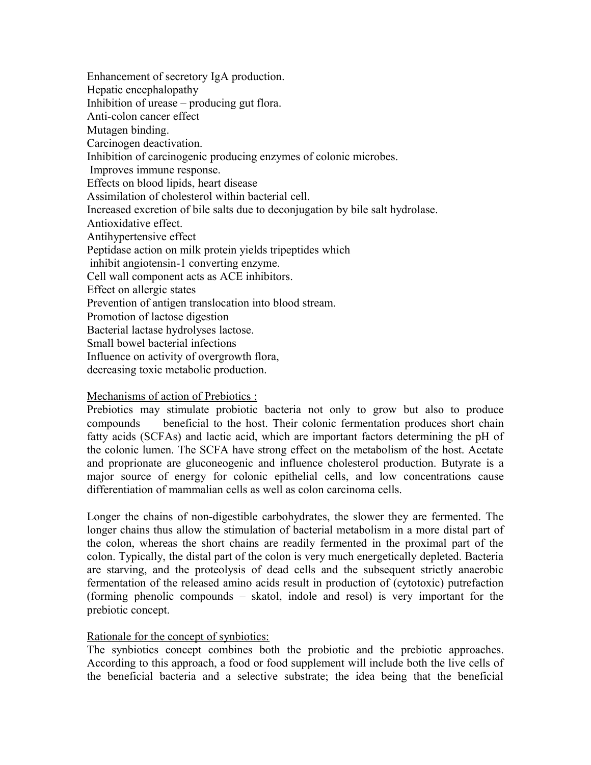Enhancement of secretory IgA production.
Hepatic encephalopathy
Inhibition of urease – producing gut flora.
Anti-colon cancer effect
Mutagen binding.
Carcinogen deactivation.
Inhibition of carcinogenic producing enzymes of colonic microbes.
Improves immune response.
Effects on blood lipids, heart disease
Assimilation of cholesterol within bacterial cell.
Increased excretion of bile salts due to deconjugation by bile salt hydrolase.
Antioxidative effect.
Antihypertensive effect
Peptidase action on milk protein yields tripeptides which
inhibit angiotensin-1 converting enzyme.
Cell wall component acts as ACE inhibitors.
Effect on allergic states
Prevention of antigen translocation into blood stream.
Promotion of lactose digestion
Bacterial lactase hydrolyses lactose.
Small bowel bacterial infections
Influence on activity of overgrowth flora,
decreasing toxic metabolic production.

Mechanisms of action of Prebiotics :

Prebiotics may stimulate probiotic bacteria not only to grow but also to produce compounds beneficial to the host. Their colonic fermentation produces short chain fatty acids (SCFAs) and lactic acid, which are important factors determining the pH of the colonic lumen. The SCFA have strong effect on the metabolism of the host. Acetate and proprionate are gluconeogenic and influence cholesterol production. Butyrate is a major source of energy for colonic epithelial cells, and low concentrations cause differentiation of mammalian cells as well as colon carcinoma cells.

Longer the chains of non-digestible carbohydrates, the slower they are fermented. The longer chains thus allow the stimulation of bacterial metabolism in a more distal part of the colon, whereas the short chains are readily fermented in the proximal part of the colon. Typically, the distal part of the colon is very much energetically depleted. Bacteria are starving, and the proteolysis of dead cells and the subsequent strictly anaerobic fermentation of the released amino acids result in production of (cytotoxic) putrefaction (forming phenolic compounds – skatol, indole and resol) is very important for the prebiotic concept.

Rationale for the concept of synbiotics:

The synbiotics concept combines both the probiotic and the prebiotic approaches. According to this approach, a food or food supplement will include both the live cells of the beneficial bacteria and a selective substrate; the idea being that the beneficial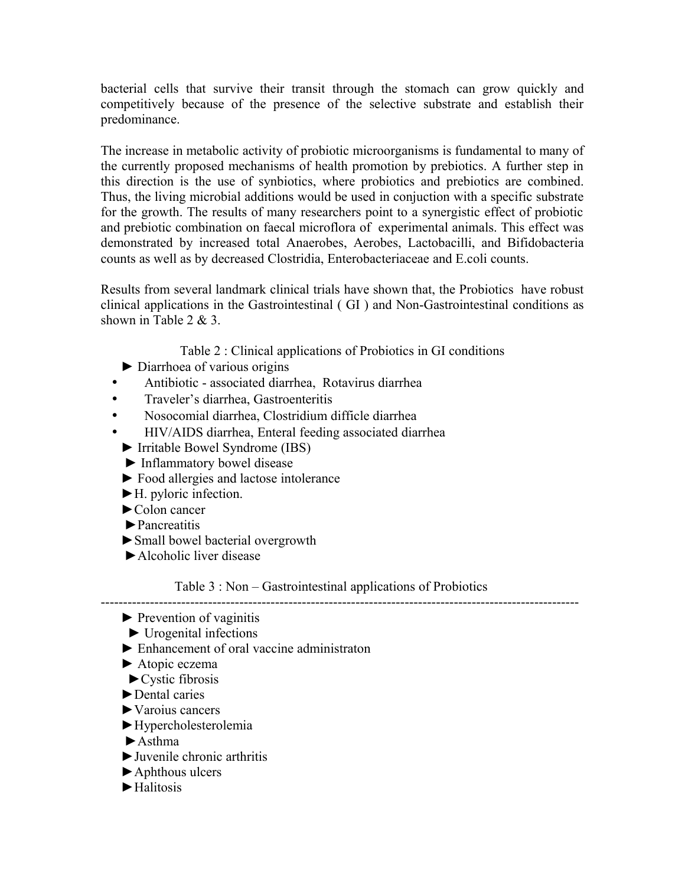bacterial cells that survive their transit through the stomach can grow quickly and competitively because of the presence of the selective substrate and establish their predominance.

The increase in metabolic activity of probiotic microorganisms is fundamental to many of the currently proposed mechanisms of health promotion by prebiotics. A further step in this direction is the use of synbiotics, where probiotics and prebiotics are combined. Thus, the living microbial additions would be used in conjuction with a specific substrate for the growth. The results of many researchers point to a synergistic effect of probiotic and prebiotic combination on faecal microflora of experimental animals. This effect was demonstrated by increased total Anaerobes, Aerobes, Lactobacilli, and Bifidobacteria counts as well as by decreased Clostridia, Enterobacteriaceae and E.coli counts.

Results from several landmark clinical trials have shown that, the Probiotics have robust clinical applications in the Gastrointestinal ( GI ) and Non-Gastrointestinal conditions as shown in Table 2 & 3.

Table 2 : Clinical applications of Probiotics in GI conditions

► Diarrhoea of various origins
- Antibiotic - associated diarrhea, Rotavirus diarrhea
- Traveler's diarrhea, Gastroenteritis
- Nosocomial diarrhea, Clostridium difficle diarrhea
- HIV/AIDS diarrhea, Enteral feeding associated diarrhea

► Irritable Bowel Syndrome (IBS)
► Inflammatory bowel disease
► Food allergies and lactose intolerance
► H. pyloric infection.
► Colon cancer
► Pancreatitis
► Small bowel bacterial overgrowth
► Alcoholic liver disease

Table 3 : Non – Gastrointestinal applications of Probiotics

---

► Prevention of vaginitis
► Urogenital infections
► Enhancement of oral vaccine administraton
► Atopic eczema
► Cystic fibrosis
► Dental caries
► Varoius cancers
► Hypercholesterolemia
► Asthma
► Juvenile chronic arthritis
► Aphthous ulcers
► Halitosis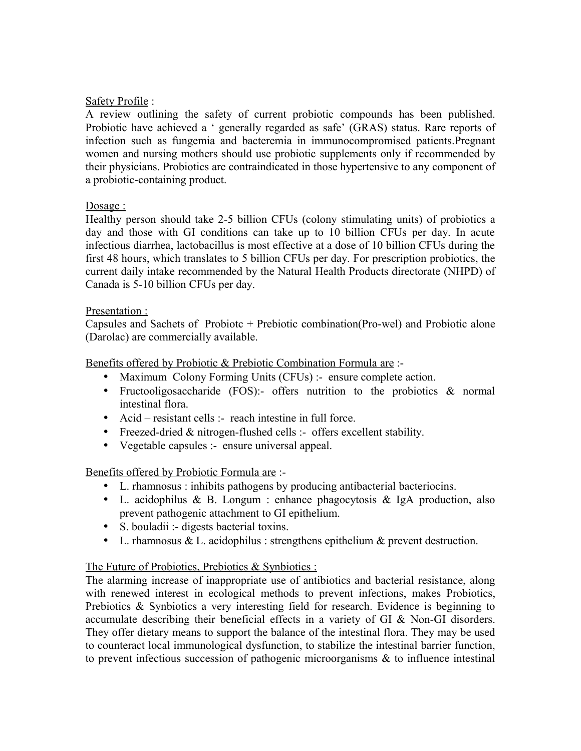Safety Profile :

A review outlining the safety of current probiotic compounds has been published. Probiotic have achieved a ' generally regarded as safe' (GRAS) status. Rare reports of infection such as fungemia and bacteremia in immunocompromised patients.Pregnant women and nursing mothers should use probiotic supplements only if recommended by their physicians. Probiotics are contraindicated in those hypertensive to any component of a probiotic-containing product.

Dosage :

Healthy person should take 2-5 billion CFUs (colony stimulating units) of probiotics a day and those with GI conditions can take up to 10 billion CFUs per day. In acute infectious diarrhea, lactobacillus is most effective at a dose of 10 billion CFUs during the first 48 hours, which translates to 5 billion CFUs per day. For prescription probiotics, the current daily intake recommended by the Natural Health Products directorate (NHPD) of Canada is 5-10 billion CFUs per day.

Presentation :

Capsules and Sachets of Probiotc + Prebiotic combination(Pro-wel) and Probiotic alone (Darolac) are commercially available.

Benefits offered by Probiotic & Prebiotic Combination Formula are :-

- Maximum Colony Forming Units (CFUs) :- ensure complete action.
- Fructooligosaccharide (FOS):- offers nutrition to the probiotics & normal intestinal flora.
- Acid – resistant cells :- reach intestine in full force.
- Freezed-dried & nitrogen-flushed cells :- offers excellent stability.
- Vegetable capsules :- ensure universal appeal.

Benefits offered by Probiotic Formula are :-

- L. rhamnosus : inhibits pathogens by producing antibacterial bacteriocins.
- L. acidophilus & B. Longum : enhance phagocytosis & IgA production, also prevent pathogenic attachment to GI epithelium.
- S. bouladii :- digests bacterial toxins.
- L. rhamnosus & L. acidophilus : strengthens epithelium & prevent destruction.

The Future of Probiotics, Prebiotics & Synbiotics :

The alarming increase of inappropriate use of antibiotics and bacterial resistance, along with renewed interest in ecological methods to prevent infections, makes Probiotics, Prebiotics & Synbiotics a very interesting field for research. Evidence is beginning to accumulate describing their beneficial effects in a variety of GI & Non-GI disorders. They offer dietary means to support the balance of the intestinal flora. They may be used to counteract local immunological dysfunction, to stabilize the intestinal barrier function, to prevent infectious succession of pathogenic microorganisms & to influence intestinal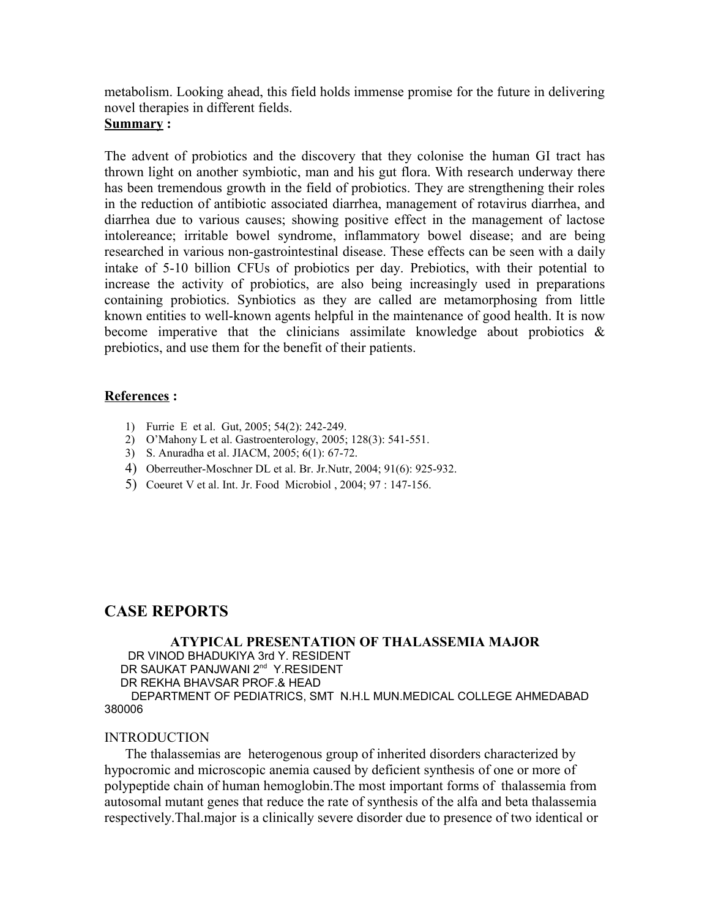metabolism. Looking ahead, this field holds immense promise for the future in delivering novel therapies in different fields.

**Summary :**

The advent of probiotics and the discovery that they colonise the human GI tract has thrown light on another symbiotic, man and his gut flora. With research underway there has been tremendous growth in the field of probiotics. They are strengthening their roles in the reduction of antibiotic associated diarrhea, management of rotavirus diarrhea, and diarrhea due to various causes; showing positive effect in the management of lactose intolereance; irritable bowel syndrome, inflammatory bowel disease; and are being researched in various non-gastrointestinal disease. These effects can be seen with a daily intake of 5-10 billion CFUs of probiotics per day. Prebiotics, with their potential to increase the activity of probiotics, are also being increasingly used in preparations containing probiotics. Synbiotics as they are called are metamorphosing from little known entities to well-known agents helpful in the maintenance of good health. It is now become imperative that the clinicians assimilate knowledge about probiotics & prebiotics, and use them for the benefit of their patients.

**References :**

1) Furrie E et al. Gut, 2005; 54(2): 242-249.
2) O'Mahony L et al. Gastroenterology, 2005; 128(3): 541-551.
3) S. Anuradha et al. JIACM, 2005; 6(1): 67-72.
4) Oberreuther-Moschner DL et al. Br. Jr.Nutr, 2004; 91(6): 925-932.
5) Coeuret V et al. Int. Jr. Food Microbiol , 2004; 97 : 147-156.

# CASE REPORTS

### ATYPICAL PRESENTATION OF THALASSEMIA MAJOR

DR VINOD BHADUKIYA 3rd Y. RESIDENT
DR SAUKAT PANJWANI 2nd Y.RESIDENT
DR REKHA BHAVSAR PROF.& HEAD
DEPARTMENT OF PEDIATRICS, SMT N.H.L MUN.MEDICAL COLLEGE AHMEDABAD 380006

INTRODUCTION

The thalassemias are heterogenous group of inherited disorders characterized by hypocromic and microscopic anemia caused by deficient synthesis of one or more of polypeptide chain of human hemoglobin.The most important forms of thalassemia from autosomal mutant genes that reduce the rate of synthesis of the alfa and beta thalassemia respectively.Thal.major is a clinically severe disorder due to presence of two identical or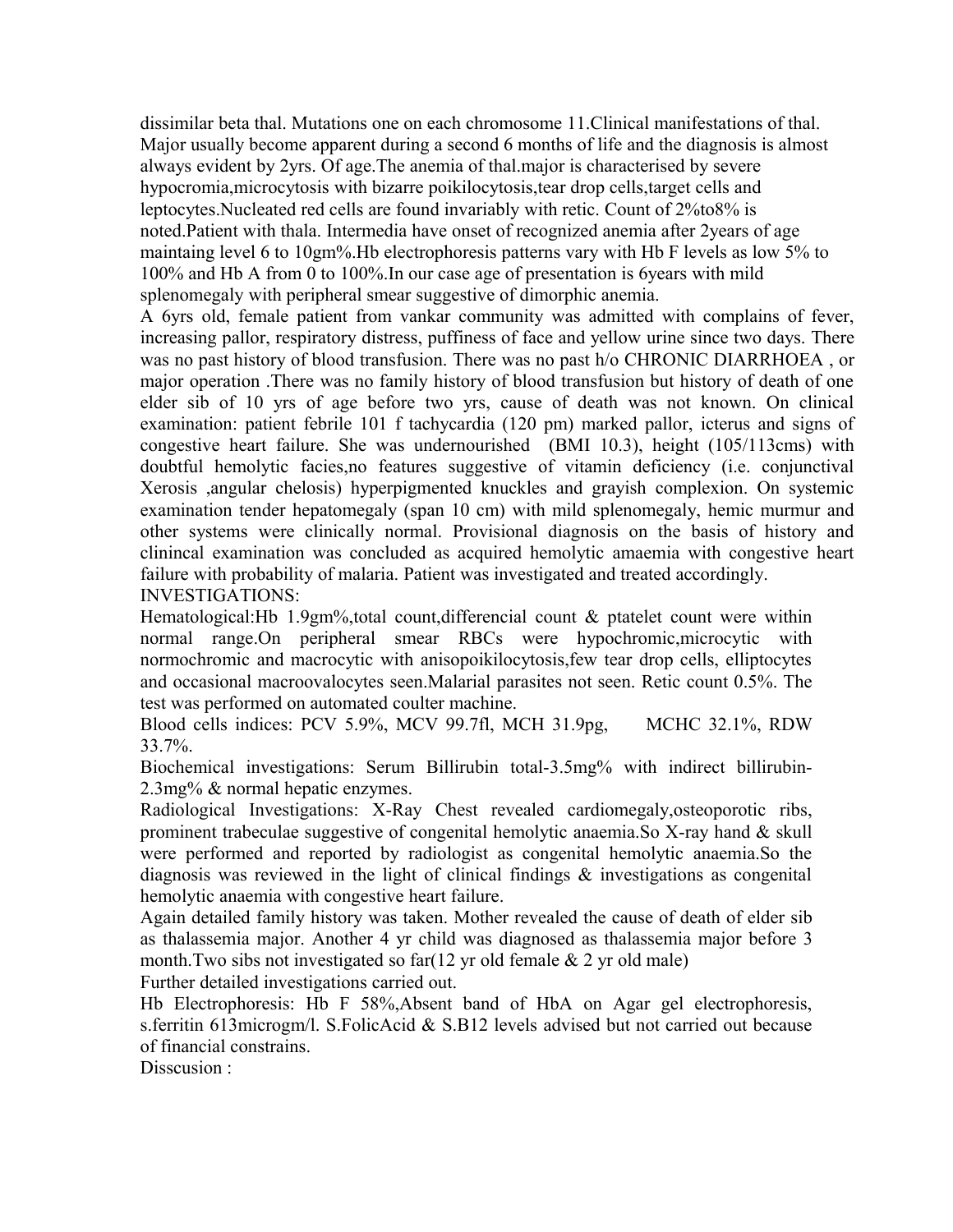dissimilar beta thal. Mutations one on each chromosome 11.Clinical manifestations of thal. Major usually become apparent during a second 6 months of life and the diagnosis is almost always evident by 2yrs. Of age.The anemia of thal.major is characterised by severe hypocromia,microcytosis with bizarre poikilocytosis,tear drop cells,target cells and leptocytes.Nucleated red cells are found invariably with retic. Count of 2%to8% is noted.Patient with thala. Intermedia have onset of recognized anemia after 2years of age maintaing level 6 to 10gm%.Hb electrophoresis patterns vary with Hb F levels as low 5% to 100% and Hb A from 0 to 100%.In our case age of presentation is 6years with mild splenomegaly with peripheral smear suggestive of dimorphic anemia.

A 6yrs old, female patient from vankar community was admitted with complains of fever, increasing pallor, respiratory distress, puffiness of face and yellow urine since two days. There was no past history of blood transfusion. There was no past h/o CHRONIC DIARRHOEA , or major operation .There was no family history of blood transfusion but history of death of one elder sib of 10 yrs of age before two yrs, cause of death was not known. On clinical examination: patient febrile 101 f tachycardia (120 pm) marked pallor, icterus and signs of congestive heart failure. She was undernourished (BMI 10.3), height (105/113cms) with doubtful hemolytic facies,no features suggestive of vitamin deficiency (i.e. conjunctival Xerosis ,angular chelosis) hyperpigmented knuckles and grayish complexion. On systemic examination tender hepatomegaly (span 10 cm) with mild splenomegaly, hemic murmur and other systems were clinically normal. Provisional diagnosis on the basis of history and clinincal examination was concluded as acquired hemolytic amaemia with congestive heart failure with probability of malaria. Patient was investigated and treated accordingly.

INVESTIGATIONS:

Hematological:Hb 1.9gm%,total count,differencial count & ptatelet count were within normal range.On peripheral smear RBCs were hypochromic,microcytic with normochromic and macrocytic with anisopoikilocytosis,few tear drop cells, elliptocytes and occasional macroovalocytes seen.Malarial parasites not seen. Retic count 0.5%. The test was performed on automated coulter machine.

Blood cells indices: PCV 5.9%, MCV 99.7fl, MCH 31.9pg, MCHC 32.1%, RDW 33.7%.

Biochemical investigations: Serum Billirubin total-3.5mg% with indirect billirubin-2.3mg% & normal hepatic enzymes.

Radiological Investigations: X-Ray Chest revealed cardiomegaly,osteoporotic ribs, prominent trabeculae suggestive of congenital hemolytic anaemia.So X-ray hand & skull were performed and reported by radiologist as congenital hemolytic anaemia.So the diagnosis was reviewed in the light of clinical findings & investigations as congenital hemolytic anaemia with congestive heart failure.

Again detailed family history was taken. Mother revealed the cause of death of elder sib as thalassemia major. Another 4 yr child was diagnosed as thalassemia major before 3 month.Two sibs not investigated so far(12 yr old female & 2 yr old male)

Further detailed investigations carried out.

Hb Electrophoresis: Hb F 58%,Absent band of HbA on Agar gel electrophoresis, s.ferritin 613microgm/l. S.FolicAcid & S.B12 levels advised but not carried out because of financial constrains.

Disscusion :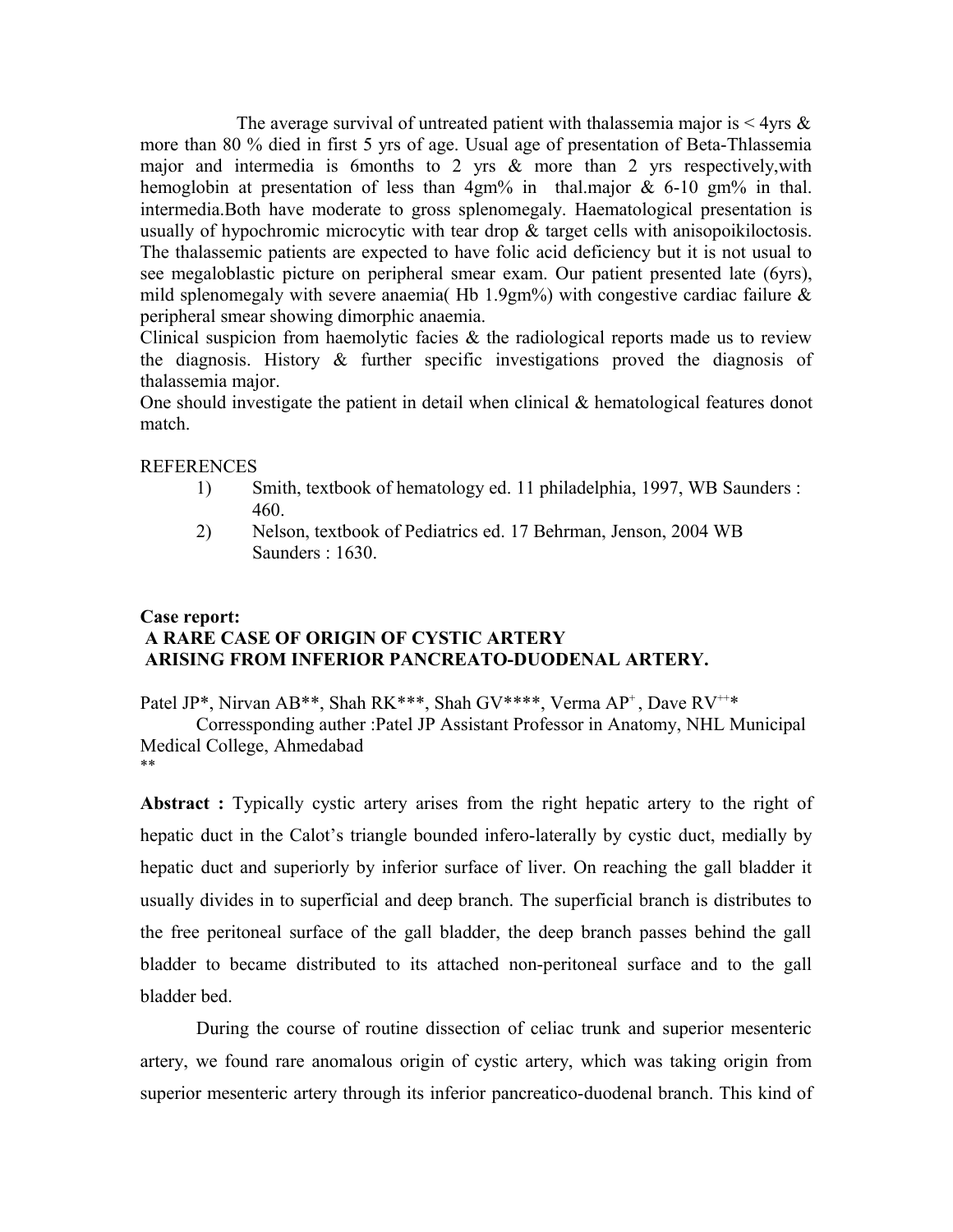The average survival of untreated patient with thalassemia major is < 4yrs & more than 80 % died in first 5 yrs of age. Usual age of presentation of Beta-Thlassemia major and intermedia is 6months to 2 yrs & more than 2 yrs respectively,with hemoglobin at presentation of less than 4gm% in thal.major & 6-10 gm% in thal. intermedia.Both have moderate to gross splenomegaly. Haematological presentation is usually of hypochromic microcytic with tear drop & target cells with anisopoikiloctosis. The thalassemic patients are expected to have folic acid deficiency but it is not usual to see megaloblastic picture on peripheral smear exam. Our patient presented late (6yrs), mild splenomegaly with severe anaemia( Hb 1.9gm%) with congestive cardiac failure & peripheral smear showing dimorphic anaemia.

Clinical suspicion from haemolytic facies & the radiological reports made us to review the diagnosis. History & further specific investigations proved the diagnosis of thalassemia major.

One should investigate the patient in detail when clinical & hematological features donot match.

REFERENCES

1) Smith, textbook of hematology ed. 11 philadelphia, 1997, WB Saunders : 460.
2) Nelson, textbook of Pediatrics ed. 17 Behrman, Jenson, 2004 WB Saunders : 1630.

**Case report:**

**A RARE CASE OF ORIGIN OF CYSTIC ARTERY ARISING FROM INFERIOR PANCREATO-DUODENAL ARTERY.**

Patel JP*, Nirvan AB**, Shah RK***, Shah GV****, Verma AP[+], Dave RV[++]*

Corressponding auther :Patel JP Assistant Professor in Anatomy, NHL Municipal Medical College, Ahmedabad

**

**Abstract :** Typically cystic artery arises from the right hepatic artery to the right of hepatic duct in the Calot's triangle bounded infero-laterally by cystic duct, medially by hepatic duct and superiorly by inferior surface of liver. On reaching the gall bladder it usually divides in to superficial and deep branch. The superficial branch is distributes to the free peritoneal surface of the gall bladder, the deep branch passes behind the gall bladder to became distributed to its attached non-peritoneal surface and to the gall bladder bed.

During the course of routine dissection of celiac trunk and superior mesenteric artery, we found rare anomalous origin of cystic artery, which was taking origin from superior mesenteric artery through its inferior pancreatico-duodenal branch. This kind of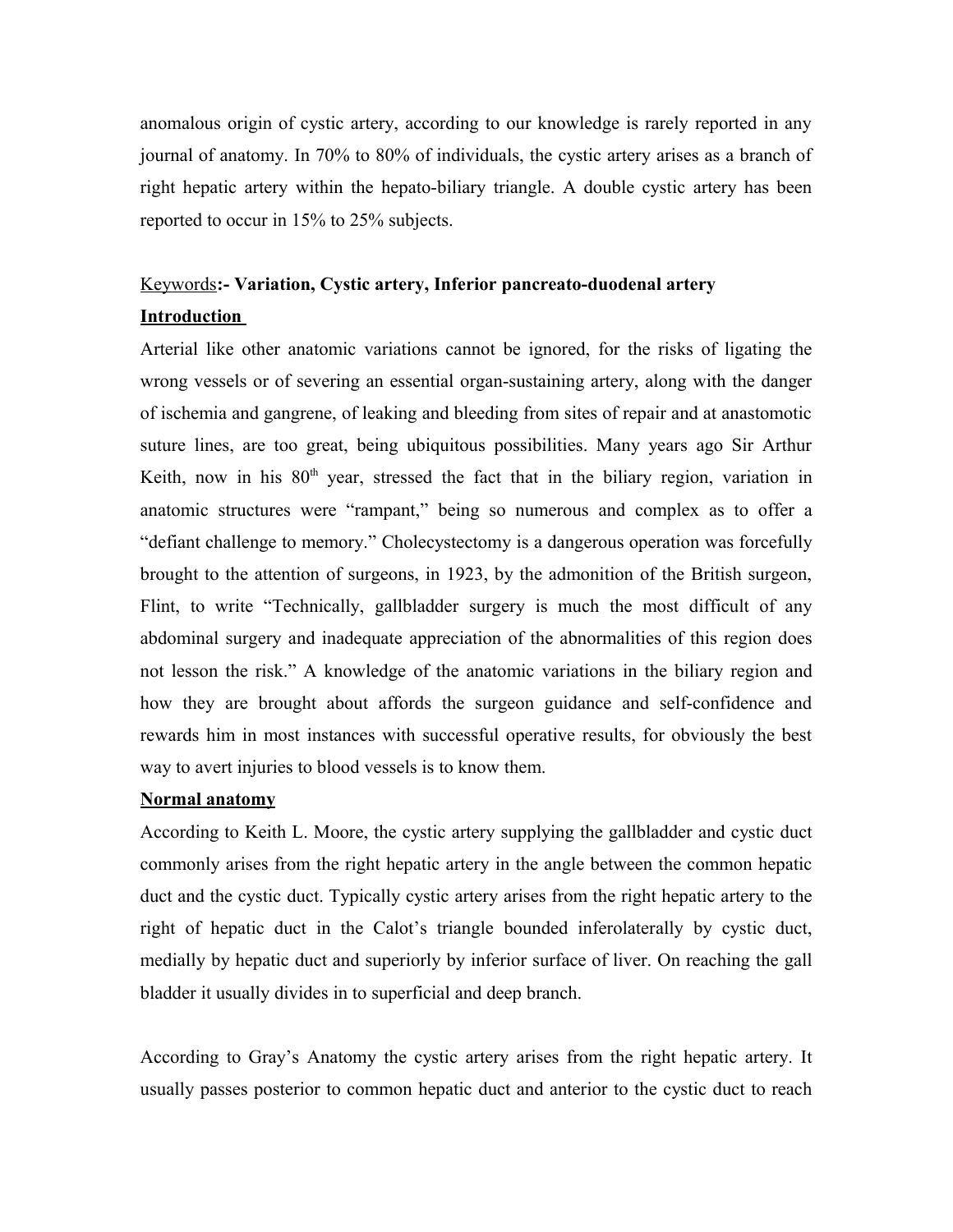anomalous origin of cystic artery, according to our knowledge is rarely reported in any journal of anatomy. In 70% to 80% of individuals, the cystic artery arises as a branch of right hepatic artery within the hepato-biliary triangle. A double cystic artery has been reported to occur in 15% to 25% subjects.

Keywords:- **Variation, Cystic artery, Inferior pancreato-duodenal artery**

**Introduction**

Arterial like other anatomic variations cannot be ignored, for the risks of ligating the wrong vessels or of severing an essential organ-sustaining artery, along with the danger of ischemia and gangrene, of leaking and bleeding from sites of repair and at anastomotic suture lines, are too great, being ubiquitous possibilities. Many years ago Sir Arthur Keith, now in his 80th year, stressed the fact that in the biliary region, variation in anatomic structures were "rampant," being so numerous and complex as to offer a "defiant challenge to memory." Cholecystectomy is a dangerous operation was forcefully brought to the attention of surgeons, in 1923, by the admonition of the British surgeon, Flint, to write "Technically, gallbladder surgery is much the most difficult of any abdominal surgery and inadequate appreciation of the abnormalities of this region does not lesson the risk." A knowledge of the anatomic variations in the biliary region and how they are brought about affords the surgeon guidance and self-confidence and rewards him in most instances with successful operative results, for obviously the best way to avert injuries to blood vessels is to know them.

**Normal anatomy**

According to Keith L. Moore, the cystic artery supplying the gallbladder and cystic duct commonly arises from the right hepatic artery in the angle between the common hepatic duct and the cystic duct. Typically cystic artery arises from the right hepatic artery to the right of hepatic duct in the Calot's triangle bounded inferolaterally by cystic duct, medially by hepatic duct and superiorly by inferior surface of liver. On reaching the gall bladder it usually divides in to superficial and deep branch.

According to Gray's Anatomy the cystic artery arises from the right hepatic artery. It usually passes posterior to common hepatic duct and anterior to the cystic duct to reach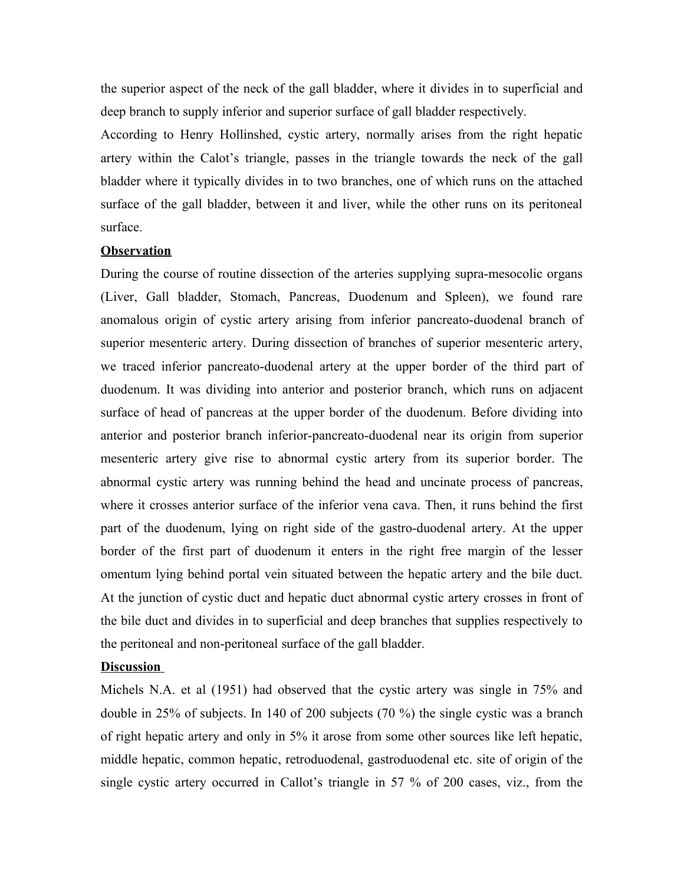the superior aspect of the neck of the gall bladder, where it divides in to superficial and deep branch to supply inferior and superior surface of gall bladder respectively.

According to Henry Hollinshed, cystic artery, normally arises from the right hepatic artery within the Calot's triangle, passes in the triangle towards the neck of the gall bladder where it typically divides in to two branches, one of which runs on the attached surface of the gall bladder, between it and liver, while the other runs on its peritoneal surface.

**Observation**

During the course of routine dissection of the arteries supplying supra-mesocolic organs (Liver, Gall bladder, Stomach, Pancreas, Duodenum and Spleen), we found rare anomalous origin of cystic artery arising from inferior pancreato-duodenal branch of superior mesenteric artery. During dissection of branches of superior mesenteric artery, we traced inferior pancreato-duodenal artery at the upper border of the third part of duodenum. It was dividing into anterior and posterior branch, which runs on adjacent surface of head of pancreas at the upper border of the duodenum. Before dividing into anterior and posterior branch inferior-pancreato-duodenal near its origin from superior mesenteric artery give rise to abnormal cystic artery from its superior border. The abnormal cystic artery was running behind the head and uncinate process of pancreas, where it crosses anterior surface of the inferior vena cava. Then, it runs behind the first part of the duodenum, lying on right side of the gastro-duodenal artery. At the upper border of the first part of duodenum it enters in the right free margin of the lesser omentum lying behind portal vein situated between the hepatic artery and the bile duct. At the junction of cystic duct and hepatic duct abnormal cystic artery crosses in front of the bile duct and divides in to superficial and deep branches that supplies respectively to the peritoneal and non-peritoneal surface of the gall bladder.

**Discussion**

Michels N.A. et al (1951) had observed that the cystic artery was single in 75% and double in 25% of subjects. In 140 of 200 subjects (70 %) the single cystic was a branch of right hepatic artery and only in 5% it arose from some other sources like left hepatic, middle hepatic, common hepatic, retroduodenal, gastroduodenal etc. site of origin of the single cystic artery occurred in Callot's triangle in 57 % of 200 cases, viz., from the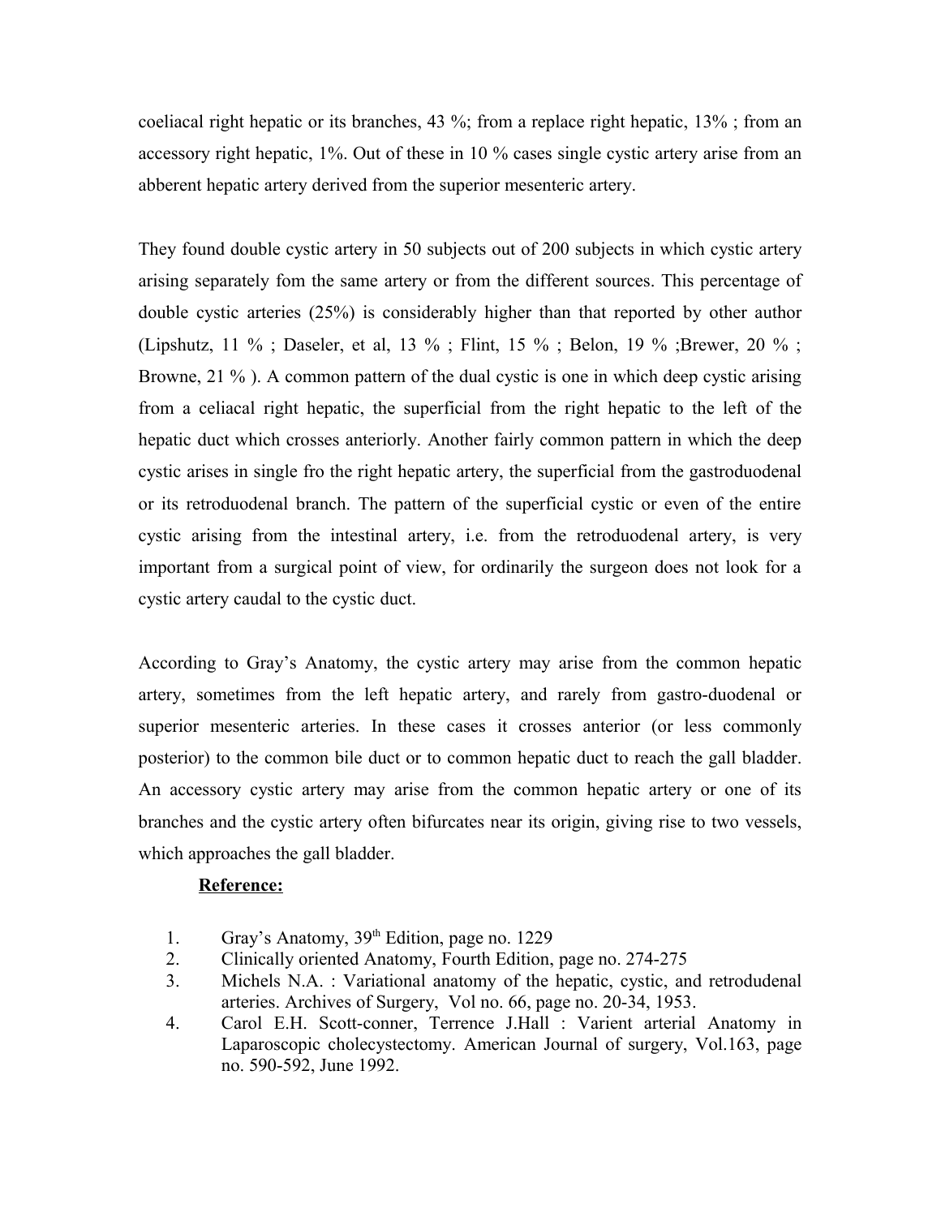coeliacal right hepatic or its branches, 43 %; from a replace right hepatic, 13% ; from an accessory right hepatic, 1%. Out of these in 10 % cases single cystic artery arise from an abberent hepatic artery derived from the superior mesenteric artery.

They found double cystic artery in 50 subjects out of 200 subjects in which cystic artery arising separately fom the same artery or from the different sources. This percentage of double cystic arteries (25%) is considerably higher than that reported by other author (Lipshutz, 11 % ; Daseler, et al, 13 % ; Flint, 15 % ; Belon, 19 % ;Brewer, 20 % ; Browne, 21 % ). A common pattern of the dual cystic is one in which deep cystic arising from a celiacal right hepatic, the superficial from the right hepatic to the left of the hepatic duct which crosses anteriorly. Another fairly common pattern in which the deep cystic arises in single fro the right hepatic artery, the superficial from the gastroduodenal or its retroduodenal branch. The pattern of the superficial cystic or even of the entire cystic arising from the intestinal artery, i.e. from the retroduodenal artery, is very important from a surgical point of view, for ordinarily the surgeon does not look for a cystic artery caudal to the cystic duct.

According to Gray's Anatomy, the cystic artery may arise from the common hepatic artery, sometimes from the left hepatic artery, and rarely from gastro-duodenal or superior mesenteric arteries. In these cases it crosses anterior (or less commonly posterior) to the common bile duct or to common hepatic duct to reach the gall bladder. An accessory cystic artery may arise from the common hepatic artery or one of its branches and the cystic artery often bifurcates near its origin, giving rise to two vessels, which approaches the gall bladder.

**Reference:**

1. Gray's Anatomy, 39th Edition, page no. 1229
2. Clinically oriented Anatomy, Fourth Edition, page no. 274-275
3. Michels N.A. : Variational anatomy of the hepatic, cystic, and retrodudenal arteries. Archives of Surgery, Vol no. 66, page no. 20-34, 1953.
4. Carol E.H. Scott-conner, Terrence J.Hall : Varient arterial Anatomy in Laparoscopic cholecystectomy. American Journal of surgery, Vol.163, page no. 590-592, June 1992.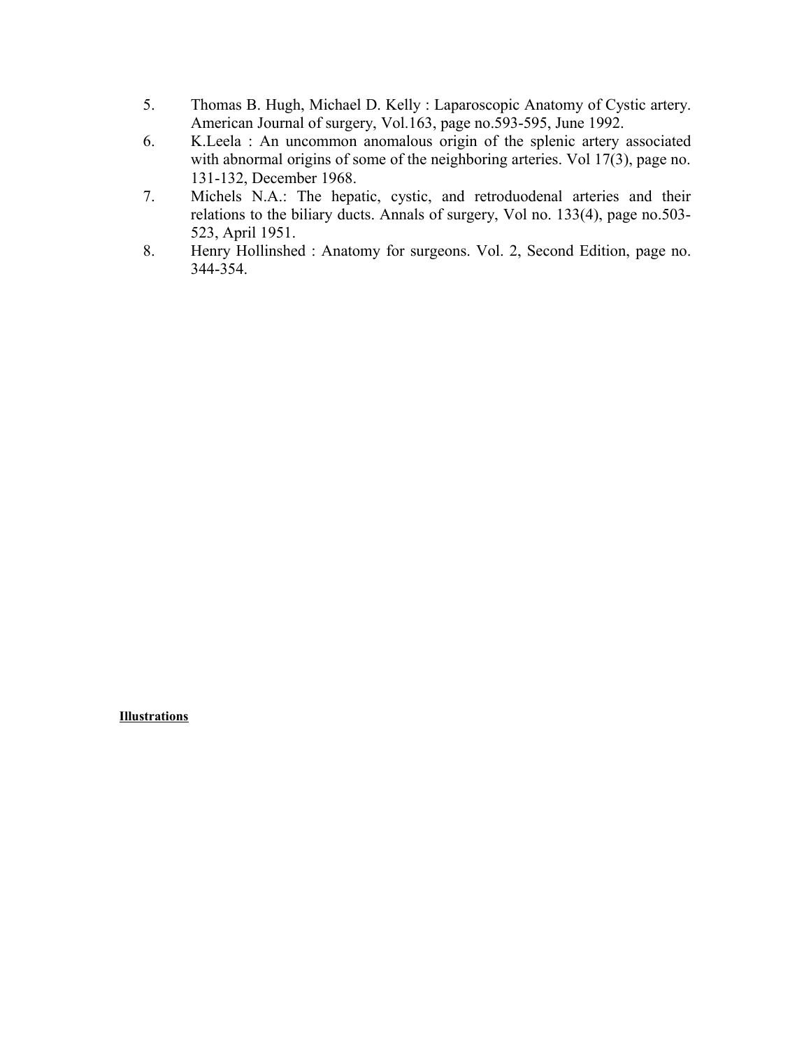5. Thomas B. Hugh, Michael D. Kelly : Laparoscopic Anatomy of Cystic artery. American Journal of surgery, Vol.163, page no.593-595, June 1992.
6. K.Leela : An uncommon anomalous origin of the splenic artery associated with abnormal origins of some of the neighboring arteries. Vol 17(3), page no. 131-132, December 1968.
7. Michels N.A.: The hepatic, cystic, and retroduodenal arteries and their relations to the biliary ducts. Annals of surgery, Vol no. 133(4), page no.503-523, April 1951.
8. Henry Hollinshed : Anatomy for surgeons. Vol. 2, Second Edition, page no. 344-354.

**Illustrations**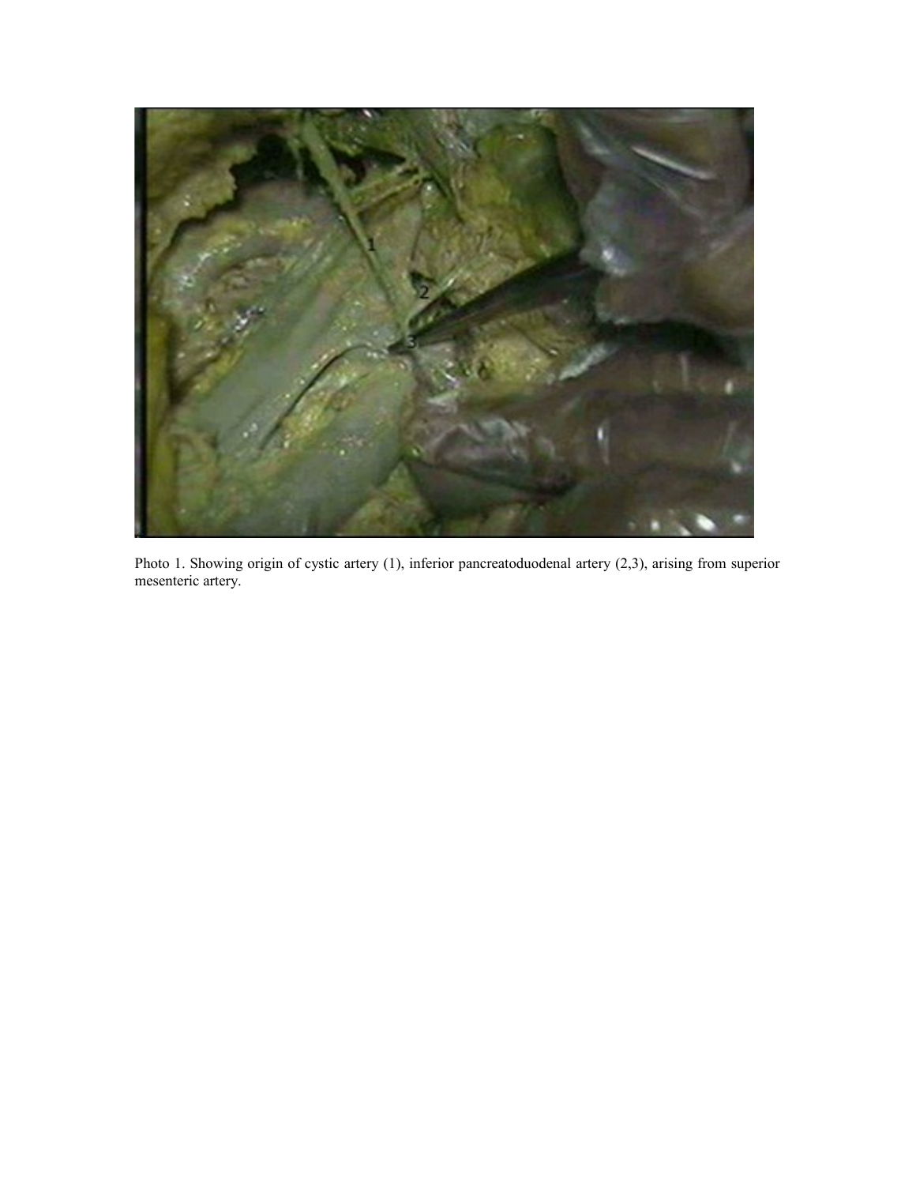Photo 1. Showing origin of cystic artery (1), inferior pancreatoduodenal artery (2,3), arising from superior mesenteric artery.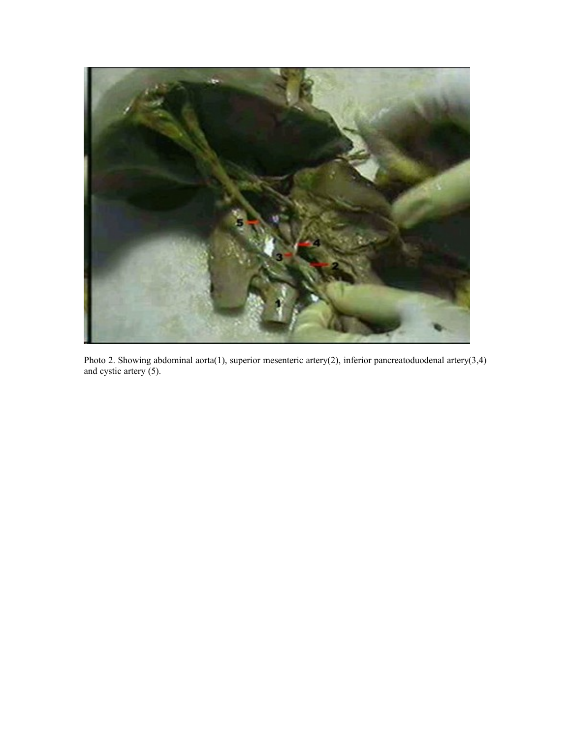Photo 2. Showing abdominal aorta(1), superior mesenteric artery(2), inferior pancreatoduodenal artery(3,4) and cystic artery (5).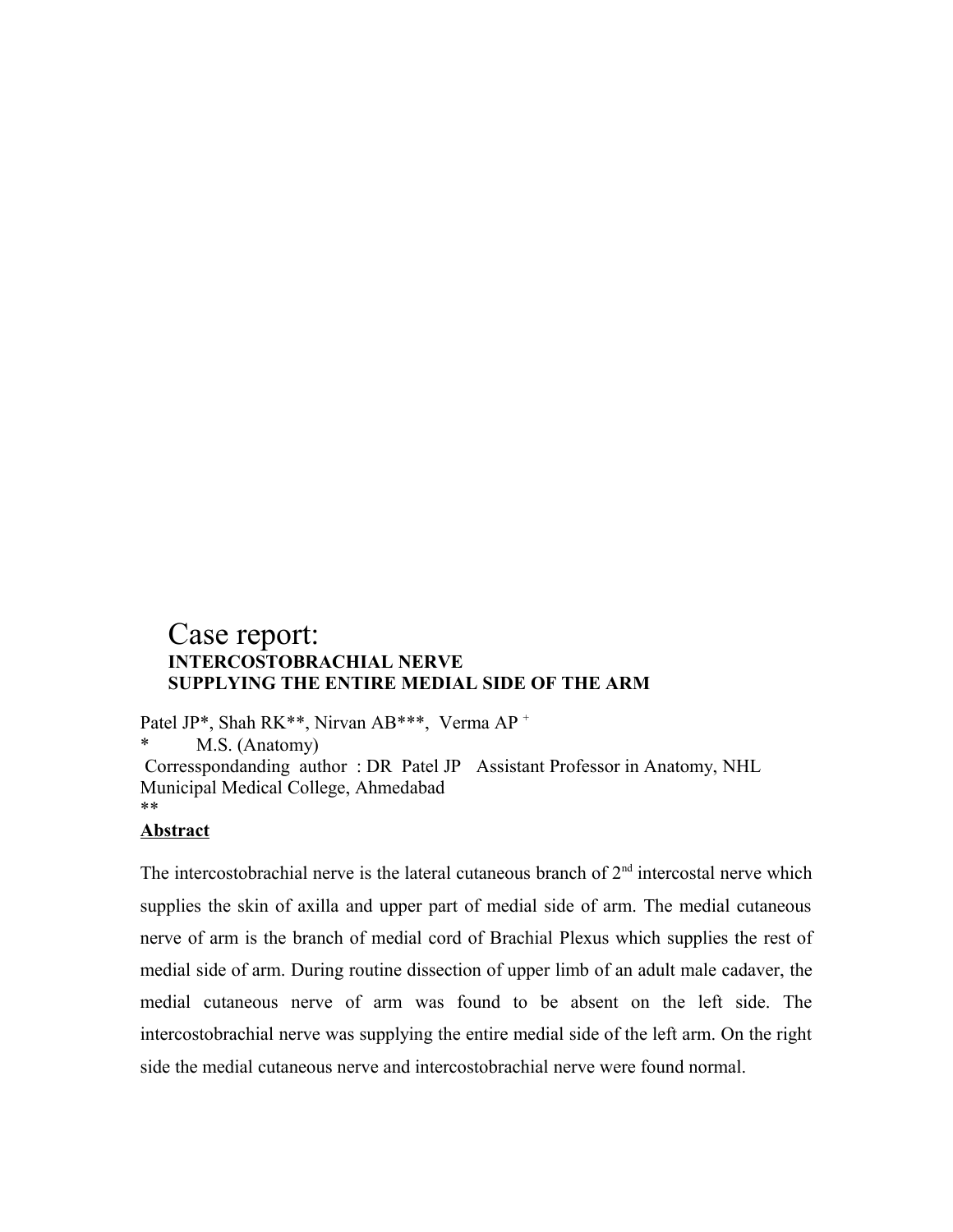# Case report:

## INTERCOSTOBRACHIAL NERVE SUPPLYING THE ENTIRE MEDIAL SIDE OF THE ARM

Patel JP*, Shah RK**, Nirvan AB***, Verma AP [+]

\* M.S. (Anatomy)

Corresspondanding author : DR Patel JP Assistant Professor in Anatomy, NHL Municipal Medical College, Ahmedabad

\*\*

**Abstract**

The intercostobrachial nerve is the lateral cutaneous branch of 2nd intercostal nerve which supplies the skin of axilla and upper part of medial side of arm. The medial cutaneous nerve of arm is the branch of medial cord of Brachial Plexus which supplies the rest of medial side of arm. During routine dissection of upper limb of an adult male cadaver, the medial cutaneous nerve of arm was found to be absent on the left side. The intercostobrachial nerve was supplying the entire medial side of the left arm. On the right side the medial cutaneous nerve and intercostobrachial nerve were found normal.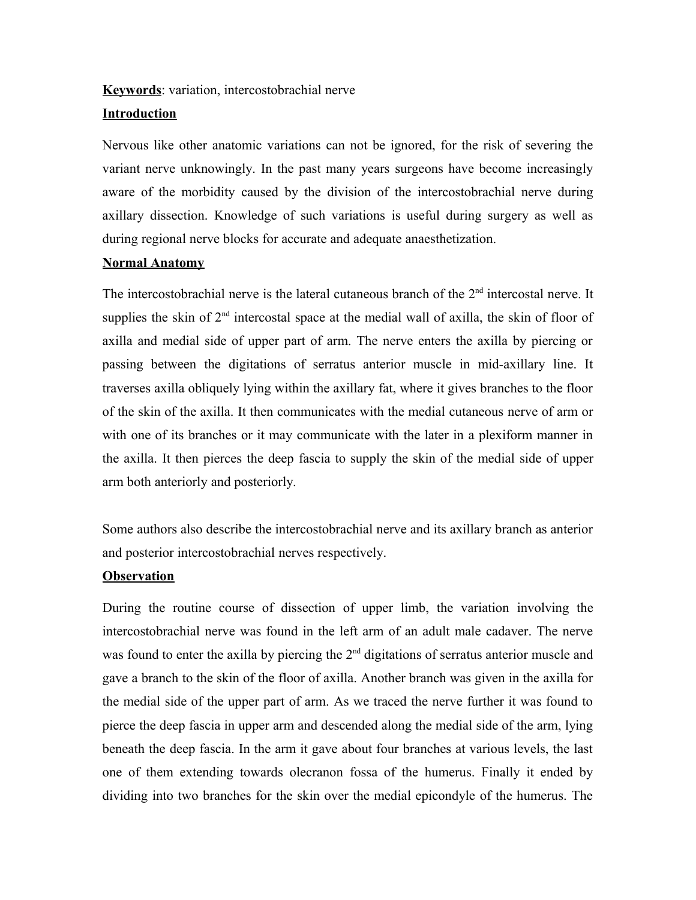**Keywords**: variation, intercostobrachial nerve

## Introduction

Nervous like other anatomic variations can not be ignored, for the risk of severing the variant nerve unknowingly. In the past many years surgeons have become increasingly aware of the morbidity caused by the division of the intercostobrachial nerve during axillary dissection. Knowledge of such variations is useful during surgery as well as during regional nerve blocks for accurate and adequate anaesthetization.

## Normal Anatomy

The intercostobrachial nerve is the lateral cutaneous branch of the 2nd intercostal nerve. It supplies the skin of 2nd intercostal space at the medial wall of axilla, the skin of floor of axilla and medial side of upper part of arm. The nerve enters the axilla by piercing or passing between the digitations of serratus anterior muscle in mid-axillary line. It traverses axilla obliquely lying within the axillary fat, where it gives branches to the floor of the skin of the axilla. It then communicates with the medial cutaneous nerve of arm or with one of its branches or it may communicate with the later in a plexiform manner in the axilla. It then pierces the deep fascia to supply the skin of the medial side of upper arm both anteriorly and posteriorly.

Some authors also describe the intercostobrachial nerve and its axillary branch as anterior and posterior intercostobrachial nerves respectively.

## Observation

During the routine course of dissection of upper limb, the variation involving the intercostobrachial nerve was found in the left arm of an adult male cadaver. The nerve was found to enter the axilla by piercing the 2nd digitations of serratus anterior muscle and gave a branch to the skin of the floor of axilla. Another branch was given in the axilla for the medial side of the upper part of arm. As we traced the nerve further it was found to pierce the deep fascia in upper arm and descended along the medial side of the arm, lying beneath the deep fascia. In the arm it gave about four branches at various levels, the last one of them extending towards olecranon fossa of the humerus. Finally it ended by dividing into two branches for the skin over the medial epicondyle of the humerus. The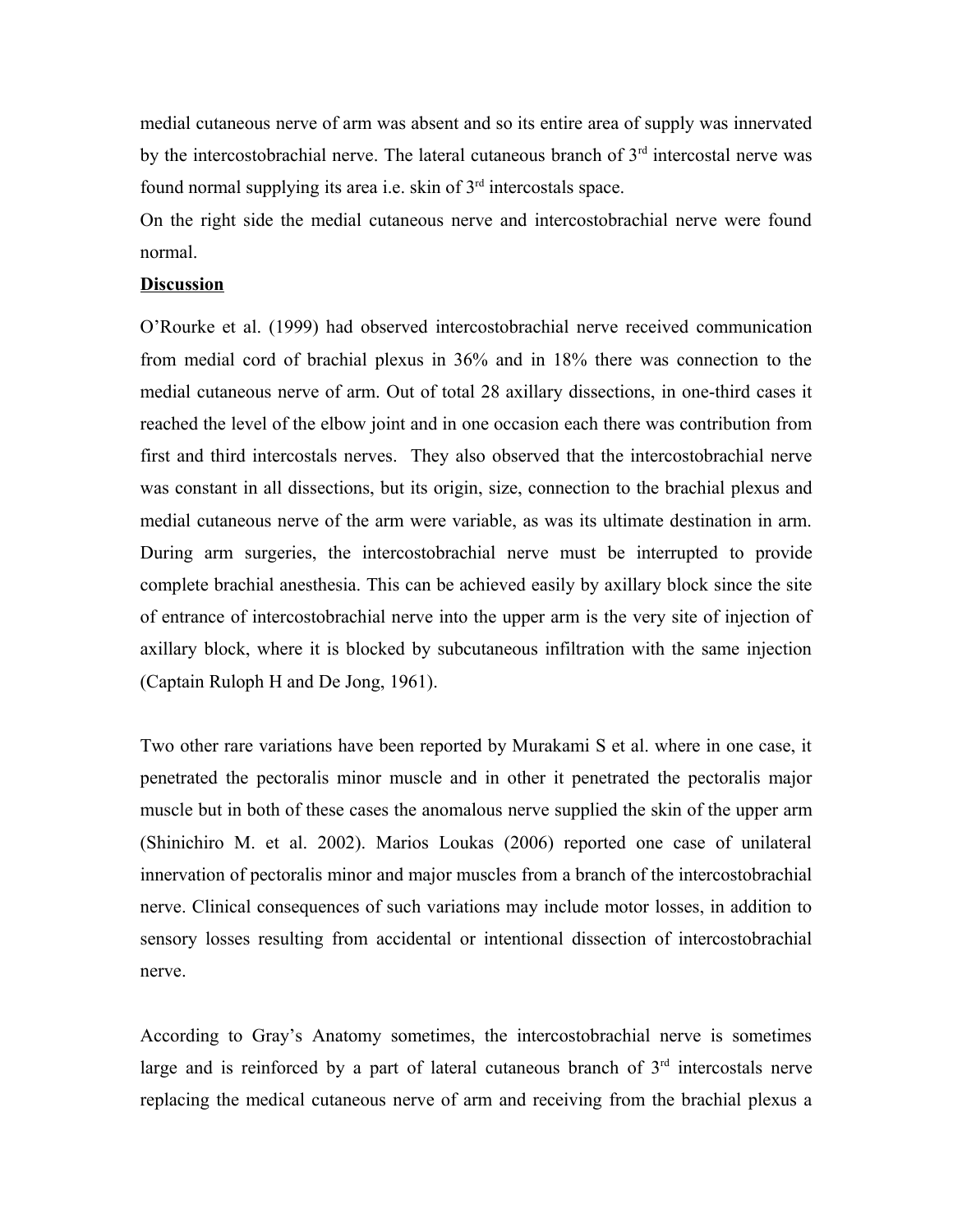medial cutaneous nerve of arm was absent and so its entire area of supply was innervated by the intercostobrachial nerve. The lateral cutaneous branch of 3rd intercostal nerve was found normal supplying its area i.e. skin of 3rd intercostals space.

On the right side the medial cutaneous nerve and intercostobrachial nerve were found normal.

**Discussion**

O'Rourke et al. (1999) had observed intercostobrachial nerve received communication from medial cord of brachial plexus in 36% and in 18% there was connection to the medial cutaneous nerve of arm. Out of total 28 axillary dissections, in one-third cases it reached the level of the elbow joint and in one occasion each there was contribution from first and third intercostals nerves. They also observed that the intercostobrachial nerve was constant in all dissections, but its origin, size, connection to the brachial plexus and medial cutaneous nerve of the arm were variable, as was its ultimate destination in arm. During arm surgeries, the intercostobrachial nerve must be interrupted to provide complete brachial anesthesia. This can be achieved easily by axillary block since the site of entrance of intercostobrachial nerve into the upper arm is the very site of injection of axillary block, where it is blocked by subcutaneous infiltration with the same injection (Captain Ruloph H and De Jong, 1961).

Two other rare variations have been reported by Murakami S et al. where in one case, it penetrated the pectoralis minor muscle and in other it penetrated the pectoralis major muscle but in both of these cases the anomalous nerve supplied the skin of the upper arm (Shinichiro M. et al. 2002). Marios Loukas (2006) reported one case of unilateral innervation of pectoralis minor and major muscles from a branch of the intercostobrachial nerve. Clinical consequences of such variations may include motor losses, in addition to sensory losses resulting from accidental or intentional dissection of intercostobrachial nerve.

According to Gray's Anatomy sometimes, the intercostobrachial nerve is sometimes large and is reinforced by a part of lateral cutaneous branch of 3rd intercostals nerve replacing the medical cutaneous nerve of arm and receiving from the brachial plexus a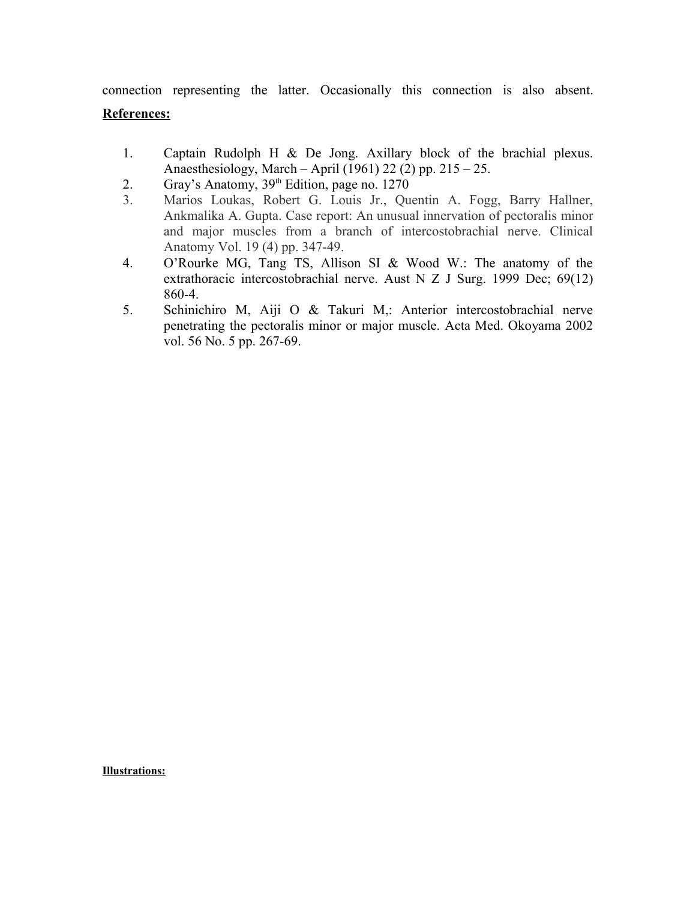connection representing the latter. Occasionally this connection is also absent.

**References:**

1. Captain Rudolph H & De Jong. Axillary block of the brachial plexus. Anaesthesiology, March – April (1961) 22 (2) pp. 215 – 25.
2. Gray's Anatomy, $39^{th}$ Edition, page no. 1270
3. Marios Loukas, Robert G. Louis Jr., Quentin A. Fogg, Barry Hallner, Ankmalika A. Gupta. Case report: An unusual innervation of pectoralis minor and major muscles from a branch of intercostobrachial nerve. Clinical Anatomy Vol. 19 (4) pp. 347-49.
4. O'Rourke MG, Tang TS, Allison SI & Wood W.: The anatomy of the extrathoracic intercostobrachial nerve. Aust N Z J Surg. 1999 Dec; 69(12) 860-4.
5. Schinichiro M, Aiji O & Takuri M,: Anterior intercostobrachial nerve penetrating the pectoralis minor or major muscle. Acta Med. Okoyama 2002 vol. 56 No. 5 pp. 267-69.

**Illustrations:**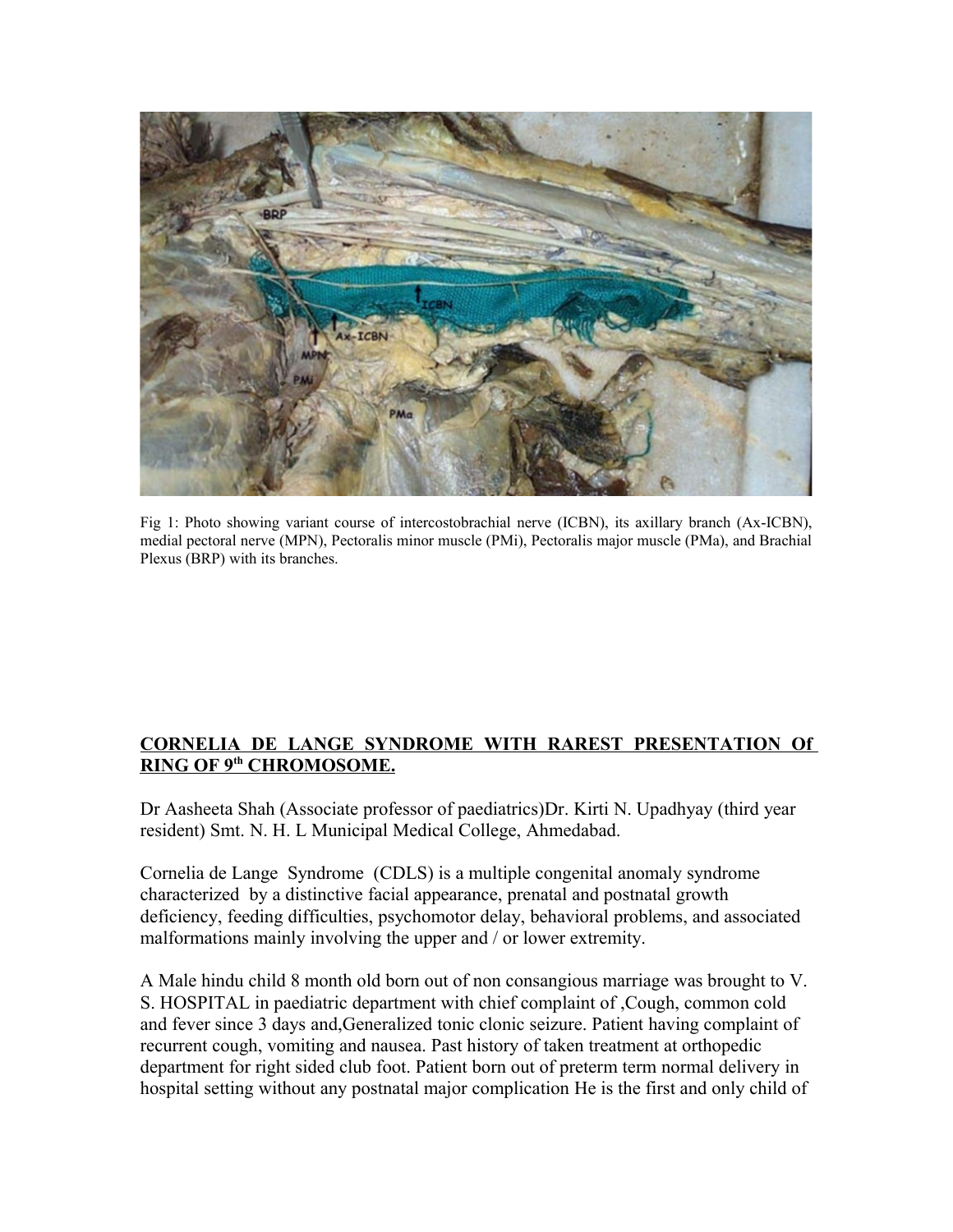Fig 1: Photo showing variant course of intercostobrachial nerve (ICBN), its axillary branch (Ax-ICBN), medial pectoral nerve (MPN), Pectoralis minor muscle (PMi), Pectoralis major muscle (PMa), and Brachial Plexus (BRP) with its branches.

## CORNELIA DE LANGE SYNDROME WITH RAREST PRESENTATION Of RING OF 9th CHROMOSOME.

Dr Aasheeta Shah (Associate professor of paediatrics)Dr. Kirti N. Upadhyay (third year resident) Smt. N. H. L Municipal Medical College, Ahmedabad.

Cornelia de Lange Syndrome (CDLS) is a multiple congenital anomaly syndrome characterized by a distinctive facial appearance, prenatal and postnatal growth deficiency, feeding difficulties, psychomotor delay, behavioral problems, and associated malformations mainly involving the upper and / or lower extremity.

A Male hindu child 8 month old born out of non consangious marriage was brought to V. S. HOSPITAL in paediatric department with chief complaint of ,Cough, common cold and fever since 3 days and,Generalized tonic clonic seizure. Patient having complaint of recurrent cough, vomiting and nausea. Past history of taken treatment at orthopedic department for right sided club foot. Patient born out of preterm term normal delivery in hospital setting without any postnatal major complication He is the first and only child of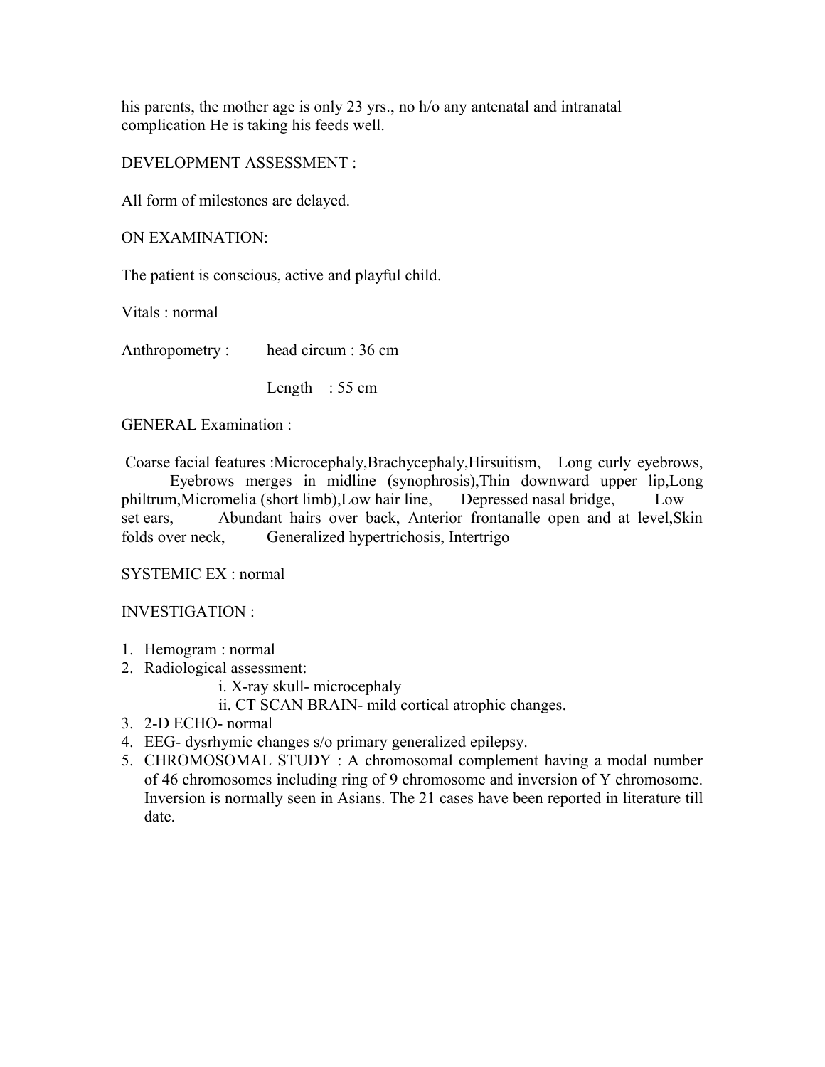his parents, the mother age is only 23 yrs., no h/o any antenatal and intranatal complication He is taking his feeds well.

DEVELOPMENT ASSESSMENT :

All form of milestones are delayed.

ON EXAMINATION:

The patient is conscious, active and playful child.

Vitals : normal

Anthropometry : head circum : 36 cm

Length : 55 cm

GENERAL Examination :

Coarse facial features :Microcephaly,Brachycephaly,Hirsuitism, Long curly eyebrows, Eyebrows merges in midline (synophrosis),Thin downward upper lip,Long philtrum,Micromelia (short limb),Low hair line, Depressed nasal bridge, Low set ears, Abundant hairs over back, Anterior frontanalle open and at level,Skin folds over neck, Generalized hypertrichosis, Intertrigo

SYSTEMIC EX : normal

INVESTIGATION :

1. Hemogram : normal
2. Radiological assessment:
   - i. X-ray skull- microcephaly
   - ii. CT SCAN BRAIN- mild cortical atrophic changes.
3. 2-D ECHO- normal
4. EEG- dysrhymic changes s/o primary generalized epilepsy.
5. CHROMOSOMAL STUDY : A chromosomal complement having a modal number of 46 chromosomes including ring of 9 chromosome and inversion of Y chromosome. Inversion is normally seen in Asians. The 21 cases have been reported in literature till date.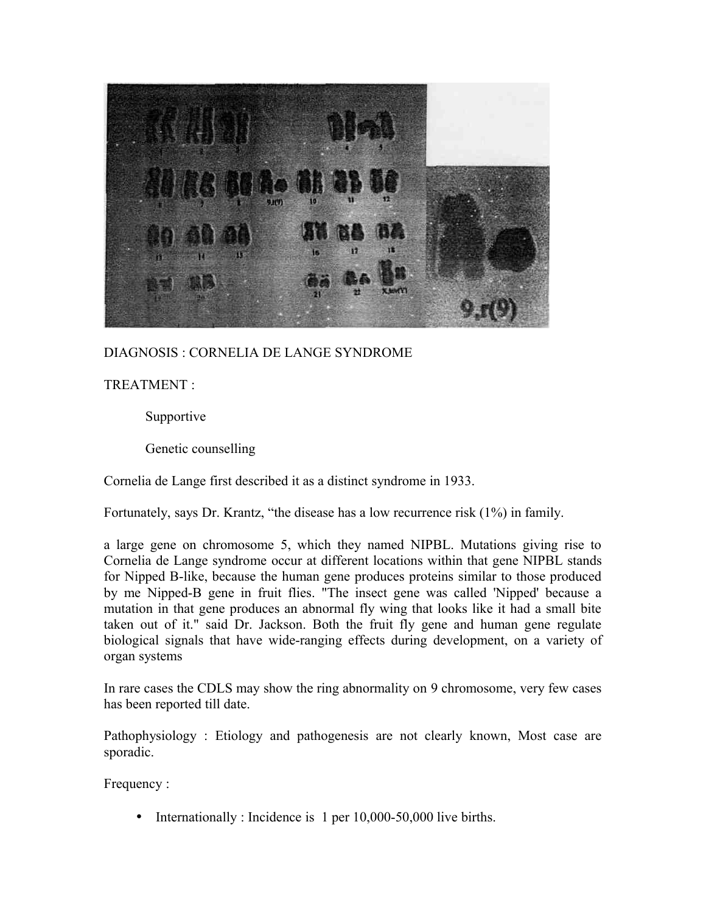DIAGNOSIS : CORNELIA DE LANGE SYNDROME

TREATMENT :

Supportive

Genetic counselling

Cornelia de Lange first described it as a distinct syndrome in 1933.

Fortunately, says Dr. Krantz, "the disease has a low recurrence risk (1%) in family.

a large gene on chromosome 5, which they named NIPBL. Mutations giving rise to Cornelia de Lange syndrome occur at different locations within that gene NIPBL stands for Nipped B-like, because the human gene produces proteins similar to those produced by me Nipped-B gene in fruit flies. "The insect gene was called 'Nipped' because a mutation in that gene produces an abnormal fly wing that looks like it had a small bite taken out of it." said Dr. Jackson. Both the fruit fly gene and human gene regulate biological signals that have wide-ranging effects during development, on a variety of organ systems

In rare cases the CDLS may show the ring abnormality on 9 chromosome, very few cases has been reported till date.

Pathophysiology : Etiology and pathogenesis are not clearly known, Most case are sporadic.

Frequency :

- Internationally : Incidence is 1 per 10,000-50,000 live births.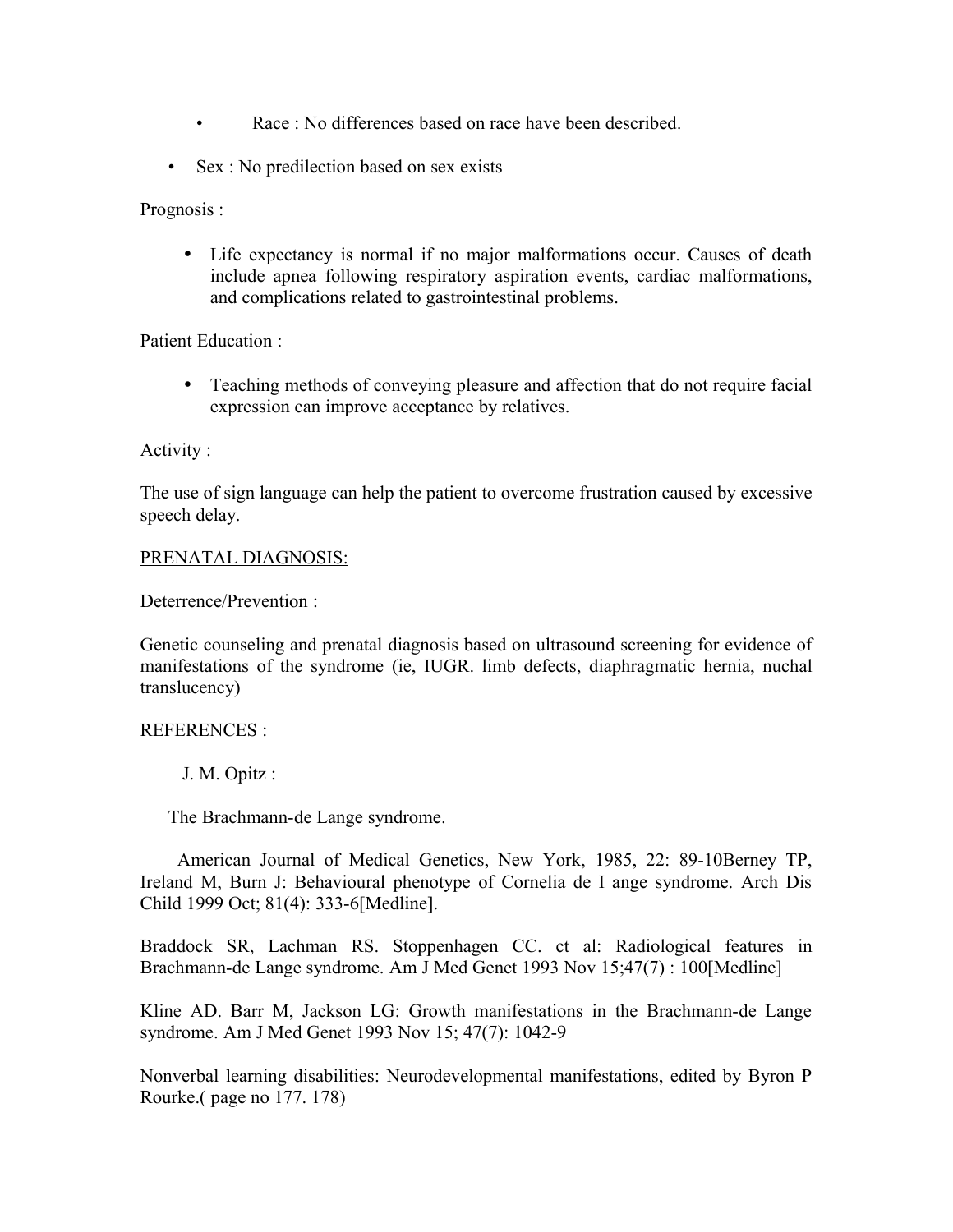- Race : No differences based on race have been described.
- Sex : No predilection based on sex exists

Prognosis :

- Life expectancy is normal if no major malformations occur. Causes of death include apnea following respiratory aspiration events, cardiac malformations, and complications related to gastrointestinal problems.

Patient Education :

- Teaching methods of conveying pleasure and affection that do not require facial expression can improve acceptance by relatives.

Activity :

The use of sign language can help the patient to overcome frustration caused by excessive speech delay.

<u>PRENATAL DIAGNOSIS:</u>

Deterrence/Prevention :

Genetic counseling and prenatal diagnosis based on ultrasound screening for evidence of manifestations of the syndrome (ie, IUGR. limb defects, diaphragmatic hernia, nuchal translucency)

REFERENCES :

J. M. Opitz :

The Brachmann-de Lange syndrome.

American Journal of Medical Genetics, New York, 1985, 22: 89-10Berney TP, Ireland M, Burn J: Behavioural phenotype of Cornelia de I ange syndrome. Arch Dis Child 1999 Oct; 81(4): 333-6[Medline].

Braddock SR, Lachman RS. Stoppenhagen CC. ct al: Radiological features in Brachmann-de Lange syndrome. Am J Med Genet 1993 Nov 15;47(7) : 100[Medline]

Kline AD. Barr M, Jackson LG: Growth manifestations in the Brachmann-de Lange syndrome. Am J Med Genet 1993 Nov 15; 47(7): 1042-9

Nonverbal learning disabilities: Neurodevelopmental manifestations, edited by Byron P Rourke.( page no 177. 178)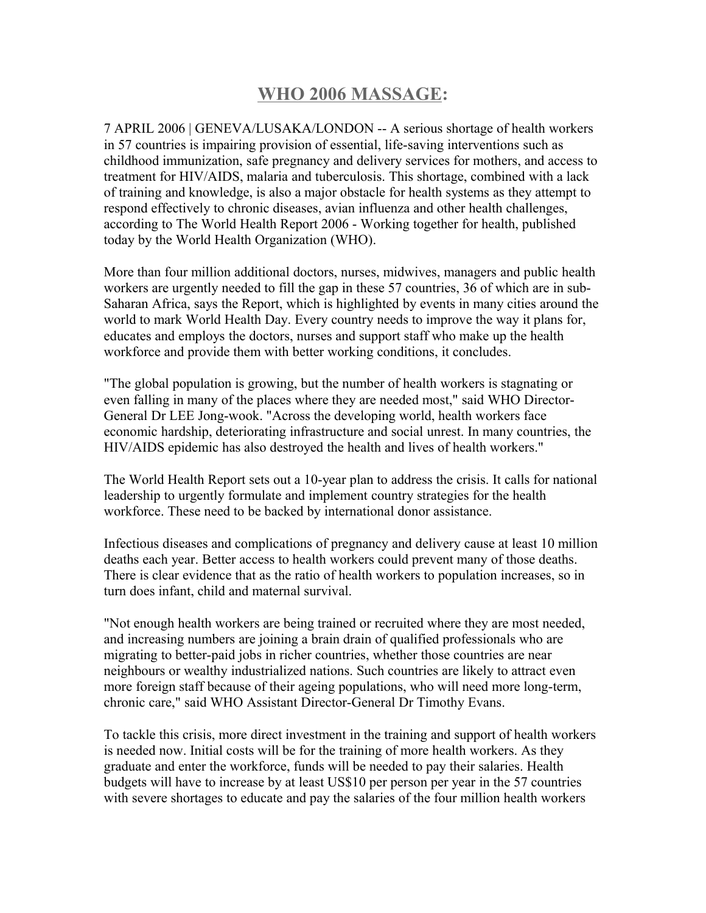# WHO 2006 MASSAGE:

7 APRIL 2006 | GENEVA/LUSAKA/LONDON -- A serious shortage of health workers in 57 countries is impairing provision of essential, life-saving interventions such as childhood immunization, safe pregnancy and delivery services for mothers, and access to treatment for HIV/AIDS, malaria and tuberculosis. This shortage, combined with a lack of training and knowledge, is also a major obstacle for health systems as they attempt to respond effectively to chronic diseases, avian influenza and other health challenges, according to The World Health Report 2006 - Working together for health, published today by the World Health Organization (WHO).

More than four million additional doctors, nurses, midwives, managers and public health workers are urgently needed to fill the gap in these 57 countries, 36 of which are in sub-Saharan Africa, says the Report, which is highlighted by events in many cities around the world to mark World Health Day. Every country needs to improve the way it plans for, educates and employs the doctors, nurses and support staff who make up the health workforce and provide them with better working conditions, it concludes.

"The global population is growing, but the number of health workers is stagnating or even falling in many of the places where they are needed most," said WHO Director-General Dr LEE Jong-wook. "Across the developing world, health workers face economic hardship, deteriorating infrastructure and social unrest. In many countries, the HIV/AIDS epidemic has also destroyed the health and lives of health workers."

The World Health Report sets out a 10-year plan to address the crisis. It calls for national leadership to urgently formulate and implement country strategies for the health workforce. These need to be backed by international donor assistance.

Infectious diseases and complications of pregnancy and delivery cause at least 10 million deaths each year. Better access to health workers could prevent many of those deaths. There is clear evidence that as the ratio of health workers to population increases, so in turn does infant, child and maternal survival.

"Not enough health workers are being trained or recruited where they are most needed, and increasing numbers are joining a brain drain of qualified professionals who are migrating to better-paid jobs in richer countries, whether those countries are near neighbours or wealthy industrialized nations. Such countries are likely to attract even more foreign staff because of their ageing populations, who will need more long-term, chronic care," said WHO Assistant Director-General Dr Timothy Evans.

To tackle this crisis, more direct investment in the training and support of health workers is needed now. Initial costs will be for the training of more health workers. As they graduate and enter the workforce, funds will be needed to pay their salaries. Health budgets will have to increase by at least US$10 per person per year in the 57 countries with severe shortages to educate and pay the salaries of the four million health workers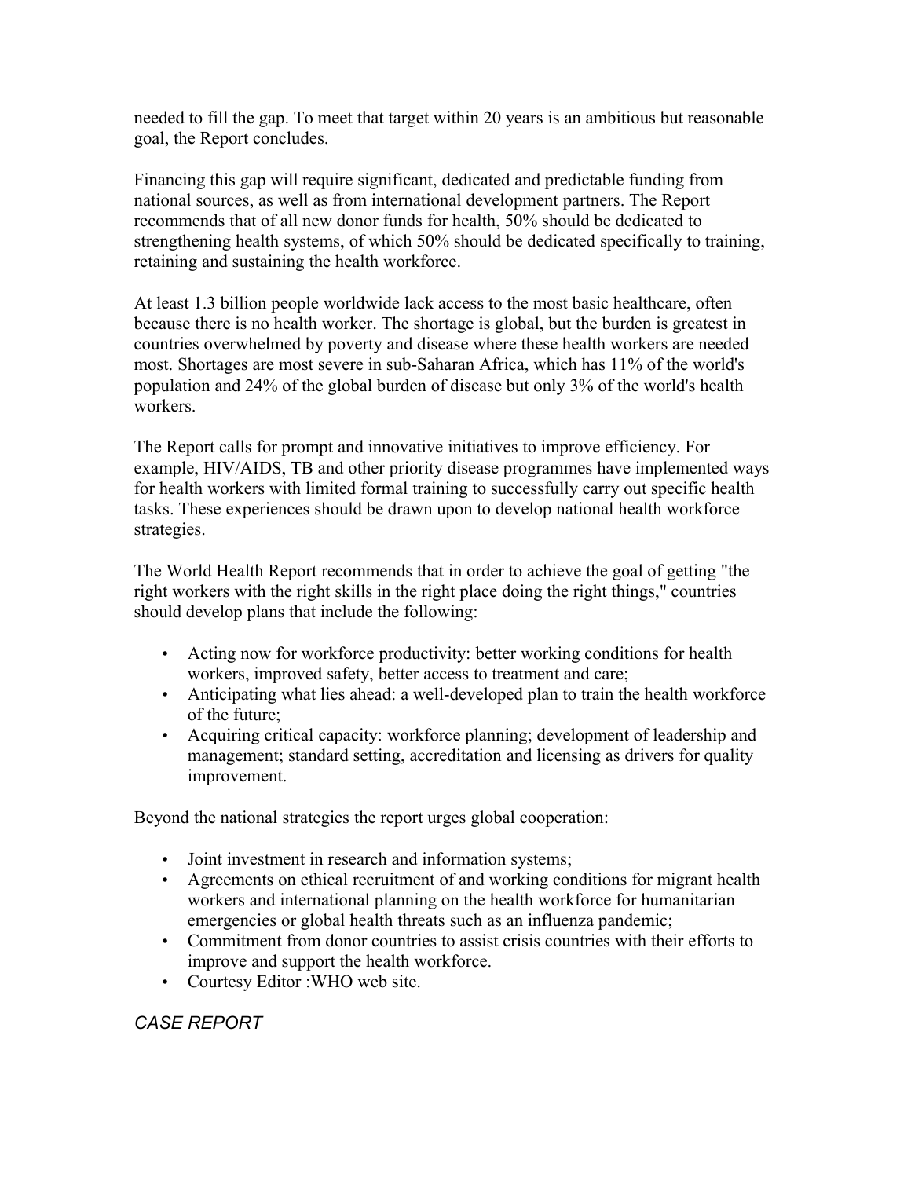needed to fill the gap. To meet that target within 20 years is an ambitious but reasonable goal, the Report concludes.

Financing this gap will require significant, dedicated and predictable funding from national sources, as well as from international development partners. The Report recommends that of all new donor funds for health, 50% should be dedicated to strengthening health systems, of which 50% should be dedicated specifically to training, retaining and sustaining the health workforce.

At least 1.3 billion people worldwide lack access to the most basic healthcare, often because there is no health worker. The shortage is global, but the burden is greatest in countries overwhelmed by poverty and disease where these health workers are needed most. Shortages are most severe in sub-Saharan Africa, which has 11% of the world's population and 24% of the global burden of disease but only 3% of the world's health workers.

The Report calls for prompt and innovative initiatives to improve efficiency. For example, HIV/AIDS, TB and other priority disease programmes have implemented ways for health workers with limited formal training to successfully carry out specific health tasks. These experiences should be drawn upon to develop national health workforce strategies.

The World Health Report recommends that in order to achieve the goal of getting "the right workers with the right skills in the right place doing the right things," countries should develop plans that include the following:

- Acting now for workforce productivity: better working conditions for health workers, improved safety, better access to treatment and care;
- Anticipating what lies ahead: a well-developed plan to train the health workforce of the future;
- Acquiring critical capacity: workforce planning; development of leadership and management; standard setting, accreditation and licensing as drivers for quality improvement.

Beyond the national strategies the report urges global cooperation:

- Joint investment in research and information systems;
- Agreements on ethical recruitment of and working conditions for migrant health workers and international planning on the health workforce for humanitarian emergencies or global health threats such as an influenza pandemic;
- Commitment from donor countries to assist crisis countries with their efforts to improve and support the health workforce.
- Courtesy Editor :WHO web site.

## *CASE REPORT*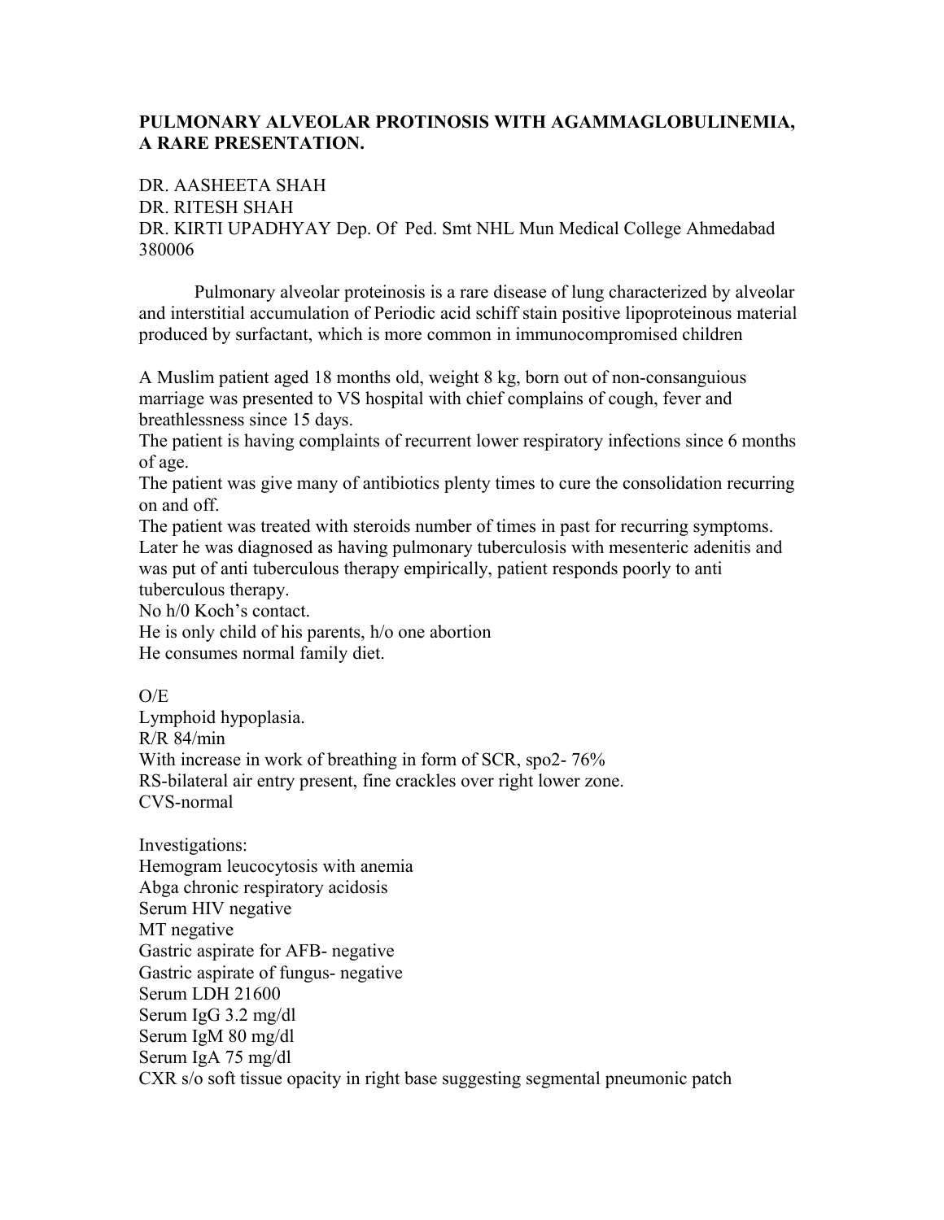# PULMONARY ALVEOLAR PROTINOSIS WITH AGAMMAGLOBULINEMIA, A RARE PRESENTATION.

DR. AASHEETA SHAH
DR. RITESH SHAH
DR. KIRTI UPADHYAY Dep. Of Ped. Smt NHL Mun Medical College Ahmedabad 380006

Pulmonary alveolar proteinosis is a rare disease of lung characterized by alveolar and interstitial accumulation of Periodic acid schiff stain positive lipoproteinous material produced by surfactant, which is more common in immunocompromised children

A Muslim patient aged 18 months old, weight 8 kg, born out of non-consanguious marriage was presented to VS hospital with chief complains of cough, fever and breathlessness since 15 days.
The patient is having complaints of recurrent lower respiratory infections since 6 months of age.
The patient was give many of antibiotics plenty times to cure the consolidation recurring on and off.
The patient was treated with steroids number of times in past for recurring symptoms.
Later he was diagnosed as having pulmonary tuberculosis with mesenteric adenitis and was put of anti tuberculous therapy empirically, patient responds poorly to anti tuberculous therapy.
No h/0 Koch's contact.
He is only child of his parents, h/o one abortion
He consumes normal family diet.

O/E
Lymphoid hypoplasia.
R/R 84/min
With increase in work of breathing in form of SCR, spo2- 76%
RS-bilateral air entry present, fine crackles over right lower zone.
CVS-normal

Investigations:
Hemogram leucocytosis with anemia
Abga chronic respiratory acidosis
Serum HIV negative
MT negative
Gastric aspirate for AFB- negative
Gastric aspirate of fungus- negative
Serum LDH 21600
Serum IgG 3.2 mg/dl
Serum IgM 80 mg/dl
Serum IgA 75 mg/dl
CXR s/o soft tissue opacity in right base suggesting segmental pneumonic patch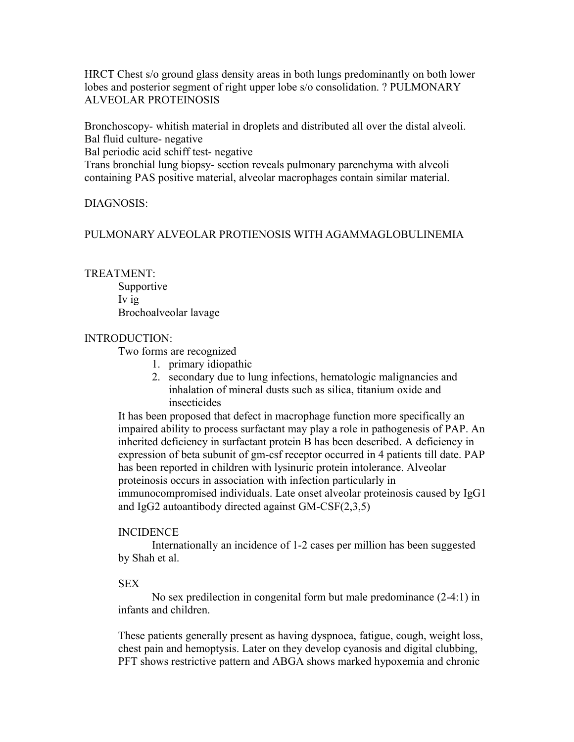HRCT Chest s/o ground glass density areas in both lungs predominantly on both lower lobes and posterior segment of right upper lobe s/o consolidation. ? PULMONARY ALVEOLAR PROTEINOSIS

Bronchoscopy- whitish material in droplets and distributed all over the distal alveoli.
Bal fluid culture- negative
Bal periodic acid schiff test- negative
Trans bronchial lung biopsy- section reveals pulmonary parenchyma with alveoli containing PAS positive material, alveolar macrophages contain similar material.

DIAGNOSIS:

PULMONARY ALVEOLAR PROTIENOSIS WITH AGAMMAGLOBULINEMIA

TREATMENT:

- Supportive
- Iv ig
- Brochoalveolar lavage

INTRODUCTION:

Two forms are recognized

1. primary idiopathic
2. secondary due to lung infections, hematologic malignancies and inhalation of mineral dusts such as silica, titanium oxide and insecticides

It has been proposed that defect in macrophage function more specifically an impaired ability to process surfactant may play a role in pathogenesis of PAP. An inherited deficiency in surfactant protein B has been described. A deficiency in expression of beta subunit of gm-csf receptor occurred in 4 patients till date. PAP has been reported in children with lysinuric protein intolerance. Alveolar proteinosis occurs in association with infection particularly in immunocompromised individuals. Late onset alveolar proteinosis caused by IgG1 and IgG2 autoantibody directed against GM-CSF(2,3,5)

INCIDENCE

Internationally an incidence of 1-2 cases per million has been suggested by Shah et al.

SEX

No sex predilection in congenital form but male predominance (2-4:1) in infants and children.

These patients generally present as having dyspnoea, fatigue, cough, weight loss, chest pain and hemoptysis. Later on they develop cyanosis and digital clubbing, PFT shows restrictive pattern and ABGA shows marked hypoxemia and chronic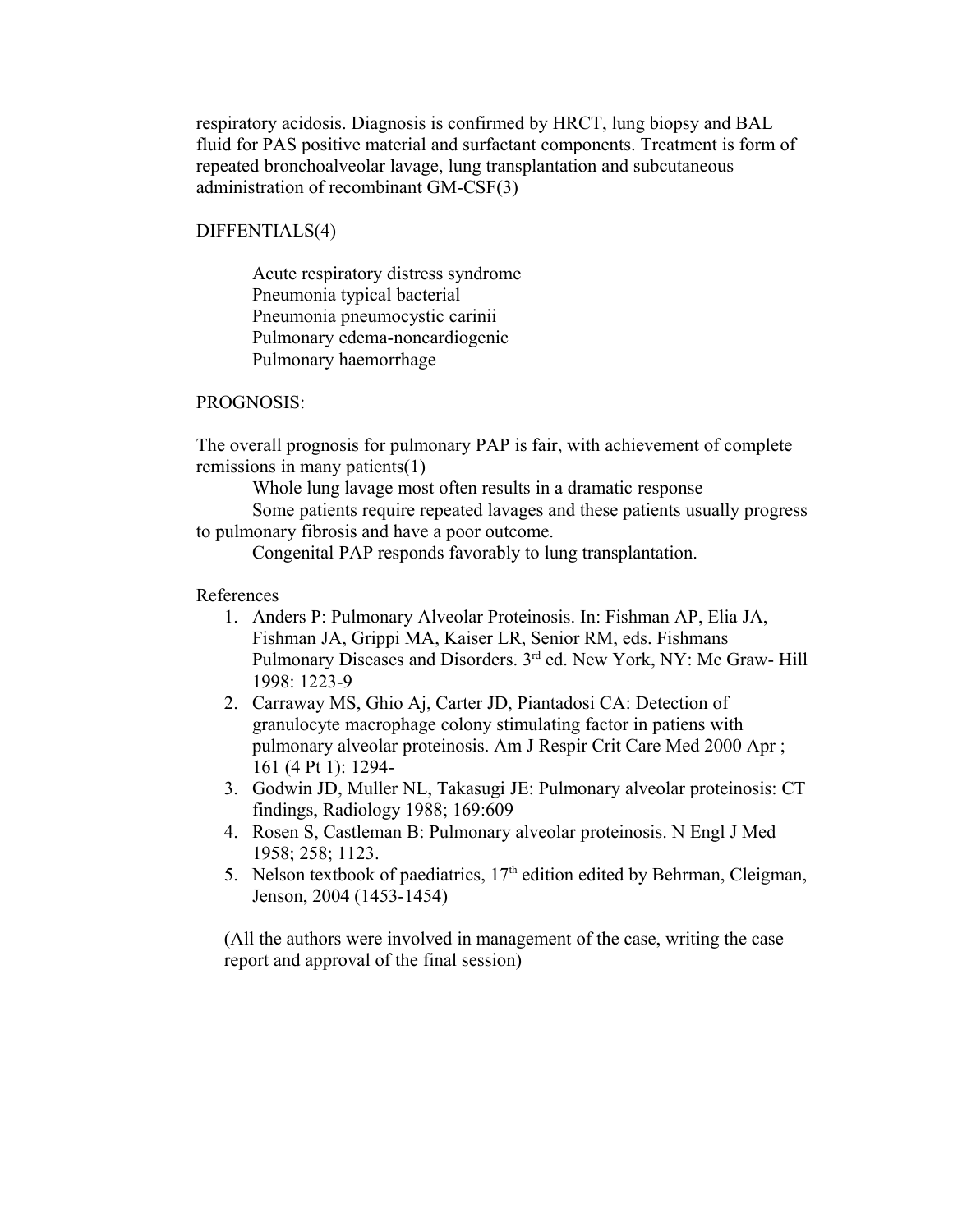respiratory acidosis. Diagnosis is confirmed by HRCT, lung biopsy and BAL fluid for PAS positive material and surfactant components. Treatment is form of repeated bronchoalveolar lavage, lung transplantation and subcutaneous administration of recombinant GM-CSF(3)

DIFFENTIALS(4)

Acute respiratory distress syndrome
Pneumonia typical bacterial
Pneumonia pneumocystic carinii
Pulmonary edema-noncardiogenic
Pulmonary haemorrhage

PROGNOSIS:

The overall prognosis for pulmonary PAP is fair, with achievement of complete remissions in many patients(1)

Whole lung lavage most often results in a dramatic response

Some patients require repeated lavages and these patients usually progress to pulmonary fibrosis and have a poor outcome.

Congenital PAP responds favorably to lung transplantation.

References

1. Anders P: Pulmonary Alveolar Proteinosis. In: Fishman AP, Elia JA, Fishman JA, Grippi MA, Kaiser LR, Senior RM, eds. Fishmans Pulmonary Diseases and Disorders. 3rd ed. New York, NY: Mc Graw- Hill 1998: 1223-9
2. Carraway MS, Ghio Aj, Carter JD, Piantadosi CA: Detection of granulocyte macrophage colony stimulating factor in patiens with pulmonary alveolar proteinosis. Am J Respir Crit Care Med 2000 Apr ; 161 (4 Pt 1): 1294-
3. Godwin JD, Muller NL, Takasugi JE: Pulmonary alveolar proteinosis: CT findings, Radiology 1988; 169:609
4. Rosen S, Castleman B: Pulmonary alveolar proteinosis. N Engl J Med 1958; 258; 1123.
5. Nelson textbook of paediatrics, 17th edition edited by Behrman, Cleigman, Jenson, 2004 (1453-1454)

(All the authors were involved in management of the case, writing the case report and approval of the final session)